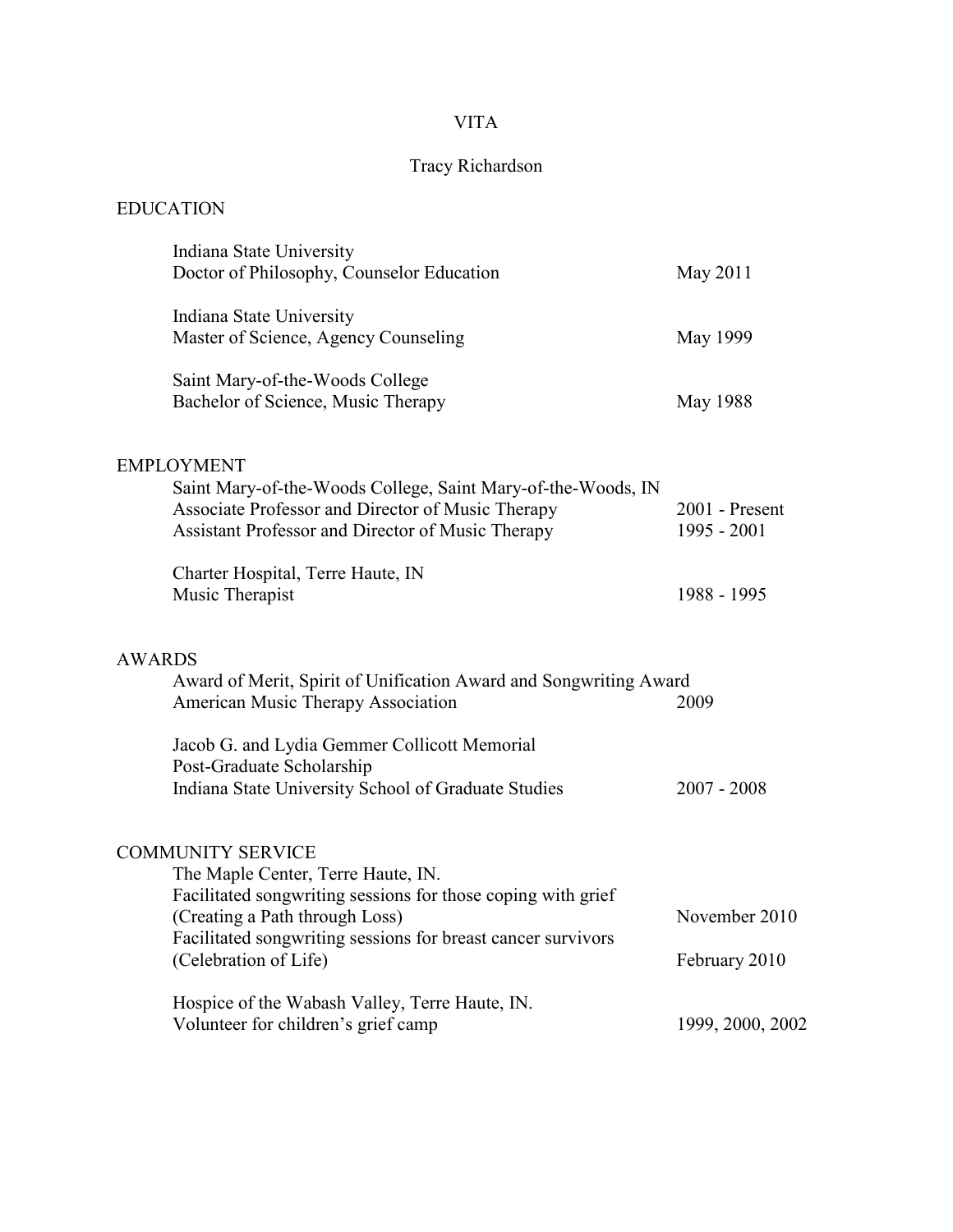# VITA

## Tracy Richardson

### EDUCATION

Indiana State University
Doctor of Philosophy, Counselor Education — May 2011

Indiana State University
Master of Science, Agency Counseling — May 1999

Saint Mary-of-the-Woods College
Bachelor of Science, Music Therapy — May 1988

### EMPLOYMENT

Saint Mary-of-the-Woods College, Saint Mary-of-the-Woods, IN
Associate Professor and Director of Music Therapy — 2001 - Present
Assistant Professor and Director of Music Therapy — 1995 - 2001

Charter Hospital, Terre Haute, IN
Music Therapist — 1988 - 1995

### AWARDS

Award of Merit, Spirit of Unification Award and Songwriting Award
American Music Therapy Association — 2009

Jacob G. and Lydia Gemmer Collicott Memorial
Post-Graduate Scholarship
Indiana State University School of Graduate Studies — 2007 - 2008

### COMMUNITY SERVICE

The Maple Center, Terre Haute, IN.
Facilitated songwriting sessions for those coping with grief
(Creating a Path through Loss) — November 2010
Facilitated songwriting sessions for breast cancer survivors
(Celebration of Life) — February 2010

Hospice of the Wabash Valley, Terre Haute, IN.
Volunteer for children's grief camp — 1999, 2000, 2002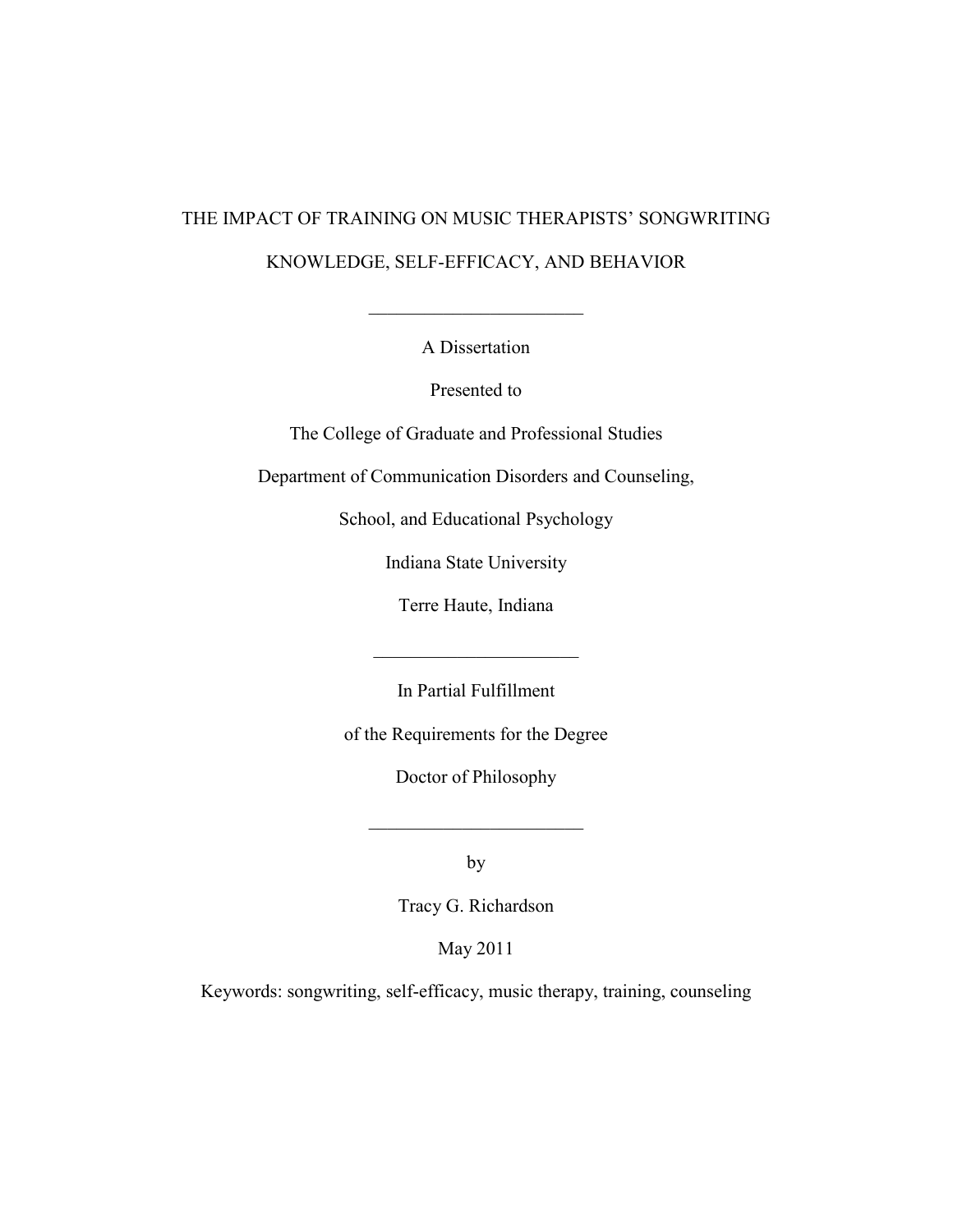# THE IMPACT OF TRAINING ON MUSIC THERAPISTS' SONGWRITING KNOWLEDGE, SELF-EFFICACY, AND BEHAVIOR

---

A Dissertation

Presented to

The College of Graduate and Professional Studies

Department of Communication Disorders and Counseling,

School, and Educational Psychology

Indiana State University

Terre Haute, Indiana

---

In Partial Fulfillment

of the Requirements for the Degree

Doctor of Philosophy

---

by

Tracy G. Richardson

May 2011

Keywords: songwriting, self-efficacy, music therapy, training, counseling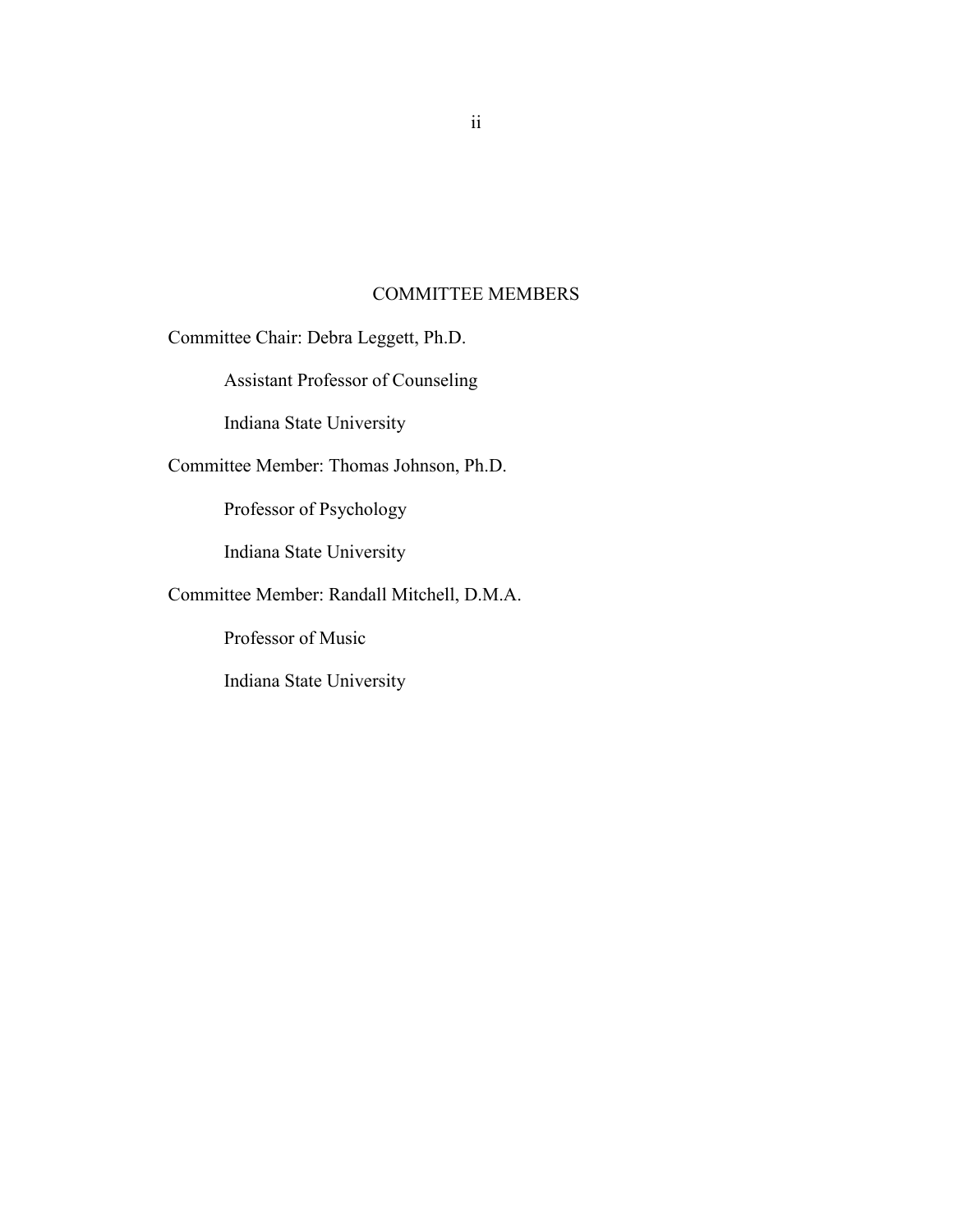# COMMITTEE MEMBERS

Committee Chair: Debra Leggett, Ph.D.

Assistant Professor of Counseling

Indiana State University

Committee Member: Thomas Johnson, Ph.D.

Professor of Psychology

Indiana State University

Committee Member: Randall Mitchell, D.M.A.

Professor of Music

Indiana State University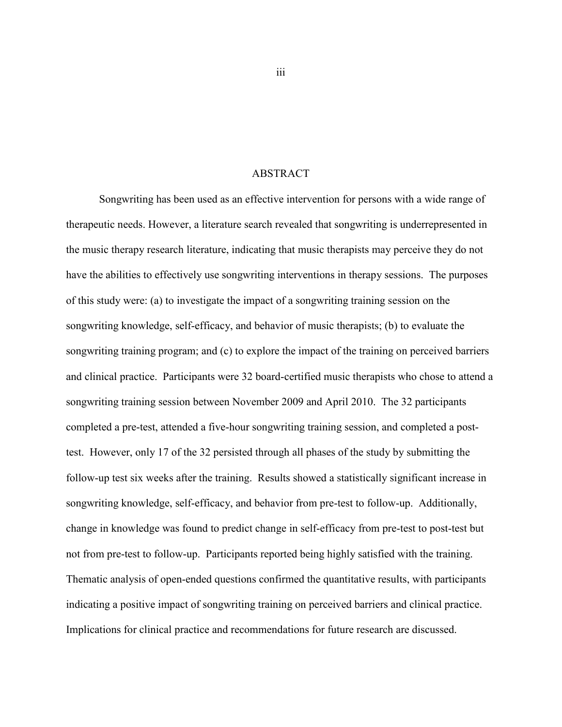# ABSTRACT

Songwriting has been used as an effective intervention for persons with a wide range of therapeutic needs. However, a literature search revealed that songwriting is underrepresented in the music therapy research literature, indicating that music therapists may perceive they do not have the abilities to effectively use songwriting interventions in therapy sessions. The purposes of this study were: (a) to investigate the impact of a songwriting training session on the songwriting knowledge, self-efficacy, and behavior of music therapists; (b) to evaluate the songwriting training program; and (c) to explore the impact of the training on perceived barriers and clinical practice. Participants were 32 board-certified music therapists who chose to attend a songwriting training session between November 2009 and April 2010. The 32 participants completed a pre-test, attended a five-hour songwriting training session, and completed a post-test. However, only 17 of the 32 persisted through all phases of the study by submitting the follow-up test six weeks after the training. Results showed a statistically significant increase in songwriting knowledge, self-efficacy, and behavior from pre-test to follow-up. Additionally, change in knowledge was found to predict change in self-efficacy from pre-test to post-test but not from pre-test to follow-up. Participants reported being highly satisfied with the training. Thematic analysis of open-ended questions confirmed the quantitative results, with participants indicating a positive impact of songwriting training on perceived barriers and clinical practice. Implications for clinical practice and recommendations for future research are discussed.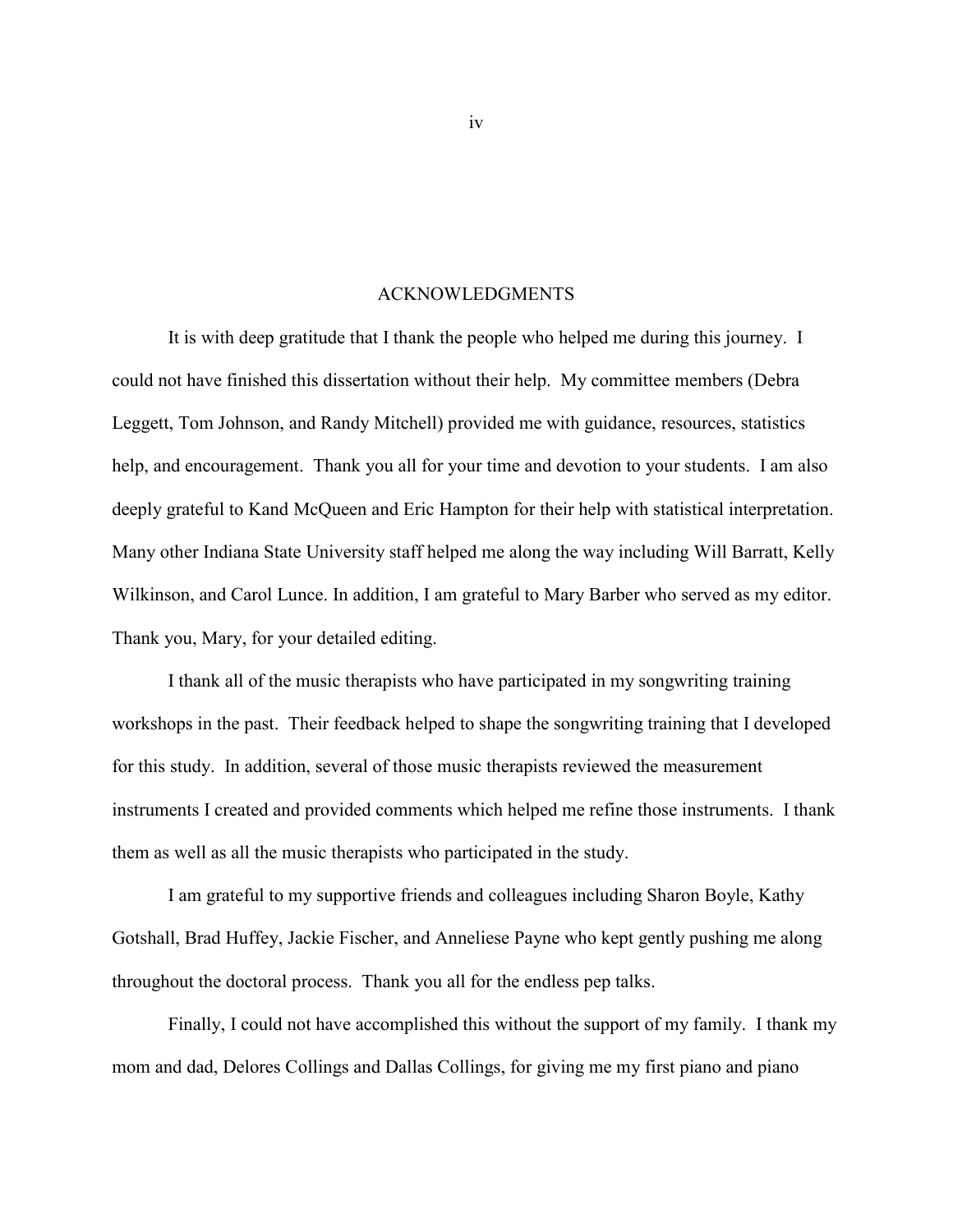## ACKNOWLEDGMENTS

It is with deep gratitude that I thank the people who helped me during this journey. I could not have finished this dissertation without their help. My committee members (Debra Leggett, Tom Johnson, and Randy Mitchell) provided me with guidance, resources, statistics help, and encouragement. Thank you all for your time and devotion to your students. I am also deeply grateful to Kand McQueen and Eric Hampton for their help with statistical interpretation. Many other Indiana State University staff helped me along the way including Will Barratt, Kelly Wilkinson, and Carol Lunce. In addition, I am grateful to Mary Barber who served as my editor. Thank you, Mary, for your detailed editing.

I thank all of the music therapists who have participated in my songwriting training workshops in the past. Their feedback helped to shape the songwriting training that I developed for this study. In addition, several of those music therapists reviewed the measurement instruments I created and provided comments which helped me refine those instruments. I thank them as well as all the music therapists who participated in the study.

I am grateful to my supportive friends and colleagues including Sharon Boyle, Kathy Gotshall, Brad Huffey, Jackie Fischer, and Anneliese Payne who kept gently pushing me along throughout the doctoral process. Thank you all for the endless pep talks.

Finally, I could not have accomplished this without the support of my family. I thank my mom and dad, Delores Collings and Dallas Collings, for giving me my first piano and piano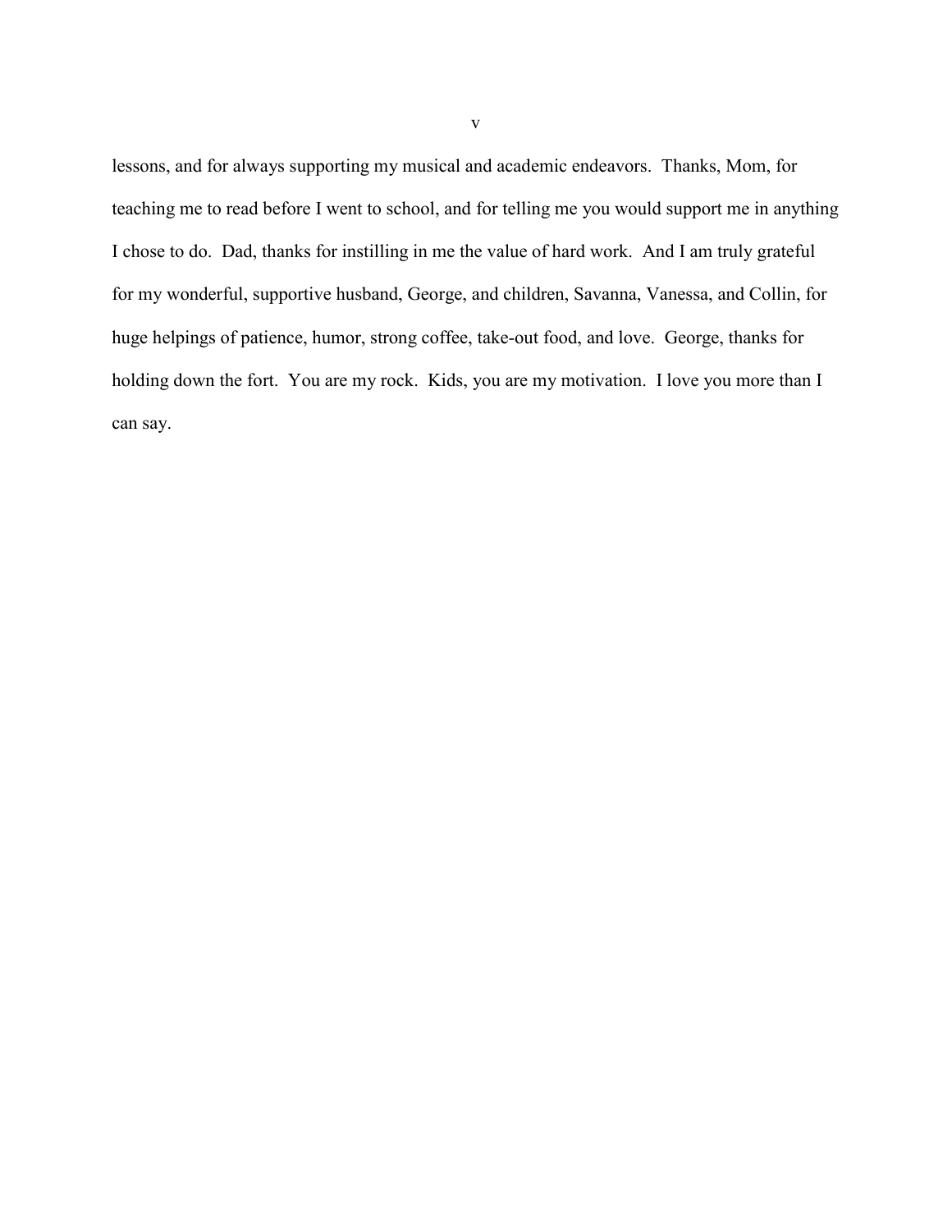lessons, and for always supporting my musical and academic endeavors. Thanks, Mom, for teaching me to read before I went to school, and for telling me you would support me in anything I chose to do. Dad, thanks for instilling in me the value of hard work. And I am truly grateful for my wonderful, supportive husband, George, and children, Savanna, Vanessa, and Collin, for huge helpings of patience, humor, strong coffee, take-out food, and love. George, thanks for holding down the fort. You are my rock. Kids, you are my motivation. I love you more than I can say.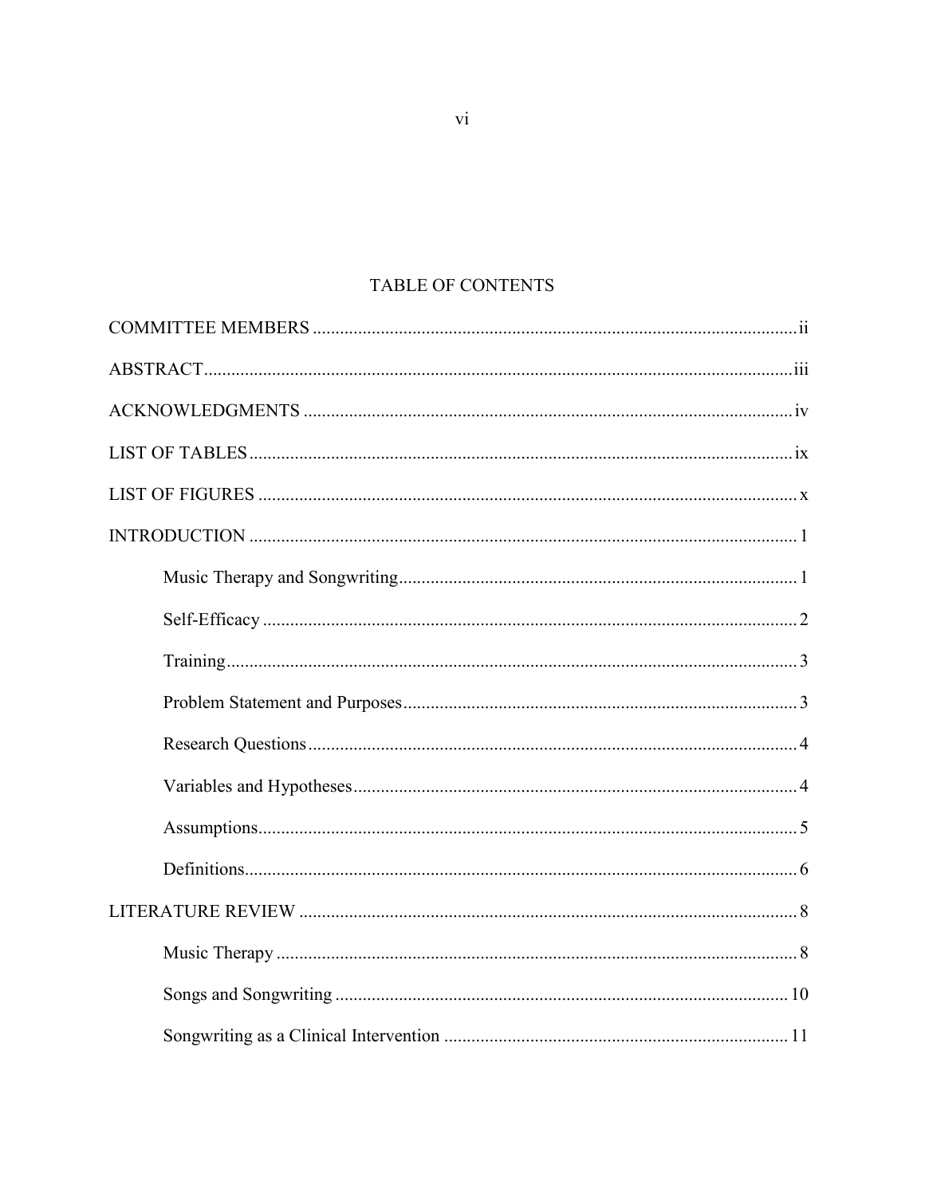# TABLE OF CONTENTS

COMMITTEE MEMBERS ........................................................................................................ ii

ABSTRACT ................................................................................................................................ iii

ACKNOWLEDGMENTS .......................................................................................................... iv

LIST OF TABLES ..................................................................................................................... ix

LIST OF FIGURES .................................................................................................................... x

INTRODUCTION ........................................................................................................................ 1

- Music Therapy and Songwriting ..................................................................................... 1
- Self-Efficacy ..................................................................................................................... 2
- Training ............................................................................................................................. 3
- Problem Statement and Purposes ..................................................................................... 3
- Research Questions ........................................................................................................... 4
- Variables and Hypotheses ................................................................................................. 4
- Assumptions ...................................................................................................................... 5
- Definitions ......................................................................................................................... 6

LITERATURE REVIEW .............................................................................................................. 8

- Music Therapy .................................................................................................................. 8
- Songs and Songwriting .................................................................................................... 10
- Songwriting as a Clinical Intervention ............................................................................ 11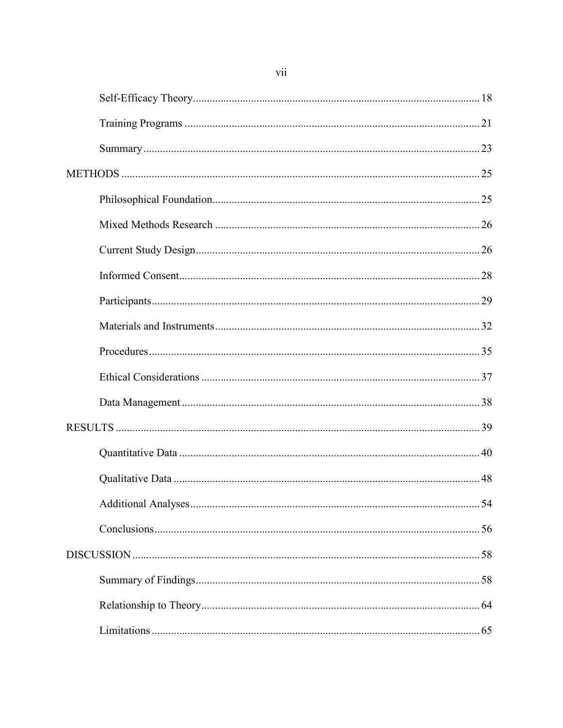Self-Efficacy Theory ........................................................................................................ 18

Training Programs ........................................................................................................ 21

Summary ........................................................................................................................ 23

METHODS ............................................................................................................................ 25

Philosophical Foundation ................................................................................................ 25

Mixed Methods Research ................................................................................................ 26

Current Study Design ...................................................................................................... 26

Informed Consent ............................................................................................................ 28

Participants ...................................................................................................................... 29

Materials and Instruments ............................................................................................... 32

Procedures ....................................................................................................................... 35

Ethical Considerations .................................................................................................... 37

Data Management ........................................................................................................... 38

RESULTS .............................................................................................................................. 39

Quantitative Data ............................................................................................................ 40

Qualitative Data .............................................................................................................. 48

Additional Analyses ........................................................................................................ 54

Conclusions ..................................................................................................................... 56

DISCUSSION ........................................................................................................................ 58

Summary of Findings ...................................................................................................... 58

Relationship to Theory .................................................................................................... 64

Limitations ...................................................................................................................... 65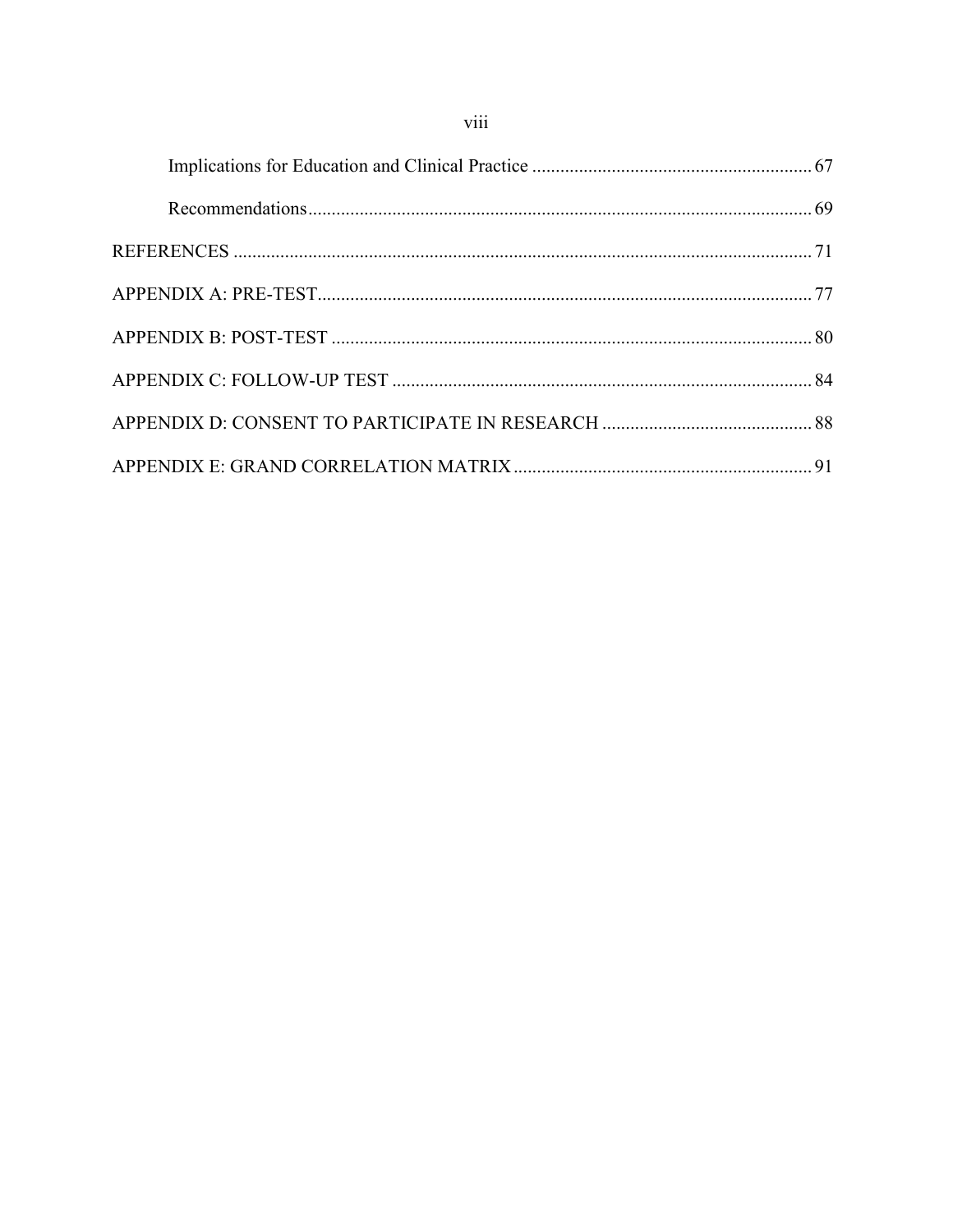Implications for Education and Clinical Practice ........................................................... 67

Recommendations.......................................................................................................... 69

REFERENCES ........................................................................................................................ 71

APPENDIX A: PRE-TEST....................................................................................................... 77

APPENDIX B: POST-TEST .................................................................................................... 80

APPENDIX C: FOLLOW-UP TEST ....................................................................................... 84

APPENDIX D: CONSENT TO PARTICIPATE IN RESEARCH ........................................... 88

APPENDIX E: GRAND CORRELATION MATRIX .............................................................. 91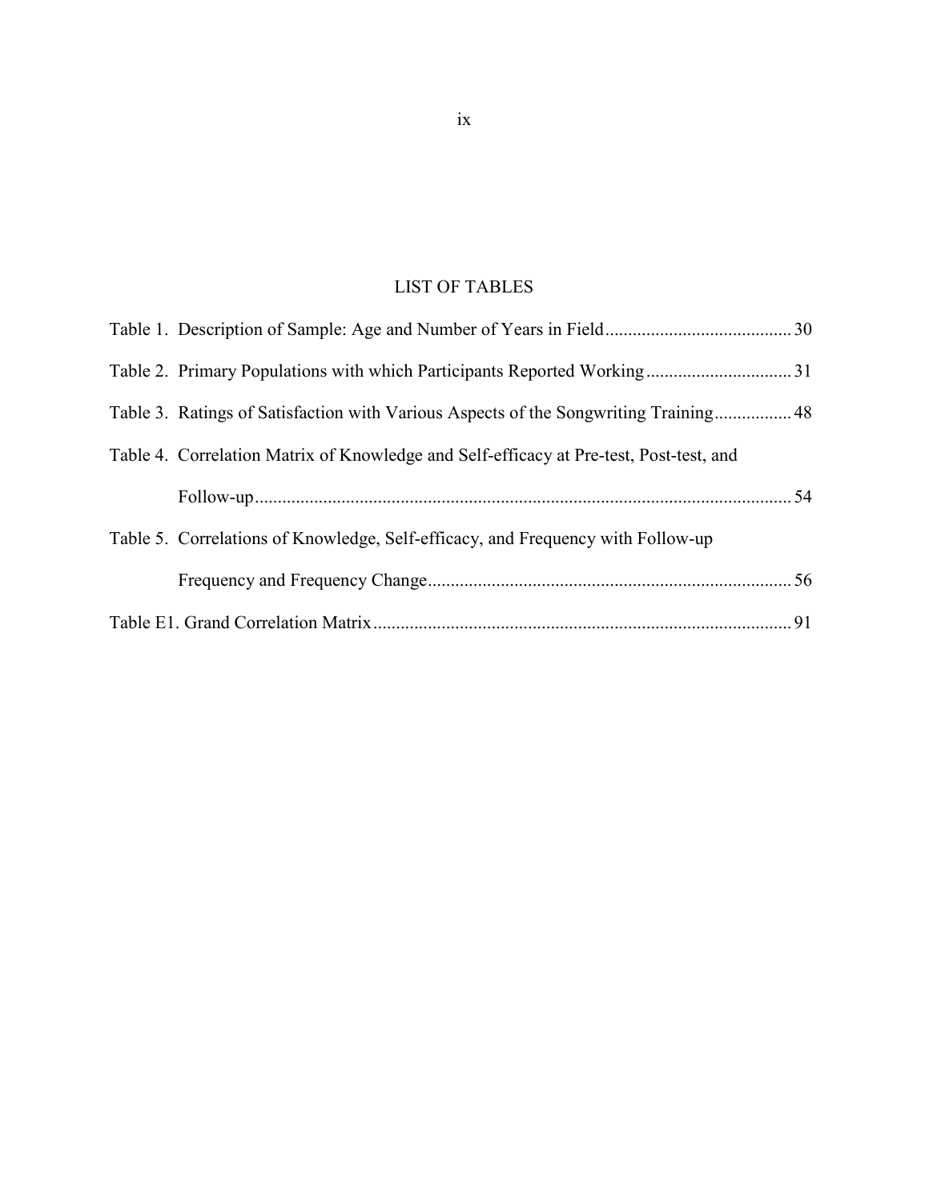# LIST OF TABLES

Table 1. Description of Sample: Age and Number of Years in Field........................................30

Table 2. Primary Populations with which Participants Reported Working...............................31

Table 3. Ratings of Satisfaction with Various Aspects of the Songwriting Training.................48

Table 4. Correlation Matrix of Knowledge and Self-efficacy at Pre-test, Post-test, and Follow-up.....................................................................................................................54

Table 5. Correlations of Knowledge, Self-efficacy, and Frequency with Follow-up Frequency and Frequency Change..............................................................................56

Table E1. Grand Correlation Matrix..........................................................................................91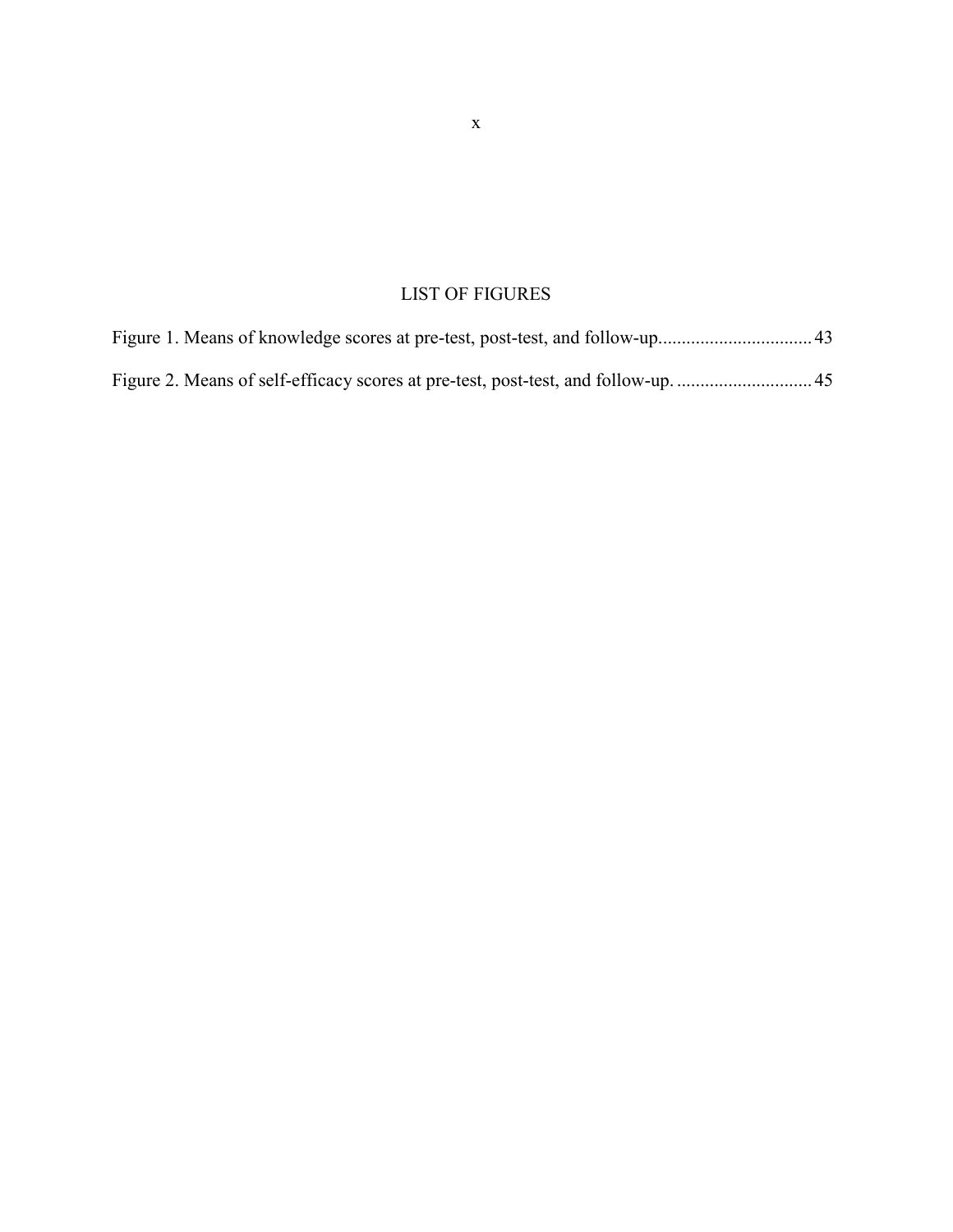# LIST OF FIGURES

Figure 1. Means of knowledge scores at pre-test, post-test, and follow-up................................ 43

Figure 2. Means of self-efficacy scores at pre-test, post-test, and follow-up. ............................ 45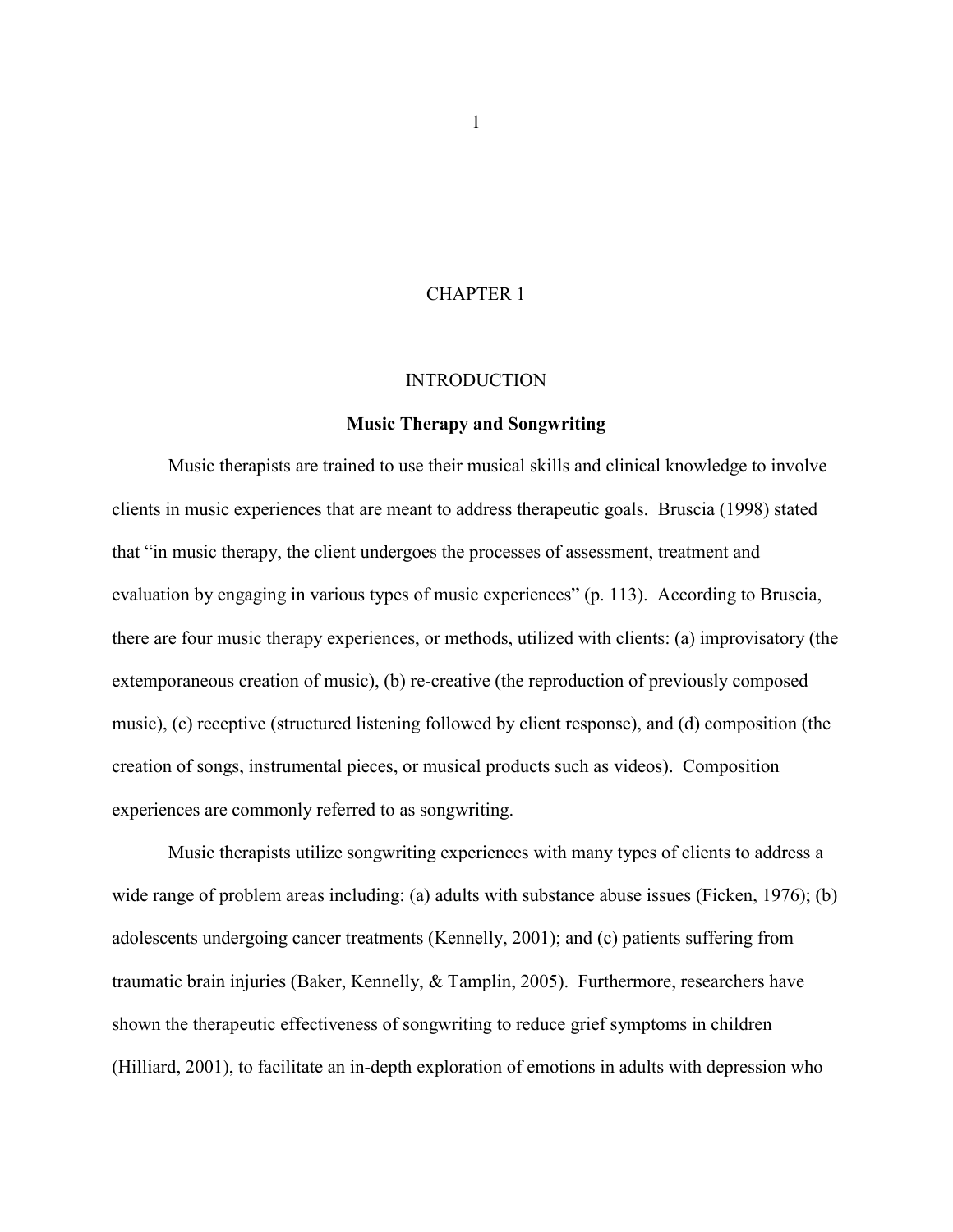# CHAPTER 1

## INTRODUCTION

### Music Therapy and Songwriting

Music therapists are trained to use their musical skills and clinical knowledge to involve clients in music experiences that are meant to address therapeutic goals. Bruscia (1998) stated that "in music therapy, the client undergoes the processes of assessment, treatment and evaluation by engaging in various types of music experiences" (p. 113). According to Bruscia, there are four music therapy experiences, or methods, utilized with clients: (a) improvisatory (the extemporaneous creation of music), (b) re-creative (the reproduction of previously composed music), (c) receptive (structured listening followed by client response), and (d) composition (the creation of songs, instrumental pieces, or musical products such as videos). Composition experiences are commonly referred to as songwriting.

Music therapists utilize songwriting experiences with many types of clients to address a wide range of problem areas including: (a) adults with substance abuse issues (Ficken, 1976); (b) adolescents undergoing cancer treatments (Kennelly, 2001); and (c) patients suffering from traumatic brain injuries (Baker, Kennelly, & Tamplin, 2005). Furthermore, researchers have shown the therapeutic effectiveness of songwriting to reduce grief symptoms in children (Hilliard, 2001), to facilitate an in-depth exploration of emotions in adults with depression who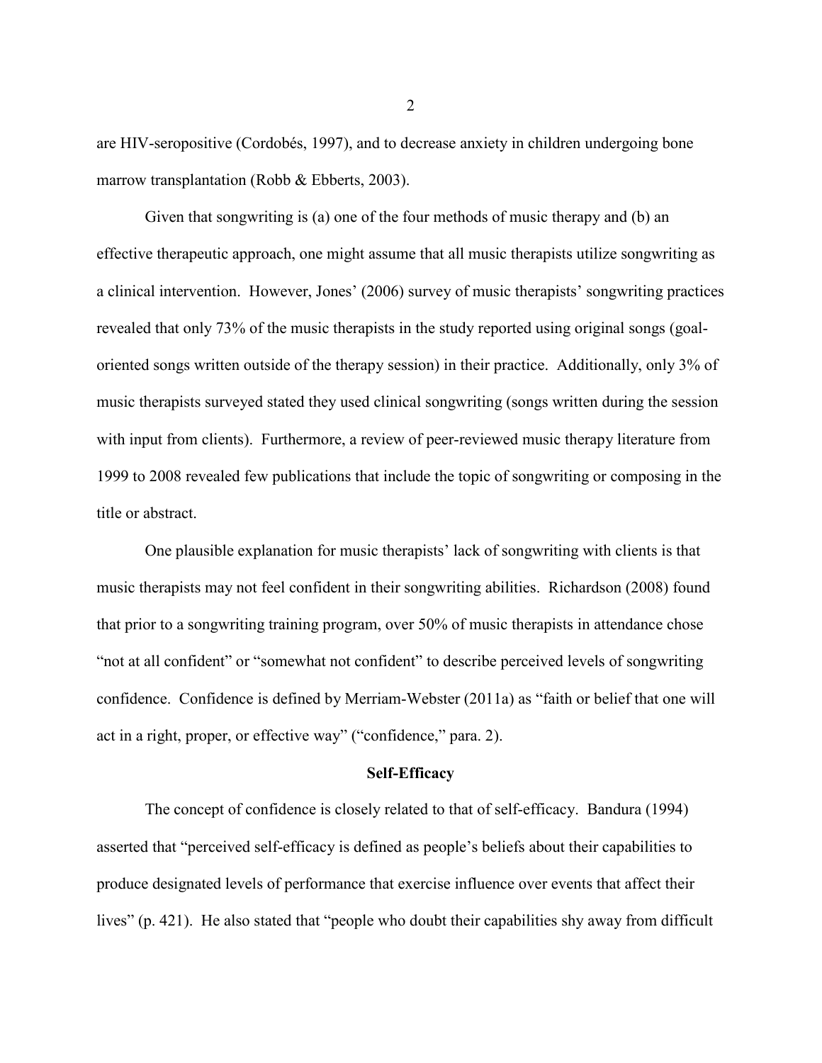are HIV-seropositive (Cordobés, 1997), and to decrease anxiety in children undergoing bone marrow transplantation (Robb & Ebberts, 2003).

Given that songwriting is (a) one of the four methods of music therapy and (b) an effective therapeutic approach, one might assume that all music therapists utilize songwriting as a clinical intervention. However, Jones' (2006) survey of music therapists' songwriting practices revealed that only 73% of the music therapists in the study reported using original songs (goal-oriented songs written outside of the therapy session) in their practice. Additionally, only 3% of music therapists surveyed stated they used clinical songwriting (songs written during the session with input from clients). Furthermore, a review of peer-reviewed music therapy literature from 1999 to 2008 revealed few publications that include the topic of songwriting or composing in the title or abstract.

One plausible explanation for music therapists' lack of songwriting with clients is that music therapists may not feel confident in their songwriting abilities. Richardson (2008) found that prior to a songwriting training program, over 50% of music therapists in attendance chose "not at all confident" or "somewhat not confident" to describe perceived levels of songwriting confidence. Confidence is defined by Merriam-Webster (2011a) as "faith or belief that one will act in a right, proper, or effective way" ("confidence," para. 2).

## Self-Efficacy

The concept of confidence is closely related to that of self-efficacy. Bandura (1994) asserted that "perceived self-efficacy is defined as people's beliefs about their capabilities to produce designated levels of performance that exercise influence over events that affect their lives" (p. 421). He also stated that "people who doubt their capabilities shy away from difficult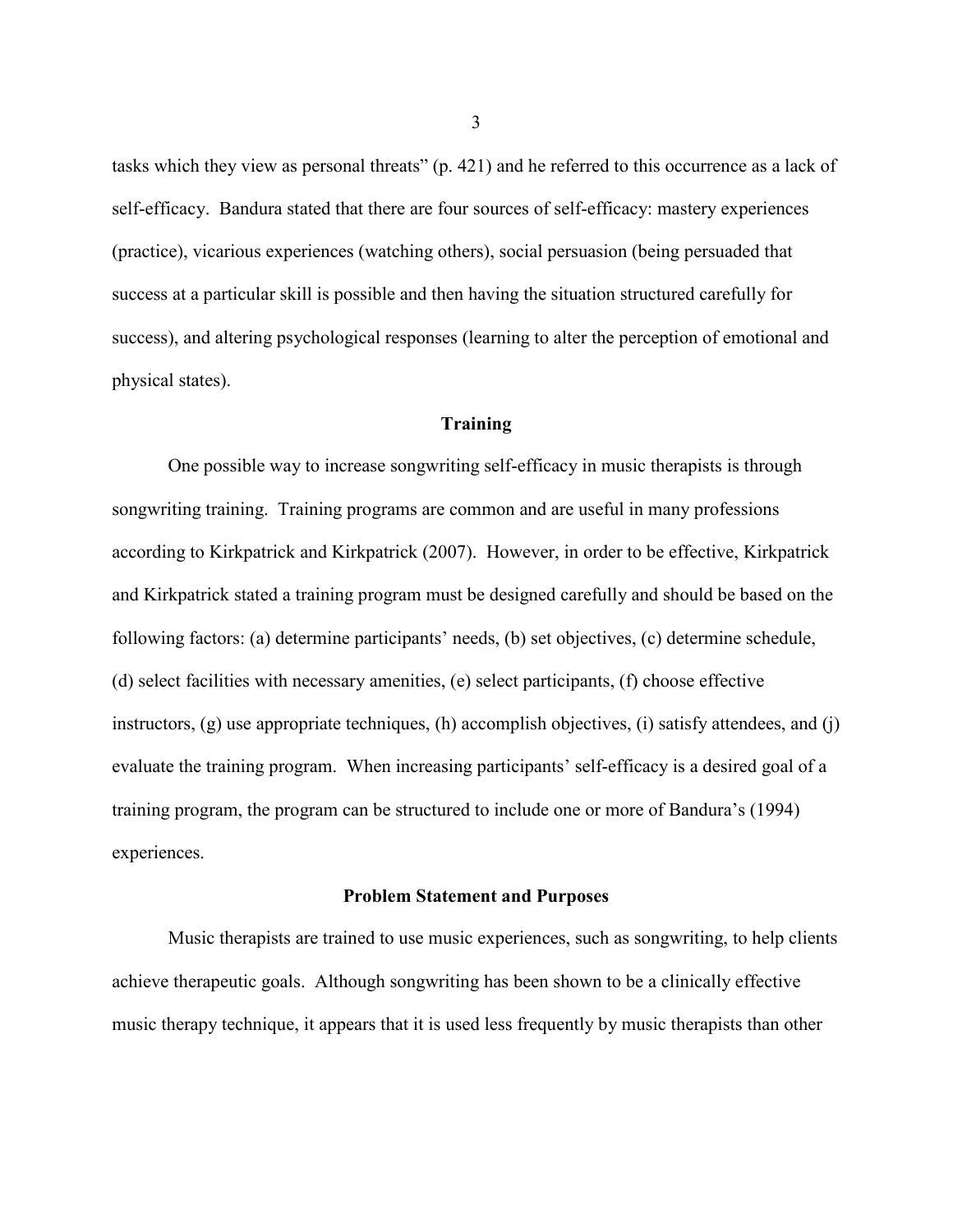tasks which they view as personal threats" (p. 421) and he referred to this occurrence as a lack of self-efficacy. Bandura stated that there are four sources of self-efficacy: mastery experiences (practice), vicarious experiences (watching others), social persuasion (being persuaded that success at a particular skill is possible and then having the situation structured carefully for success), and altering psychological responses (learning to alter the perception of emotional and physical states).

## Training

One possible way to increase songwriting self-efficacy in music therapists is through songwriting training. Training programs are common and are useful in many professions according to Kirkpatrick and Kirkpatrick (2007). However, in order to be effective, Kirkpatrick and Kirkpatrick stated a training program must be designed carefully and should be based on the following factors: (a) determine participants' needs, (b) set objectives, (c) determine schedule, (d) select facilities with necessary amenities, (e) select participants, (f) choose effective instructors, (g) use appropriate techniques, (h) accomplish objectives, (i) satisfy attendees, and (j) evaluate the training program. When increasing participants' self-efficacy is a desired goal of a training program, the program can be structured to include one or more of Bandura's (1994) experiences.

## Problem Statement and Purposes

Music therapists are trained to use music experiences, such as songwriting, to help clients achieve therapeutic goals. Although songwriting has been shown to be a clinically effective music therapy technique, it appears that it is used less frequently by music therapists than other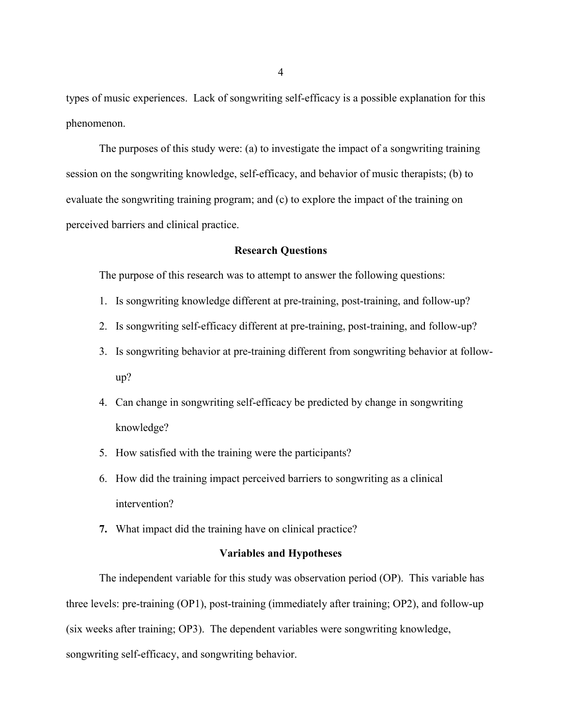types of music experiences. Lack of songwriting self-efficacy is a possible explanation for this phenomenon.

The purposes of this study were: (a) to investigate the impact of a songwriting training session on the songwriting knowledge, self-efficacy, and behavior of music therapists; (b) to evaluate the songwriting training program; and (c) to explore the impact of the training on perceived barriers and clinical practice.

## Research Questions

The purpose of this research was to attempt to answer the following questions:

1. Is songwriting knowledge different at pre-training, post-training, and follow-up?
2. Is songwriting self-efficacy different at pre-training, post-training, and follow-up?
3. Is songwriting behavior at pre-training different from songwriting behavior at follow-up?
4. Can change in songwriting self-efficacy be predicted by change in songwriting knowledge?
5. How satisfied with the training were the participants?
6. How did the training impact perceived barriers to songwriting as a clinical intervention?
7. What impact did the training have on clinical practice?

## Variables and Hypotheses

The independent variable for this study was observation period (OP). This variable has three levels: pre-training (OP1), post-training (immediately after training; OP2), and follow-up (six weeks after training; OP3). The dependent variables were songwriting knowledge, songwriting self-efficacy, and songwriting behavior.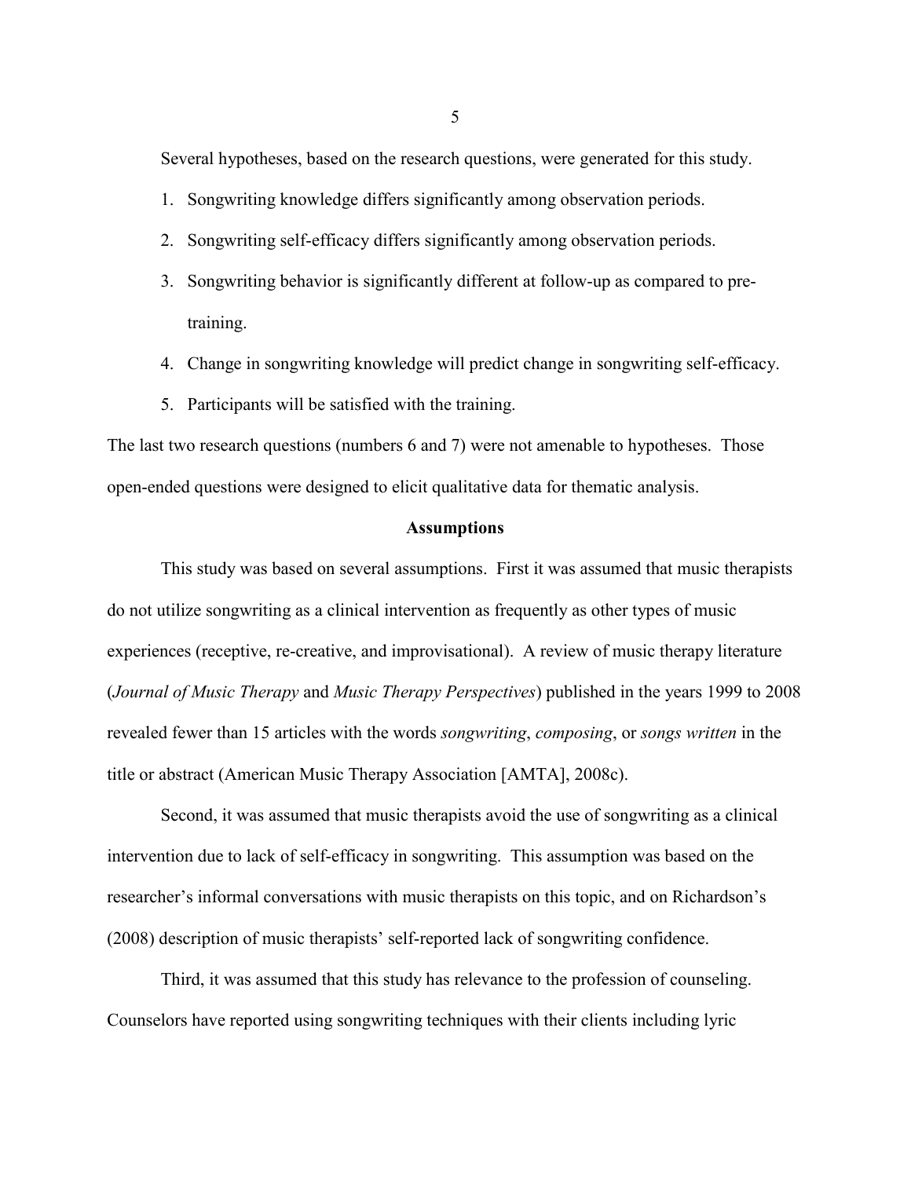Several hypotheses, based on the research questions, were generated for this study.

1. Songwriting knowledge differs significantly among observation periods.
2. Songwriting self-efficacy differs significantly among observation periods.
3. Songwriting behavior is significantly different at follow-up as compared to pre-training.
4. Change in songwriting knowledge will predict change in songwriting self-efficacy.
5. Participants will be satisfied with the training.

The last two research questions (numbers 6 and 7) were not amenable to hypotheses. Those open-ended questions were designed to elicit qualitative data for thematic analysis.

## Assumptions

This study was based on several assumptions. First it was assumed that music therapists do not utilize songwriting as a clinical intervention as frequently as other types of music experiences (receptive, re-creative, and improvisational). A review of music therapy literature (*Journal of Music Therapy* and *Music Therapy Perspectives*) published in the years 1999 to 2008 revealed fewer than 15 articles with the words *songwriting*, *composing*, or *songs written* in the title or abstract (American Music Therapy Association [AMTA], 2008c).

Second, it was assumed that music therapists avoid the use of songwriting as a clinical intervention due to lack of self-efficacy in songwriting. This assumption was based on the researcher's informal conversations with music therapists on this topic, and on Richardson's (2008) description of music therapists' self-reported lack of songwriting confidence.

Third, it was assumed that this study has relevance to the profession of counseling. Counselors have reported using songwriting techniques with their clients including lyric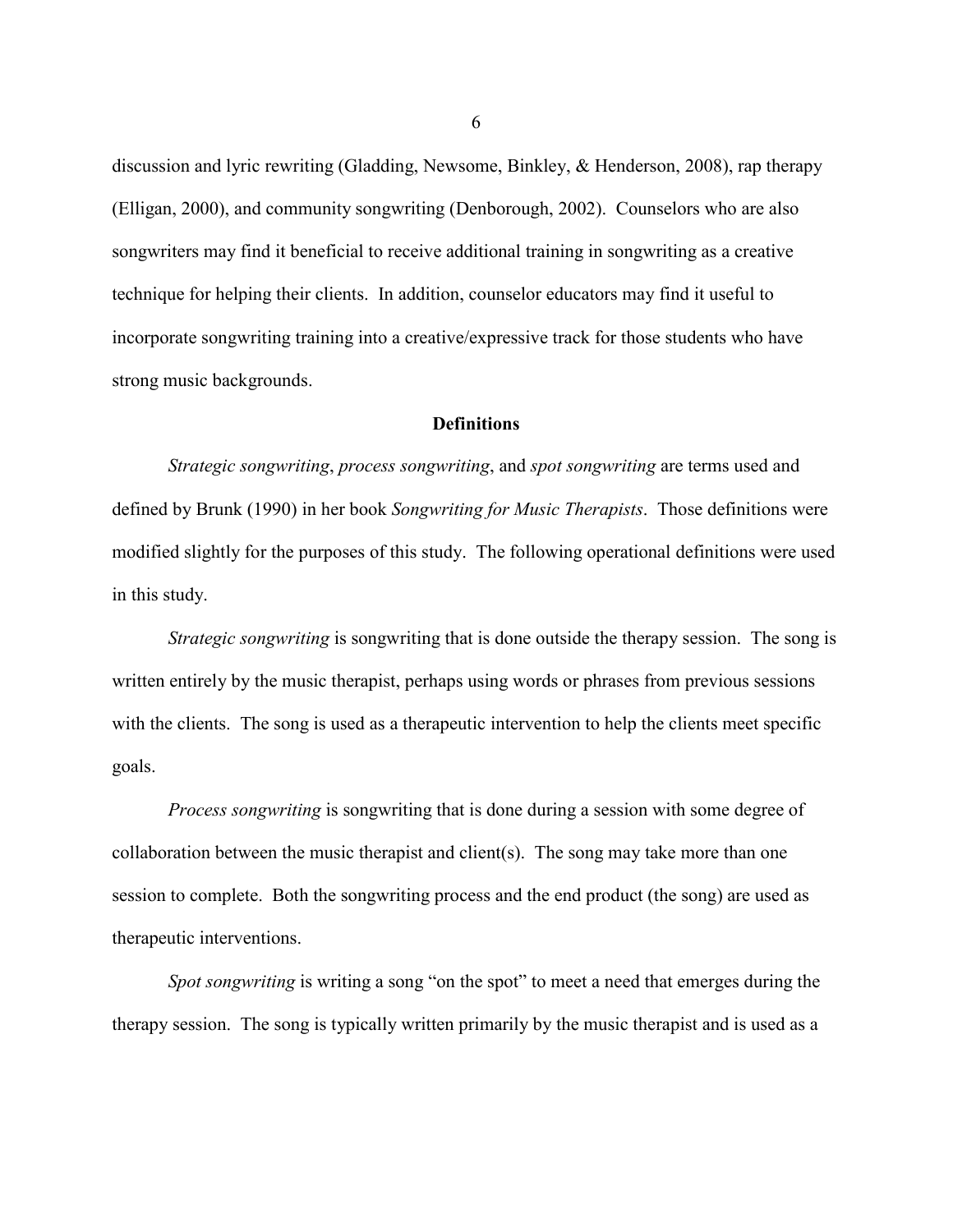discussion and lyric rewriting (Gladding, Newsome, Binkley, & Henderson, 2008), rap therapy (Elligan, 2000), and community songwriting (Denborough, 2002). Counselors who are also songwriters may find it beneficial to receive additional training in songwriting as a creative technique for helping their clients. In addition, counselor educators may find it useful to incorporate songwriting training into a creative/expressive track for those students who have strong music backgrounds.

## Definitions

*Strategic songwriting*, *process songwriting*, and *spot songwriting* are terms used and defined by Brunk (1990) in her book *Songwriting for Music Therapists*. Those definitions were modified slightly for the purposes of this study. The following operational definitions were used in this study.

*Strategic songwriting* is songwriting that is done outside the therapy session. The song is written entirely by the music therapist, perhaps using words or phrases from previous sessions with the clients. The song is used as a therapeutic intervention to help the clients meet specific goals.

*Process songwriting* is songwriting that is done during a session with some degree of collaboration between the music therapist and client(s). The song may take more than one session to complete. Both the songwriting process and the end product (the song) are used as therapeutic interventions.

*Spot songwriting* is writing a song "on the spot" to meet a need that emerges during the therapy session. The song is typically written primarily by the music therapist and is used as a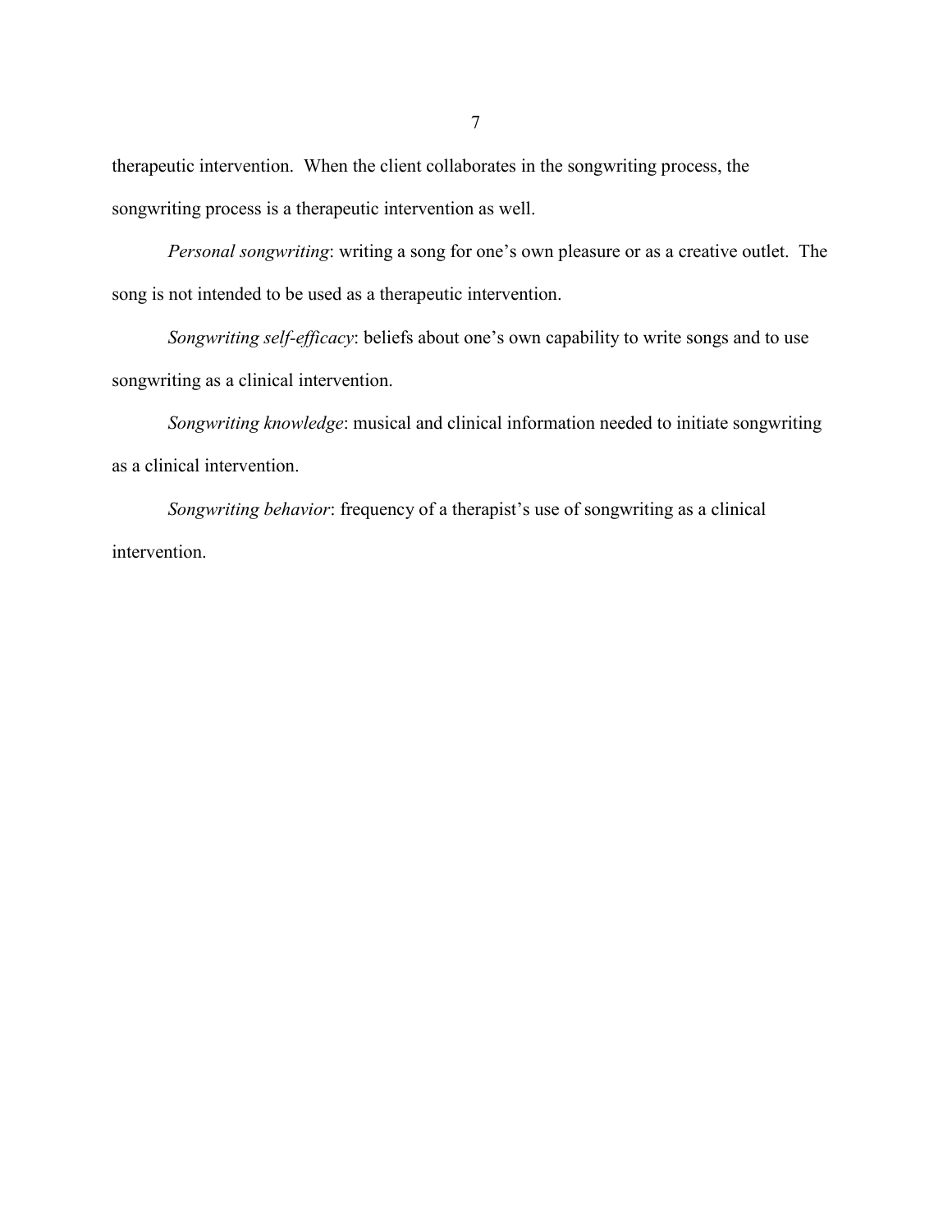therapeutic intervention. When the client collaborates in the songwriting process, the songwriting process is a therapeutic intervention as well.

*Personal songwriting*: writing a song for one's own pleasure or as a creative outlet. The song is not intended to be used as a therapeutic intervention.

*Songwriting self-efficacy*: beliefs about one's own capability to write songs and to use songwriting as a clinical intervention.

*Songwriting knowledge*: musical and clinical information needed to initiate songwriting as a clinical intervention.

*Songwriting behavior*: frequency of a therapist's use of songwriting as a clinical intervention.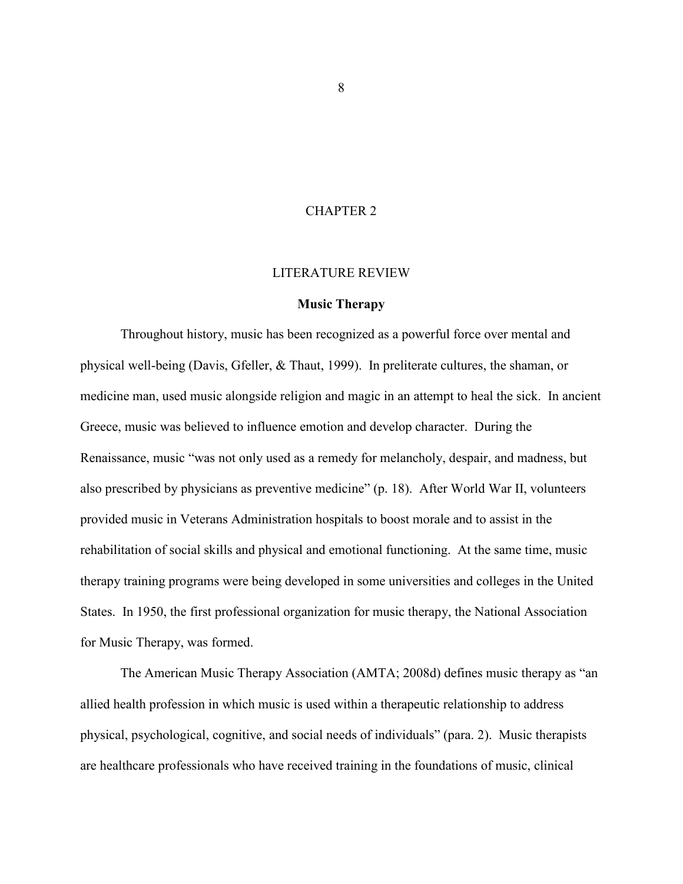# CHAPTER 2

# LITERATURE REVIEW

## Music Therapy

Throughout history, music has been recognized as a powerful force over mental and physical well-being (Davis, Gfeller, & Thaut, 1999). In preliterate cultures, the shaman, or medicine man, used music alongside religion and magic in an attempt to heal the sick. In ancient Greece, music was believed to influence emotion and develop character. During the Renaissance, music "was not only used as a remedy for melancholy, despair, and madness, but also prescribed by physicians as preventive medicine" (p. 18). After World War II, volunteers provided music in Veterans Administration hospitals to boost morale and to assist in the rehabilitation of social skills and physical and emotional functioning. At the same time, music therapy training programs were being developed in some universities and colleges in the United States. In 1950, the first professional organization for music therapy, the National Association for Music Therapy, was formed.

The American Music Therapy Association (AMTA; 2008d) defines music therapy as "an allied health profession in which music is used within a therapeutic relationship to address physical, psychological, cognitive, and social needs of individuals" (para. 2). Music therapists are healthcare professionals who have received training in the foundations of music, clinical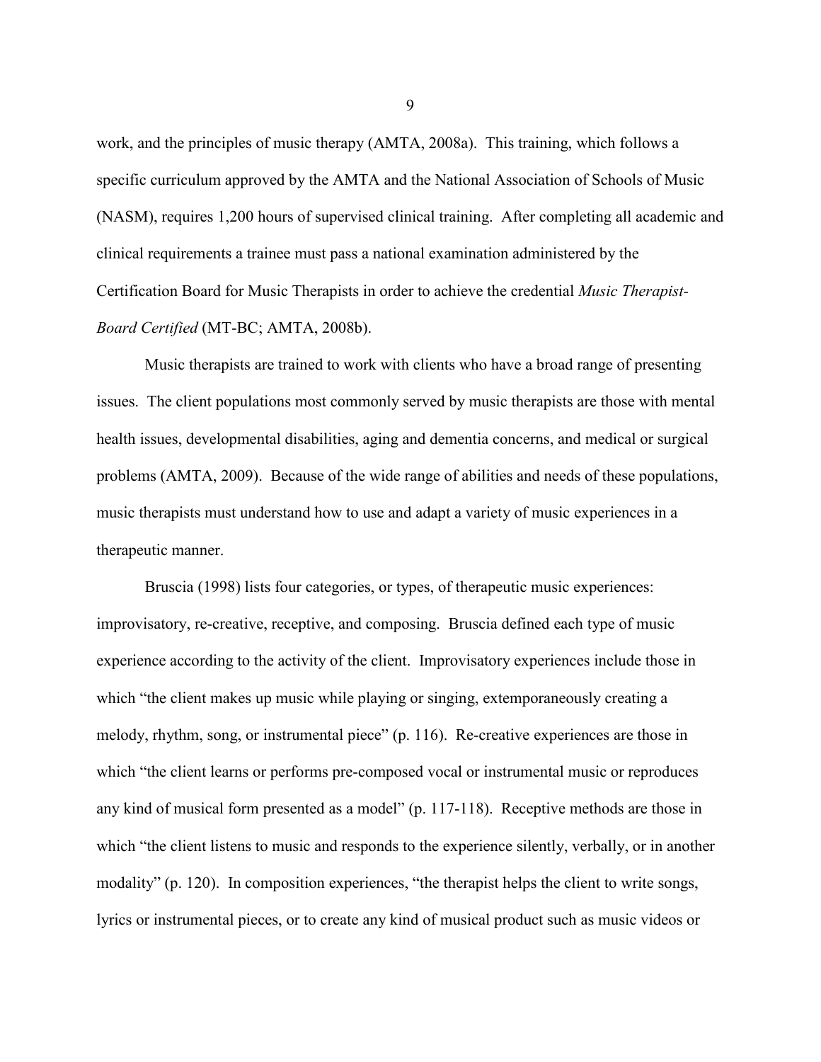work, and the principles of music therapy (AMTA, 2008a). This training, which follows a specific curriculum approved by the AMTA and the National Association of Schools of Music (NASM), requires 1,200 hours of supervised clinical training. After completing all academic and clinical requirements a trainee must pass a national examination administered by the Certification Board for Music Therapists in order to achieve the credential *Music Therapist-Board Certified* (MT-BC; AMTA, 2008b).

Music therapists are trained to work with clients who have a broad range of presenting issues. The client populations most commonly served by music therapists are those with mental health issues, developmental disabilities, aging and dementia concerns, and medical or surgical problems (AMTA, 2009). Because of the wide range of abilities and needs of these populations, music therapists must understand how to use and adapt a variety of music experiences in a therapeutic manner.

Bruscia (1998) lists four categories, or types, of therapeutic music experiences: improvisatory, re-creative, receptive, and composing. Bruscia defined each type of music experience according to the activity of the client. Improvisatory experiences include those in which "the client makes up music while playing or singing, extemporaneously creating a melody, rhythm, song, or instrumental piece" (p. 116). Re-creative experiences are those in which "the client learns or performs pre-composed vocal or instrumental music or reproduces any kind of musical form presented as a model" (p. 117-118). Receptive methods are those in which "the client listens to music and responds to the experience silently, verbally, or in another modality" (p. 120). In composition experiences, "the therapist helps the client to write songs, lyrics or instrumental pieces, or to create any kind of musical product such as music videos or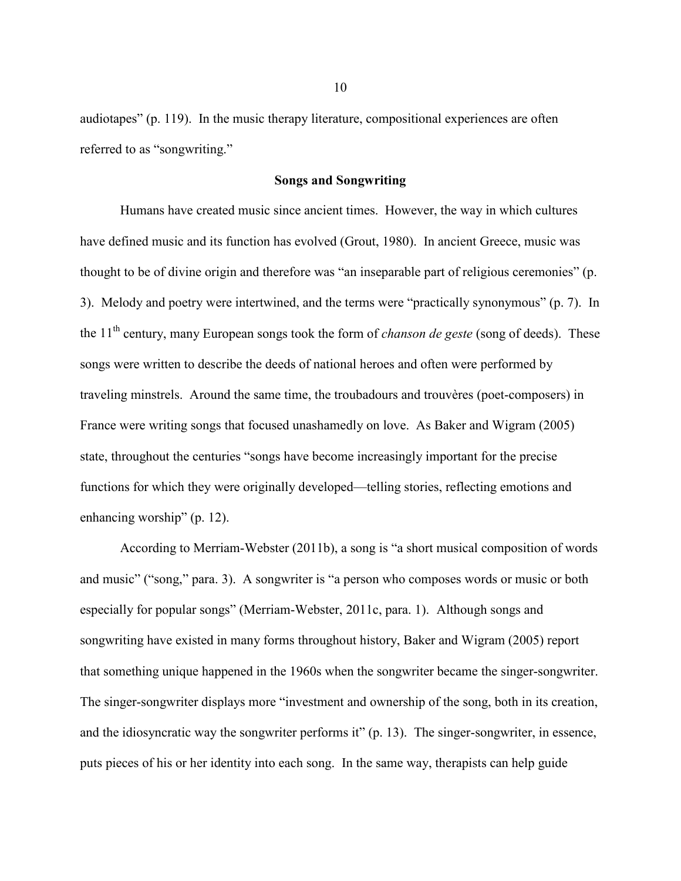audiotapes" (p. 119). In the music therapy literature, compositional experiences are often referred to as "songwriting."

## Songs and Songwriting

Humans have created music since ancient times. However, the way in which cultures have defined music and its function has evolved (Grout, 1980). In ancient Greece, music was thought to be of divine origin and therefore was "an inseparable part of religious ceremonies" (p. 3). Melody and poetry were intertwined, and the terms were "practically synonymous" (p. 7). In the 11th century, many European songs took the form of *chanson de geste* (song of deeds). These songs were written to describe the deeds of national heroes and often were performed by traveling minstrels. Around the same time, the troubadours and trouvères (poet-composers) in France were writing songs that focused unashamedly on love. As Baker and Wigram (2005) state, throughout the centuries "songs have become increasingly important for the precise functions for which they were originally developed—telling stories, reflecting emotions and enhancing worship" (p. 12).

According to Merriam-Webster (2011b), a song is "a short musical composition of words and music" ("song," para. 3). A songwriter is "a person who composes words or music or both especially for popular songs" (Merriam-Webster, 2011c, para. 1). Although songs and songwriting have existed in many forms throughout history, Baker and Wigram (2005) report that something unique happened in the 1960s when the songwriter became the singer-songwriter. The singer-songwriter displays more "investment and ownership of the song, both in its creation, and the idiosyncratic way the songwriter performs it" (p. 13). The singer-songwriter, in essence, puts pieces of his or her identity into each song. In the same way, therapists can help guide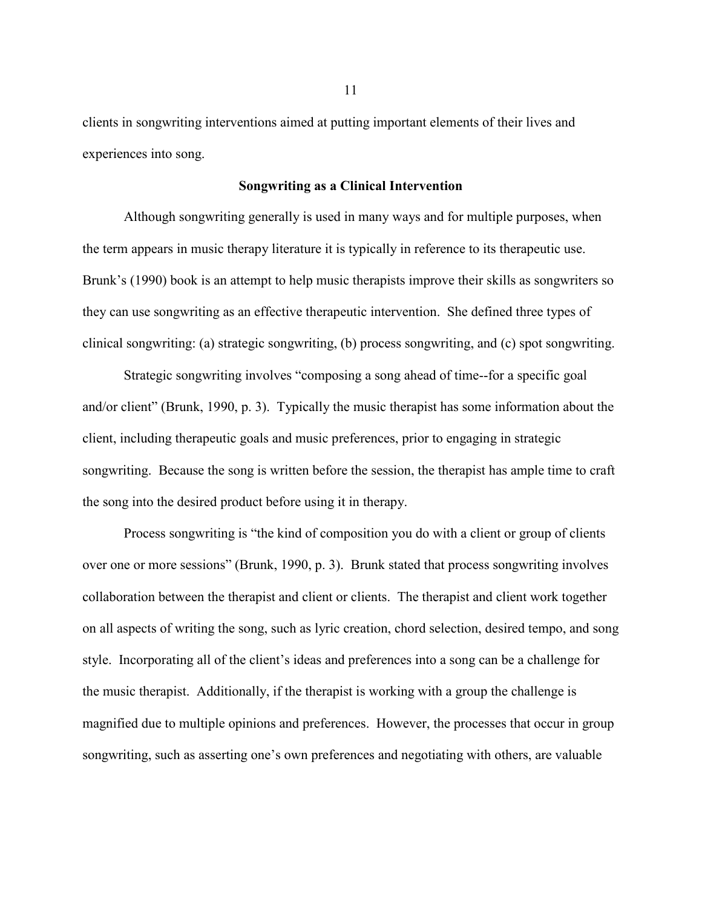clients in songwriting interventions aimed at putting important elements of their lives and experiences into song.

## Songwriting as a Clinical Intervention

Although songwriting generally is used in many ways and for multiple purposes, when the term appears in music therapy literature it is typically in reference to its therapeutic use. Brunk's (1990) book is an attempt to help music therapists improve their skills as songwriters so they can use songwriting as an effective therapeutic intervention. She defined three types of clinical songwriting: (a) strategic songwriting, (b) process songwriting, and (c) spot songwriting.

Strategic songwriting involves "composing a song ahead of time--for a specific goal and/or client" (Brunk, 1990, p. 3). Typically the music therapist has some information about the client, including therapeutic goals and music preferences, prior to engaging in strategic songwriting. Because the song is written before the session, the therapist has ample time to craft the song into the desired product before using it in therapy.

Process songwriting is "the kind of composition you do with a client or group of clients over one or more sessions" (Brunk, 1990, p. 3). Brunk stated that process songwriting involves collaboration between the therapist and client or clients. The therapist and client work together on all aspects of writing the song, such as lyric creation, chord selection, desired tempo, and song style. Incorporating all of the client's ideas and preferences into a song can be a challenge for the music therapist. Additionally, if the therapist is working with a group the challenge is magnified due to multiple opinions and preferences. However, the processes that occur in group songwriting, such as asserting one's own preferences and negotiating with others, are valuable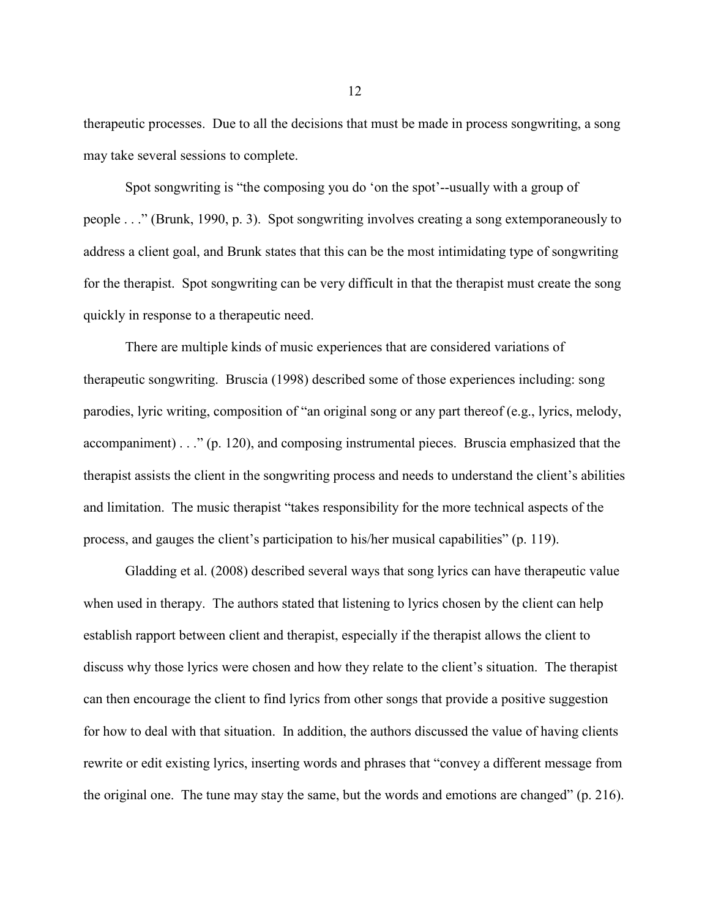therapeutic processes. Due to all the decisions that must be made in process songwriting, a song may take several sessions to complete.

Spot songwriting is "the composing you do 'on the spot'--usually with a group of people . . ." (Brunk, 1990, p. 3). Spot songwriting involves creating a song extemporaneously to address a client goal, and Brunk states that this can be the most intimidating type of songwriting for the therapist. Spot songwriting can be very difficult in that the therapist must create the song quickly in response to a therapeutic need.

There are multiple kinds of music experiences that are considered variations of therapeutic songwriting. Bruscia (1998) described some of those experiences including: song parodies, lyric writing, composition of "an original song or any part thereof (e.g., lyrics, melody, accompaniment) . . ." (p. 120), and composing instrumental pieces. Bruscia emphasized that the therapist assists the client in the songwriting process and needs to understand the client's abilities and limitation. The music therapist "takes responsibility for the more technical aspects of the process, and gauges the client's participation to his/her musical capabilities" (p. 119).

Gladding et al. (2008) described several ways that song lyrics can have therapeutic value when used in therapy. The authors stated that listening to lyrics chosen by the client can help establish rapport between client and therapist, especially if the therapist allows the client to discuss why those lyrics were chosen and how they relate to the client's situation. The therapist can then encourage the client to find lyrics from other songs that provide a positive suggestion for how to deal with that situation. In addition, the authors discussed the value of having clients rewrite or edit existing lyrics, inserting words and phrases that "convey a different message from the original one. The tune may stay the same, but the words and emotions are changed" (p. 216).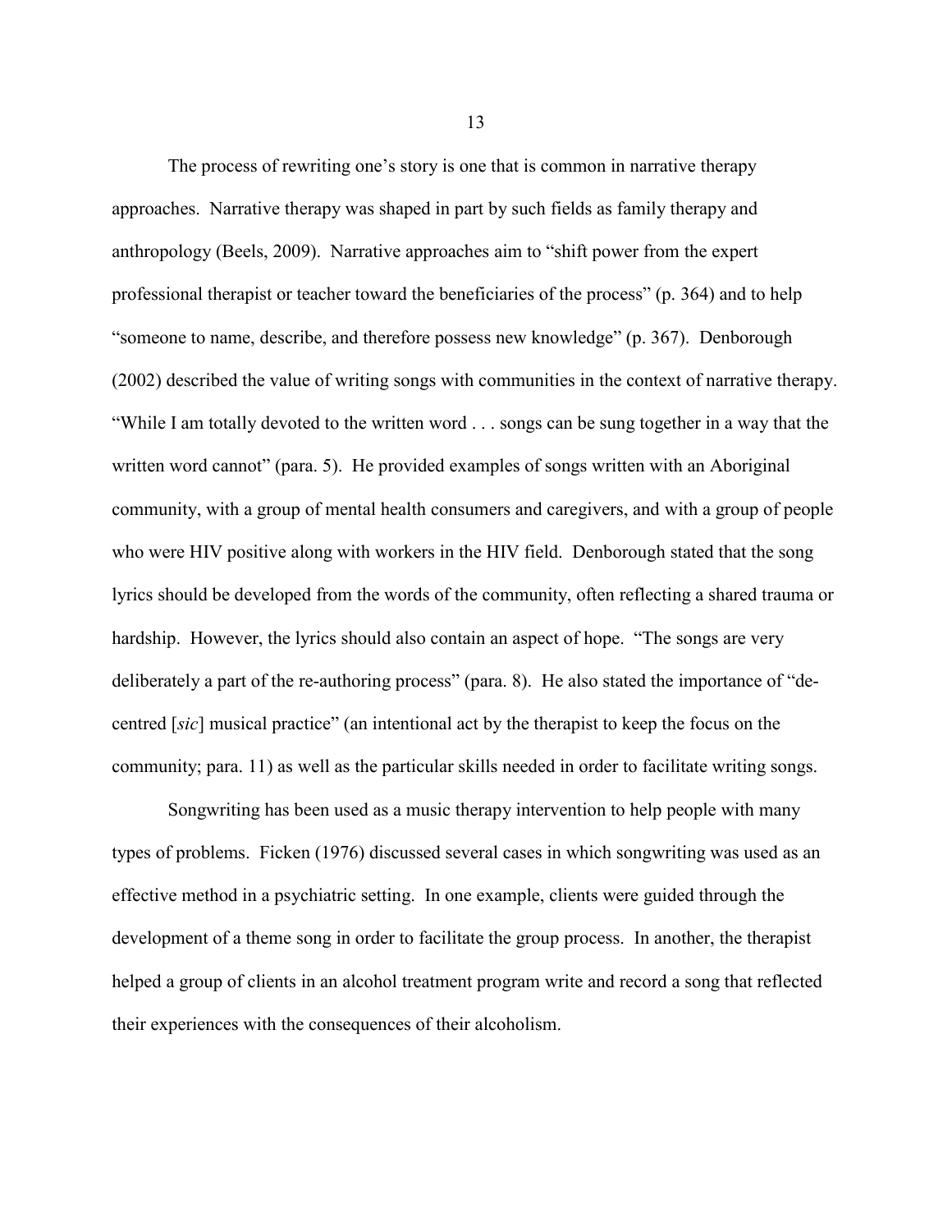The process of rewriting one's story is one that is common in narrative therapy approaches. Narrative therapy was shaped in part by such fields as family therapy and anthropology (Beels, 2009). Narrative approaches aim to "shift power from the expert professional therapist or teacher toward the beneficiaries of the process" (p. 364) and to help "someone to name, describe, and therefore possess new knowledge" (p. 367). Denborough (2002) described the value of writing songs with communities in the context of narrative therapy. "While I am totally devoted to the written word . . . songs can be sung together in a way that the written word cannot" (para. 5). He provided examples of songs written with an Aboriginal community, with a group of mental health consumers and caregivers, and with a group of people who were HIV positive along with workers in the HIV field. Denborough stated that the song lyrics should be developed from the words of the community, often reflecting a shared trauma or hardship. However, the lyrics should also contain an aspect of hope. "The songs are very deliberately a part of the re-authoring process" (para. 8). He also stated the importance of "de-centred [*sic*] musical practice" (an intentional act by the therapist to keep the focus on the community; para. 11) as well as the particular skills needed in order to facilitate writing songs.

Songwriting has been used as a music therapy intervention to help people with many types of problems. Ficken (1976) discussed several cases in which songwriting was used as an effective method in a psychiatric setting. In one example, clients were guided through the development of a theme song in order to facilitate the group process. In another, the therapist helped a group of clients in an alcohol treatment program write and record a song that reflected their experiences with the consequences of their alcoholism.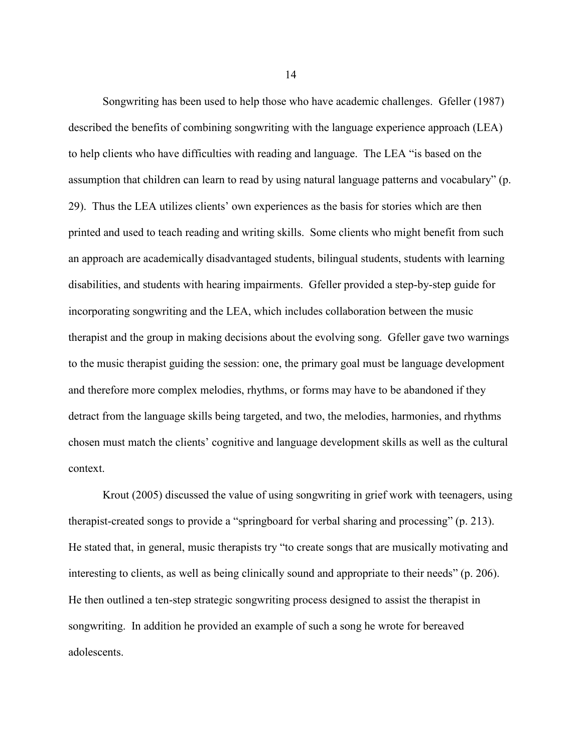Songwriting has been used to help those who have academic challenges. Gfeller (1987) described the benefits of combining songwriting with the language experience approach (LEA) to help clients who have difficulties with reading and language. The LEA "is based on the assumption that children can learn to read by using natural language patterns and vocabulary" (p. 29). Thus the LEA utilizes clients' own experiences as the basis for stories which are then printed and used to teach reading and writing skills. Some clients who might benefit from such an approach are academically disadvantaged students, bilingual students, students with learning disabilities, and students with hearing impairments. Gfeller provided a step-by-step guide for incorporating songwriting and the LEA, which includes collaboration between the music therapist and the group in making decisions about the evolving song. Gfeller gave two warnings to the music therapist guiding the session: one, the primary goal must be language development and therefore more complex melodies, rhythms, or forms may have to be abandoned if they detract from the language skills being targeted, and two, the melodies, harmonies, and rhythms chosen must match the clients' cognitive and language development skills as well as the cultural context.

Krout (2005) discussed the value of using songwriting in grief work with teenagers, using therapist-created songs to provide a "springboard for verbal sharing and processing" (p. 213). He stated that, in general, music therapists try "to create songs that are musically motivating and interesting to clients, as well as being clinically sound and appropriate to their needs" (p. 206). He then outlined a ten-step strategic songwriting process designed to assist the therapist in songwriting. In addition he provided an example of such a song he wrote for bereaved adolescents.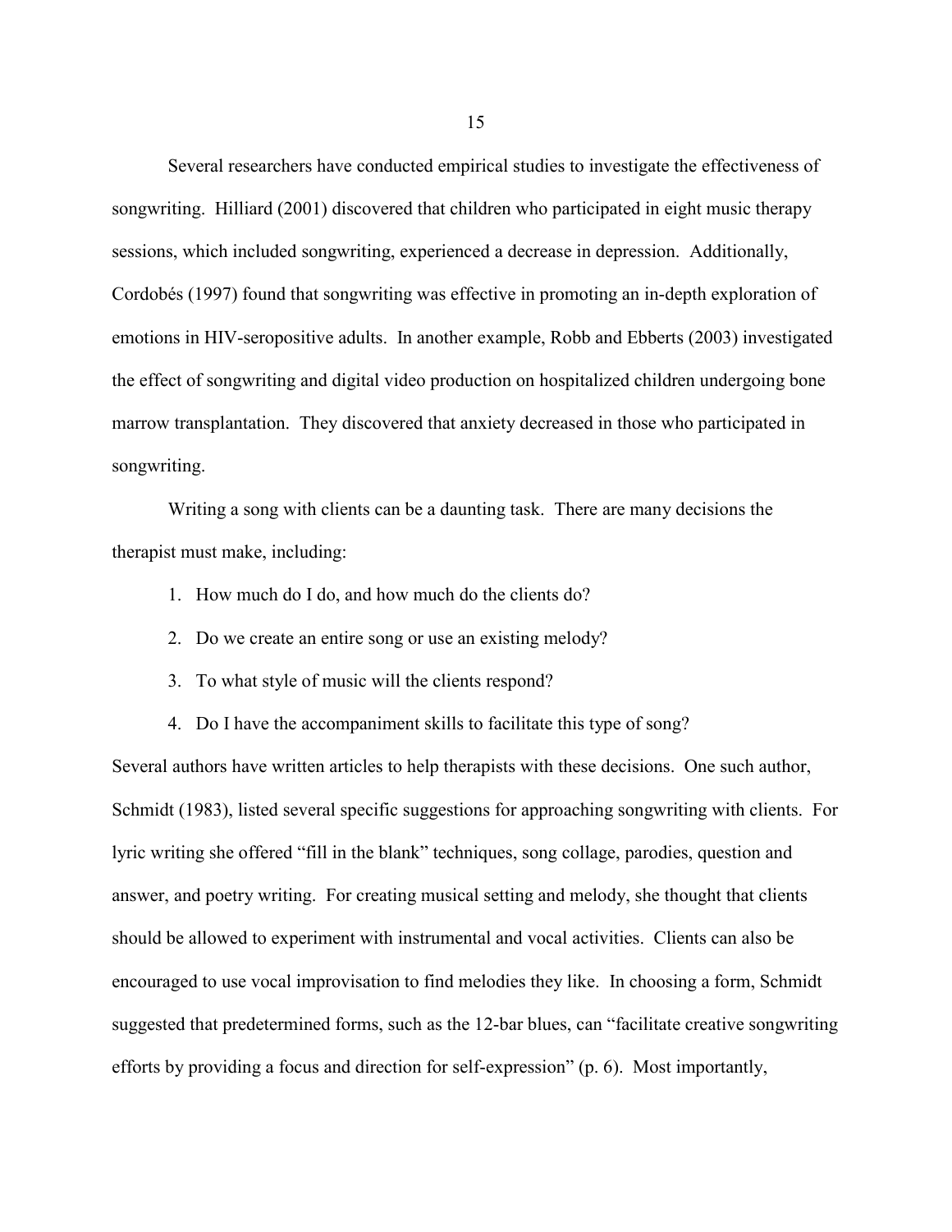Several researchers have conducted empirical studies to investigate the effectiveness of songwriting. Hilliard (2001) discovered that children who participated in eight music therapy sessions, which included songwriting, experienced a decrease in depression. Additionally, Cordobés (1997) found that songwriting was effective in promoting an in-depth exploration of emotions in HIV-seropositive adults. In another example, Robb and Ebberts (2003) investigated the effect of songwriting and digital video production on hospitalized children undergoing bone marrow transplantation. They discovered that anxiety decreased in those who participated in songwriting.

Writing a song with clients can be a daunting task. There are many decisions the therapist must make, including:

1. How much do I do, and how much do the clients do?
2. Do we create an entire song or use an existing melody?
3. To what style of music will the clients respond?
4. Do I have the accompaniment skills to facilitate this type of song?

Several authors have written articles to help therapists with these decisions. One such author, Schmidt (1983), listed several specific suggestions for approaching songwriting with clients. For lyric writing she offered "fill in the blank" techniques, song collage, parodies, question and answer, and poetry writing. For creating musical setting and melody, she thought that clients should be allowed to experiment with instrumental and vocal activities. Clients can also be encouraged to use vocal improvisation to find melodies they like. In choosing a form, Schmidt suggested that predetermined forms, such as the 12-bar blues, can "facilitate creative songwriting efforts by providing a focus and direction for self-expression" (p. 6). Most importantly,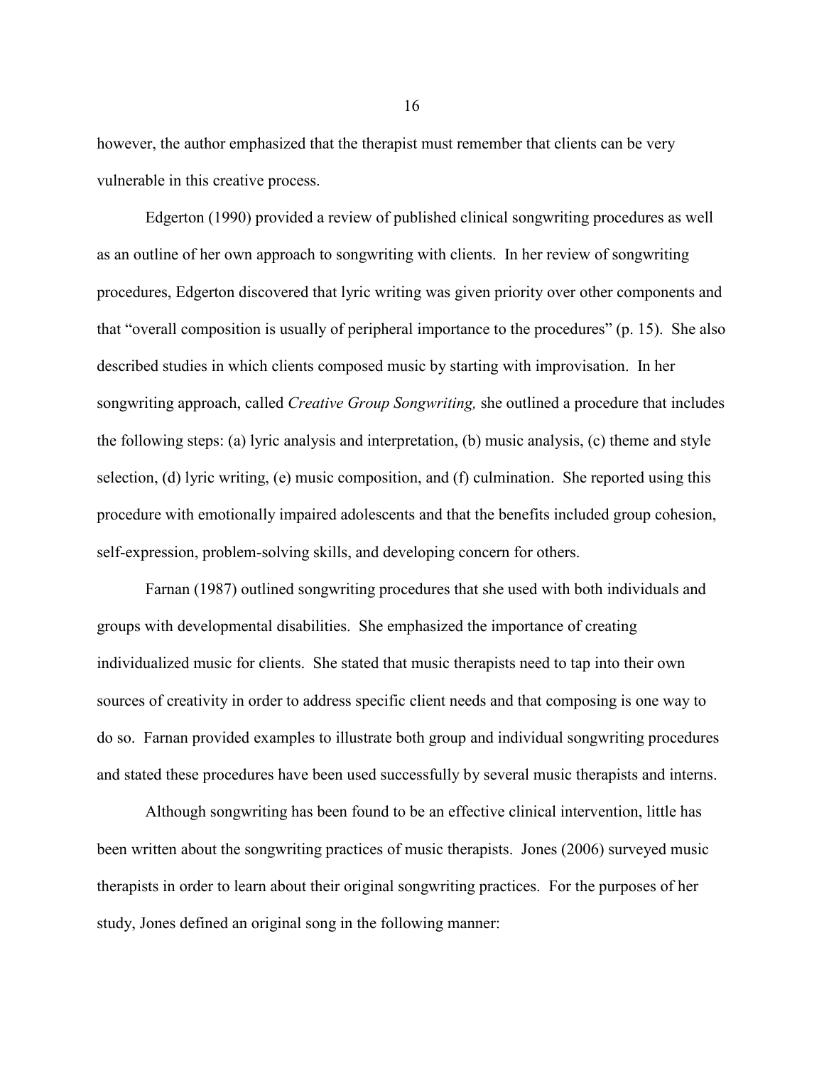however, the author emphasized that the therapist must remember that clients can be very vulnerable in this creative process.

Edgerton (1990) provided a review of published clinical songwriting procedures as well as an outline of her own approach to songwriting with clients. In her review of songwriting procedures, Edgerton discovered that lyric writing was given priority over other components and that "overall composition is usually of peripheral importance to the procedures" (p. 15). She also described studies in which clients composed music by starting with improvisation. In her songwriting approach, called *Creative Group Songwriting,* she outlined a procedure that includes the following steps: (a) lyric analysis and interpretation, (b) music analysis, (c) theme and style selection, (d) lyric writing, (e) music composition, and (f) culmination. She reported using this procedure with emotionally impaired adolescents and that the benefits included group cohesion, self-expression, problem-solving skills, and developing concern for others.

Farnan (1987) outlined songwriting procedures that she used with both individuals and groups with developmental disabilities. She emphasized the importance of creating individualized music for clients. She stated that music therapists need to tap into their own sources of creativity in order to address specific client needs and that composing is one way to do so. Farnan provided examples to illustrate both group and individual songwriting procedures and stated these procedures have been used successfully by several music therapists and interns.

Although songwriting has been found to be an effective clinical intervention, little has been written about the songwriting practices of music therapists. Jones (2006) surveyed music therapists in order to learn about their original songwriting practices. For the purposes of her study, Jones defined an original song in the following manner: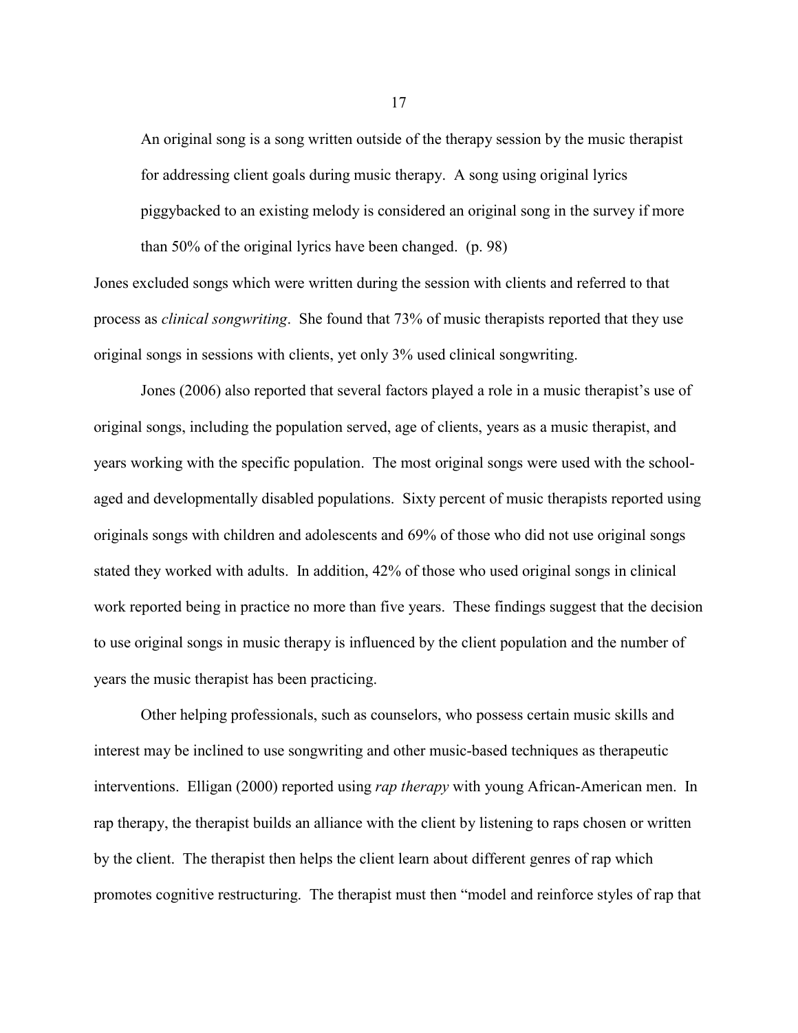> An original song is a song written outside of the therapy session by the music therapist for addressing client goals during music therapy. A song using original lyrics piggybacked to an existing melody is considered an original song in the survey if more than 50% of the original lyrics have been changed. (p. 98)

Jones excluded songs which were written during the session with clients and referred to that process as *clinical songwriting*. She found that 73% of music therapists reported that they use original songs in sessions with clients, yet only 3% used clinical songwriting.

Jones (2006) also reported that several factors played a role in a music therapist's use of original songs, including the population served, age of clients, years as a music therapist, and years working with the specific population. The most original songs were used with the school-aged and developmentally disabled populations. Sixty percent of music therapists reported using originals songs with children and adolescents and 69% of those who did not use original songs stated they worked with adults. In addition, 42% of those who used original songs in clinical work reported being in practice no more than five years. These findings suggest that the decision to use original songs in music therapy is influenced by the client population and the number of years the music therapist has been practicing.

Other helping professionals, such as counselors, who possess certain music skills and interest may be inclined to use songwriting and other music-based techniques as therapeutic interventions. Elligan (2000) reported using *rap therapy* with young African-American men. In rap therapy, the therapist builds an alliance with the client by listening to raps chosen or written by the client. The therapist then helps the client learn about different genres of rap which promotes cognitive restructuring. The therapist must then "model and reinforce styles of rap that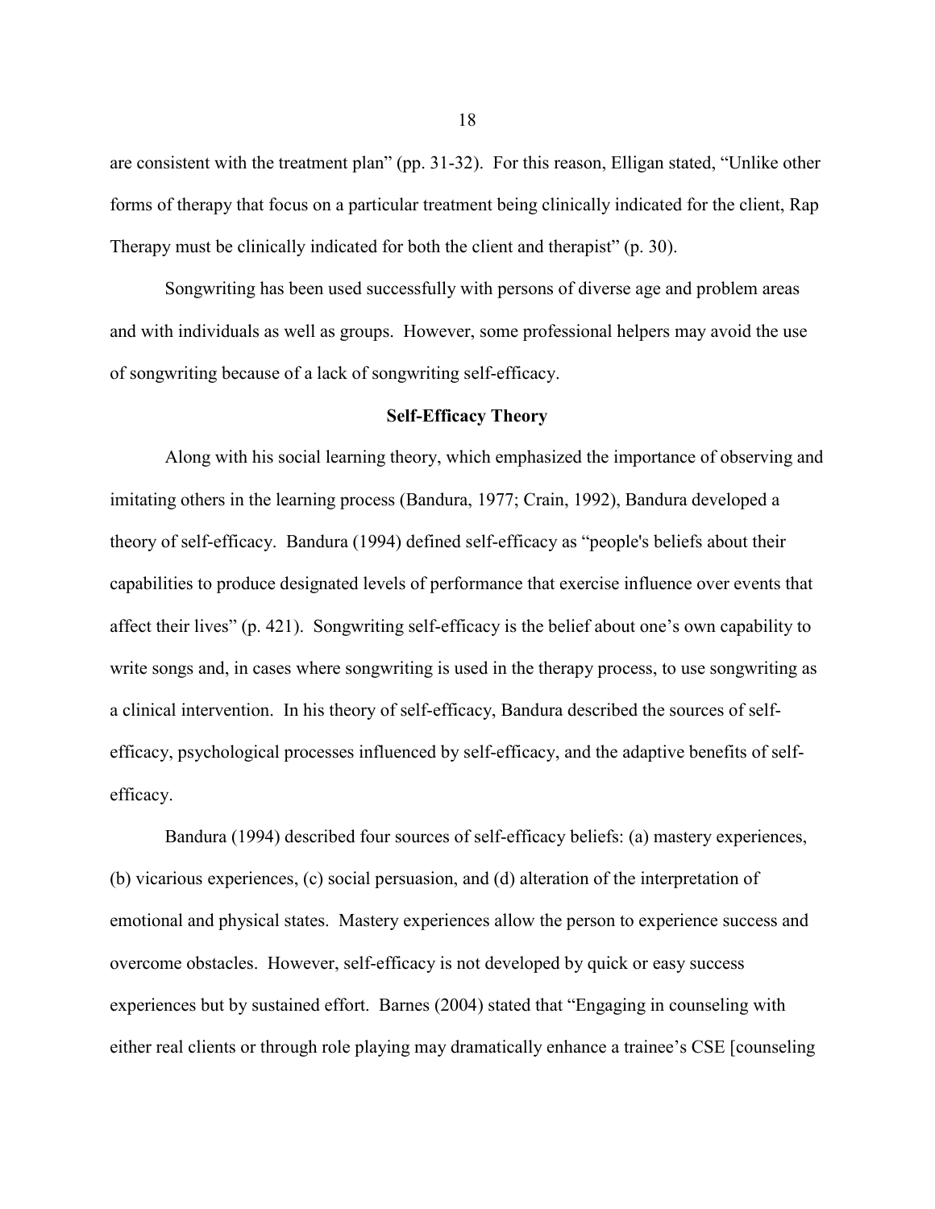are consistent with the treatment plan" (pp. 31-32). For this reason, Elligan stated, "Unlike other forms of therapy that focus on a particular treatment being clinically indicated for the client, Rap Therapy must be clinically indicated for both the client and therapist" (p. 30).

Songwriting has been used successfully with persons of diverse age and problem areas and with individuals as well as groups. However, some professional helpers may avoid the use of songwriting because of a lack of songwriting self-efficacy.

## Self-Efficacy Theory

Along with his social learning theory, which emphasized the importance of observing and imitating others in the learning process (Bandura, 1977; Crain, 1992), Bandura developed a theory of self-efficacy. Bandura (1994) defined self-efficacy as "people's beliefs about their capabilities to produce designated levels of performance that exercise influence over events that affect their lives" (p. 421). Songwriting self-efficacy is the belief about one's own capability to write songs and, in cases where songwriting is used in the therapy process, to use songwriting as a clinical intervention. In his theory of self-efficacy, Bandura described the sources of self-efficacy, psychological processes influenced by self-efficacy, and the adaptive benefits of self-efficacy.

Bandura (1994) described four sources of self-efficacy beliefs: (a) mastery experiences, (b) vicarious experiences, (c) social persuasion, and (d) alteration of the interpretation of emotional and physical states. Mastery experiences allow the person to experience success and overcome obstacles. However, self-efficacy is not developed by quick or easy success experiences but by sustained effort. Barnes (2004) stated that "Engaging in counseling with either real clients or through role playing may dramatically enhance a trainee's CSE [counseling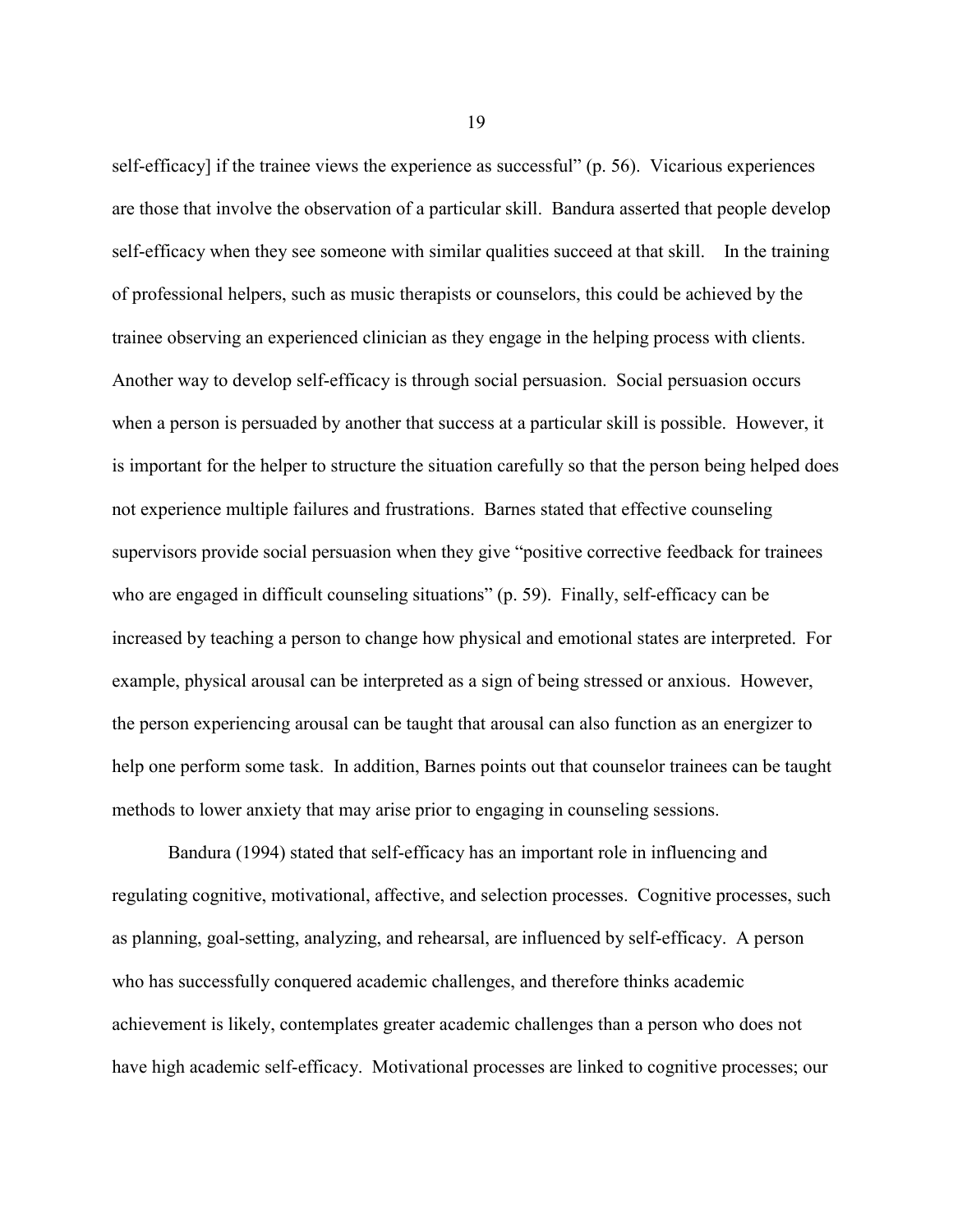self-efficacy] if the trainee views the experience as successful" (p. 56). Vicarious experiences are those that involve the observation of a particular skill. Bandura asserted that people develop self-efficacy when they see someone with similar qualities succeed at that skill. In the training of professional helpers, such as music therapists or counselors, this could be achieved by the trainee observing an experienced clinician as they engage in the helping process with clients. Another way to develop self-efficacy is through social persuasion. Social persuasion occurs when a person is persuaded by another that success at a particular skill is possible. However, it is important for the helper to structure the situation carefully so that the person being helped does not experience multiple failures and frustrations. Barnes stated that effective counseling supervisors provide social persuasion when they give "positive corrective feedback for trainees who are engaged in difficult counseling situations" (p. 59). Finally, self-efficacy can be increased by teaching a person to change how physical and emotional states are interpreted. For example, physical arousal can be interpreted as a sign of being stressed or anxious. However, the person experiencing arousal can be taught that arousal can also function as an energizer to help one perform some task. In addition, Barnes points out that counselor trainees can be taught methods to lower anxiety that may arise prior to engaging in counseling sessions.

Bandura (1994) stated that self-efficacy has an important role in influencing and regulating cognitive, motivational, affective, and selection processes. Cognitive processes, such as planning, goal-setting, analyzing, and rehearsal, are influenced by self-efficacy. A person who has successfully conquered academic challenges, and therefore thinks academic achievement is likely, contemplates greater academic challenges than a person who does not have high academic self-efficacy. Motivational processes are linked to cognitive processes; our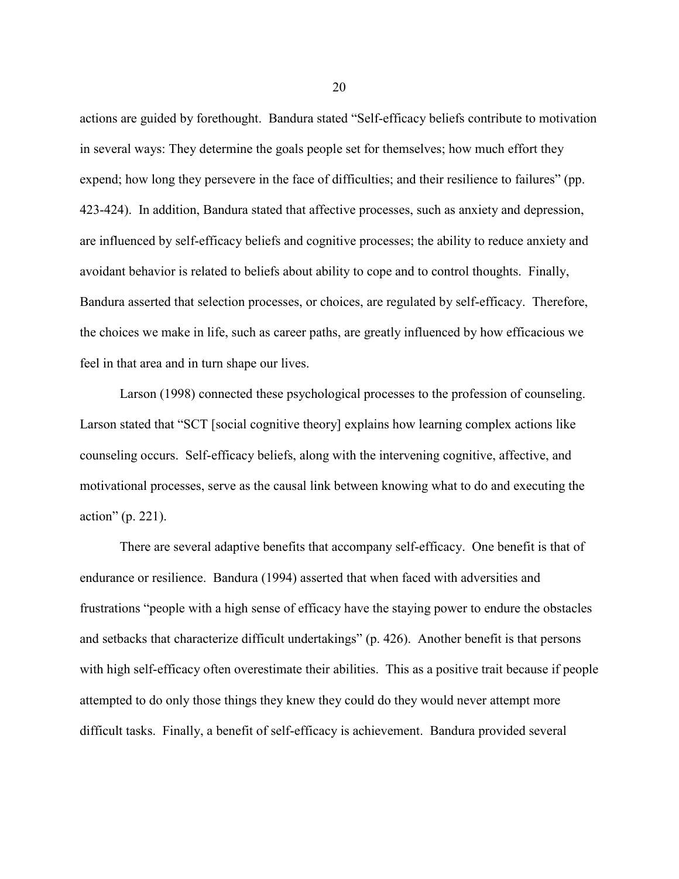actions are guided by forethought. Bandura stated "Self-efficacy beliefs contribute to motivation in several ways: They determine the goals people set for themselves; how much effort they expend; how long they persevere in the face of difficulties; and their resilience to failures" (pp. 423-424). In addition, Bandura stated that affective processes, such as anxiety and depression, are influenced by self-efficacy beliefs and cognitive processes; the ability to reduce anxiety and avoidant behavior is related to beliefs about ability to cope and to control thoughts. Finally, Bandura asserted that selection processes, or choices, are regulated by self-efficacy. Therefore, the choices we make in life, such as career paths, are greatly influenced by how efficacious we feel in that area and in turn shape our lives.

Larson (1998) connected these psychological processes to the profession of counseling. Larson stated that "SCT [social cognitive theory] explains how learning complex actions like counseling occurs. Self-efficacy beliefs, along with the intervening cognitive, affective, and motivational processes, serve as the causal link between knowing what to do and executing the action" (p. 221).

There are several adaptive benefits that accompany self-efficacy. One benefit is that of endurance or resilience. Bandura (1994) asserted that when faced with adversities and frustrations "people with a high sense of efficacy have the staying power to endure the obstacles and setbacks that characterize difficult undertakings" (p. 426). Another benefit is that persons with high self-efficacy often overestimate their abilities. This as a positive trait because if people attempted to do only those things they knew they could do they would never attempt more difficult tasks. Finally, a benefit of self-efficacy is achievement. Bandura provided several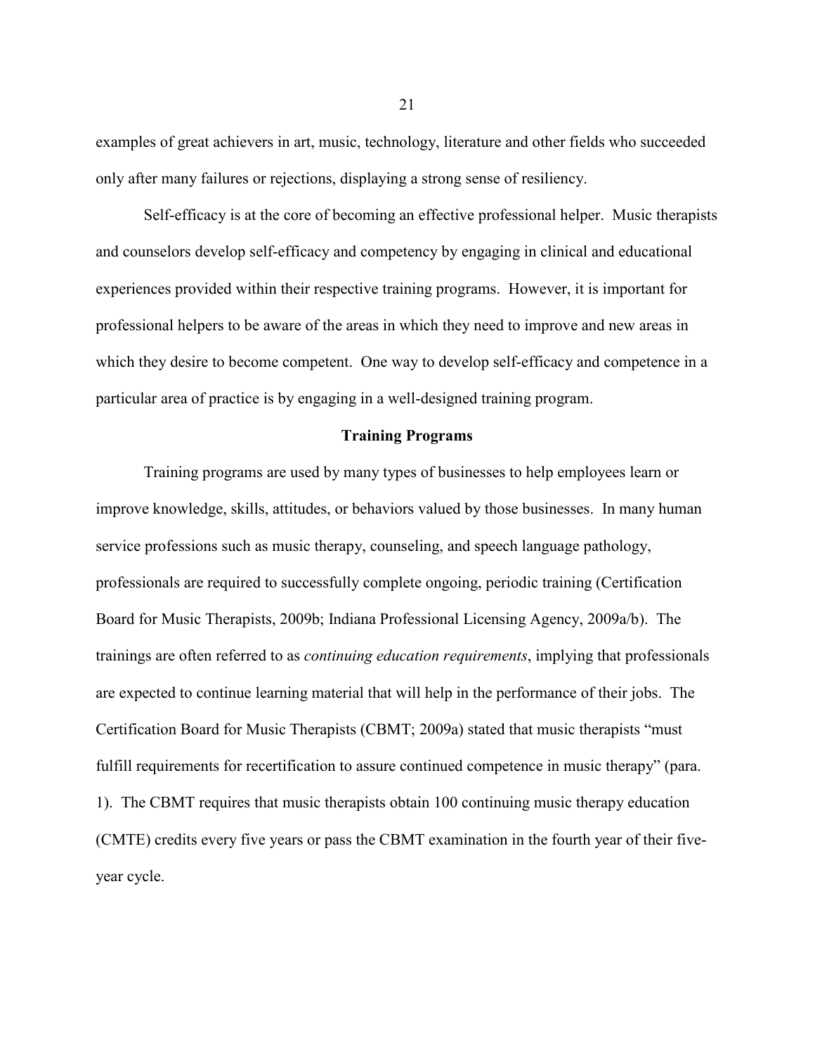examples of great achievers in art, music, technology, literature and other fields who succeeded only after many failures or rejections, displaying a strong sense of resiliency.

Self-efficacy is at the core of becoming an effective professional helper. Music therapists and counselors develop self-efficacy and competency by engaging in clinical and educational experiences provided within their respective training programs. However, it is important for professional helpers to be aware of the areas in which they need to improve and new areas in which they desire to become competent. One way to develop self-efficacy and competence in a particular area of practice is by engaging in a well-designed training program.

## Training Programs

Training programs are used by many types of businesses to help employees learn or improve knowledge, skills, attitudes, or behaviors valued by those businesses. In many human service professions such as music therapy, counseling, and speech language pathology, professionals are required to successfully complete ongoing, periodic training (Certification Board for Music Therapists, 2009b; Indiana Professional Licensing Agency, 2009a/b). The trainings are often referred to as *continuing education requirements*, implying that professionals are expected to continue learning material that will help in the performance of their jobs. The Certification Board for Music Therapists (CBMT; 2009a) stated that music therapists "must fulfill requirements for recertification to assure continued competence in music therapy" (para. 1). The CBMT requires that music therapists obtain 100 continuing music therapy education (CMTE) credits every five years or pass the CBMT examination in the fourth year of their five-year cycle.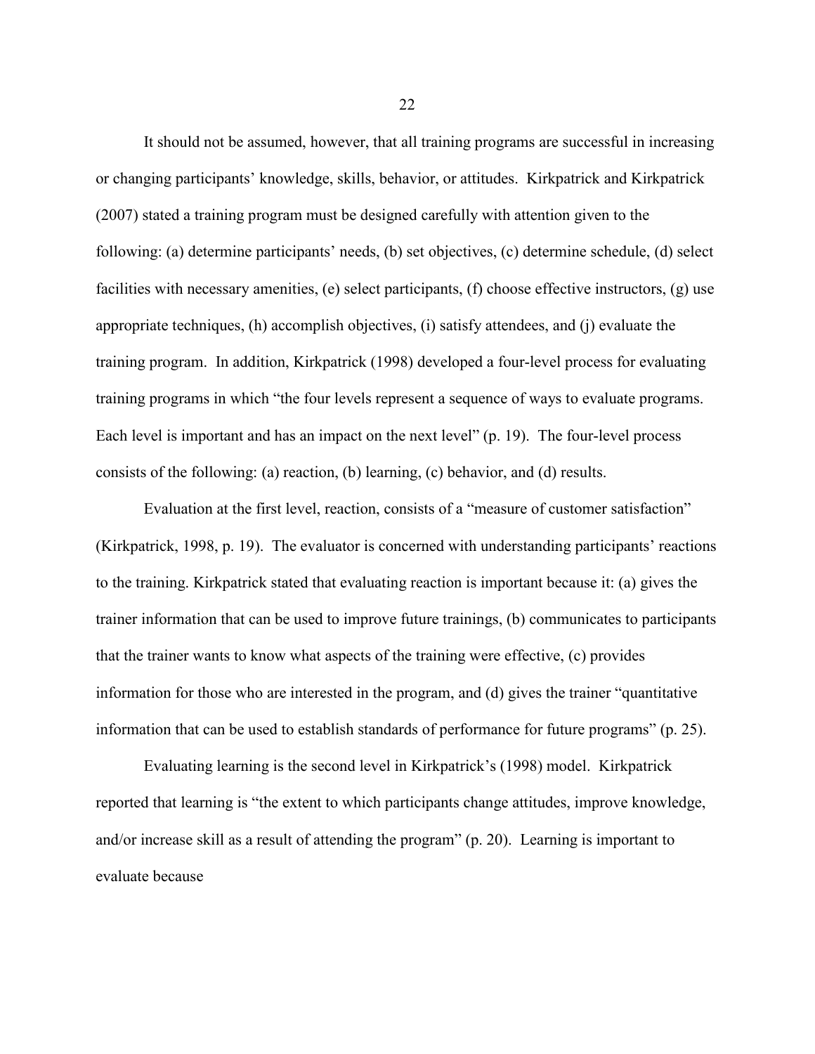It should not be assumed, however, that all training programs are successful in increasing or changing participants' knowledge, skills, behavior, or attitudes. Kirkpatrick and Kirkpatrick (2007) stated a training program must be designed carefully with attention given to the following: (a) determine participants' needs, (b) set objectives, (c) determine schedule, (d) select facilities with necessary amenities, (e) select participants, (f) choose effective instructors, (g) use appropriate techniques, (h) accomplish objectives, (i) satisfy attendees, and (j) evaluate the training program. In addition, Kirkpatrick (1998) developed a four-level process for evaluating training programs in which "the four levels represent a sequence of ways to evaluate programs. Each level is important and has an impact on the next level" (p. 19). The four-level process consists of the following: (a) reaction, (b) learning, (c) behavior, and (d) results.

Evaluation at the first level, reaction, consists of a "measure of customer satisfaction" (Kirkpatrick, 1998, p. 19). The evaluator is concerned with understanding participants' reactions to the training. Kirkpatrick stated that evaluating reaction is important because it: (a) gives the trainer information that can be used to improve future trainings, (b) communicates to participants that the trainer wants to know what aspects of the training were effective, (c) provides information for those who are interested in the program, and (d) gives the trainer "quantitative information that can be used to establish standards of performance for future programs" (p. 25).

Evaluating learning is the second level in Kirkpatrick's (1998) model. Kirkpatrick reported that learning is "the extent to which participants change attitudes, improve knowledge, and/or increase skill as a result of attending the program" (p. 20). Learning is important to evaluate because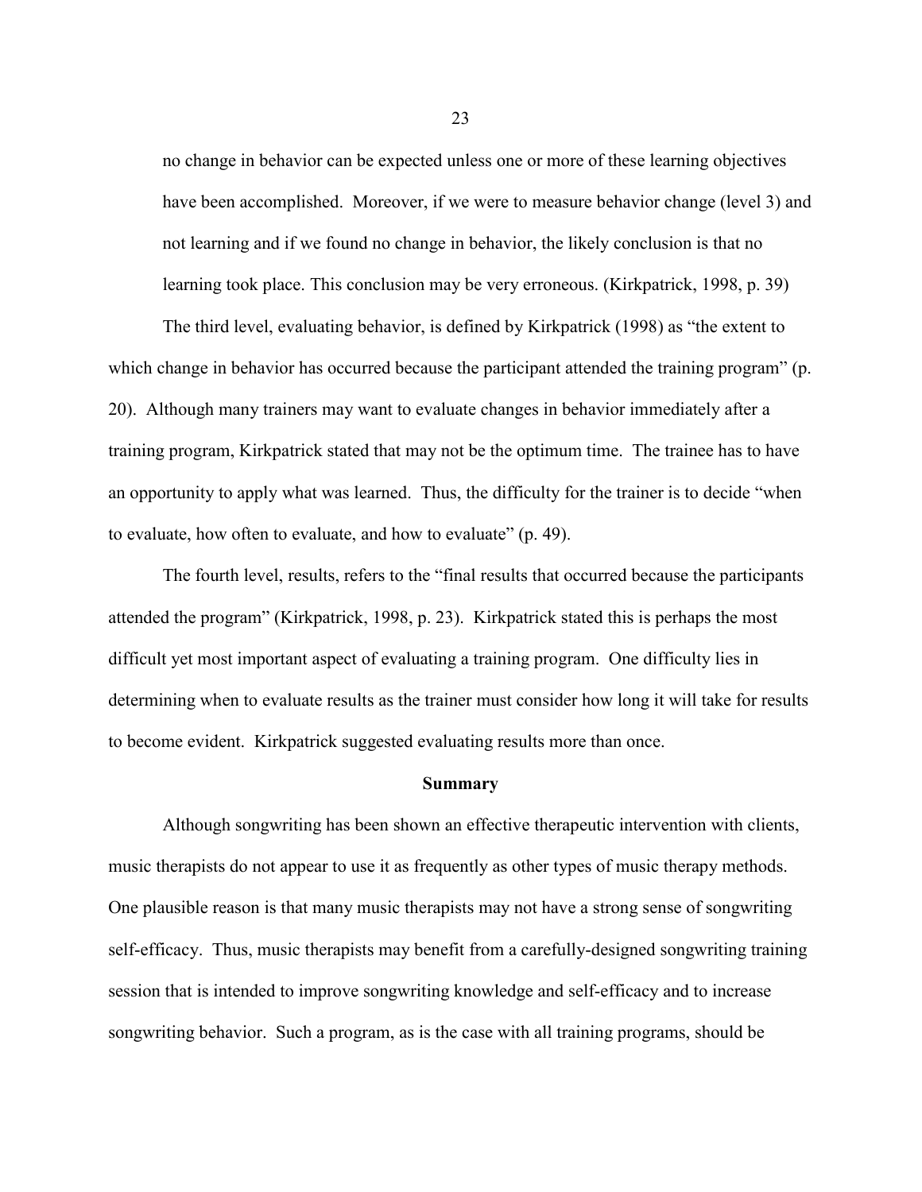no change in behavior can be expected unless one or more of these learning objectives have been accomplished. Moreover, if we were to measure behavior change (level 3) and not learning and if we found no change in behavior, the likely conclusion is that no learning took place. This conclusion may be very erroneous. (Kirkpatrick, 1998, p. 39)

The third level, evaluating behavior, is defined by Kirkpatrick (1998) as "the extent to which change in behavior has occurred because the participant attended the training program" (p. 20). Although many trainers may want to evaluate changes in behavior immediately after a training program, Kirkpatrick stated that may not be the optimum time. The trainee has to have an opportunity to apply what was learned. Thus, the difficulty for the trainer is to decide "when to evaluate, how often to evaluate, and how to evaluate" (p. 49).

The fourth level, results, refers to the "final results that occurred because the participants attended the program" (Kirkpatrick, 1998, p. 23). Kirkpatrick stated this is perhaps the most difficult yet most important aspect of evaluating a training program. One difficulty lies in determining when to evaluate results as the trainer must consider how long it will take for results to become evident. Kirkpatrick suggested evaluating results more than once.

## Summary

Although songwriting has been shown an effective therapeutic intervention with clients, music therapists do not appear to use it as frequently as other types of music therapy methods. One plausible reason is that many music therapists may not have a strong sense of songwriting self-efficacy. Thus, music therapists may benefit from a carefully-designed songwriting training session that is intended to improve songwriting knowledge and self-efficacy and to increase songwriting behavior. Such a program, as is the case with all training programs, should be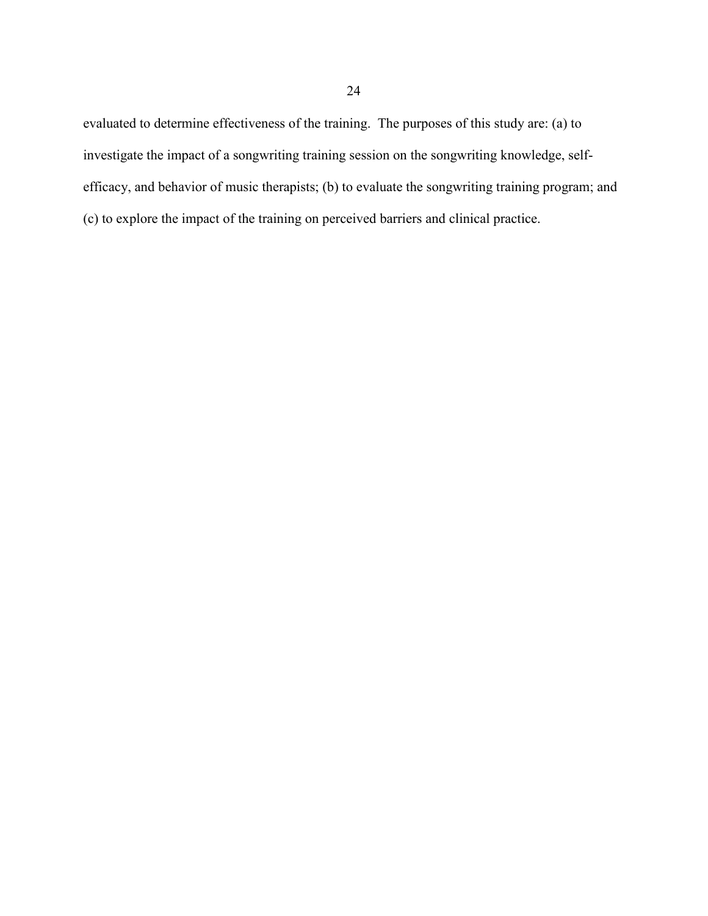evaluated to determine effectiveness of the training. The purposes of this study are: (a) to investigate the impact of a songwriting training session on the songwriting knowledge, self-efficacy, and behavior of music therapists; (b) to evaluate the songwriting training program; and (c) to explore the impact of the training on perceived barriers and clinical practice.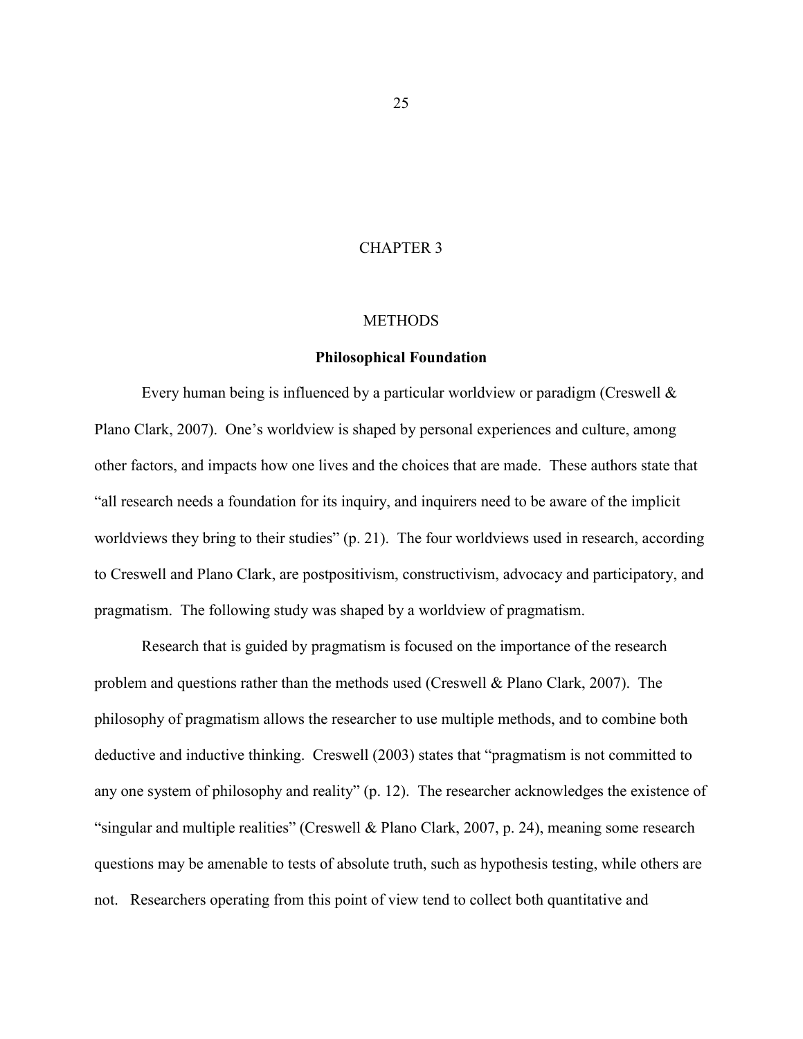# CHAPTER 3

# METHODS

## Philosophical Foundation

Every human being is influenced by a particular worldview or paradigm (Creswell & Plano Clark, 2007). One's worldview is shaped by personal experiences and culture, among other factors, and impacts how one lives and the choices that are made. These authors state that "all research needs a foundation for its inquiry, and inquirers need to be aware of the implicit worldviews they bring to their studies" (p. 21). The four worldviews used in research, according to Creswell and Plano Clark, are postpositivism, constructivism, advocacy and participatory, and pragmatism. The following study was shaped by a worldview of pragmatism.

Research that is guided by pragmatism is focused on the importance of the research problem and questions rather than the methods used (Creswell & Plano Clark, 2007). The philosophy of pragmatism allows the researcher to use multiple methods, and to combine both deductive and inductive thinking. Creswell (2003) states that "pragmatism is not committed to any one system of philosophy and reality" (p. 12). The researcher acknowledges the existence of "singular and multiple realities" (Creswell & Plano Clark, 2007, p. 24), meaning some research questions may be amenable to tests of absolute truth, such as hypothesis testing, while others are not. Researchers operating from this point of view tend to collect both quantitative and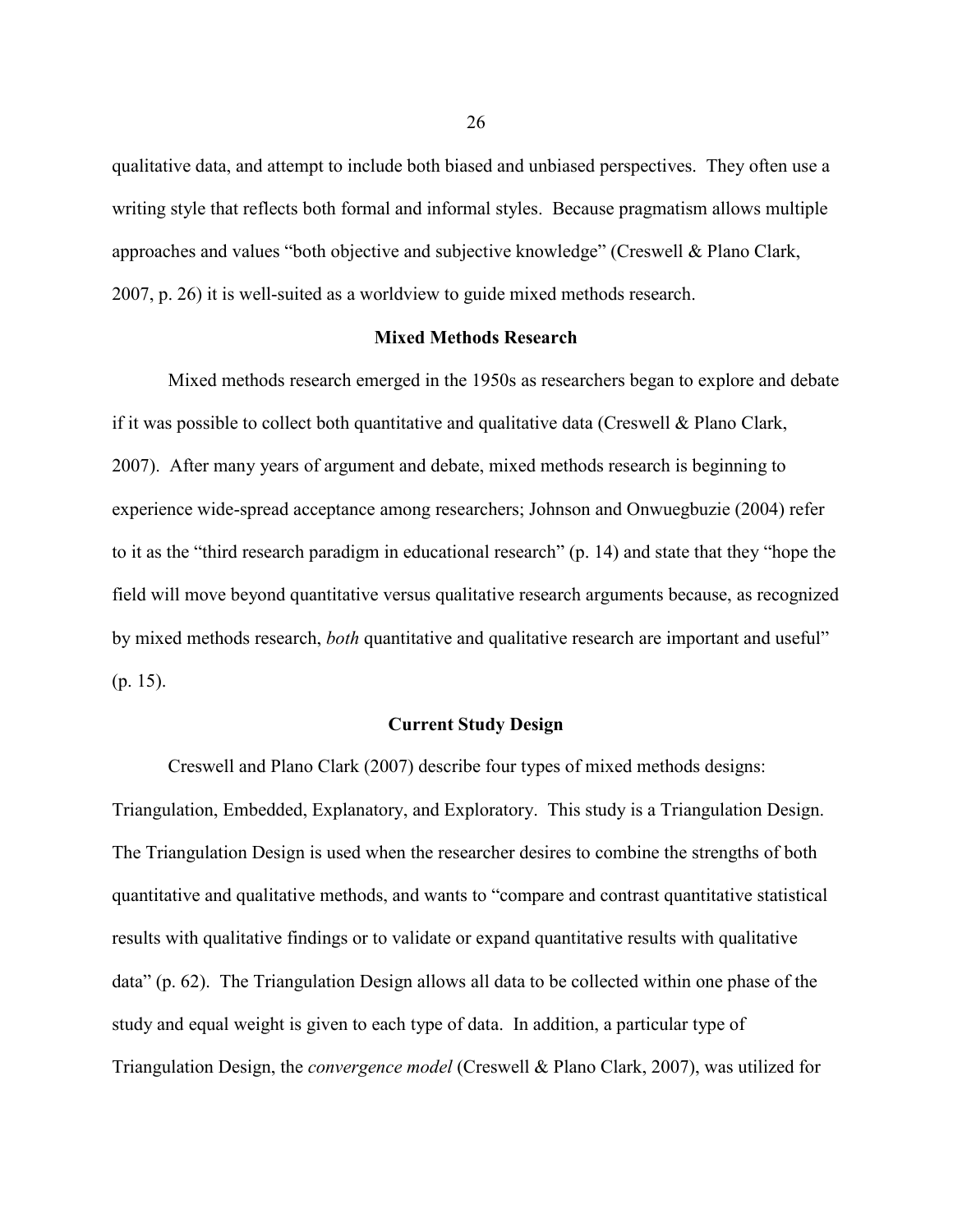qualitative data, and attempt to include both biased and unbiased perspectives. They often use a writing style that reflects both formal and informal styles. Because pragmatism allows multiple approaches and values "both objective and subjective knowledge" (Creswell & Plano Clark, 2007, p. 26) it is well-suited as a worldview to guide mixed methods research.

## Mixed Methods Research

Mixed methods research emerged in the 1950s as researchers began to explore and debate if it was possible to collect both quantitative and qualitative data (Creswell & Plano Clark, 2007). After many years of argument and debate, mixed methods research is beginning to experience wide-spread acceptance among researchers; Johnson and Onwuegbuzie (2004) refer to it as the "third research paradigm in educational research" (p. 14) and state that they "hope the field will move beyond quantitative versus qualitative research arguments because, as recognized by mixed methods research, *both* quantitative and qualitative research are important and useful" (p. 15).

## Current Study Design

Creswell and Plano Clark (2007) describe four types of mixed methods designs: Triangulation, Embedded, Explanatory, and Exploratory. This study is a Triangulation Design. The Triangulation Design is used when the researcher desires to combine the strengths of both quantitative and qualitative methods, and wants to "compare and contrast quantitative statistical results with qualitative findings or to validate or expand quantitative results with qualitative data" (p. 62). The Triangulation Design allows all data to be collected within one phase of the study and equal weight is given to each type of data. In addition, a particular type of Triangulation Design, the *convergence model* (Creswell & Plano Clark, 2007), was utilized for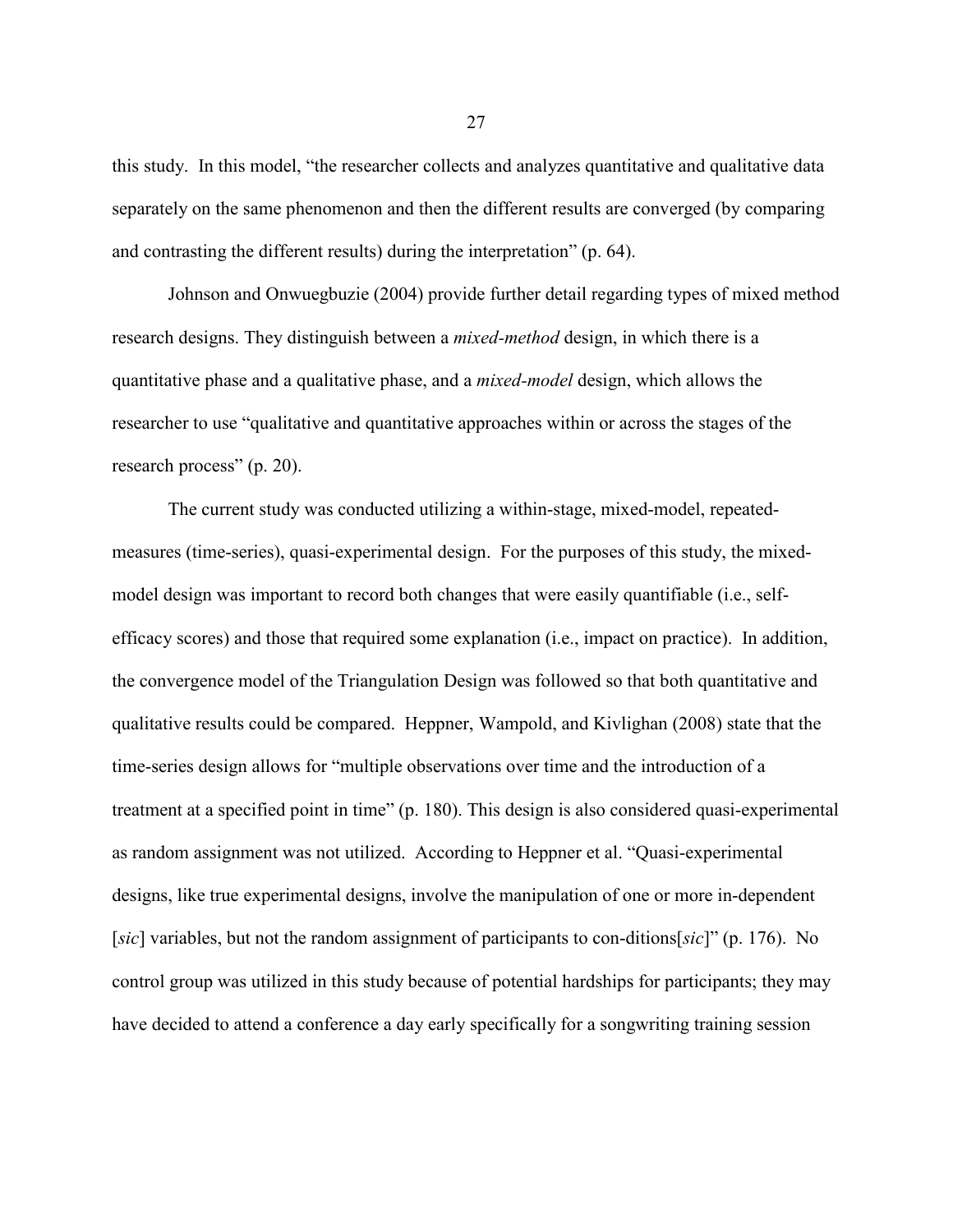this study. In this model, "the researcher collects and analyzes quantitative and qualitative data separately on the same phenomenon and then the different results are converged (by comparing and contrasting the different results) during the interpretation" (p. 64).

Johnson and Onwuegbuzie (2004) provide further detail regarding types of mixed method research designs. They distinguish between a *mixed-method* design, in which there is a quantitative phase and a qualitative phase, and a *mixed-model* design, which allows the researcher to use "qualitative and quantitative approaches within or across the stages of the research process" (p. 20).

The current study was conducted utilizing a within-stage, mixed-model, repeated-measures (time-series), quasi-experimental design. For the purposes of this study, the mixed-model design was important to record both changes that were easily quantifiable (i.e., self-efficacy scores) and those that required some explanation (i.e., impact on practice). In addition, the convergence model of the Triangulation Design was followed so that both quantitative and qualitative results could be compared. Heppner, Wampold, and Kivlighan (2008) state that the time-series design allows for "multiple observations over time and the introduction of a treatment at a specified point in time" (p. 180). This design is also considered quasi-experimental as random assignment was not utilized. According to Heppner et al. "Quasi-experimental designs, like true experimental designs, involve the manipulation of one or more in-dependent [*sic*] variables, but not the random assignment of participants to con-ditions[*sic*]" (p. 176). No control group was utilized in this study because of potential hardships for participants; they may have decided to attend a conference a day early specifically for a songwriting training session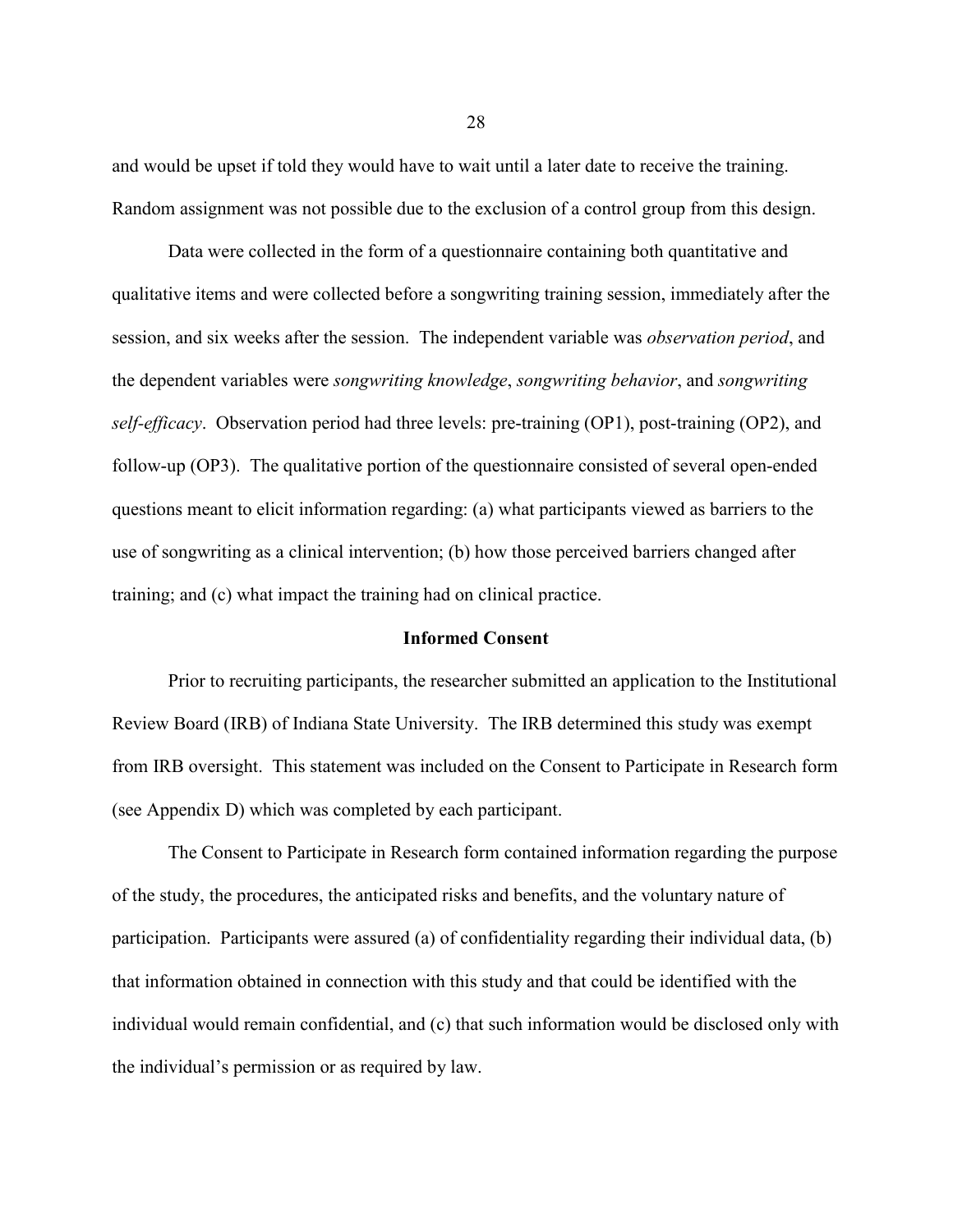and would be upset if told they would have to wait until a later date to receive the training. Random assignment was not possible due to the exclusion of a control group from this design.

Data were collected in the form of a questionnaire containing both quantitative and qualitative items and were collected before a songwriting training session, immediately after the session, and six weeks after the session. The independent variable was *observation period*, and the dependent variables were *songwriting knowledge*, *songwriting behavior*, and *songwriting self-efficacy*. Observation period had three levels: pre-training (OP1), post-training (OP2), and follow-up (OP3). The qualitative portion of the questionnaire consisted of several open-ended questions meant to elicit information regarding: (a) what participants viewed as barriers to the use of songwriting as a clinical intervention; (b) how those perceived barriers changed after training; and (c) what impact the training had on clinical practice.

## Informed Consent

Prior to recruiting participants, the researcher submitted an application to the Institutional Review Board (IRB) of Indiana State University. The IRB determined this study was exempt from IRB oversight. This statement was included on the Consent to Participate in Research form (see Appendix D) which was completed by each participant.

The Consent to Participate in Research form contained information regarding the purpose of the study, the procedures, the anticipated risks and benefits, and the voluntary nature of participation. Participants were assured (a) of confidentiality regarding their individual data, (b) that information obtained in connection with this study and that could be identified with the individual would remain confidential, and (c) that such information would be disclosed only with the individual's permission or as required by law.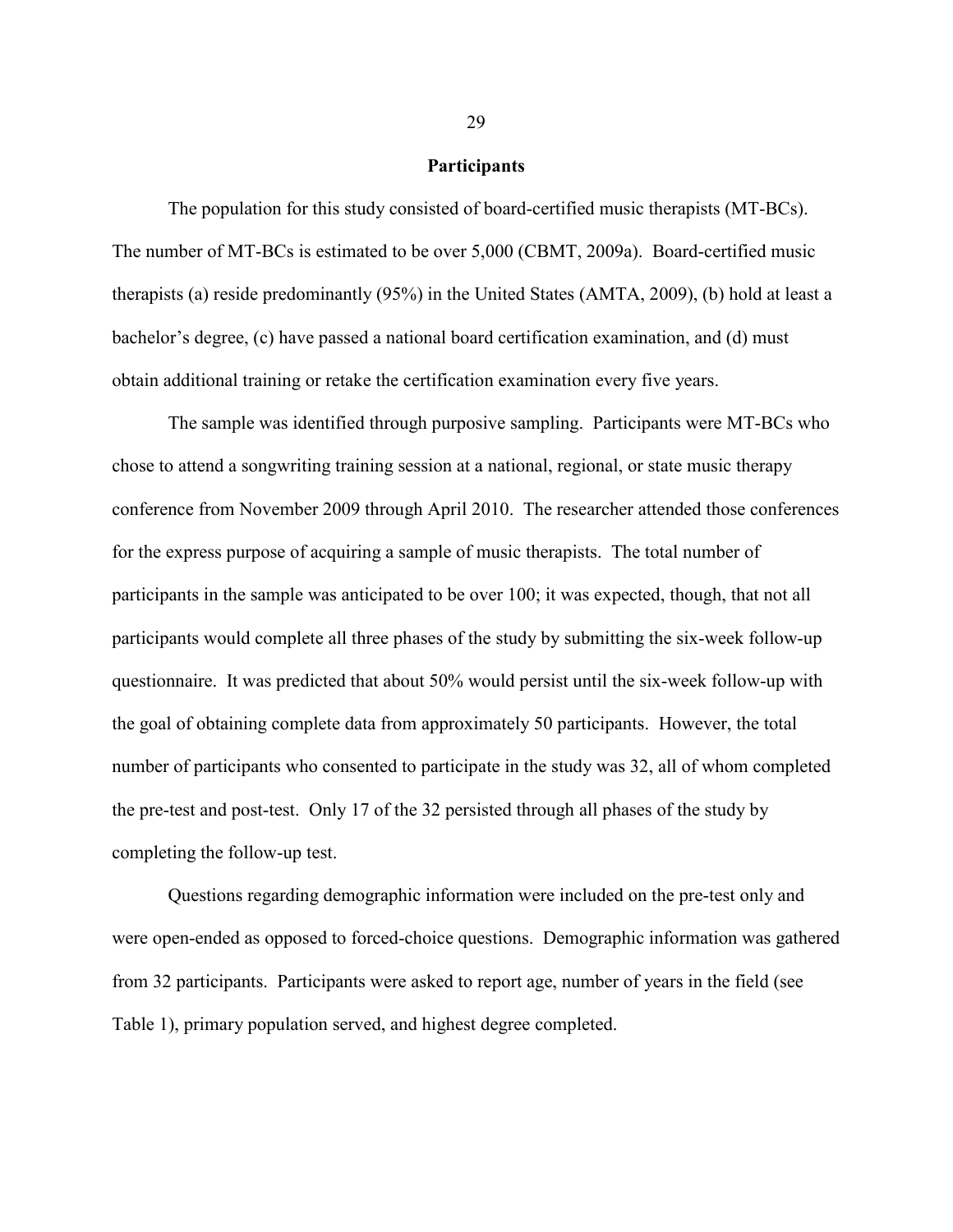## Participants

The population for this study consisted of board-certified music therapists (MT-BCs). The number of MT-BCs is estimated to be over 5,000 (CBMT, 2009a). Board-certified music therapists (a) reside predominantly (95%) in the United States (AMTA, 2009), (b) hold at least a bachelor's degree, (c) have passed a national board certification examination, and (d) must obtain additional training or retake the certification examination every five years.

The sample was identified through purposive sampling. Participants were MT-BCs who chose to attend a songwriting training session at a national, regional, or state music therapy conference from November 2009 through April 2010. The researcher attended those conferences for the express purpose of acquiring a sample of music therapists. The total number of participants in the sample was anticipated to be over 100; it was expected, though, that not all participants would complete all three phases of the study by submitting the six-week follow-up questionnaire. It was predicted that about 50% would persist until the six-week follow-up with the goal of obtaining complete data from approximately 50 participants. However, the total number of participants who consented to participate in the study was 32, all of whom completed the pre-test and post-test. Only 17 of the 32 persisted through all phases of the study by completing the follow-up test.

Questions regarding demographic information were included on the pre-test only and were open-ended as opposed to forced-choice questions. Demographic information was gathered from 32 participants. Participants were asked to report age, number of years in the field (see Table 1), primary population served, and highest degree completed.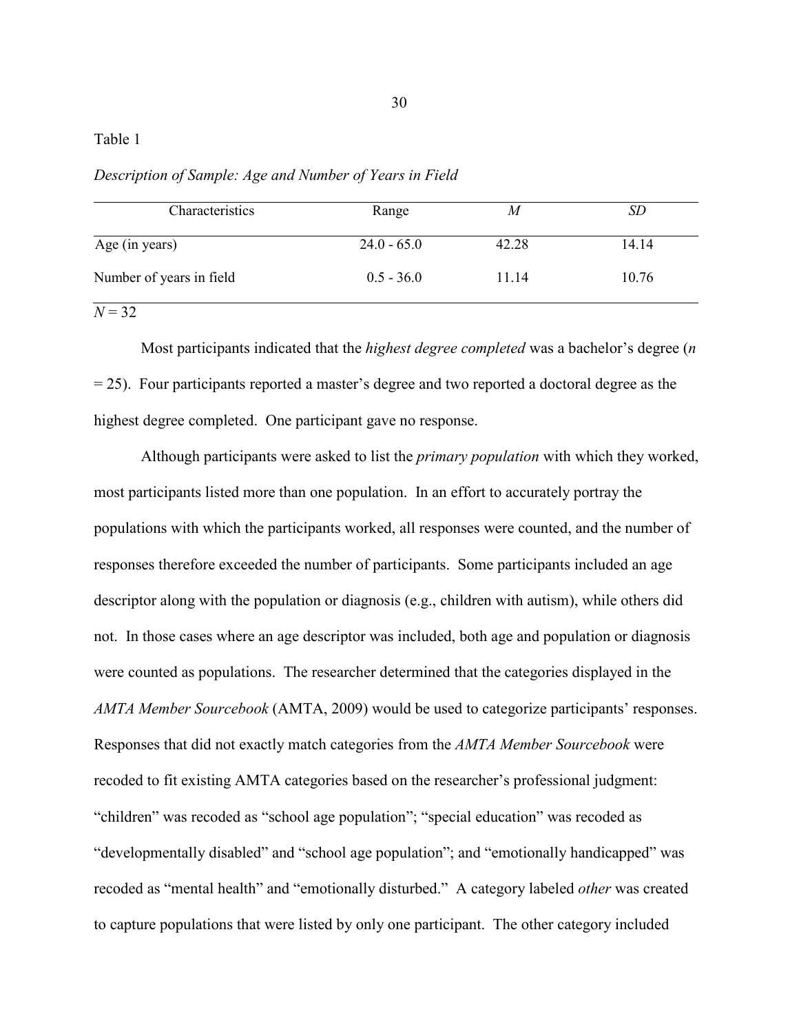Table 1

*Description of Sample: Age and Number of Years in Field*

| Characteristics | Range | *M* | *SD* |
|---|---|---|---|
| Age (in years) | 24.0 - 65.0 | 42.28 | 14.14 |
| Number of years in field | 0.5 - 36.0 | 11.14 | 10.76 |

*N* = 32

Most participants indicated that the *highest degree completed* was a bachelor's degree (*n* = 25). Four participants reported a master's degree and two reported a doctoral degree as the highest degree completed. One participant gave no response.

Although participants were asked to list the *primary population* with which they worked, most participants listed more than one population. In an effort to accurately portray the populations with which the participants worked, all responses were counted, and the number of responses therefore exceeded the number of participants. Some participants included an age descriptor along with the population or diagnosis (e.g., children with autism), while others did not. In those cases where an age descriptor was included, both age and population or diagnosis were counted as populations. The researcher determined that the categories displayed in the *AMTA Member Sourcebook* (AMTA, 2009) would be used to categorize participants' responses. Responses that did not exactly match categories from the *AMTA Member Sourcebook* were recoded to fit existing AMTA categories based on the researcher's professional judgment: "children" was recoded as "school age population"; "special education" was recoded as "developmentally disabled" and "school age population"; and "emotionally handicapped" was recoded as "mental health" and "emotionally disturbed." A category labeled *other* was created to capture populations that were listed by only one participant. The other category included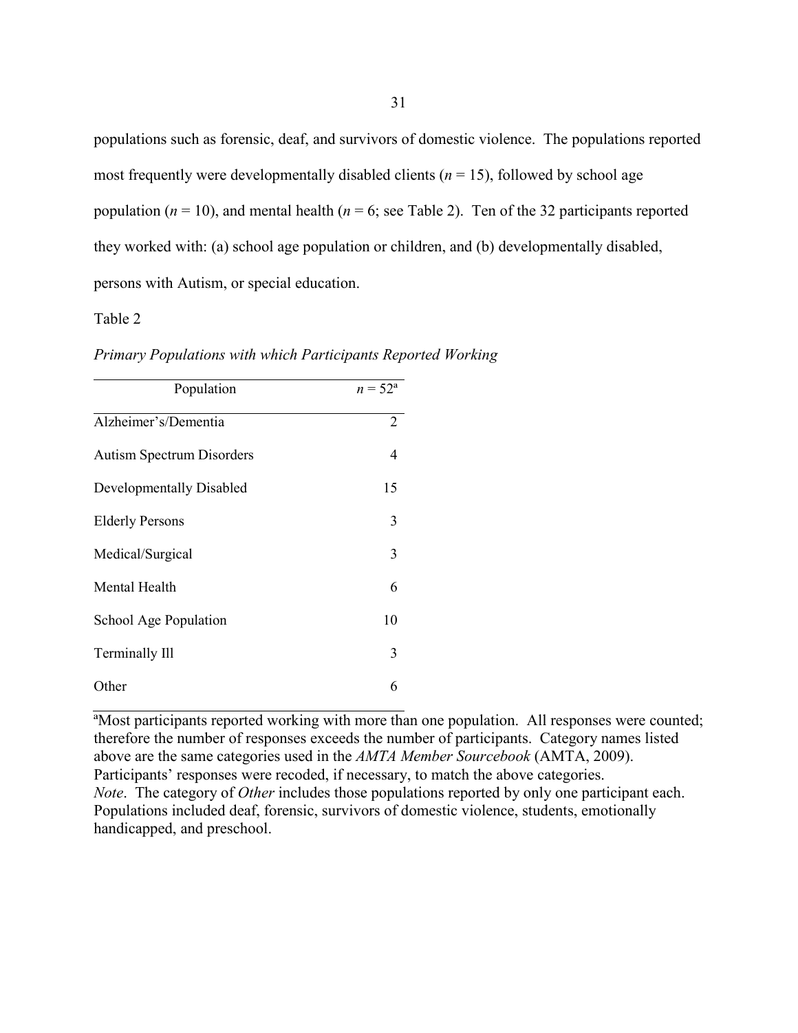populations such as forensic, deaf, and survivors of domestic violence. The populations reported most frequently were developmentally disabled clients ($n = 15$), followed by school age population ($n = 10$), and mental health ($n = 6$; see Table 2). Ten of the 32 participants reported they worked with: (a) school age population or children, and (b) developmentally disabled, persons with Autism, or special education.

Table 2

*Primary Populations with which Participants Reported Working*

| Population | $n = 52$[a] |
|---|---|
| Alzheimer's/Dementia | 2 |
| Autism Spectrum Disorders | 4 |
| Developmentally Disabled | 15 |
| Elderly Persons | 3 |
| Medical/Surgical | 3 |
| Mental Health | 6 |
| School Age Population | 10 |
| Terminally Ill | 3 |
| Other | 6 |

[a]Most participants reported working with more than one population. All responses were counted; therefore the number of responses exceeds the number of participants. Category names listed above are the same categories used in the *AMTA Member Sourcebook* (AMTA, 2009). Participants' responses were recoded, if necessary, to match the above categories.
*Note*. The category of *Other* includes those populations reported by only one participant each. Populations included deaf, forensic, survivors of domestic violence, students, emotionally handicapped, and preschool.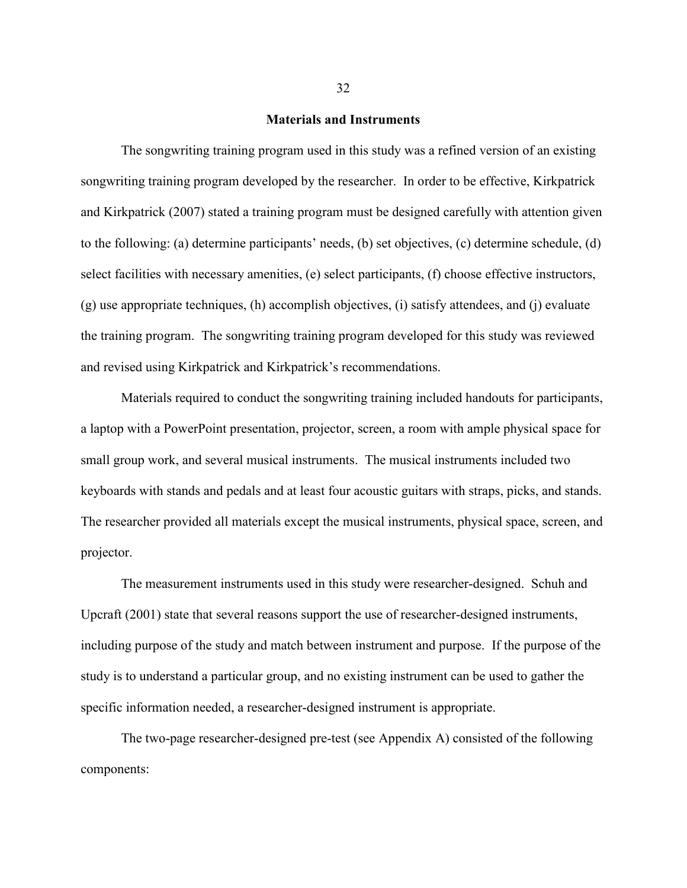## Materials and Instruments

The songwriting training program used in this study was a refined version of an existing songwriting training program developed by the researcher. In order to be effective, Kirkpatrick and Kirkpatrick (2007) stated a training program must be designed carefully with attention given to the following: (a) determine participants' needs, (b) set objectives, (c) determine schedule, (d) select facilities with necessary amenities, (e) select participants, (f) choose effective instructors, (g) use appropriate techniques, (h) accomplish objectives, (i) satisfy attendees, and (j) evaluate the training program. The songwriting training program developed for this study was reviewed and revised using Kirkpatrick and Kirkpatrick's recommendations.

Materials required to conduct the songwriting training included handouts for participants, a laptop with a PowerPoint presentation, projector, screen, a room with ample physical space for small group work, and several musical instruments. The musical instruments included two keyboards with stands and pedals and at least four acoustic guitars with straps, picks, and stands. The researcher provided all materials except the musical instruments, physical space, screen, and projector.

The measurement instruments used in this study were researcher-designed. Schuh and Upcraft (2001) state that several reasons support the use of researcher-designed instruments, including purpose of the study and match between instrument and purpose. If the purpose of the study is to understand a particular group, and no existing instrument can be used to gather the specific information needed, a researcher-designed instrument is appropriate.

The two-page researcher-designed pre-test (see Appendix A) consisted of the following components: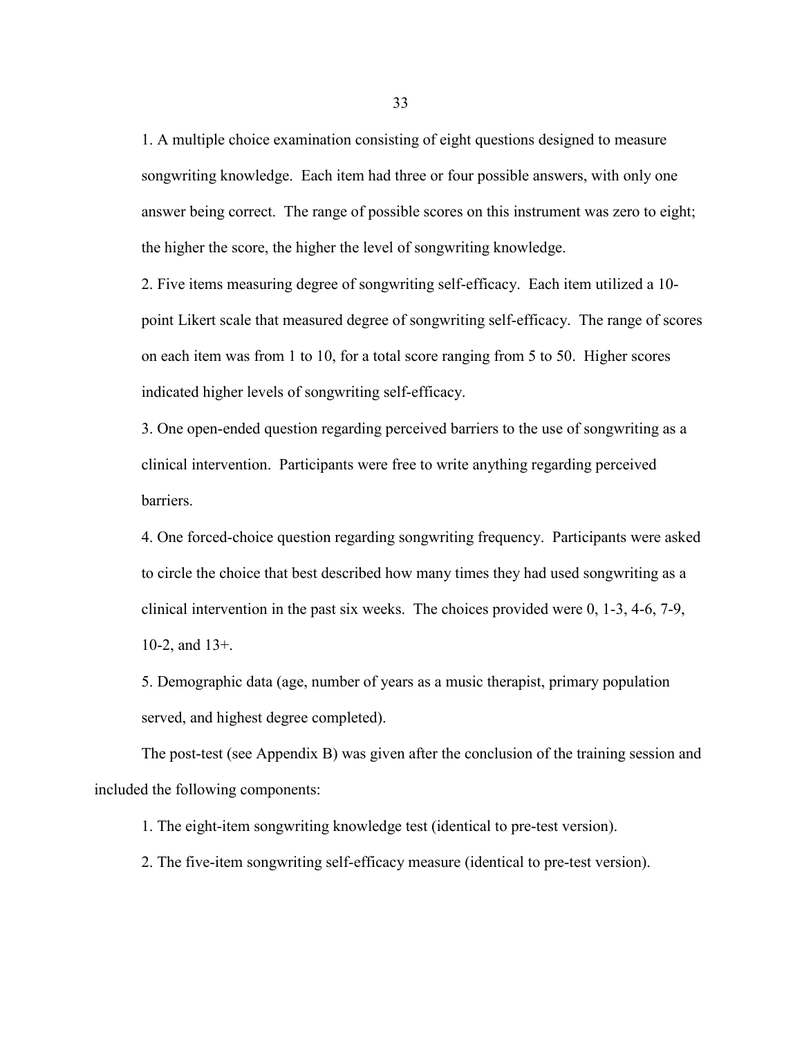1. A multiple choice examination consisting of eight questions designed to measure songwriting knowledge. Each item had three or four possible answers, with only one answer being correct. The range of possible scores on this instrument was zero to eight; the higher the score, the higher the level of songwriting knowledge.

2. Five items measuring degree of songwriting self-efficacy. Each item utilized a 10-point Likert scale that measured degree of songwriting self-efficacy. The range of scores on each item was from 1 to 10, for a total score ranging from 5 to 50. Higher scores indicated higher levels of songwriting self-efficacy.

3. One open-ended question regarding perceived barriers to the use of songwriting as a clinical intervention. Participants were free to write anything regarding perceived barriers.

4. One forced-choice question regarding songwriting frequency. Participants were asked to circle the choice that best described how many times they had used songwriting as a clinical intervention in the past six weeks. The choices provided were 0, 1-3, 4-6, 7-9, 10-2, and 13+.

5. Demographic data (age, number of years as a music therapist, primary population served, and highest degree completed).

The post-test (see Appendix B) was given after the conclusion of the training session and included the following components:

1. The eight-item songwriting knowledge test (identical to pre-test version).

2. The five-item songwriting self-efficacy measure (identical to pre-test version).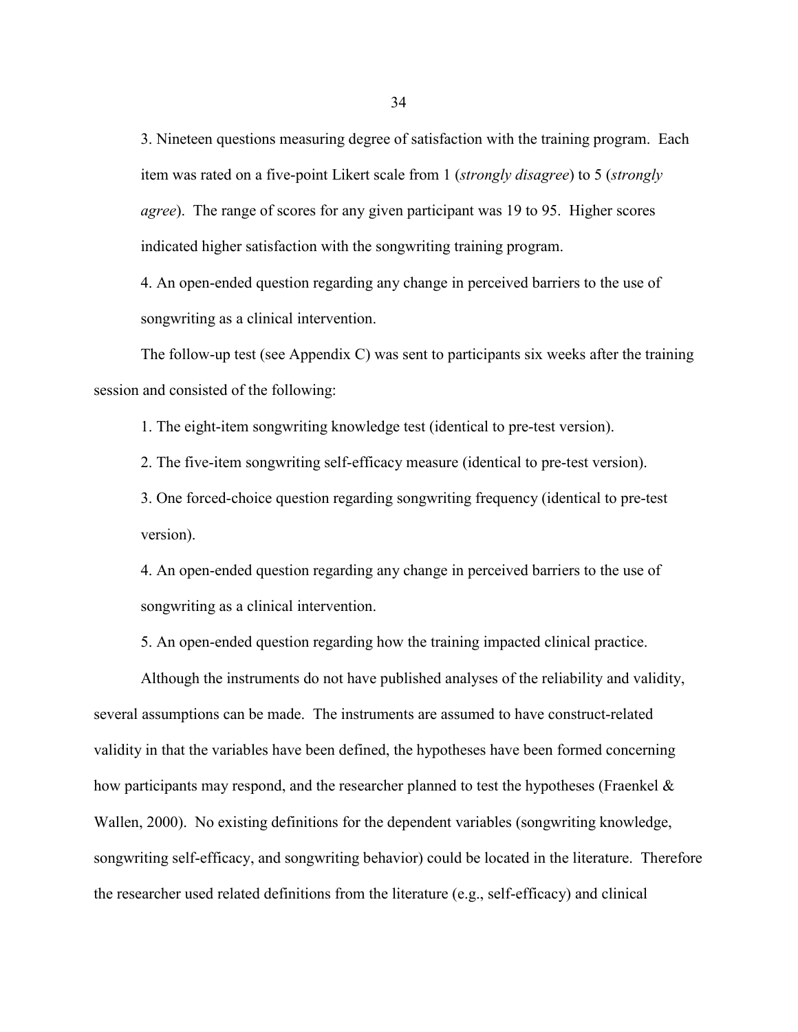3. Nineteen questions measuring degree of satisfaction with the training program. Each item was rated on a five-point Likert scale from 1 (*strongly disagree*) to 5 (*strongly agree*). The range of scores for any given participant was 19 to 95. Higher scores indicated higher satisfaction with the songwriting training program.

4. An open-ended question regarding any change in perceived barriers to the use of songwriting as a clinical intervention.

The follow-up test (see Appendix C) was sent to participants six weeks after the training session and consisted of the following:

1. The eight-item songwriting knowledge test (identical to pre-test version).

2. The five-item songwriting self-efficacy measure (identical to pre-test version).

3. One forced-choice question regarding songwriting frequency (identical to pre-test version).

4. An open-ended question regarding any change in perceived barriers to the use of songwriting as a clinical intervention.

5. An open-ended question regarding how the training impacted clinical practice.

Although the instruments do not have published analyses of the reliability and validity, several assumptions can be made. The instruments are assumed to have construct-related validity in that the variables have been defined, the hypotheses have been formed concerning how participants may respond, and the researcher planned to test the hypotheses (Fraenkel & Wallen, 2000). No existing definitions for the dependent variables (songwriting knowledge, songwriting self-efficacy, and songwriting behavior) could be located in the literature. Therefore the researcher used related definitions from the literature (e.g., self-efficacy) and clinical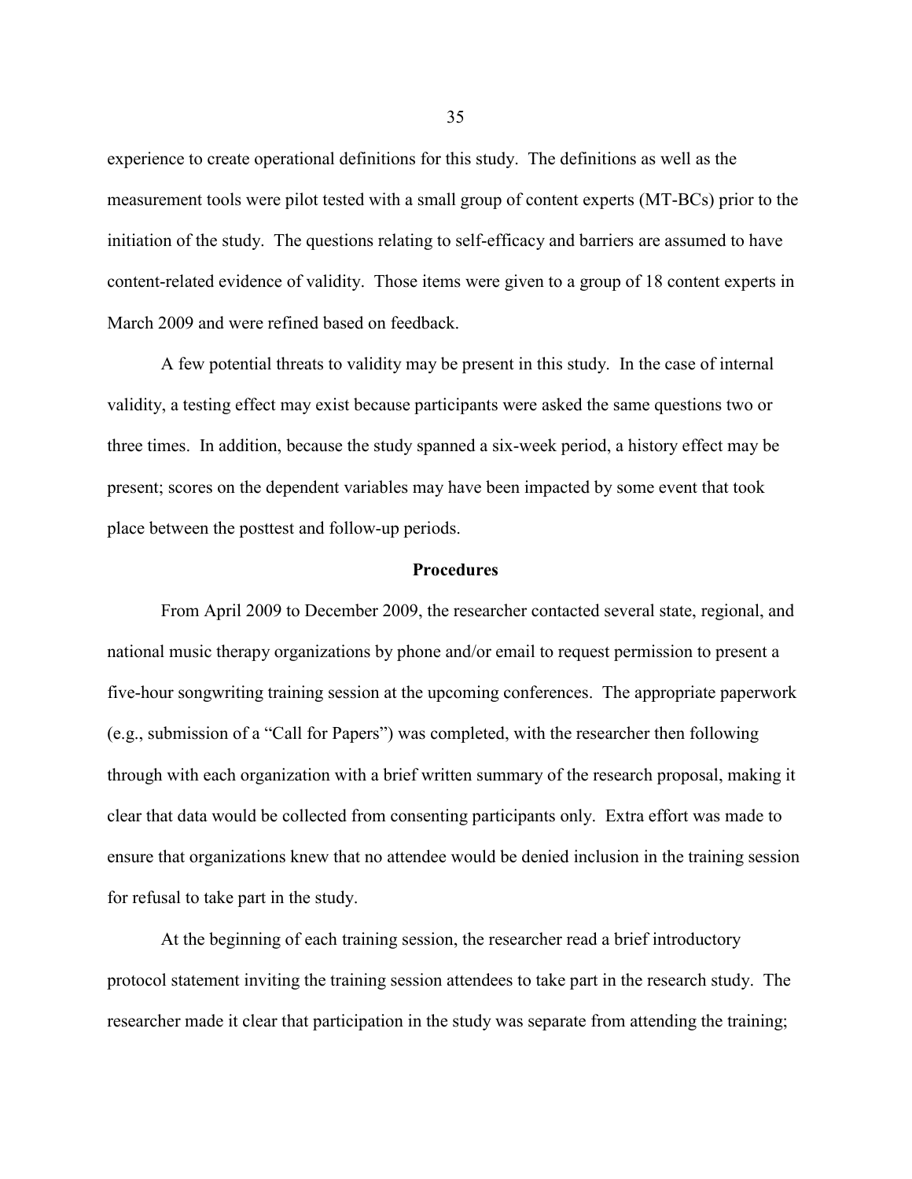experience to create operational definitions for this study. The definitions as well as the measurement tools were pilot tested with a small group of content experts (MT-BCs) prior to the initiation of the study. The questions relating to self-efficacy and barriers are assumed to have content-related evidence of validity. Those items were given to a group of 18 content experts in March 2009 and were refined based on feedback.

A few potential threats to validity may be present in this study. In the case of internal validity, a testing effect may exist because participants were asked the same questions two or three times. In addition, because the study spanned a six-week period, a history effect may be present; scores on the dependent variables may have been impacted by some event that took place between the posttest and follow-up periods.

## Procedures

From April 2009 to December 2009, the researcher contacted several state, regional, and national music therapy organizations by phone and/or email to request permission to present a five-hour songwriting training session at the upcoming conferences. The appropriate paperwork (e.g., submission of a "Call for Papers") was completed, with the researcher then following through with each organization with a brief written summary of the research proposal, making it clear that data would be collected from consenting participants only. Extra effort was made to ensure that organizations knew that no attendee would be denied inclusion in the training session for refusal to take part in the study.

At the beginning of each training session, the researcher read a brief introductory protocol statement inviting the training session attendees to take part in the research study. The researcher made it clear that participation in the study was separate from attending the training;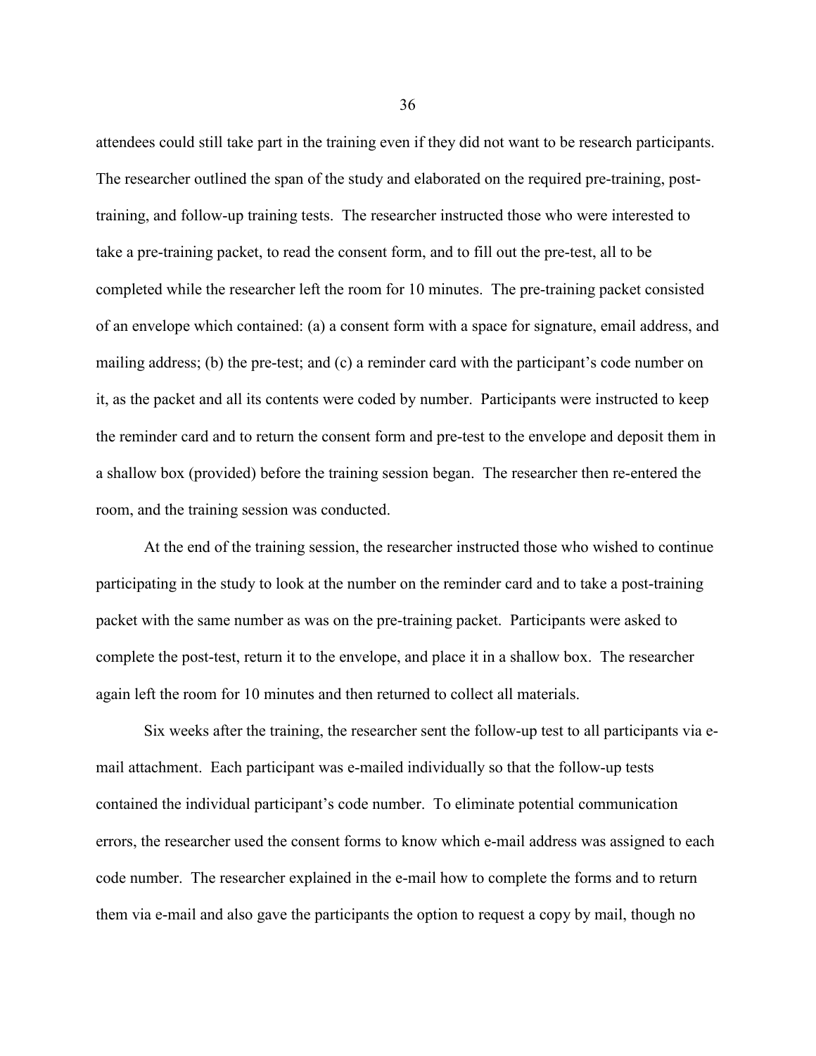attendees could still take part in the training even if they did not want to be research participants. The researcher outlined the span of the study and elaborated on the required pre-training, post-training, and follow-up training tests. The researcher instructed those who were interested to take a pre-training packet, to read the consent form, and to fill out the pre-test, all to be completed while the researcher left the room for 10 minutes. The pre-training packet consisted of an envelope which contained: (a) a consent form with a space for signature, email address, and mailing address; (b) the pre-test; and (c) a reminder card with the participant's code number on it, as the packet and all its contents were coded by number. Participants were instructed to keep the reminder card and to return the consent form and pre-test to the envelope and deposit them in a shallow box (provided) before the training session began. The researcher then re-entered the room, and the training session was conducted.

At the end of the training session, the researcher instructed those who wished to continue participating in the study to look at the number on the reminder card and to take a post-training packet with the same number as was on the pre-training packet. Participants were asked to complete the post-test, return it to the envelope, and place it in a shallow box. The researcher again left the room for 10 minutes and then returned to collect all materials.

Six weeks after the training, the researcher sent the follow-up test to all participants via e-mail attachment. Each participant was e-mailed individually so that the follow-up tests contained the individual participant's code number. To eliminate potential communication errors, the researcher used the consent forms to know which e-mail address was assigned to each code number. The researcher explained in the e-mail how to complete the forms and to return them via e-mail and also gave the participants the option to request a copy by mail, though no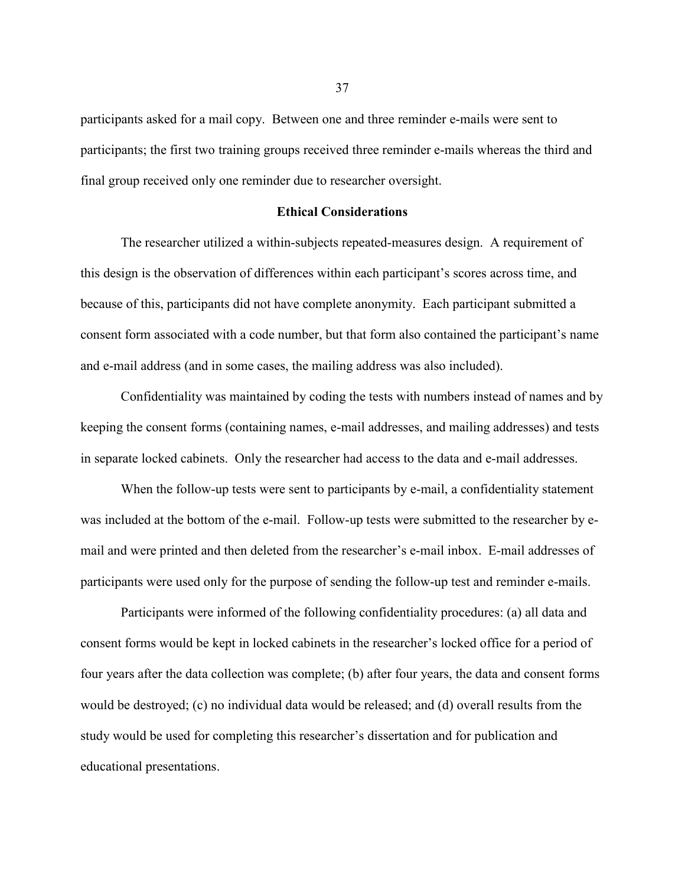participants asked for a mail copy. Between one and three reminder e-mails were sent to participants; the first two training groups received three reminder e-mails whereas the third and final group received only one reminder due to researcher oversight.

## Ethical Considerations

The researcher utilized a within-subjects repeated-measures design. A requirement of this design is the observation of differences within each participant's scores across time, and because of this, participants did not have complete anonymity. Each participant submitted a consent form associated with a code number, but that form also contained the participant's name and e-mail address (and in some cases, the mailing address was also included).

Confidentiality was maintained by coding the tests with numbers instead of names and by keeping the consent forms (containing names, e-mail addresses, and mailing addresses) and tests in separate locked cabinets. Only the researcher had access to the data and e-mail addresses.

When the follow-up tests were sent to participants by e-mail, a confidentiality statement was included at the bottom of the e-mail. Follow-up tests were submitted to the researcher by e-mail and were printed and then deleted from the researcher's e-mail inbox. E-mail addresses of participants were used only for the purpose of sending the follow-up test and reminder e-mails.

Participants were informed of the following confidentiality procedures: (a) all data and consent forms would be kept in locked cabinets in the researcher's locked office for a period of four years after the data collection was complete; (b) after four years, the data and consent forms would be destroyed; (c) no individual data would be released; and (d) overall results from the study would be used for completing this researcher's dissertation and for publication and educational presentations.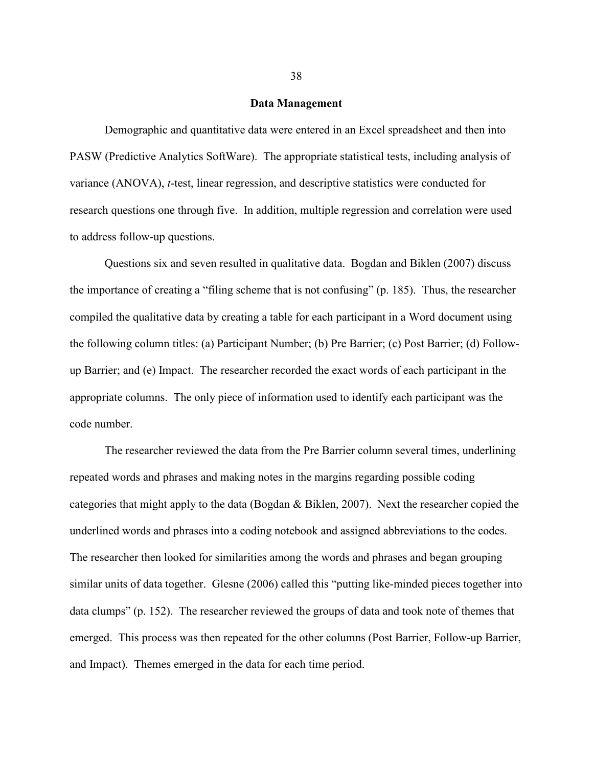## Data Management

Demographic and quantitative data were entered in an Excel spreadsheet and then into PASW (Predictive Analytics SoftWare). The appropriate statistical tests, including analysis of variance (ANOVA), *t*-test, linear regression, and descriptive statistics were conducted for research questions one through five. In addition, multiple regression and correlation were used to address follow-up questions.

Questions six and seven resulted in qualitative data. Bogdan and Biklen (2007) discuss the importance of creating a "filing scheme that is not confusing" (p. 185). Thus, the researcher compiled the qualitative data by creating a table for each participant in a Word document using the following column titles: (a) Participant Number; (b) Pre Barrier; (c) Post Barrier; (d) Follow-up Barrier; and (e) Impact. The researcher recorded the exact words of each participant in the appropriate columns. The only piece of information used to identify each participant was the code number.

The researcher reviewed the data from the Pre Barrier column several times, underlining repeated words and phrases and making notes in the margins regarding possible coding categories that might apply to the data (Bogdan & Biklen, 2007). Next the researcher copied the underlined words and phrases into a coding notebook and assigned abbreviations to the codes. The researcher then looked for similarities among the words and phrases and began grouping similar units of data together. Glesne (2006) called this "putting like-minded pieces together into data clumps" (p. 152). The researcher reviewed the groups of data and took note of themes that emerged. This process was then repeated for the other columns (Post Barrier, Follow-up Barrier, and Impact). Themes emerged in the data for each time period.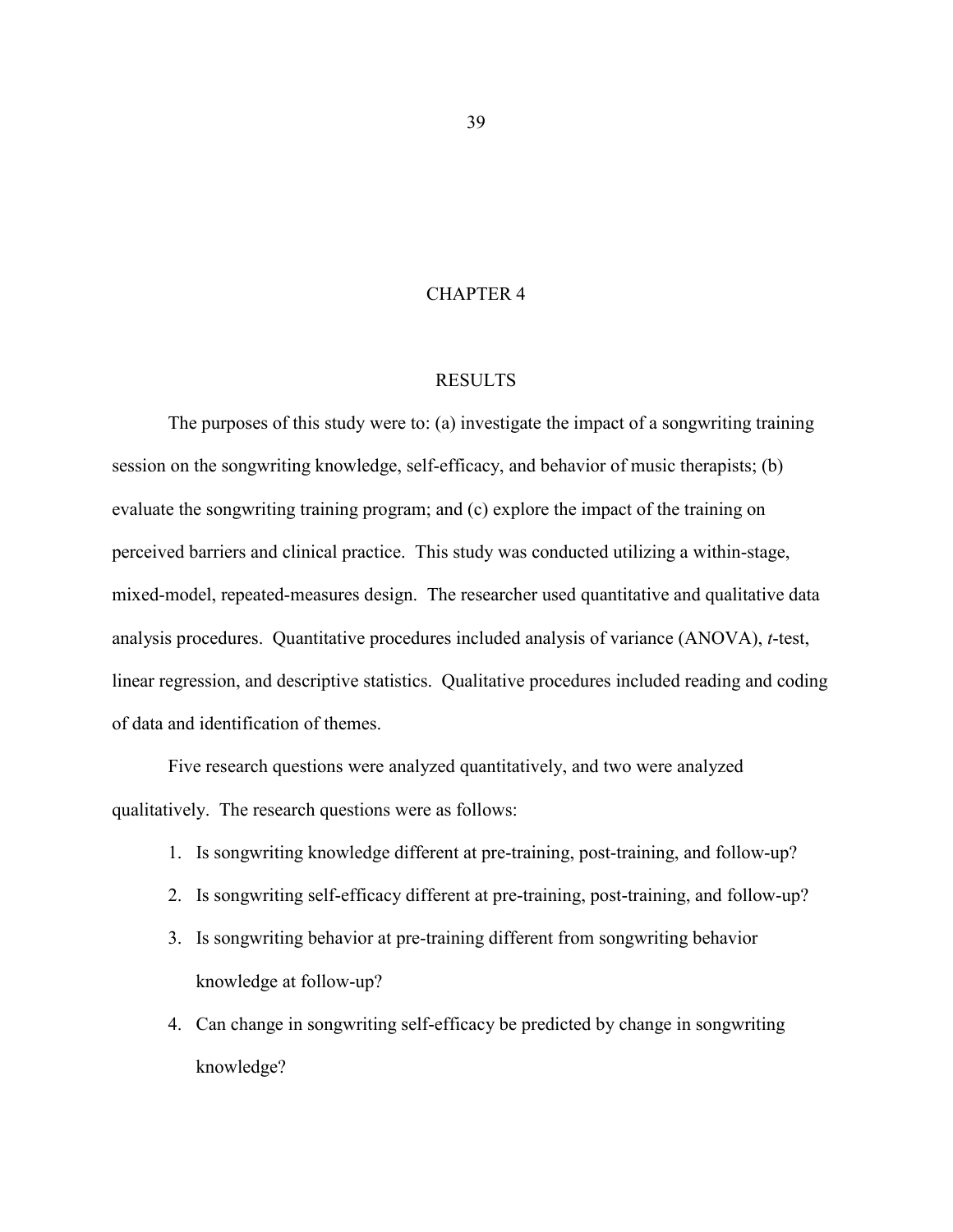# CHAPTER 4

## RESULTS

The purposes of this study were to: (a) investigate the impact of a songwriting training session on the songwriting knowledge, self-efficacy, and behavior of music therapists; (b) evaluate the songwriting training program; and (c) explore the impact of the training on perceived barriers and clinical practice. This study was conducted utilizing a within-stage, mixed-model, repeated-measures design. The researcher used quantitative and qualitative data analysis procedures. Quantitative procedures included analysis of variance (ANOVA), *t*-test, linear regression, and descriptive statistics. Qualitative procedures included reading and coding of data and identification of themes.

Five research questions were analyzed quantitatively, and two were analyzed qualitatively. The research questions were as follows:

1. Is songwriting knowledge different at pre-training, post-training, and follow-up?
2. Is songwriting self-efficacy different at pre-training, post-training, and follow-up?
3. Is songwriting behavior at pre-training different from songwriting behavior knowledge at follow-up?
4. Can change in songwriting self-efficacy be predicted by change in songwriting knowledge?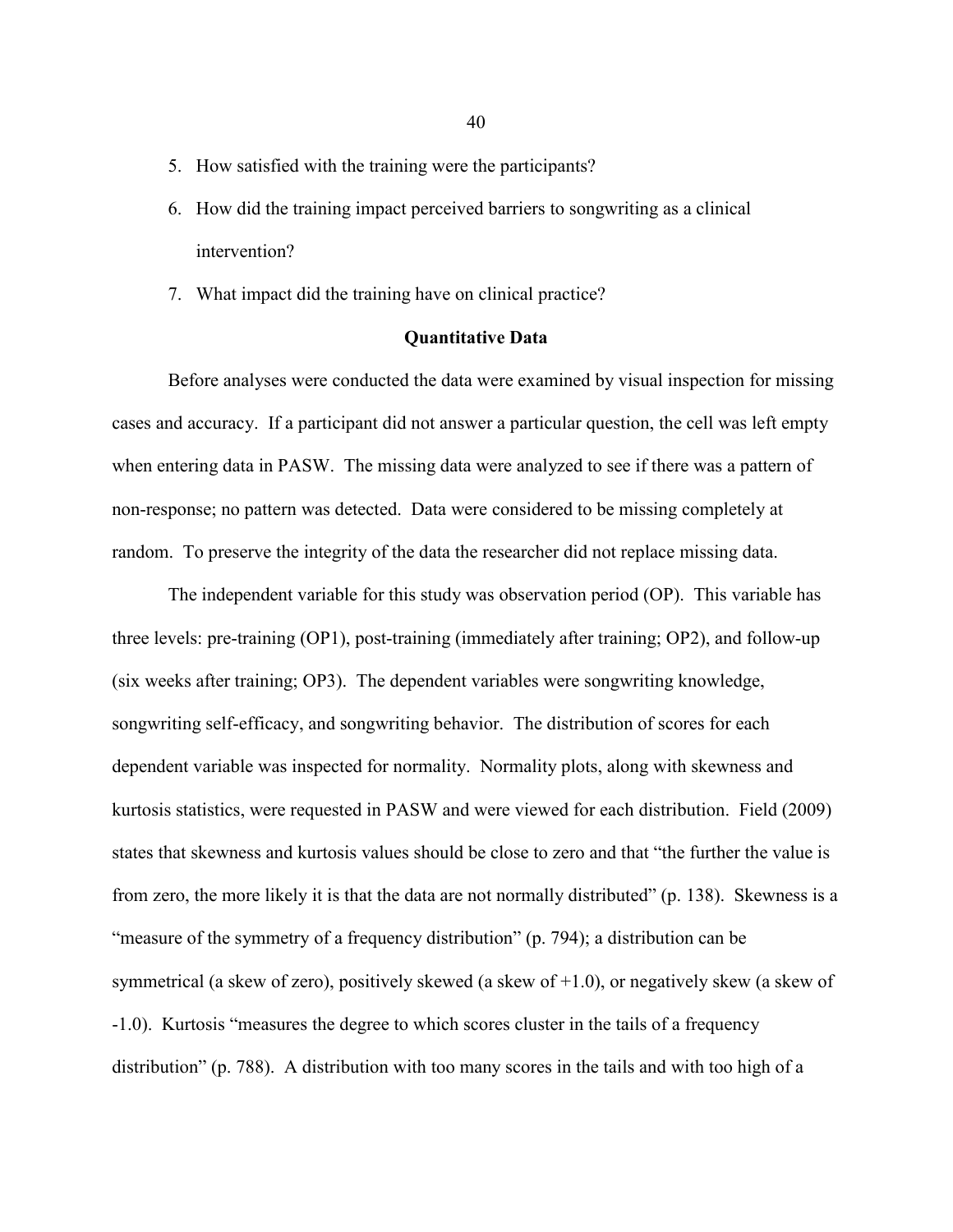5. How satisfied with the training were the participants?
6. How did the training impact perceived barriers to songwriting as a clinical intervention?
7. What impact did the training have on clinical practice?

## Quantitative Data

Before analyses were conducted the data were examined by visual inspection for missing cases and accuracy. If a participant did not answer a particular question, the cell was left empty when entering data in PASW. The missing data were analyzed to see if there was a pattern of non-response; no pattern was detected. Data were considered to be missing completely at random. To preserve the integrity of the data the researcher did not replace missing data.

The independent variable for this study was observation period (OP). This variable has three levels: pre-training (OP1), post-training (immediately after training; OP2), and follow-up (six weeks after training; OP3). The dependent variables were songwriting knowledge, songwriting self-efficacy, and songwriting behavior. The distribution of scores for each dependent variable was inspected for normality. Normality plots, along with skewness and kurtosis statistics, were requested in PASW and were viewed for each distribution. Field (2009) states that skewness and kurtosis values should be close to zero and that "the further the value is from zero, the more likely it is that the data are not normally distributed" (p. 138). Skewness is a "measure of the symmetry of a frequency distribution" (p. 794); a distribution can be symmetrical (a skew of zero), positively skewed (a skew of +1.0), or negatively skew (a skew of -1.0). Kurtosis "measures the degree to which scores cluster in the tails of a frequency distribution" (p. 788). A distribution with too many scores in the tails and with too high of a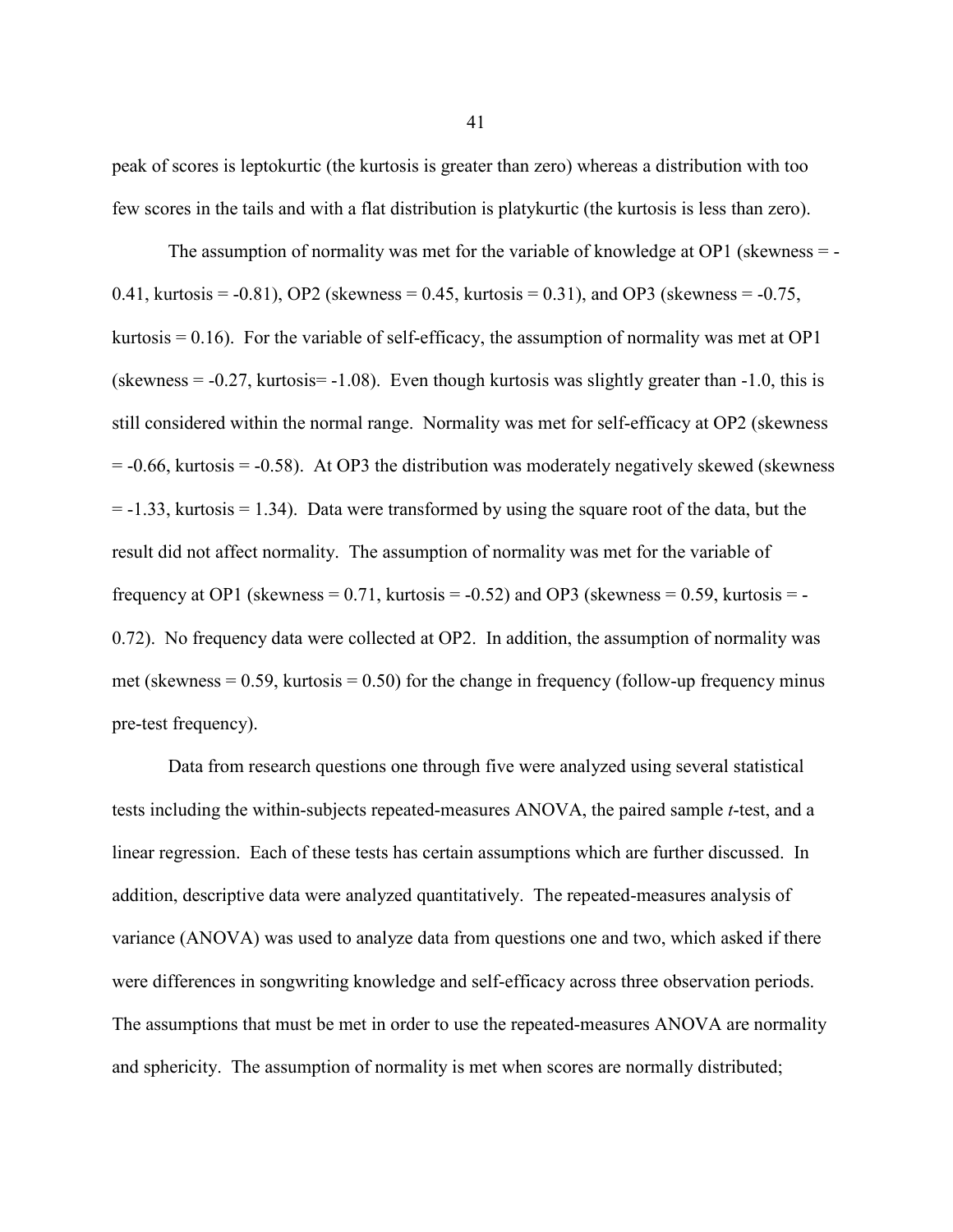peak of scores is leptokurtic (the kurtosis is greater than zero) whereas a distribution with too few scores in the tails and with a flat distribution is platykurtic (the kurtosis is less than zero).

The assumption of normality was met for the variable of knowledge at OP1 (skewness = -0.41, kurtosis = -0.81), OP2 (skewness = 0.45, kurtosis = 0.31), and OP3 (skewness = -0.75, kurtosis = 0.16). For the variable of self-efficacy, the assumption of normality was met at OP1 (skewness = -0.27, kurtosis= -1.08). Even though kurtosis was slightly greater than -1.0, this is still considered within the normal range. Normality was met for self-efficacy at OP2 (skewness = -0.66, kurtosis = -0.58). At OP3 the distribution was moderately negatively skewed (skewness = -1.33, kurtosis = 1.34). Data were transformed by using the square root of the data, but the result did not affect normality. The assumption of normality was met for the variable of frequency at OP1 (skewness = 0.71, kurtosis = -0.52) and OP3 (skewness = 0.59, kurtosis = -0.72). No frequency data were collected at OP2. In addition, the assumption of normality was met (skewness = 0.59, kurtosis = 0.50) for the change in frequency (follow-up frequency minus pre-test frequency).

Data from research questions one through five were analyzed using several statistical tests including the within-subjects repeated-measures ANOVA, the paired sample *t*-test, and a linear regression. Each of these tests has certain assumptions which are further discussed. In addition, descriptive data were analyzed quantitatively. The repeated-measures analysis of variance (ANOVA) was used to analyze data from questions one and two, which asked if there were differences in songwriting knowledge and self-efficacy across three observation periods. The assumptions that must be met in order to use the repeated-measures ANOVA are normality and sphericity. The assumption of normality is met when scores are normally distributed;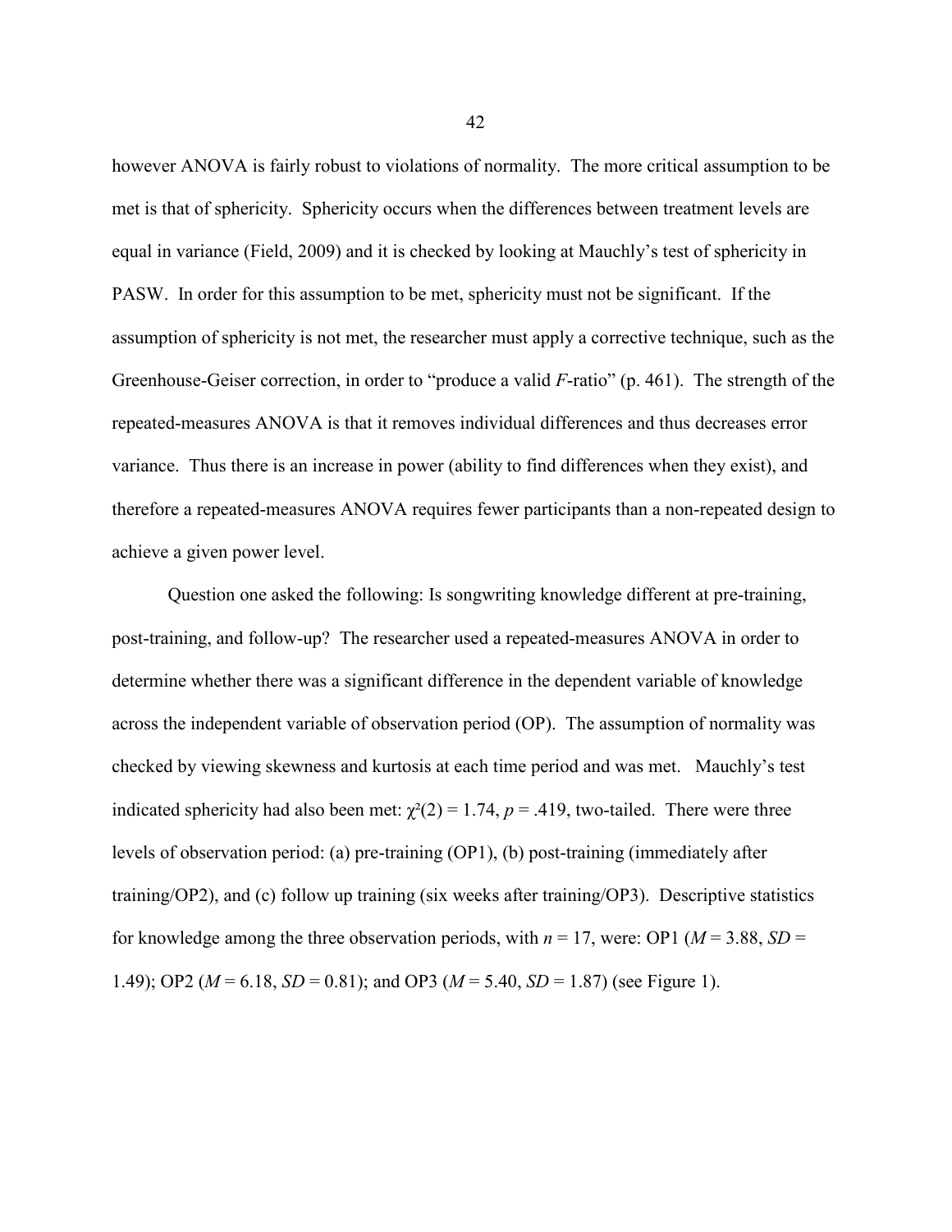however ANOVA is fairly robust to violations of normality. The more critical assumption to be met is that of sphericity. Sphericity occurs when the differences between treatment levels are equal in variance (Field, 2009) and it is checked by looking at Mauchly's test of sphericity in PASW. In order for this assumption to be met, sphericity must not be significant. If the assumption of sphericity is not met, the researcher must apply a corrective technique, such as the Greenhouse-Geiser correction, in order to "produce a valid *F*-ratio" (p. 461). The strength of the repeated-measures ANOVA is that it removes individual differences and thus decreases error variance. Thus there is an increase in power (ability to find differences when they exist), and therefore a repeated-measures ANOVA requires fewer participants than a non-repeated design to achieve a given power level.

Question one asked the following: Is songwriting knowledge different at pre-training, post-training, and follow-up? The researcher used a repeated-measures ANOVA in order to determine whether there was a significant difference in the dependent variable of knowledge across the independent variable of observation period (OP). The assumption of normality was checked by viewing skewness and kurtosis at each time period and was met. Mauchly's test indicated sphericity had also been met: $\chi^2(2) = 1.74$, $p = .419$, two-tailed. There were three levels of observation period: (a) pre-training (OP1), (b) post-training (immediately after training/OP2), and (c) follow up training (six weeks after training/OP3). Descriptive statistics for knowledge among the three observation periods, with $n = 17$, were: OP1 ($M = 3.88$, $SD = 1.49$); OP2 ($M = 6.18$, $SD = 0.81$); and OP3 ($M = 5.40$, $SD = 1.87$) (see Figure 1).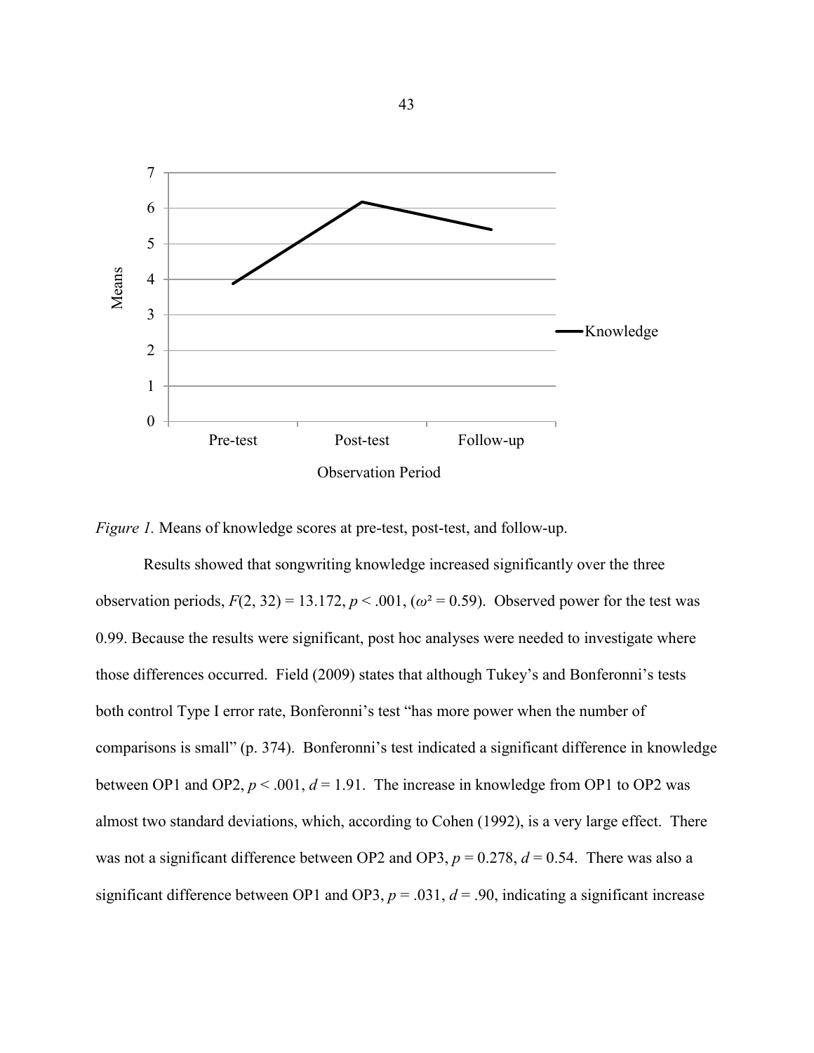*Figure 1.* Means of knowledge scores at pre-test, post-test, and follow-up.

Results showed that songwriting knowledge increased significantly over the three observation periods, $F(2, 32) = 13.172$, $p < .001$, ($\omega^2 = 0.59$). Observed power for the test was 0.99. Because the results were significant, post hoc analyses were needed to investigate where those differences occurred. Field (2009) states that although Tukey's and Bonferonni's tests both control Type I error rate, Bonferonni's test "has more power when the number of comparisons is small" (p. 374). Bonferonni's test indicated a significant difference in knowledge between OP1 and OP2, $p < .001$, $d = 1.91$. The increase in knowledge from OP1 to OP2 was almost two standard deviations, which, according to Cohen (1992), is a very large effect. There was not a significant difference between OP2 and OP3, $p = 0.278$, $d = 0.54$. There was also a significant difference between OP1 and OP3, $p = .031$, $d = .90$, indicating a significant increase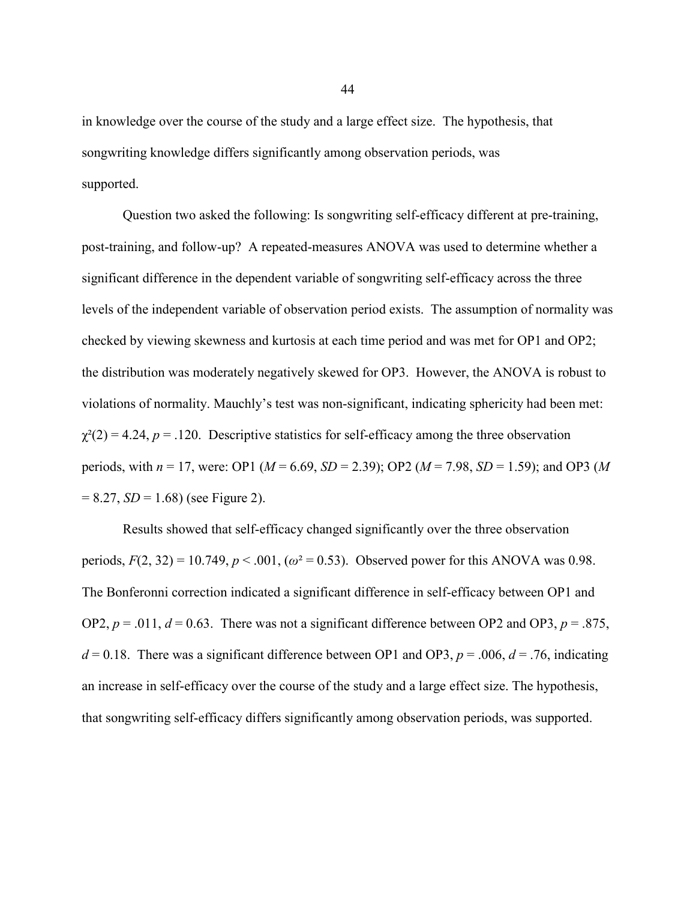in knowledge over the course of the study and a large effect size. The hypothesis, that songwriting knowledge differs significantly among observation periods, was supported.

Question two asked the following: Is songwriting self-efficacy different at pre-training, post-training, and follow-up? A repeated-measures ANOVA was used to determine whether a significant difference in the dependent variable of songwriting self-efficacy across the three levels of the independent variable of observation period exists. The assumption of normality was checked by viewing skewness and kurtosis at each time period and was met for OP1 and OP2; the distribution was moderately negatively skewed for OP3. However, the ANOVA is robust to violations of normality. Mauchly's test was non-significant, indicating sphericity had been met: $\chi^2(2) = 4.24$, $p = .120$. Descriptive statistics for self-efficacy among the three observation periods, with $n = 17$, were: OP1 ($M = 6.69$, $SD = 2.39$); OP2 ($M = 7.98$, $SD = 1.59$); and OP3 ($M = 8.27$, $SD = 1.68$) (see Figure 2).

Results showed that self-efficacy changed significantly over the three observation periods, $F(2, 32) = 10.749$, $p < .001$, ($\omega^2 = 0.53$). Observed power for this ANOVA was 0.98. The Bonferonni correction indicated a significant difference in self-efficacy between OP1 and OP2, $p = .011$, $d = 0.63$. There was not a significant difference between OP2 and OP3, $p = .875$, $d = 0.18$. There was a significant difference between OP1 and OP3, $p = .006$, $d = .76$, indicating an increase in self-efficacy over the course of the study and a large effect size. The hypothesis, that songwriting self-efficacy differs significantly among observation periods, was supported.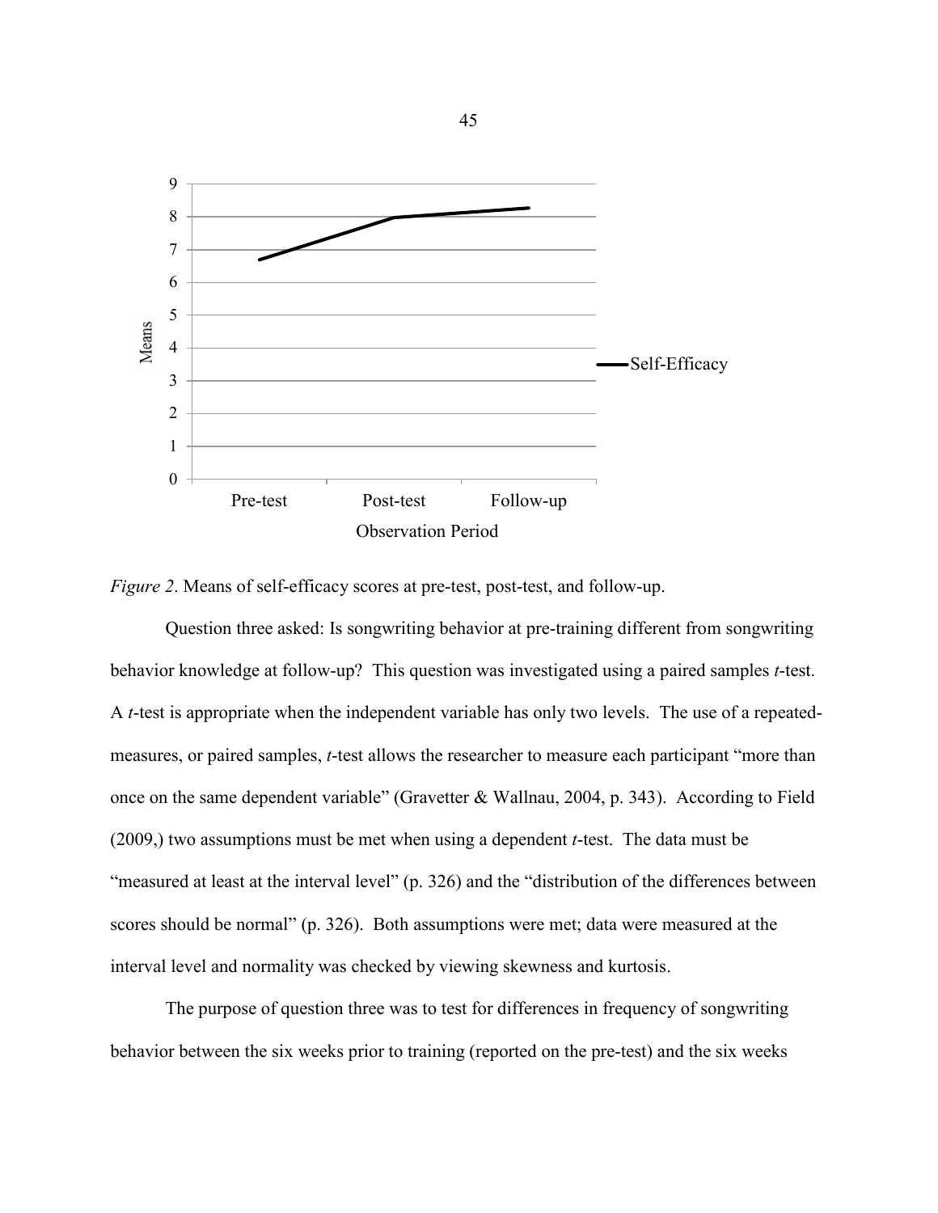*Figure 2*. Means of self-efficacy scores at pre-test, post-test, and follow-up.

Question three asked: Is songwriting behavior at pre-training different from songwriting behavior knowledge at follow-up? This question was investigated using a paired samples *t*-test. A *t*-test is appropriate when the independent variable has only two levels. The use of a repeated-measures, or paired samples, *t*-test allows the researcher to measure each participant "more than once on the same dependent variable" (Gravetter & Wallnau, 2004, p. 343). According to Field (2009,) two assumptions must be met when using a dependent *t*-test. The data must be "measured at least at the interval level" (p. 326) and the "distribution of the differences between scores should be normal" (p. 326). Both assumptions were met; data were measured at the interval level and normality was checked by viewing skewness and kurtosis.

The purpose of question three was to test for differences in frequency of songwriting behavior between the six weeks prior to training (reported on the pre-test) and the six weeks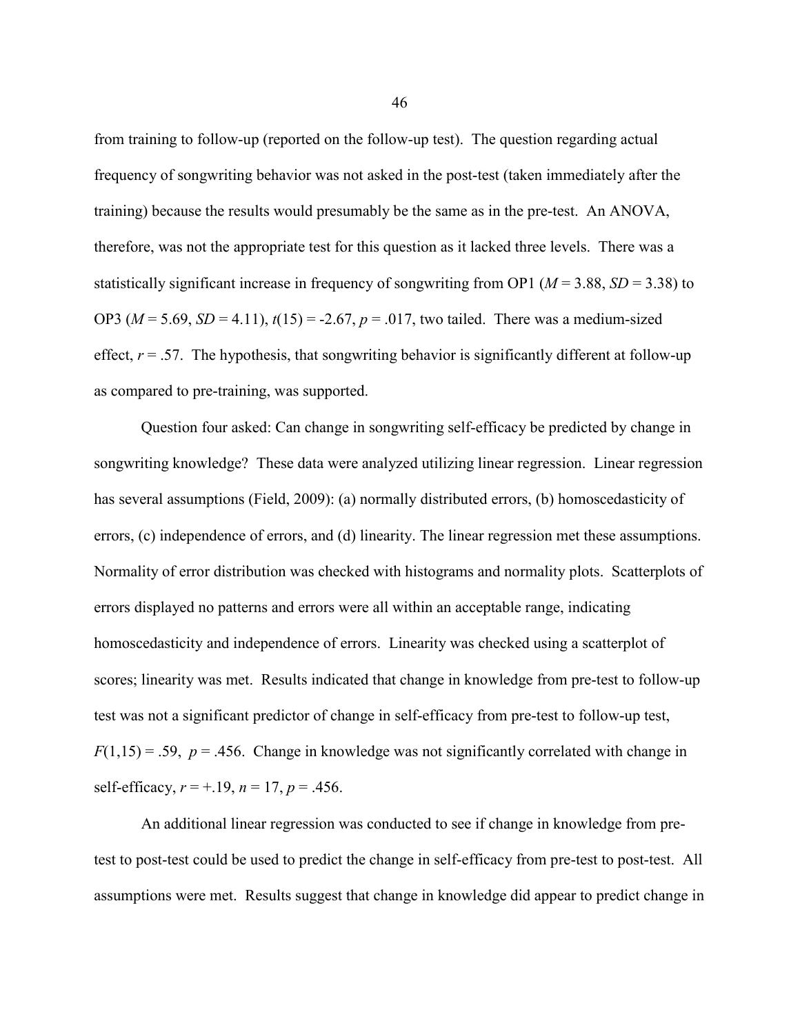from training to follow-up (reported on the follow-up test). The question regarding actual frequency of songwriting behavior was not asked in the post-test (taken immediately after the training) because the results would presumably be the same as in the pre-test. An ANOVA, therefore, was not the appropriate test for this question as it lacked three levels. There was a statistically significant increase in frequency of songwriting from OP1 ($M = 3.88$, $SD = 3.38$) to OP3 ($M = 5.69$, $SD = 4.11$), $t(15) = -2.67$, $p = .017$, two tailed. There was a medium-sized effect, $r = .57$. The hypothesis, that songwriting behavior is significantly different at follow-up as compared to pre-training, was supported.

Question four asked: Can change in songwriting self-efficacy be predicted by change in songwriting knowledge? These data were analyzed utilizing linear regression. Linear regression has several assumptions (Field, 2009): (a) normally distributed errors, (b) homoscedasticity of errors, (c) independence of errors, and (d) linearity. The linear regression met these assumptions. Normality of error distribution was checked with histograms and normality plots. Scatterplots of errors displayed no patterns and errors were all within an acceptable range, indicating homoscedasticity and independence of errors. Linearity was checked using a scatterplot of scores; linearity was met. Results indicated that change in knowledge from pre-test to follow-up test was not a significant predictor of change in self-efficacy from pre-test to follow-up test, $F(1,15) = .59$, $p = .456$. Change in knowledge was not significantly correlated with change in self-efficacy, $r = +.19$, $n = 17$, $p = .456$.

An additional linear regression was conducted to see if change in knowledge from pre-test to post-test could be used to predict the change in self-efficacy from pre-test to post-test. All assumptions were met. Results suggest that change in knowledge did appear to predict change in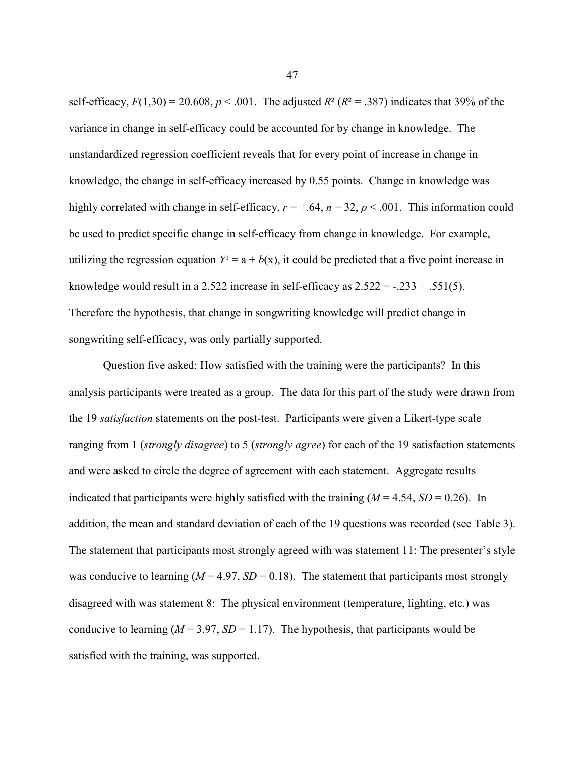self-efficacy, $F(1,30) = 20.608$, $p < .001$. The adjusted $R^2$ ($R^2 = .387$) indicates that 39% of the variance in change in self-efficacy could be accounted for by change in knowledge. The unstandardized regression coefficient reveals that for every point of increase in change in knowledge, the change in self-efficacy increased by 0.55 points. Change in knowledge was highly correlated with change in self-efficacy, $r = +.64$, $n = 32$, $p < .001$. This information could be used to predict specific change in self-efficacy from change in knowledge. For example, utilizing the regression equation $Y^1 = a + b(x)$, it could be predicted that a five point increase in knowledge would result in a 2.522 increase in self-efficacy as $2.522 = -.233 + .551(5)$. Therefore the hypothesis, that change in songwriting knowledge will predict change in songwriting self-efficacy, was only partially supported.

Question five asked: How satisfied with the training were the participants? In this analysis participants were treated as a group. The data for this part of the study were drawn from the 19 *satisfaction* statements on the post-test. Participants were given a Likert-type scale ranging from 1 (*strongly disagree*) to 5 (*strongly agree*) for each of the 19 satisfaction statements and were asked to circle the degree of agreement with each statement. Aggregate results indicated that participants were highly satisfied with the training ($M = 4.54$, $SD = 0.26$). In addition, the mean and standard deviation of each of the 19 questions was recorded (see Table 3). The statement that participants most strongly agreed with was statement 11: The presenter's style was conducive to learning ($M = 4.97$, $SD = 0.18$). The statement that participants most strongly disagreed with was statement 8: The physical environment (temperature, lighting, etc.) was conducive to learning ($M = 3.97$, $SD = 1.17$). The hypothesis, that participants would be satisfied with the training, was supported.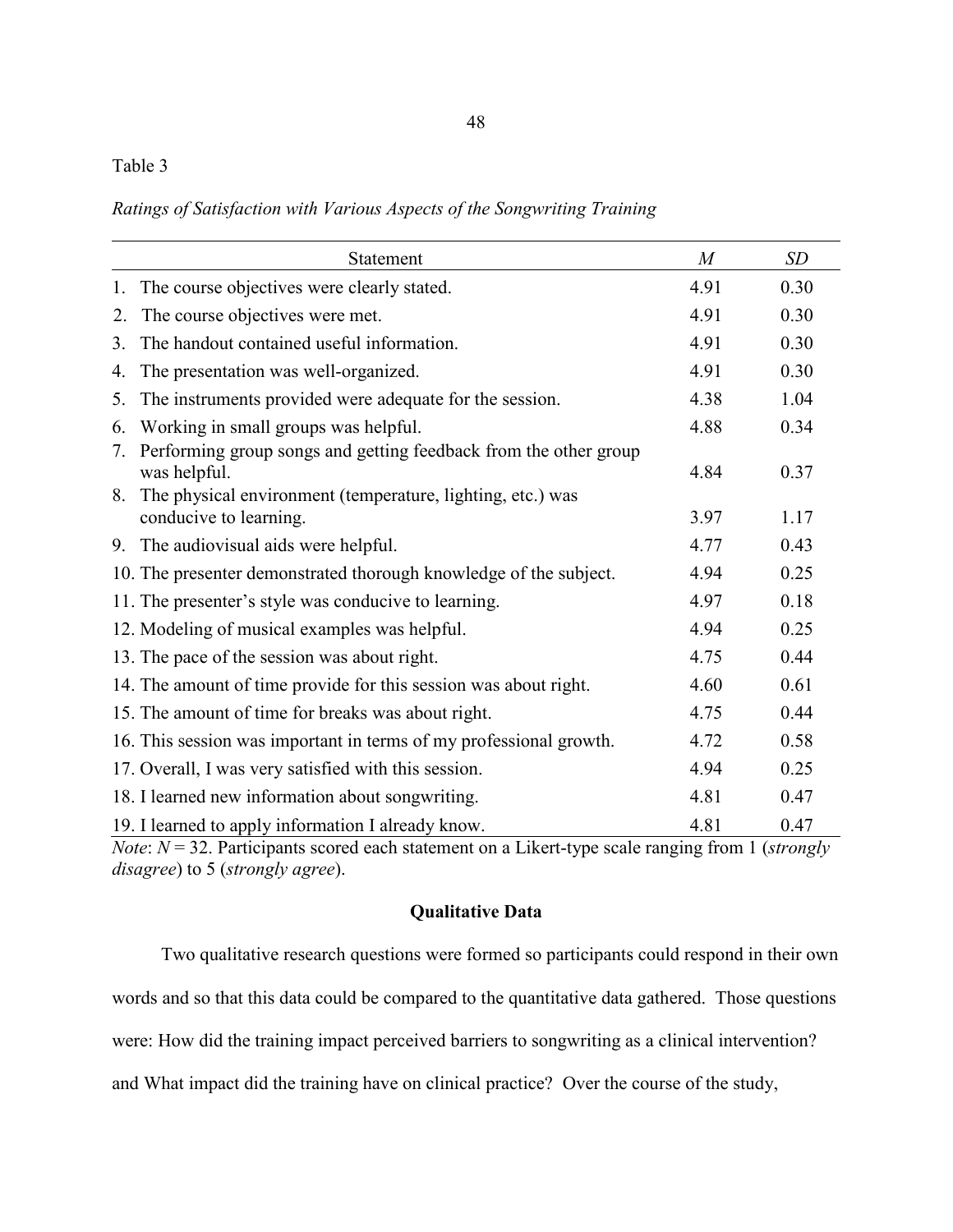Table 3

*Ratings of Satisfaction with Various Aspects of the Songwriting Training*

| Statement | *M* | *SD* |
|---|---|---|
| 1. The course objectives were clearly stated. | 4.91 | 0.30 |
| 2. The course objectives were met. | 4.91 | 0.30 |
| 3. The handout contained useful information. | 4.91 | 0.30 |
| 4. The presentation was well-organized. | 4.91 | 0.30 |
| 5. The instruments provided were adequate for the session. | 4.38 | 1.04 |
| 6. Working in small groups was helpful. | 4.88 | 0.34 |
| 7. Performing group songs and getting feedback from the other group was helpful. | 4.84 | 0.37 |
| 8. The physical environment (temperature, lighting, etc.) was conducive to learning. | 3.97 | 1.17 |
| 9. The audiovisual aids were helpful. | 4.77 | 0.43 |
| 10. The presenter demonstrated thorough knowledge of the subject. | 4.94 | 0.25 |
| 11. The presenter's style was conducive to learning. | 4.97 | 0.18 |
| 12. Modeling of musical examples was helpful. | 4.94 | 0.25 |
| 13. The pace of the session was about right. | 4.75 | 0.44 |
| 14. The amount of time provide for this session was about right. | 4.60 | 0.61 |
| 15. The amount of time for breaks was about right. | 4.75 | 0.44 |
| 16. This session was important in terms of my professional growth. | 4.72 | 0.58 |
| 17. Overall, I was very satisfied with this session. | 4.94 | 0.25 |
| 18. I learned new information about songwriting. | 4.81 | 0.47 |
| 19. I learned to apply information I already know. | 4.81 | 0.47 |

*Note*: $N = 32$. Participants scored each statement on a Likert-type scale ranging from 1 (*strongly disagree*) to 5 (*strongly agree*).

**Qualitative Data**

Two qualitative research questions were formed so participants could respond in their own words and so that this data could be compared to the quantitative data gathered. Those questions were: How did the training impact perceived barriers to songwriting as a clinical intervention? and What impact did the training have on clinical practice? Over the course of the study,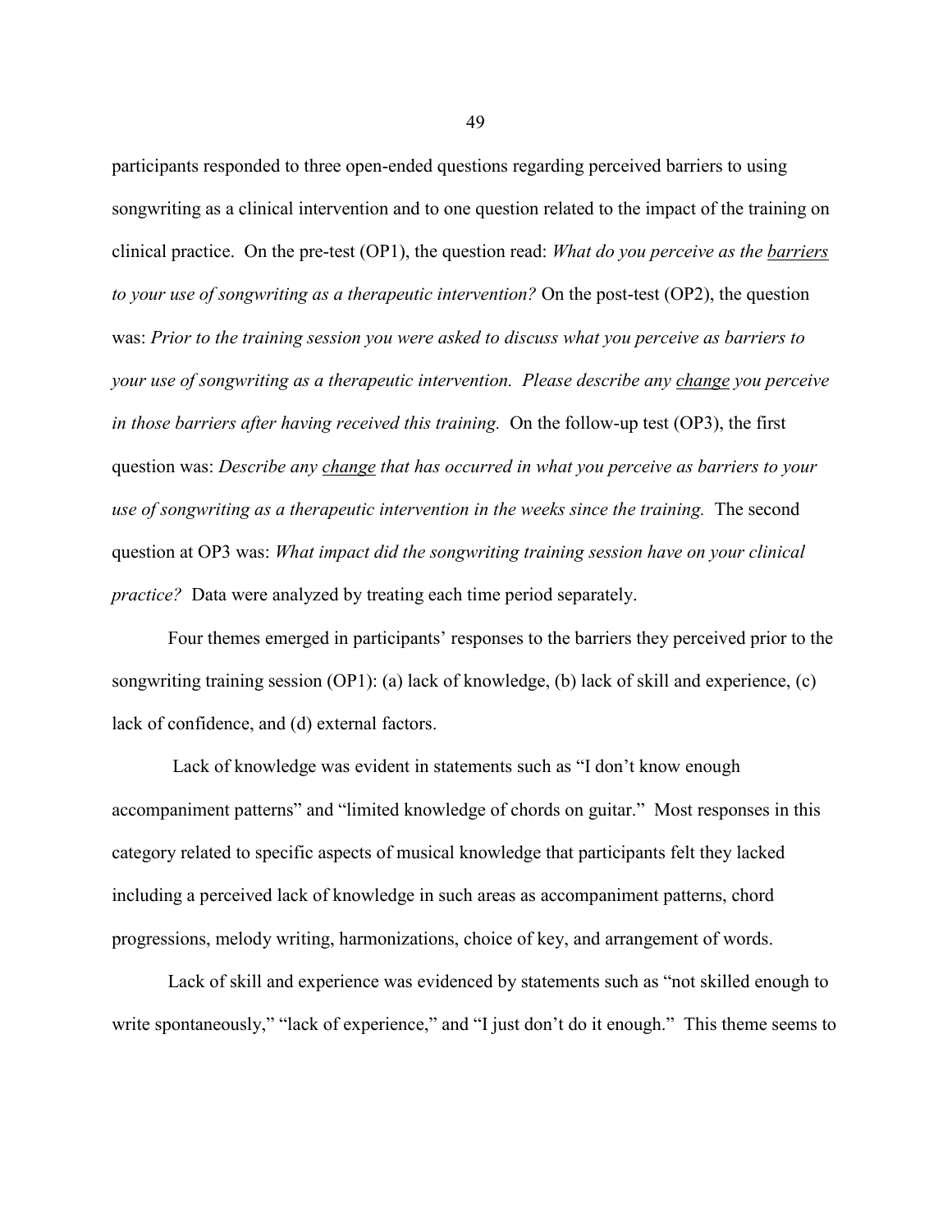participants responded to three open-ended questions regarding perceived barriers to using songwriting as a clinical intervention and to one question related to the impact of the training on clinical practice. On the pre-test (OP1), the question read: *What do you perceive as the* <u>*barriers*</u> *to your use of songwriting as a therapeutic intervention?* On the post-test (OP2), the question was: *Prior to the training session you were asked to discuss what you perceive as barriers to your use of songwriting as a therapeutic intervention. Please describe any* <u>*change*</u> *you perceive in those barriers after having received this training.* On the follow-up test (OP3), the first question was: *Describe any* <u>*change*</u> *that has occurred in what you perceive as barriers to your use of songwriting as a therapeutic intervention in the weeks since the training.* The second question at OP3 was: *What impact did the songwriting training session have on your clinical practice?* Data were analyzed by treating each time period separately.

Four themes emerged in participants' responses to the barriers they perceived prior to the songwriting training session (OP1): (a) lack of knowledge, (b) lack of skill and experience, (c) lack of confidence, and (d) external factors.

Lack of knowledge was evident in statements such as "I don't know enough accompaniment patterns" and "limited knowledge of chords on guitar." Most responses in this category related to specific aspects of musical knowledge that participants felt they lacked including a perceived lack of knowledge in such areas as accompaniment patterns, chord progressions, melody writing, harmonizations, choice of key, and arrangement of words.

Lack of skill and experience was evidenced by statements such as "not skilled enough to write spontaneously," "lack of experience," and "I just don't do it enough." This theme seems to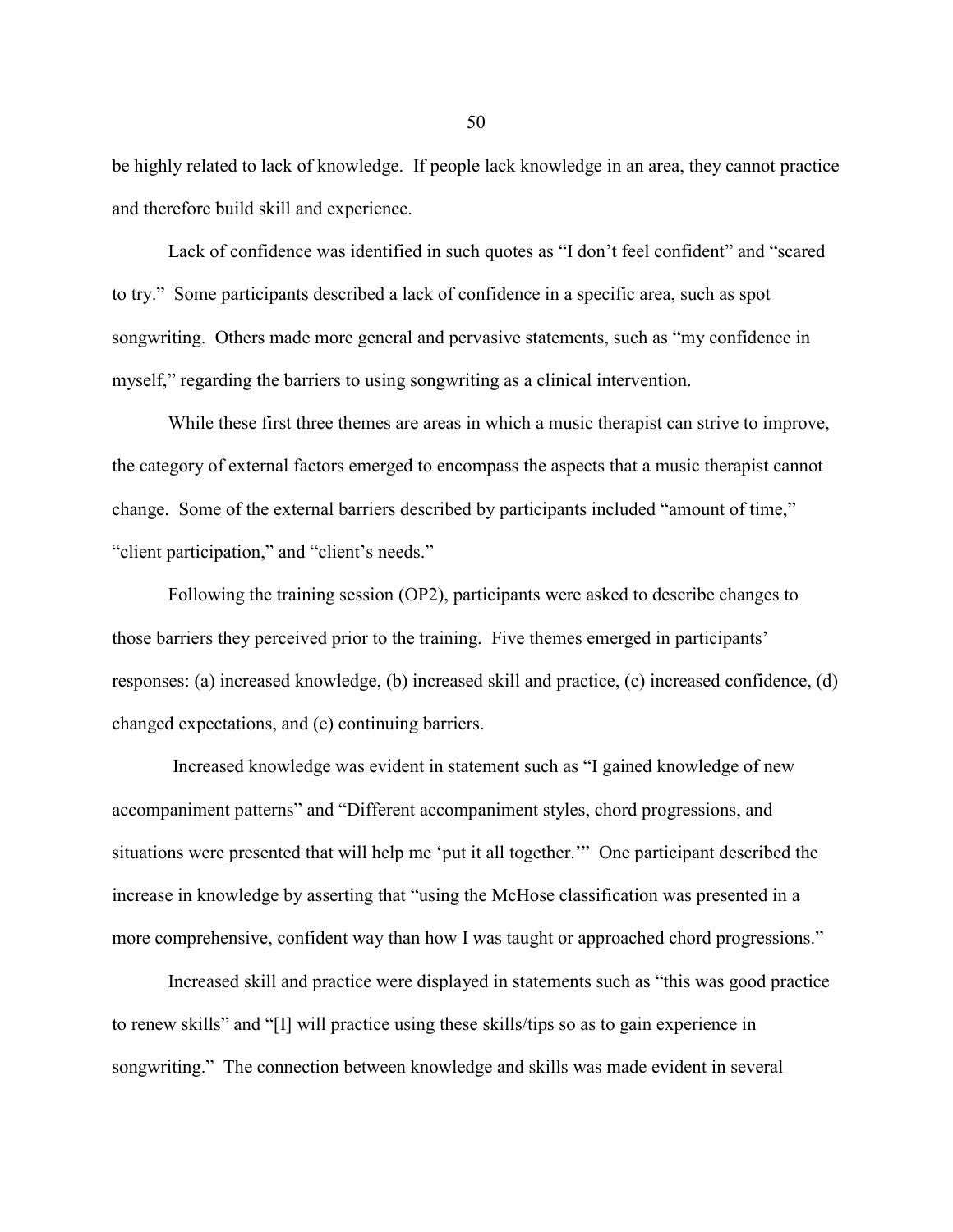be highly related to lack of knowledge. If people lack knowledge in an area, they cannot practice and therefore build skill and experience.

Lack of confidence was identified in such quotes as "I don't feel confident" and "scared to try." Some participants described a lack of confidence in a specific area, such as spot songwriting. Others made more general and pervasive statements, such as "my confidence in myself," regarding the barriers to using songwriting as a clinical intervention.

While these first three themes are areas in which a music therapist can strive to improve, the category of external factors emerged to encompass the aspects that a music therapist cannot change. Some of the external barriers described by participants included "amount of time," "client participation," and "client's needs."

Following the training session (OP2), participants were asked to describe changes to those barriers they perceived prior to the training. Five themes emerged in participants' responses: (a) increased knowledge, (b) increased skill and practice, (c) increased confidence, (d) changed expectations, and (e) continuing barriers.

Increased knowledge was evident in statement such as "I gained knowledge of new accompaniment patterns" and "Different accompaniment styles, chord progressions, and situations were presented that will help me 'put it all together.'" One participant described the increase in knowledge by asserting that "using the McHose classification was presented in a more comprehensive, confident way than how I was taught or approached chord progressions."

Increased skill and practice were displayed in statements such as "this was good practice to renew skills" and "[I] will practice using these skills/tips so as to gain experience in songwriting." The connection between knowledge and skills was made evident in several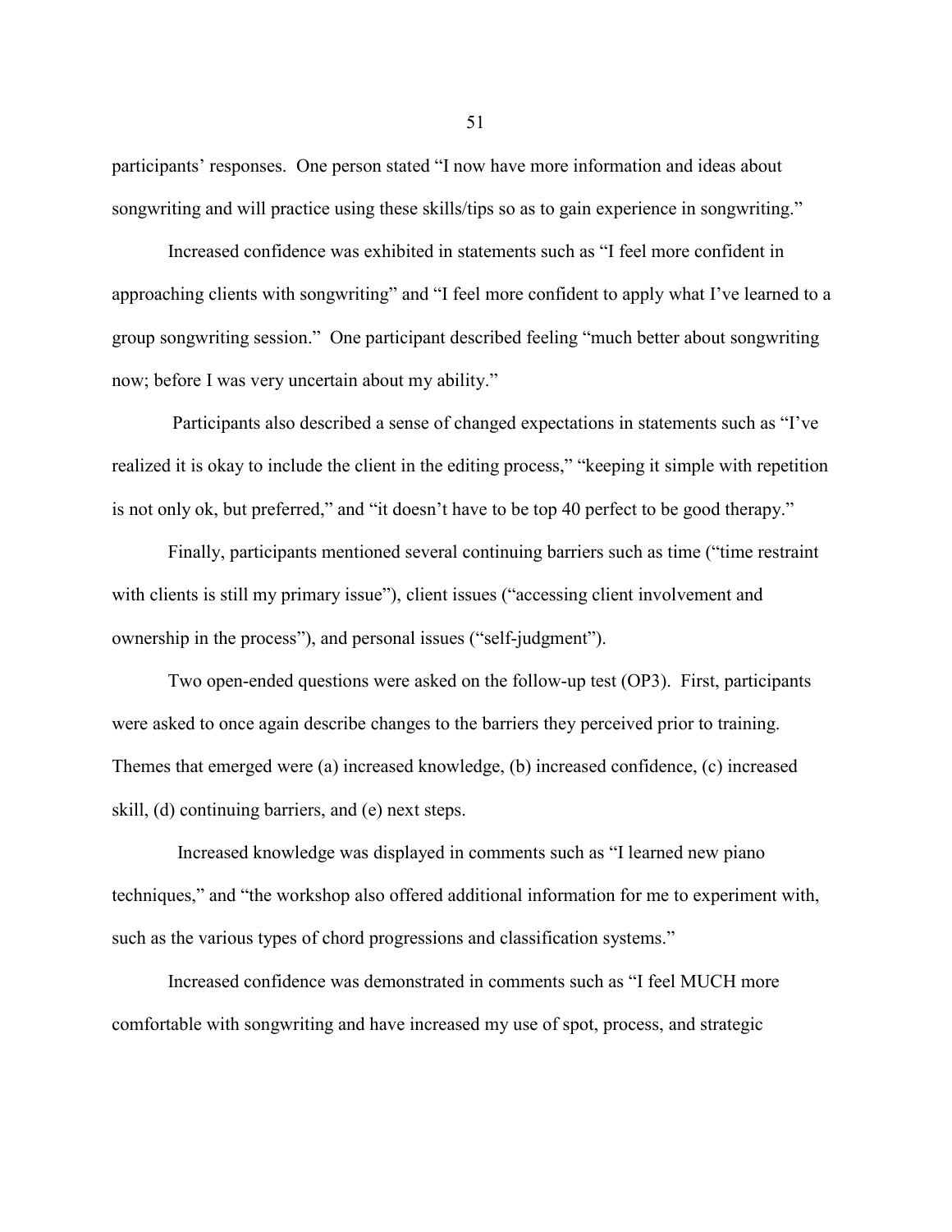participants' responses. One person stated "I now have more information and ideas about songwriting and will practice using these skills/tips so as to gain experience in songwriting."

Increased confidence was exhibited in statements such as "I feel more confident in approaching clients with songwriting" and "I feel more confident to apply what I've learned to a group songwriting session." One participant described feeling "much better about songwriting now; before I was very uncertain about my ability."

Participants also described a sense of changed expectations in statements such as "I've realized it is okay to include the client in the editing process," "keeping it simple with repetition is not only ok, but preferred," and "it doesn't have to be top 40 perfect to be good therapy."

Finally, participants mentioned several continuing barriers such as time ("time restraint with clients is still my primary issue"), client issues ("accessing client involvement and ownership in the process"), and personal issues ("self-judgment").

Two open-ended questions were asked on the follow-up test (OP3). First, participants were asked to once again describe changes to the barriers they perceived prior to training. Themes that emerged were (a) increased knowledge, (b) increased confidence, (c) increased skill, (d) continuing barriers, and (e) next steps.

Increased knowledge was displayed in comments such as "I learned new piano techniques," and "the workshop also offered additional information for me to experiment with, such as the various types of chord progressions and classification systems."

Increased confidence was demonstrated in comments such as "I feel MUCH more comfortable with songwriting and have increased my use of spot, process, and strategic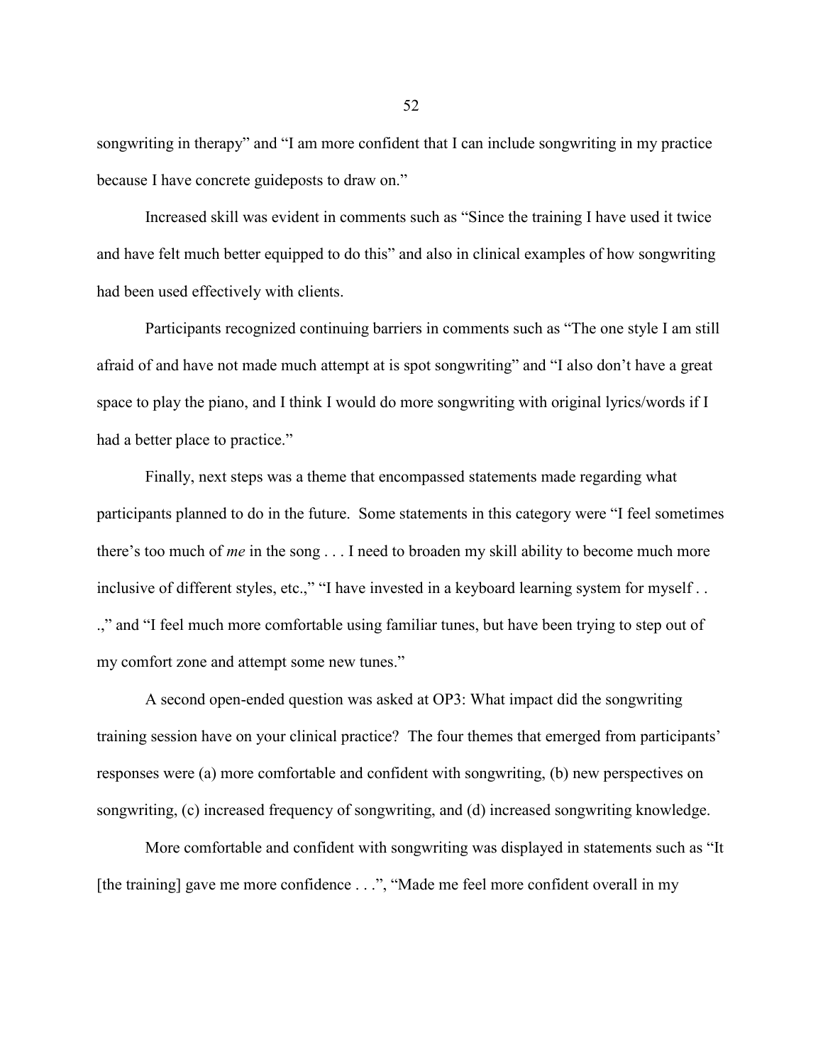songwriting in therapy" and "I am more confident that I can include songwriting in my practice because I have concrete guideposts to draw on."

Increased skill was evident in comments such as "Since the training I have used it twice and have felt much better equipped to do this" and also in clinical examples of how songwriting had been used effectively with clients.

Participants recognized continuing barriers in comments such as "The one style I am still afraid of and have not made much attempt at is spot songwriting" and "I also don't have a great space to play the piano, and I think I would do more songwriting with original lyrics/words if I had a better place to practice."

Finally, next steps was a theme that encompassed statements made regarding what participants planned to do in the future. Some statements in this category were "I feel sometimes there's too much of *me* in the song . . . I need to broaden my skill ability to become much more inclusive of different styles, etc.," "I have invested in a keyboard learning system for myself . . .," and "I feel much more comfortable using familiar tunes, but have been trying to step out of my comfort zone and attempt some new tunes."

A second open-ended question was asked at OP3: What impact did the songwriting training session have on your clinical practice? The four themes that emerged from participants' responses were (a) more comfortable and confident with songwriting, (b) new perspectives on songwriting, (c) increased frequency of songwriting, and (d) increased songwriting knowledge.

More comfortable and confident with songwriting was displayed in statements such as "It [the training] gave me more confidence . . .", "Made me feel more confident overall in my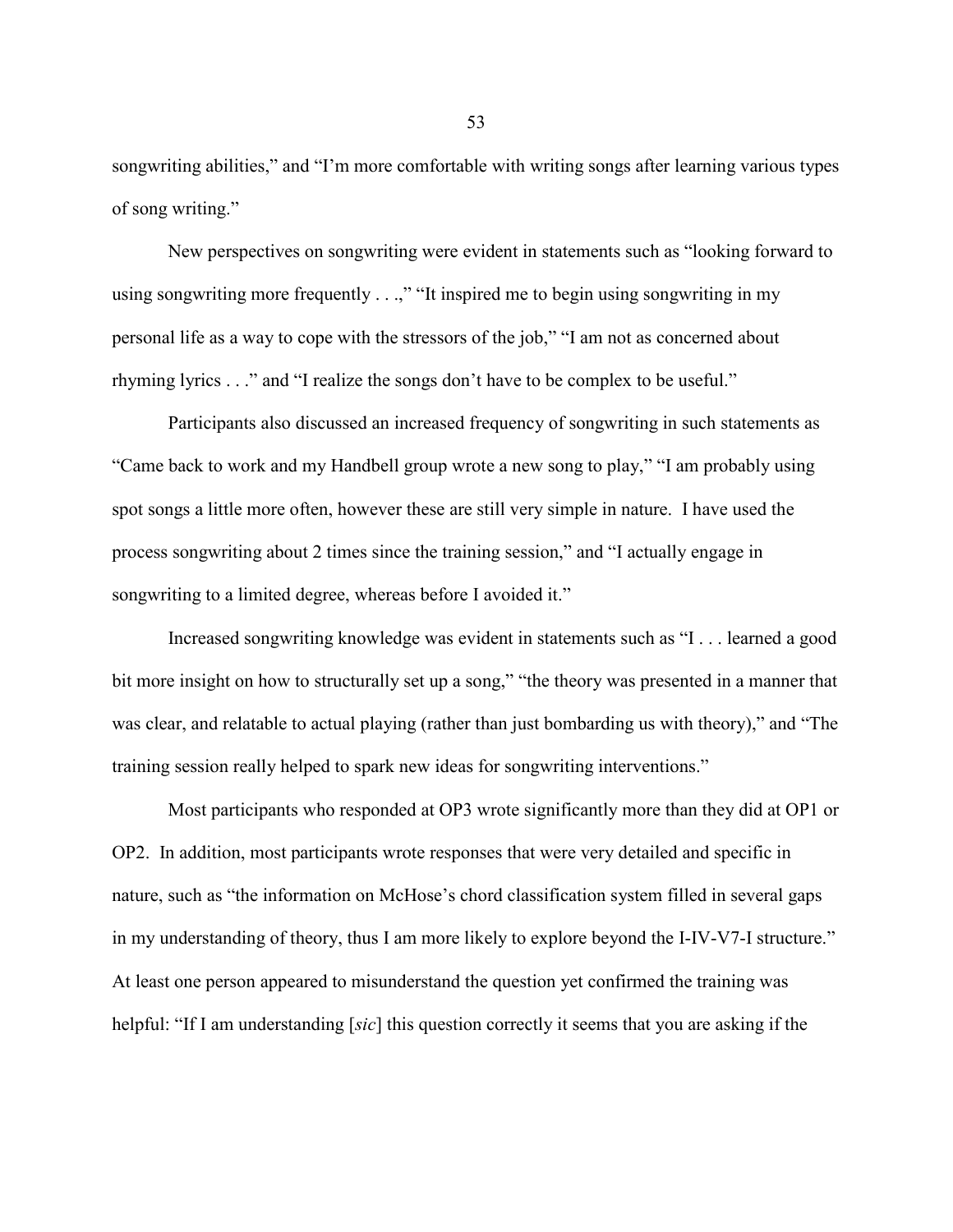songwriting abilities," and "I'm more comfortable with writing songs after learning various types of song writing."

New perspectives on songwriting were evident in statements such as "looking forward to using songwriting more frequently . . .," "It inspired me to begin using songwriting in my personal life as a way to cope with the stressors of the job," "I am not as concerned about rhyming lyrics . . ." and "I realize the songs don't have to be complex to be useful."

Participants also discussed an increased frequency of songwriting in such statements as "Came back to work and my Handbell group wrote a new song to play," "I am probably using spot songs a little more often, however these are still very simple in nature. I have used the process songwriting about 2 times since the training session," and "I actually engage in songwriting to a limited degree, whereas before I avoided it."

Increased songwriting knowledge was evident in statements such as "I . . . learned a good bit more insight on how to structurally set up a song," "the theory was presented in a manner that was clear, and relatable to actual playing (rather than just bombarding us with theory)," and "The training session really helped to spark new ideas for songwriting interventions."

Most participants who responded at OP3 wrote significantly more than they did at OP1 or OP2. In addition, most participants wrote responses that were very detailed and specific in nature, such as "the information on McHose's chord classification system filled in several gaps in my understanding of theory, thus I am more likely to explore beyond the I-IV-V7-I structure." At least one person appeared to misunderstand the question yet confirmed the training was helpful: "If I am understanding [*sic*] this question correctly it seems that you are asking if the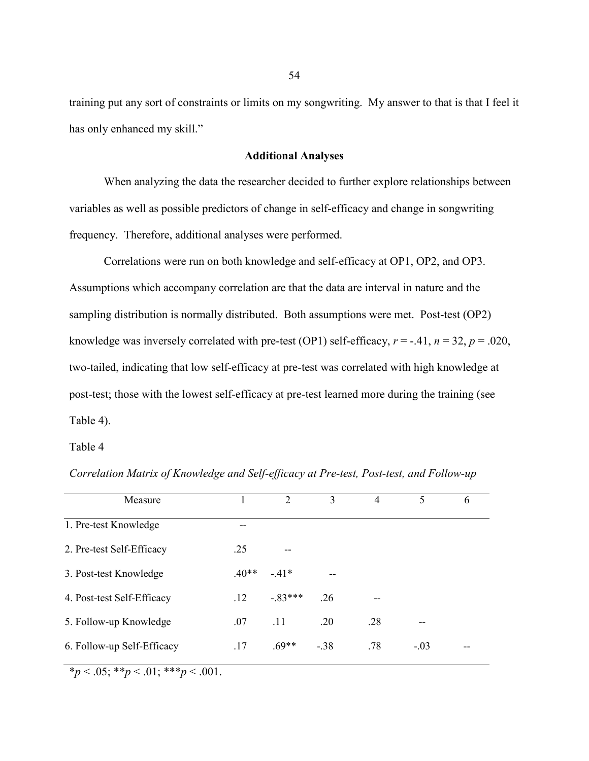training put any sort of constraints or limits on my songwriting. My answer to that is that I feel it has only enhanced my skill."

## Additional Analyses

When analyzing the data the researcher decided to further explore relationships between variables as well as possible predictors of change in self-efficacy and change in songwriting frequency. Therefore, additional analyses were performed.

Correlations were run on both knowledge and self-efficacy at OP1, OP2, and OP3. Assumptions which accompany correlation are that the data are interval in nature and the sampling distribution is normally distributed. Both assumptions were met. Post-test (OP2) knowledge was inversely correlated with pre-test (OP1) self-efficacy, $r = -.41$, $n = 32$, $p = .020$, two-tailed, indicating that low self-efficacy at pre-test was correlated with high knowledge at post-test; those with the lowest self-efficacy at pre-test learned more during the training (see Table 4).

Table 4

*Correlation Matrix of Knowledge and Self-efficacy at Pre-test, Post-test, and Follow-up*

| Measure | 1 | 2 | 3 | 4 | 5 | 6 |
|---|---|---|---|---|---|---|
| 1. Pre-test Knowledge | -- | | | | | |
| 2. Pre-test Self-Efficacy | .25 | -- | | | | |
| 3. Post-test Knowledge | .40** | -.41* | -- | | | |
| 4. Post-test Self-Efficacy | .12 | -.83*** | .26 | -- | | |
| 5. Follow-up Knowledge | .07 | .11 | .20 | .28 | -- | |
| 6. Follow-up Self-Efficacy | .17 | .69** | -.38 | .78 | -.03 | -- |

*$p < .05$; **$p < .01$; ***$p < .001$.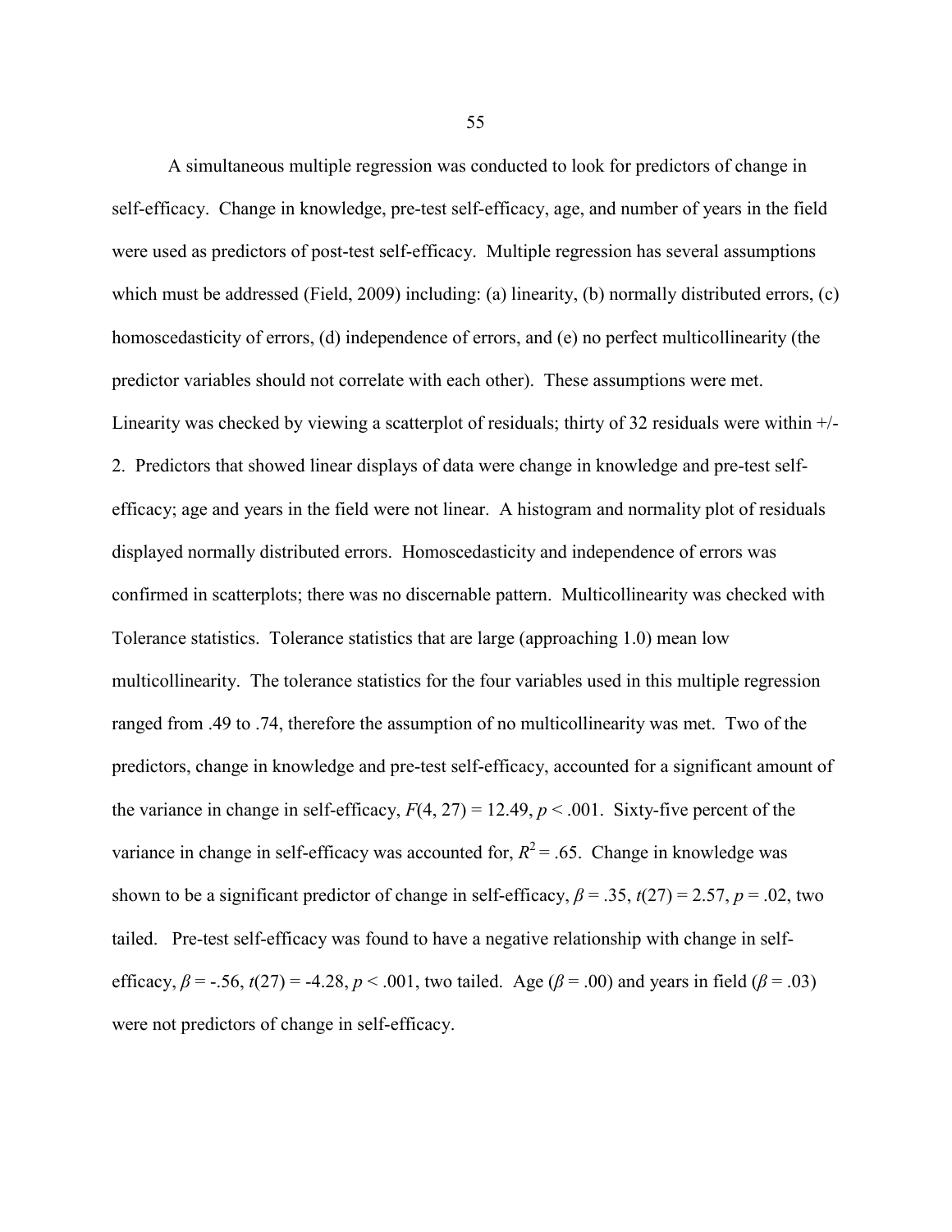A simultaneous multiple regression was conducted to look for predictors of change in self-efficacy. Change in knowledge, pre-test self-efficacy, age, and number of years in the field were used as predictors of post-test self-efficacy. Multiple regression has several assumptions which must be addressed (Field, 2009) including: (a) linearity, (b) normally distributed errors, (c) homoscedasticity of errors, (d) independence of errors, and (e) no perfect multicollinearity (the predictor variables should not correlate with each other). These assumptions were met. Linearity was checked by viewing a scatterplot of residuals; thirty of 32 residuals were within +/- 2. Predictors that showed linear displays of data were change in knowledge and pre-test self-efficacy; age and years in the field were not linear. A histogram and normality plot of residuals displayed normally distributed errors. Homoscedasticity and independence of errors was confirmed in scatterplots; there was no discernable pattern. Multicollinearity was checked with Tolerance statistics. Tolerance statistics that are large (approaching 1.0) mean low multicollinearity. The tolerance statistics for the four variables used in this multiple regression ranged from .49 to .74, therefore the assumption of no multicollinearity was met. Two of the predictors, change in knowledge and pre-test self-efficacy, accounted for a significant amount of the variance in change in self-efficacy, $F(4, 27) = 12.49$, $p < .001$. Sixty-five percent of the variance in change in self-efficacy was accounted for, $R^2 = .65$. Change in knowledge was shown to be a significant predictor of change in self-efficacy, $\beta = .35$, $t(27) = 2.57$, $p = .02$, two tailed. Pre-test self-efficacy was found to have a negative relationship with change in self-efficacy, $\beta = -.56$, $t(27) = -4.28$, $p < .001$, two tailed. Age ($\beta = .00$) and years in field ($\beta = .03$) were not predictors of change in self-efficacy.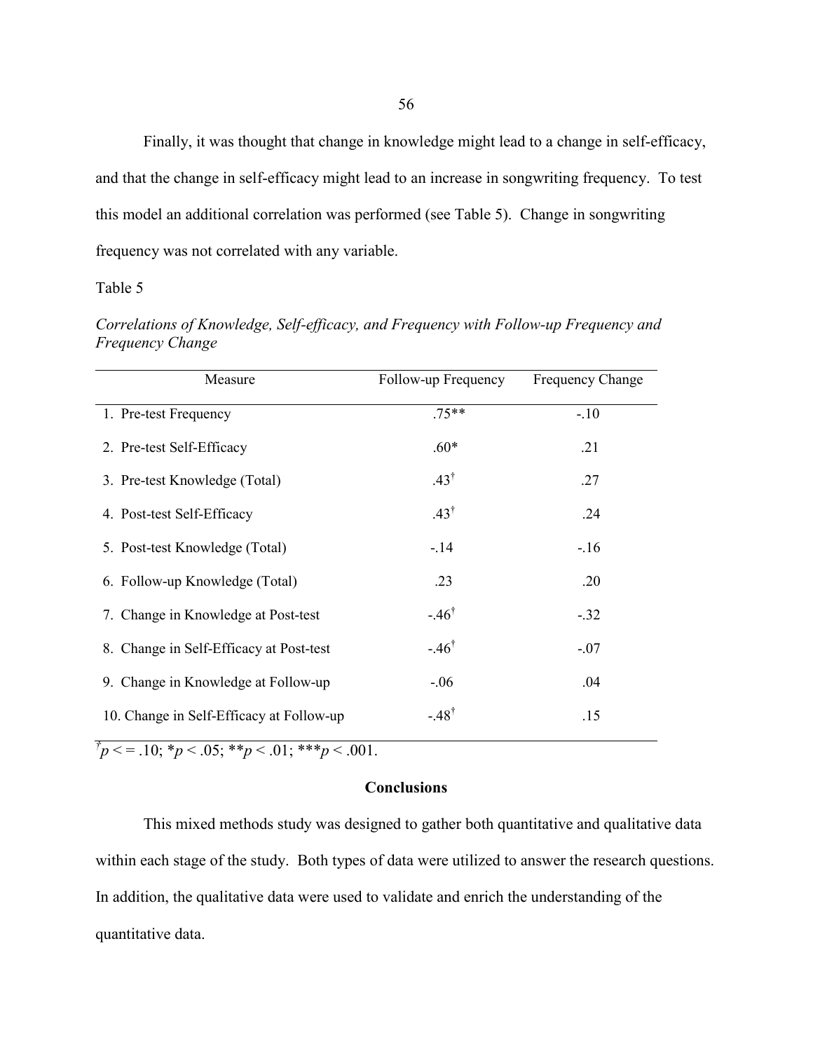Finally, it was thought that change in knowledge might lead to a change in self-efficacy, and that the change in self-efficacy might lead to an increase in songwriting frequency. To test this model an additional correlation was performed (see Table 5). Change in songwriting frequency was not correlated with any variable.

Table 5

*Correlations of Knowledge, Self-efficacy, and Frequency with Follow-up Frequency and Frequency Change*

| Measure | Follow-up Frequency | Frequency Change |
|---|---|---|
| 1. Pre-test Frequency | .75** | -.10 |
| 2. Pre-test Self-Efficacy | .60* | .21 |
| 3. Pre-test Knowledge (Total) | .43† | .27 |
| 4. Post-test Self-Efficacy | .43† | .24 |
| 5. Post-test Knowledge (Total) | -.14 | -.16 |
| 6. Follow-up Knowledge (Total) | .23 | .20 |
| 7. Change in Knowledge at Post-test | -.46† | -.32 |
| 8. Change in Self-Efficacy at Post-test | -.46† | -.07 |
| 9. Change in Knowledge at Follow-up | -.06 | .04 |
| 10. Change in Self-Efficacy at Follow-up | -.48† | .15 |

†$p <= .10$; *$p < .05$; **$p < .01$; ***$p < .001$.

## Conclusions

This mixed methods study was designed to gather both quantitative and qualitative data within each stage of the study. Both types of data were utilized to answer the research questions. In addition, the qualitative data were used to validate and enrich the understanding of the quantitative data.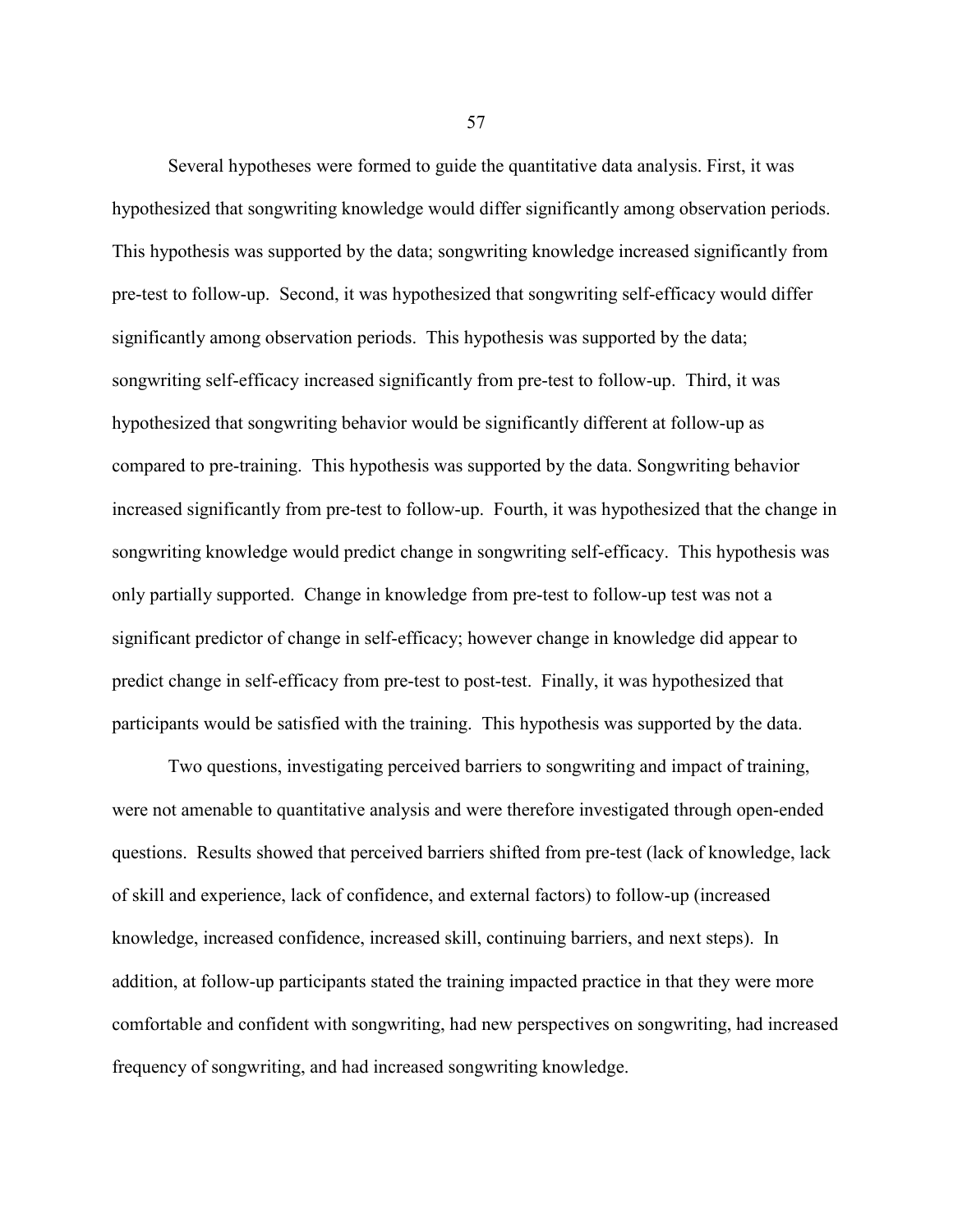Several hypotheses were formed to guide the quantitative data analysis. First, it was hypothesized that songwriting knowledge would differ significantly among observation periods. This hypothesis was supported by the data; songwriting knowledge increased significantly from pre-test to follow-up. Second, it was hypothesized that songwriting self-efficacy would differ significantly among observation periods. This hypothesis was supported by the data; songwriting self-efficacy increased significantly from pre-test to follow-up. Third, it was hypothesized that songwriting behavior would be significantly different at follow-up as compared to pre-training. This hypothesis was supported by the data. Songwriting behavior increased significantly from pre-test to follow-up. Fourth, it was hypothesized that the change in songwriting knowledge would predict change in songwriting self-efficacy. This hypothesis was only partially supported. Change in knowledge from pre-test to follow-up test was not a significant predictor of change in self-efficacy; however change in knowledge did appear to predict change in self-efficacy from pre-test to post-test. Finally, it was hypothesized that participants would be satisfied with the training. This hypothesis was supported by the data.

Two questions, investigating perceived barriers to songwriting and impact of training, were not amenable to quantitative analysis and were therefore investigated through open-ended questions. Results showed that perceived barriers shifted from pre-test (lack of knowledge, lack of skill and experience, lack of confidence, and external factors) to follow-up (increased knowledge, increased confidence, increased skill, continuing barriers, and next steps). In addition, at follow-up participants stated the training impacted practice in that they were more comfortable and confident with songwriting, had new perspectives on songwriting, had increased frequency of songwriting, and had increased songwriting knowledge.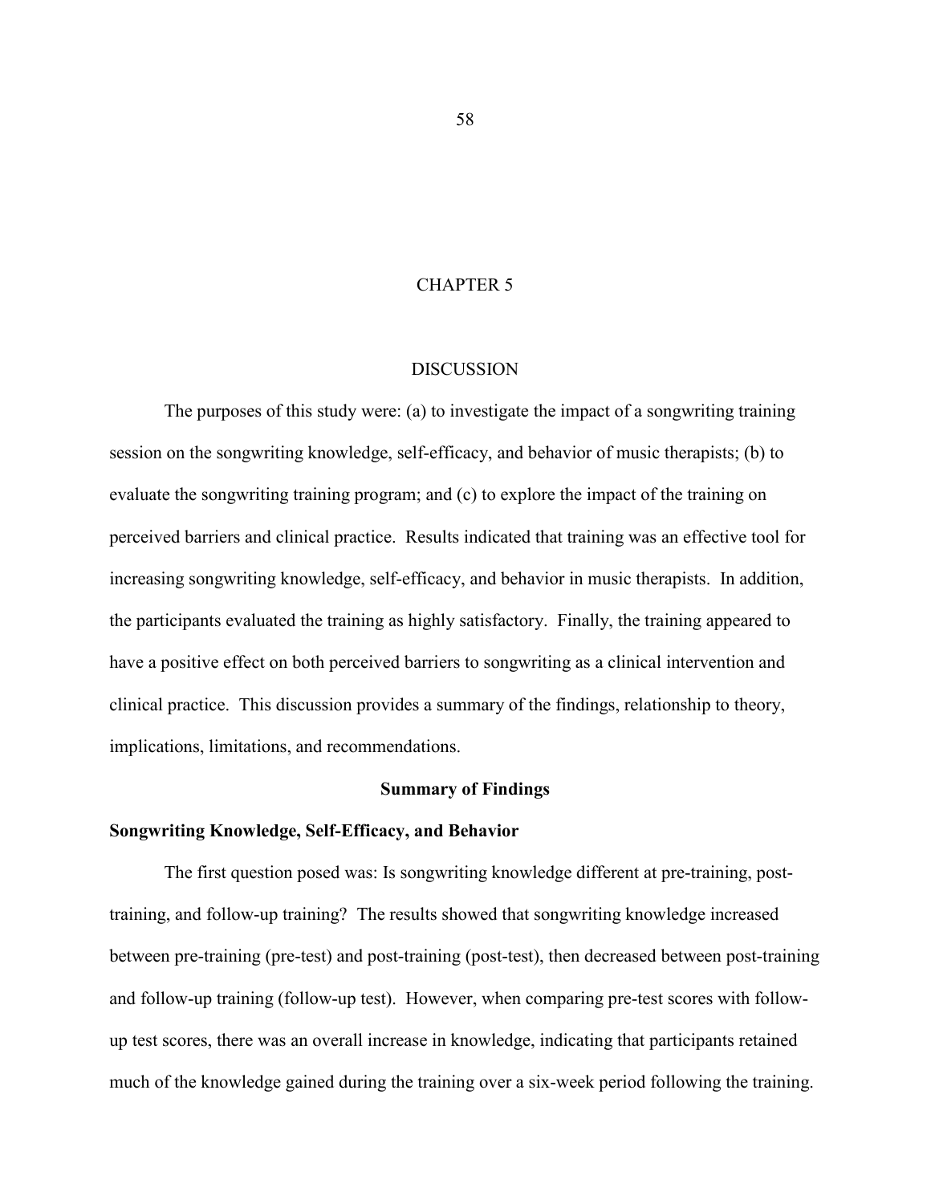# CHAPTER 5

# DISCUSSION

The purposes of this study were: (a) to investigate the impact of a songwriting training session on the songwriting knowledge, self-efficacy, and behavior of music therapists; (b) to evaluate the songwriting training program; and (c) to explore the impact of the training on perceived barriers and clinical practice. Results indicated that training was an effective tool for increasing songwriting knowledge, self-efficacy, and behavior in music therapists. In addition, the participants evaluated the training as highly satisfactory. Finally, the training appeared to have a positive effect on both perceived barriers to songwriting as a clinical intervention and clinical practice. This discussion provides a summary of the findings, relationship to theory, implications, limitations, and recommendations.

## Summary of Findings

### Songwriting Knowledge, Self-Efficacy, and Behavior

The first question posed was: Is songwriting knowledge different at pre-training, post-training, and follow-up training? The results showed that songwriting knowledge increased between pre-training (pre-test) and post-training (post-test), then decreased between post-training and follow-up training (follow-up test). However, when comparing pre-test scores with follow-up test scores, there was an overall increase in knowledge, indicating that participants retained much of the knowledge gained during the training over a six-week period following the training.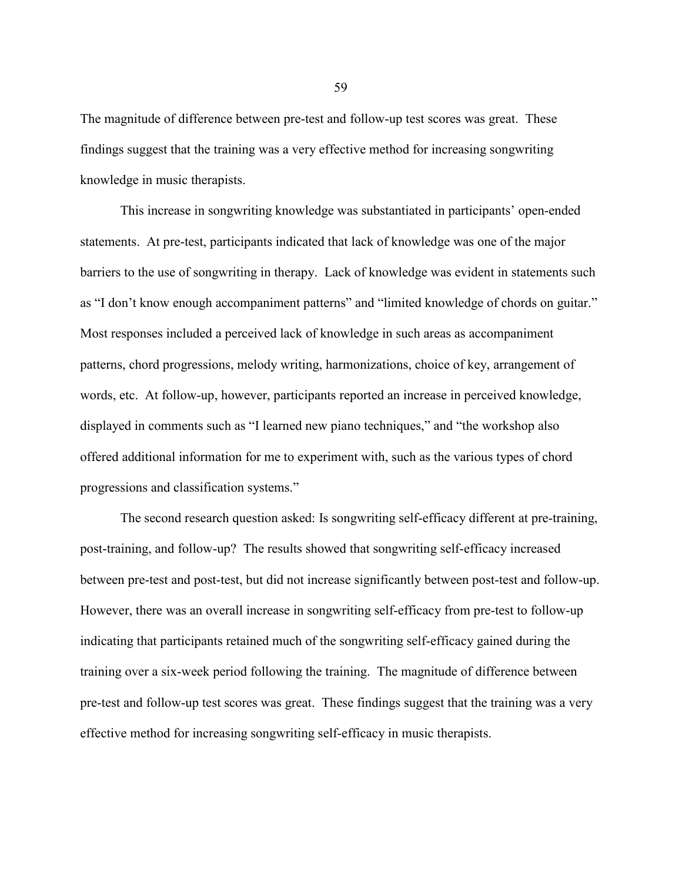The magnitude of difference between pre-test and follow-up test scores was great. These findings suggest that the training was a very effective method for increasing songwriting knowledge in music therapists.

This increase in songwriting knowledge was substantiated in participants' open-ended statements. At pre-test, participants indicated that lack of knowledge was one of the major barriers to the use of songwriting in therapy. Lack of knowledge was evident in statements such as "I don't know enough accompaniment patterns" and "limited knowledge of chords on guitar." Most responses included a perceived lack of knowledge in such areas as accompaniment patterns, chord progressions, melody writing, harmonizations, choice of key, arrangement of words, etc. At follow-up, however, participants reported an increase in perceived knowledge, displayed in comments such as "I learned new piano techniques," and "the workshop also offered additional information for me to experiment with, such as the various types of chord progressions and classification systems."

The second research question asked: Is songwriting self-efficacy different at pre-training, post-training, and follow-up? The results showed that songwriting self-efficacy increased between pre-test and post-test, but did not increase significantly between post-test and follow-up. However, there was an overall increase in songwriting self-efficacy from pre-test to follow-up indicating that participants retained much of the songwriting self-efficacy gained during the training over a six-week period following the training. The magnitude of difference between pre-test and follow-up test scores was great. These findings suggest that the training was a very effective method for increasing songwriting self-efficacy in music therapists.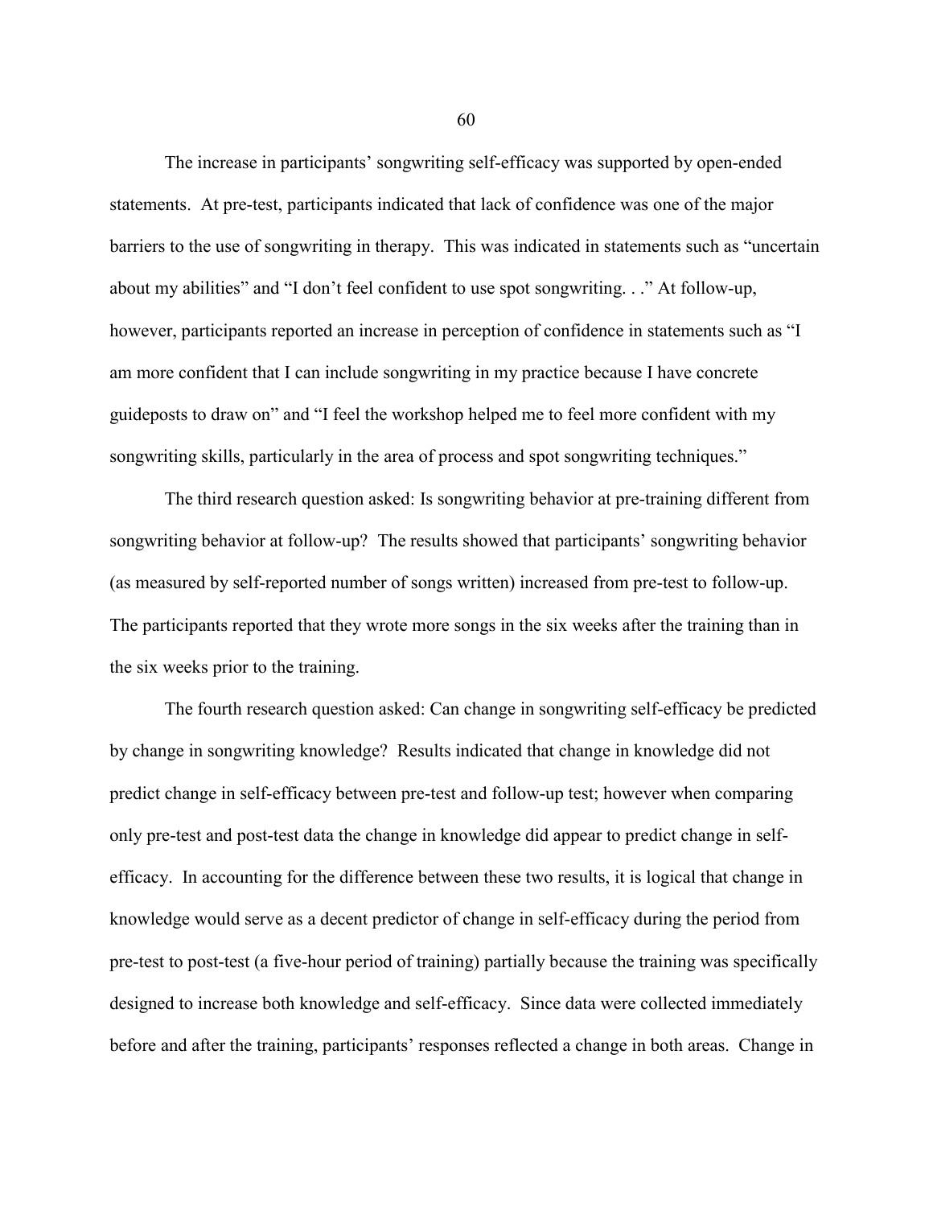The increase in participants' songwriting self-efficacy was supported by open-ended statements. At pre-test, participants indicated that lack of confidence was one of the major barriers to the use of songwriting in therapy. This was indicated in statements such as "uncertain about my abilities" and "I don't feel confident to use spot songwriting. . ." At follow-up, however, participants reported an increase in perception of confidence in statements such as "I am more confident that I can include songwriting in my practice because I have concrete guideposts to draw on" and "I feel the workshop helped me to feel more confident with my songwriting skills, particularly in the area of process and spot songwriting techniques."

The third research question asked: Is songwriting behavior at pre-training different from songwriting behavior at follow-up? The results showed that participants' songwriting behavior (as measured by self-reported number of songs written) increased from pre-test to follow-up. The participants reported that they wrote more songs in the six weeks after the training than in the six weeks prior to the training.

The fourth research question asked: Can change in songwriting self-efficacy be predicted by change in songwriting knowledge? Results indicated that change in knowledge did not predict change in self-efficacy between pre-test and follow-up test; however when comparing only pre-test and post-test data the change in knowledge did appear to predict change in self-efficacy. In accounting for the difference between these two results, it is logical that change in knowledge would serve as a decent predictor of change in self-efficacy during the period from pre-test to post-test (a five-hour period of training) partially because the training was specifically designed to increase both knowledge and self-efficacy. Since data were collected immediately before and after the training, participants' responses reflected a change in both areas. Change in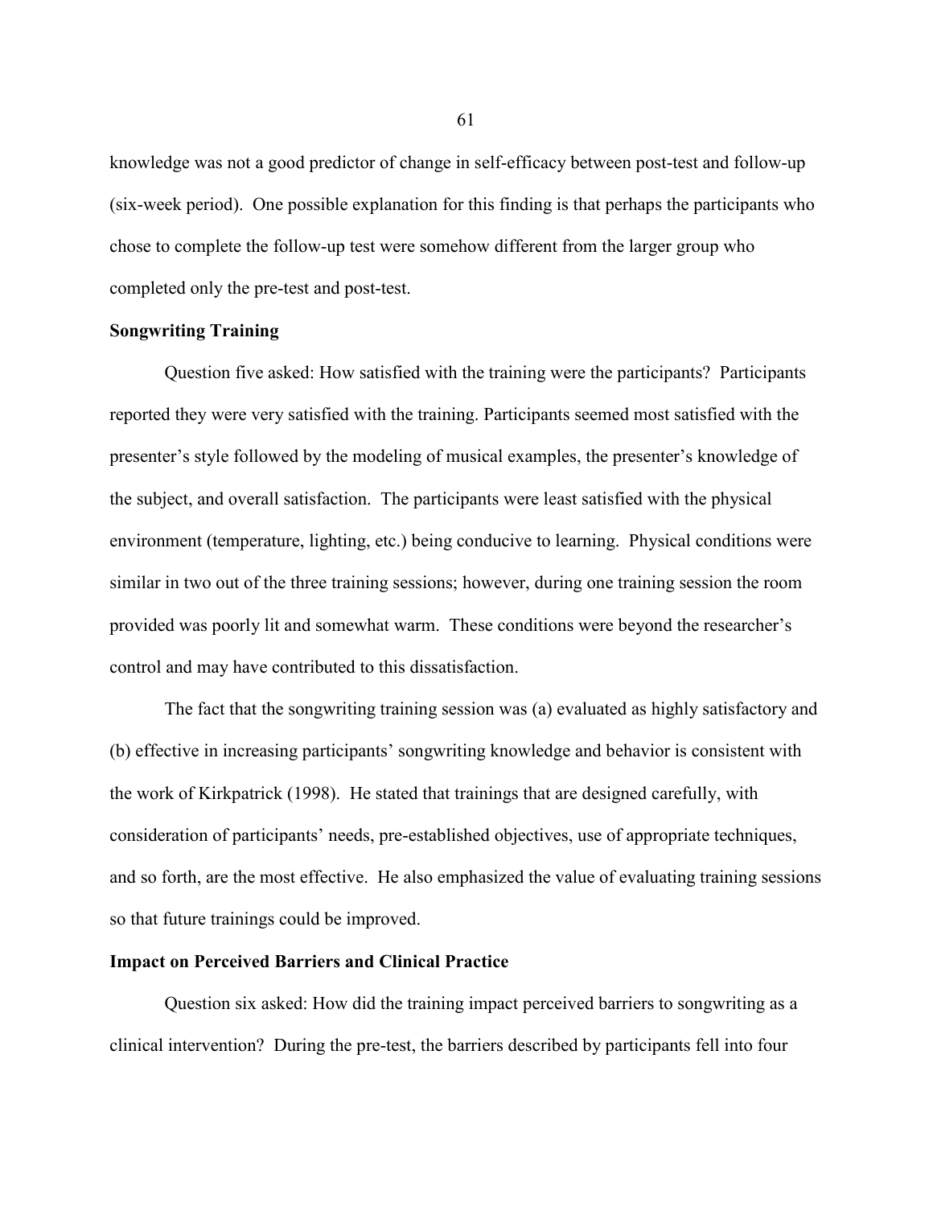knowledge was not a good predictor of change in self-efficacy between post-test and follow-up (six-week period). One possible explanation for this finding is that perhaps the participants who chose to complete the follow-up test were somehow different from the larger group who completed only the pre-test and post-test.

**Songwriting Training**

Question five asked: How satisfied with the training were the participants? Participants reported they were very satisfied with the training. Participants seemed most satisfied with the presenter's style followed by the modeling of musical examples, the presenter's knowledge of the subject, and overall satisfaction. The participants were least satisfied with the physical environment (temperature, lighting, etc.) being conducive to learning. Physical conditions were similar in two out of the three training sessions; however, during one training session the room provided was poorly lit and somewhat warm. These conditions were beyond the researcher's control and may have contributed to this dissatisfaction.

The fact that the songwriting training session was (a) evaluated as highly satisfactory and (b) effective in increasing participants' songwriting knowledge and behavior is consistent with the work of Kirkpatrick (1998). He stated that trainings that are designed carefully, with consideration of participants' needs, pre-established objectives, use of appropriate techniques, and so forth, are the most effective. He also emphasized the value of evaluating training sessions so that future trainings could be improved.

**Impact on Perceived Barriers and Clinical Practice**

Question six asked: How did the training impact perceived barriers to songwriting as a clinical intervention? During the pre-test, the barriers described by participants fell into four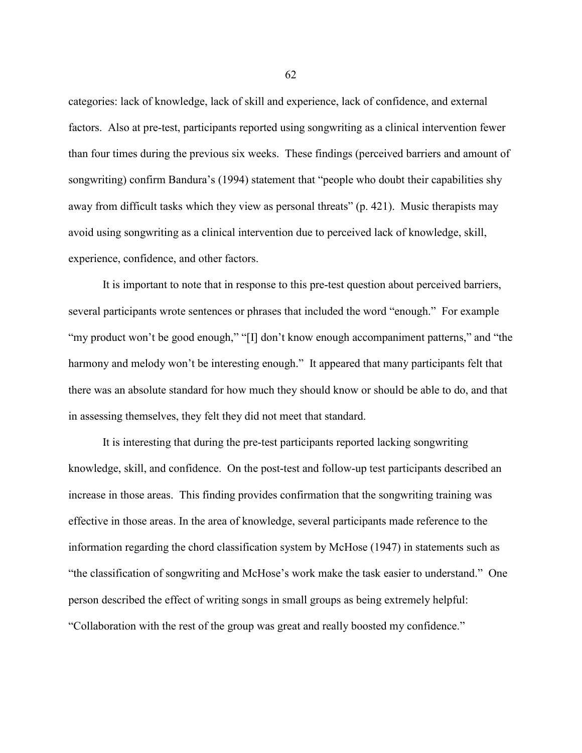categories: lack of knowledge, lack of skill and experience, lack of confidence, and external factors. Also at pre-test, participants reported using songwriting as a clinical intervention fewer than four times during the previous six weeks. These findings (perceived barriers and amount of songwriting) confirm Bandura's (1994) statement that "people who doubt their capabilities shy away from difficult tasks which they view as personal threats" (p. 421). Music therapists may avoid using songwriting as a clinical intervention due to perceived lack of knowledge, skill, experience, confidence, and other factors.

It is important to note that in response to this pre-test question about perceived barriers, several participants wrote sentences or phrases that included the word "enough." For example "my product won't be good enough," "[I] don't know enough accompaniment patterns," and "the harmony and melody won't be interesting enough." It appeared that many participants felt that there was an absolute standard for how much they should know or should be able to do, and that in assessing themselves, they felt they did not meet that standard.

It is interesting that during the pre-test participants reported lacking songwriting knowledge, skill, and confidence. On the post-test and follow-up test participants described an increase in those areas. This finding provides confirmation that the songwriting training was effective in those areas. In the area of knowledge, several participants made reference to the information regarding the chord classification system by McHose (1947) in statements such as "the classification of songwriting and McHose's work make the task easier to understand." One person described the effect of writing songs in small groups as being extremely helpful: "Collaboration with the rest of the group was great and really boosted my confidence."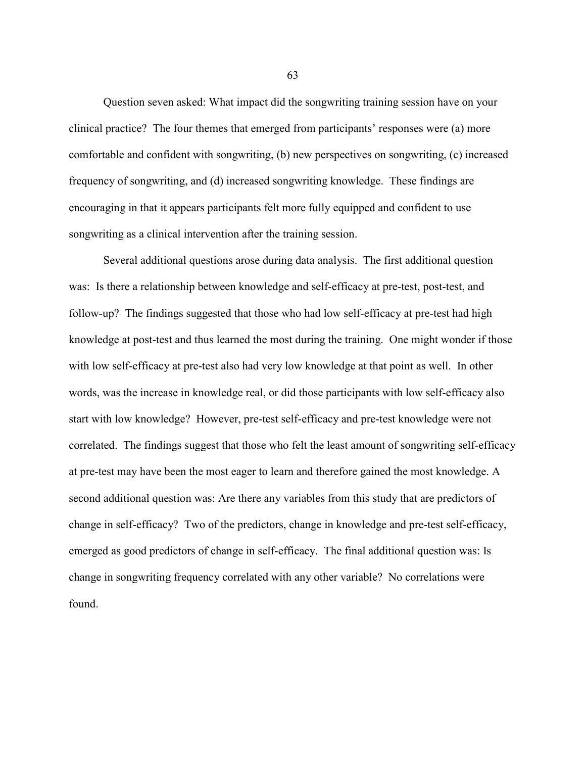Question seven asked: What impact did the songwriting training session have on your clinical practice? The four themes that emerged from participants' responses were (a) more comfortable and confident with songwriting, (b) new perspectives on songwriting, (c) increased frequency of songwriting, and (d) increased songwriting knowledge. These findings are encouraging in that it appears participants felt more fully equipped and confident to use songwriting as a clinical intervention after the training session.

Several additional questions arose during data analysis. The first additional question was: Is there a relationship between knowledge and self-efficacy at pre-test, post-test, and follow-up? The findings suggested that those who had low self-efficacy at pre-test had high knowledge at post-test and thus learned the most during the training. One might wonder if those with low self-efficacy at pre-test also had very low knowledge at that point as well. In other words, was the increase in knowledge real, or did those participants with low self-efficacy also start with low knowledge? However, pre-test self-efficacy and pre-test knowledge were not correlated. The findings suggest that those who felt the least amount of songwriting self-efficacy at pre-test may have been the most eager to learn and therefore gained the most knowledge. A second additional question was: Are there any variables from this study that are predictors of change in self-efficacy? Two of the predictors, change in knowledge and pre-test self-efficacy, emerged as good predictors of change in self-efficacy. The final additional question was: Is change in songwriting frequency correlated with any other variable? No correlations were found.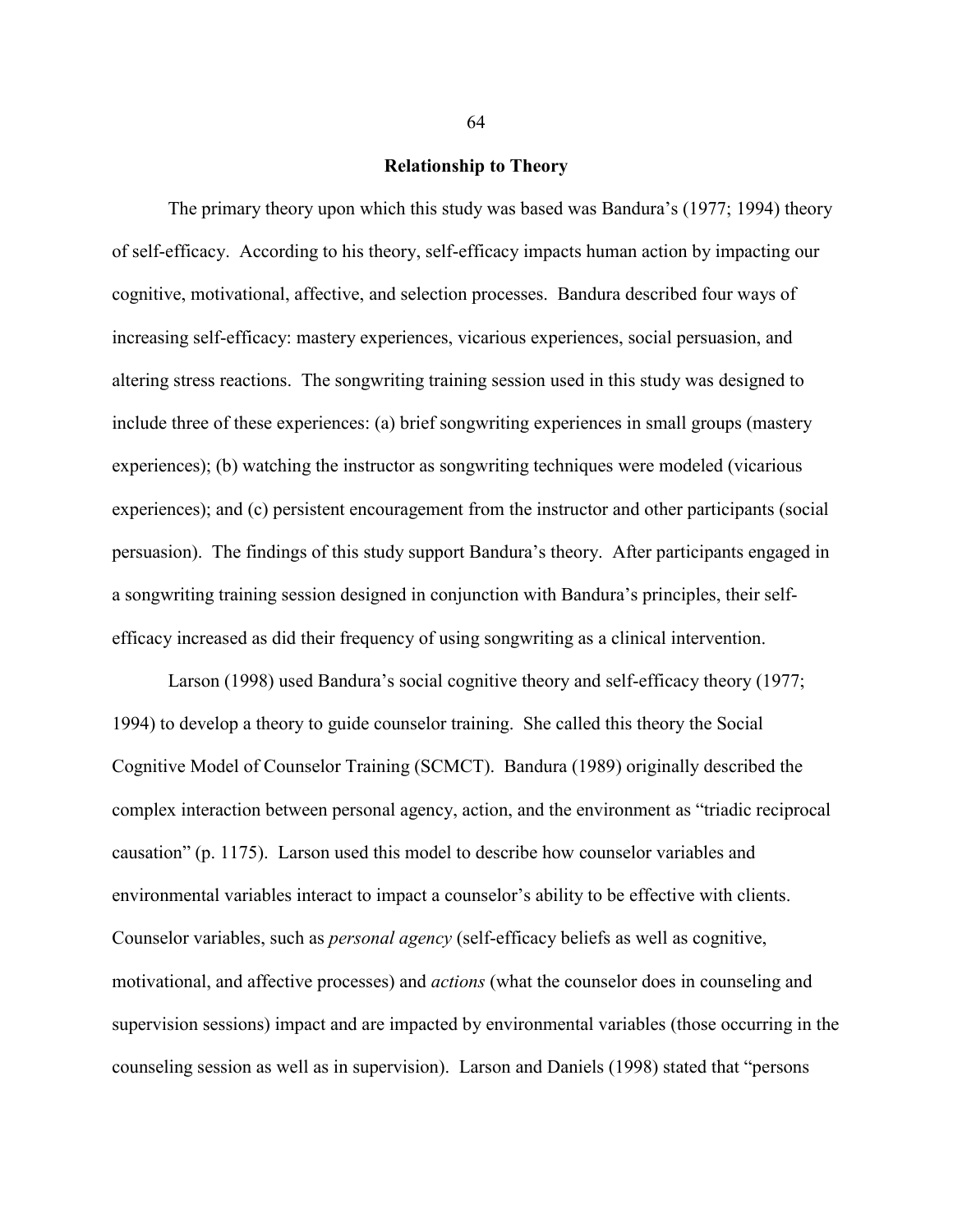## Relationship to Theory

The primary theory upon which this study was based was Bandura's (1977; 1994) theory of self-efficacy. According to his theory, self-efficacy impacts human action by impacting our cognitive, motivational, affective, and selection processes. Bandura described four ways of increasing self-efficacy: mastery experiences, vicarious experiences, social persuasion, and altering stress reactions. The songwriting training session used in this study was designed to include three of these experiences: (a) brief songwriting experiences in small groups (mastery experiences); (b) watching the instructor as songwriting techniques were modeled (vicarious experiences); and (c) persistent encouragement from the instructor and other participants (social persuasion). The findings of this study support Bandura's theory. After participants engaged in a songwriting training session designed in conjunction with Bandura's principles, their self-efficacy increased as did their frequency of using songwriting as a clinical intervention.

Larson (1998) used Bandura's social cognitive theory and self-efficacy theory (1977; 1994) to develop a theory to guide counselor training. She called this theory the Social Cognitive Model of Counselor Training (SCMCT). Bandura (1989) originally described the complex interaction between personal agency, action, and the environment as "triadic reciprocal causation" (p. 1175). Larson used this model to describe how counselor variables and environmental variables interact to impact a counselor's ability to be effective with clients. Counselor variables, such as *personal agency* (self-efficacy beliefs as well as cognitive, motivational, and affective processes) and *actions* (what the counselor does in counseling and supervision sessions) impact and are impacted by environmental variables (those occurring in the counseling session as well as in supervision). Larson and Daniels (1998) stated that "persons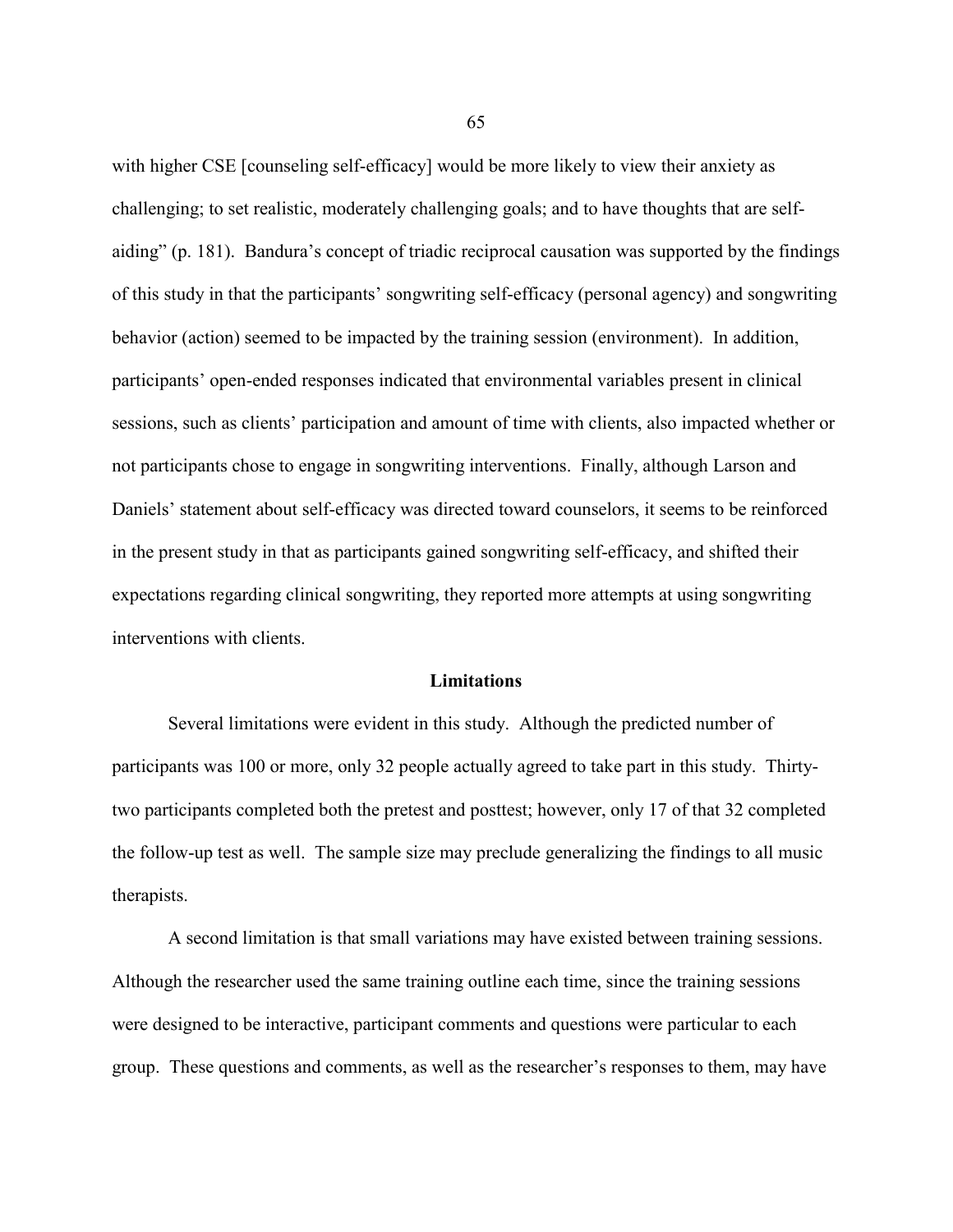with higher CSE [counseling self-efficacy] would be more likely to view their anxiety as challenging; to set realistic, moderately challenging goals; and to have thoughts that are self-aiding" (p. 181). Bandura's concept of triadic reciprocal causation was supported by the findings of this study in that the participants' songwriting self-efficacy (personal agency) and songwriting behavior (action) seemed to be impacted by the training session (environment). In addition, participants' open-ended responses indicated that environmental variables present in clinical sessions, such as clients' participation and amount of time with clients, also impacted whether or not participants chose to engage in songwriting interventions. Finally, although Larson and Daniels' statement about self-efficacy was directed toward counselors, it seems to be reinforced in the present study in that as participants gained songwriting self-efficacy, and shifted their expectations regarding clinical songwriting, they reported more attempts at using songwriting interventions with clients.

## Limitations

Several limitations were evident in this study. Although the predicted number of participants was 100 or more, only 32 people actually agreed to take part in this study. Thirty-two participants completed both the pretest and posttest; however, only 17 of that 32 completed the follow-up test as well. The sample size may preclude generalizing the findings to all music therapists.

A second limitation is that small variations may have existed between training sessions. Although the researcher used the same training outline each time, since the training sessions were designed to be interactive, participant comments and questions were particular to each group. These questions and comments, as well as the researcher's responses to them, may have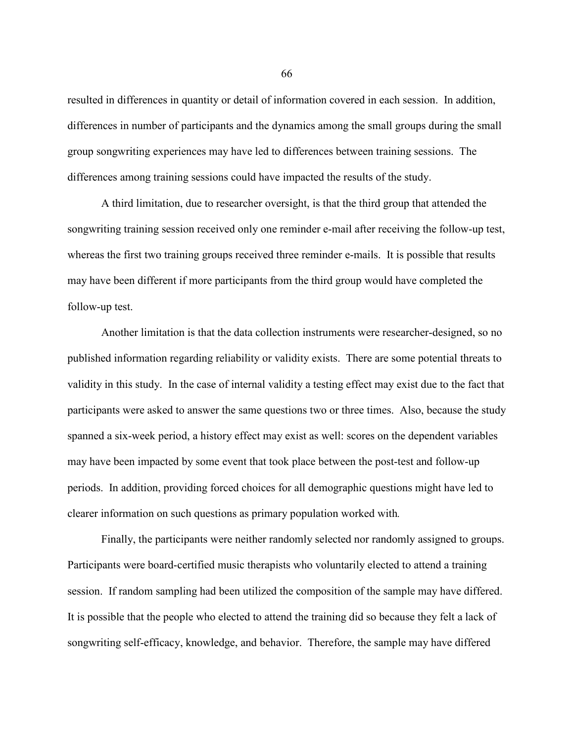resulted in differences in quantity or detail of information covered in each session. In addition, differences in number of participants and the dynamics among the small groups during the small group songwriting experiences may have led to differences between training sessions. The differences among training sessions could have impacted the results of the study.

A third limitation, due to researcher oversight, is that the third group that attended the songwriting training session received only one reminder e-mail after receiving the follow-up test, whereas the first two training groups received three reminder e-mails. It is possible that results may have been different if more participants from the third group would have completed the follow-up test.

Another limitation is that the data collection instruments were researcher-designed, so no published information regarding reliability or validity exists. There are some potential threats to validity in this study. In the case of internal validity a testing effect may exist due to the fact that participants were asked to answer the same questions two or three times. Also, because the study spanned a six-week period, a history effect may exist as well: scores on the dependent variables may have been impacted by some event that took place between the post-test and follow-up periods. In addition, providing forced choices for all demographic questions might have led to clearer information on such questions as primary population worked with.

Finally, the participants were neither randomly selected nor randomly assigned to groups. Participants were board-certified music therapists who voluntarily elected to attend a training session. If random sampling had been utilized the composition of the sample may have differed. It is possible that the people who elected to attend the training did so because they felt a lack of songwriting self-efficacy, knowledge, and behavior. Therefore, the sample may have differed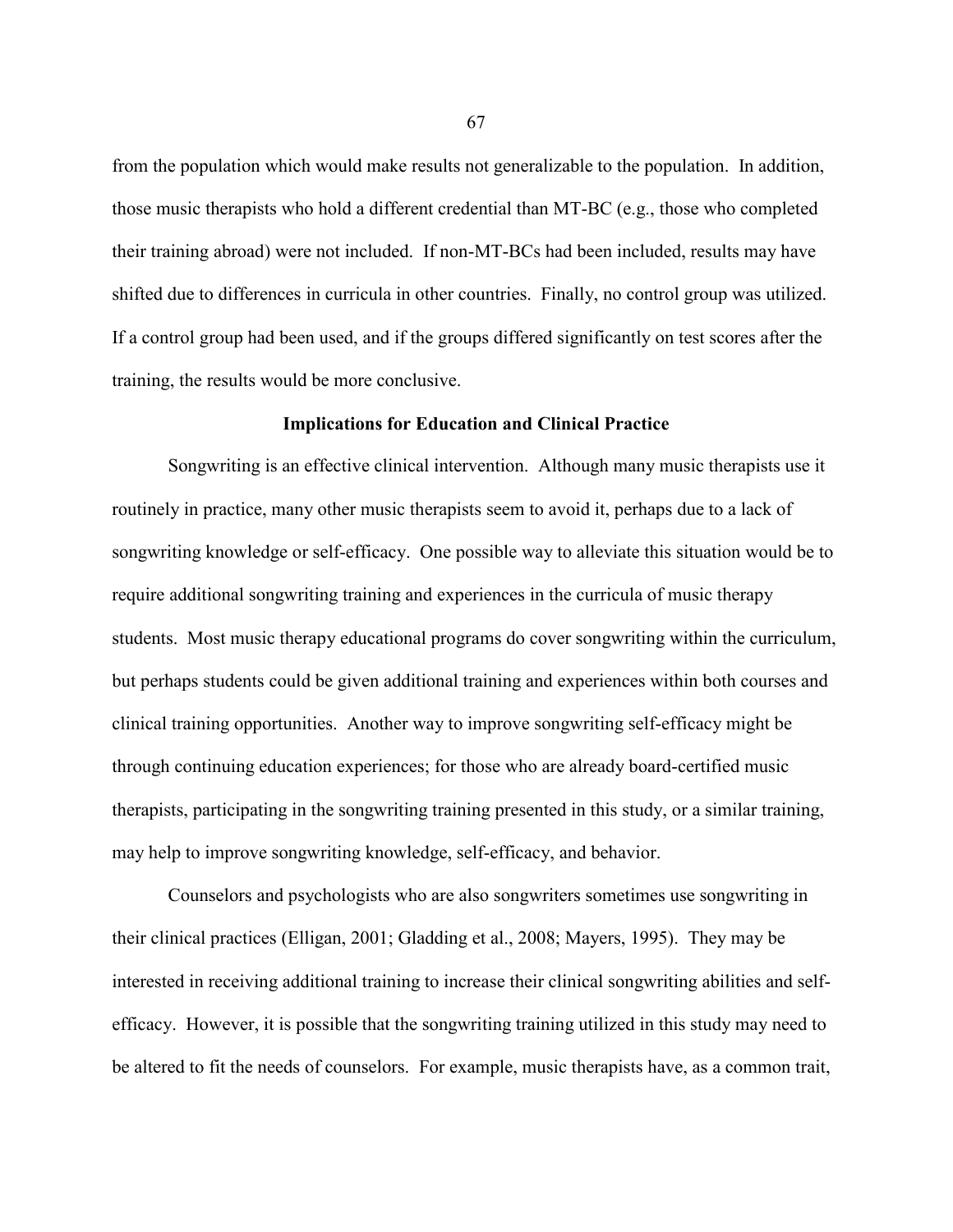from the population which would make results not generalizable to the population. In addition, those music therapists who hold a different credential than MT-BC (e.g., those who completed their training abroad) were not included. If non-MT-BCs had been included, results may have shifted due to differences in curricula in other countries. Finally, no control group was utilized. If a control group had been used, and if the groups differed significantly on test scores after the training, the results would be more conclusive.

## Implications for Education and Clinical Practice

Songwriting is an effective clinical intervention. Although many music therapists use it routinely in practice, many other music therapists seem to avoid it, perhaps due to a lack of songwriting knowledge or self-efficacy. One possible way to alleviate this situation would be to require additional songwriting training and experiences in the curricula of music therapy students. Most music therapy educational programs do cover songwriting within the curriculum, but perhaps students could be given additional training and experiences within both courses and clinical training opportunities. Another way to improve songwriting self-efficacy might be through continuing education experiences; for those who are already board-certified music therapists, participating in the songwriting training presented in this study, or a similar training, may help to improve songwriting knowledge, self-efficacy, and behavior.

Counselors and psychologists who are also songwriters sometimes use songwriting in their clinical practices (Elligan, 2001; Gladding et al., 2008; Mayers, 1995). They may be interested in receiving additional training to increase their clinical songwriting abilities and self-efficacy. However, it is possible that the songwriting training utilized in this study may need to be altered to fit the needs of counselors. For example, music therapists have, as a common trait,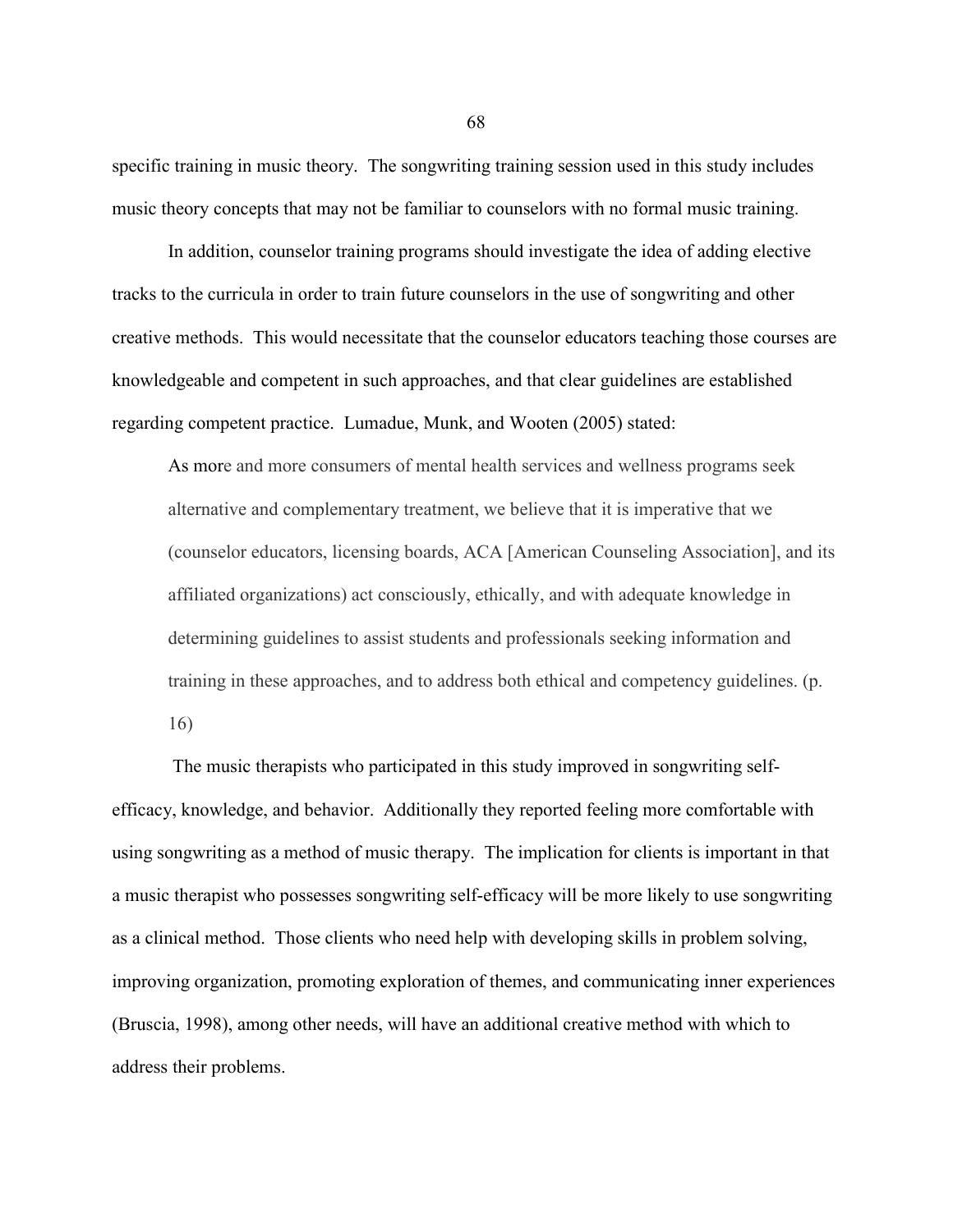specific training in music theory. The songwriting training session used in this study includes music theory concepts that may not be familiar to counselors with no formal music training.

In addition, counselor training programs should investigate the idea of adding elective tracks to the curricula in order to train future counselors in the use of songwriting and other creative methods. This would necessitate that the counselor educators teaching those courses are knowledgeable and competent in such approaches, and that clear guidelines are established regarding competent practice. Lumadue, Munk, and Wooten (2005) stated:

> As more and more consumers of mental health services and wellness programs seek alternative and complementary treatment, we believe that it is imperative that we (counselor educators, licensing boards, ACA [American Counseling Association], and its affiliated organizations) act consciously, ethically, and with adequate knowledge in determining guidelines to assist students and professionals seeking information and training in these approaches, and to address both ethical and competency guidelines. (p. 16)

The music therapists who participated in this study improved in songwriting self-efficacy, knowledge, and behavior. Additionally they reported feeling more comfortable with using songwriting as a method of music therapy. The implication for clients is important in that a music therapist who possesses songwriting self-efficacy will be more likely to use songwriting as a clinical method. Those clients who need help with developing skills in problem solving, improving organization, promoting exploration of themes, and communicating inner experiences (Bruscia, 1998), among other needs, will have an additional creative method with which to address their problems.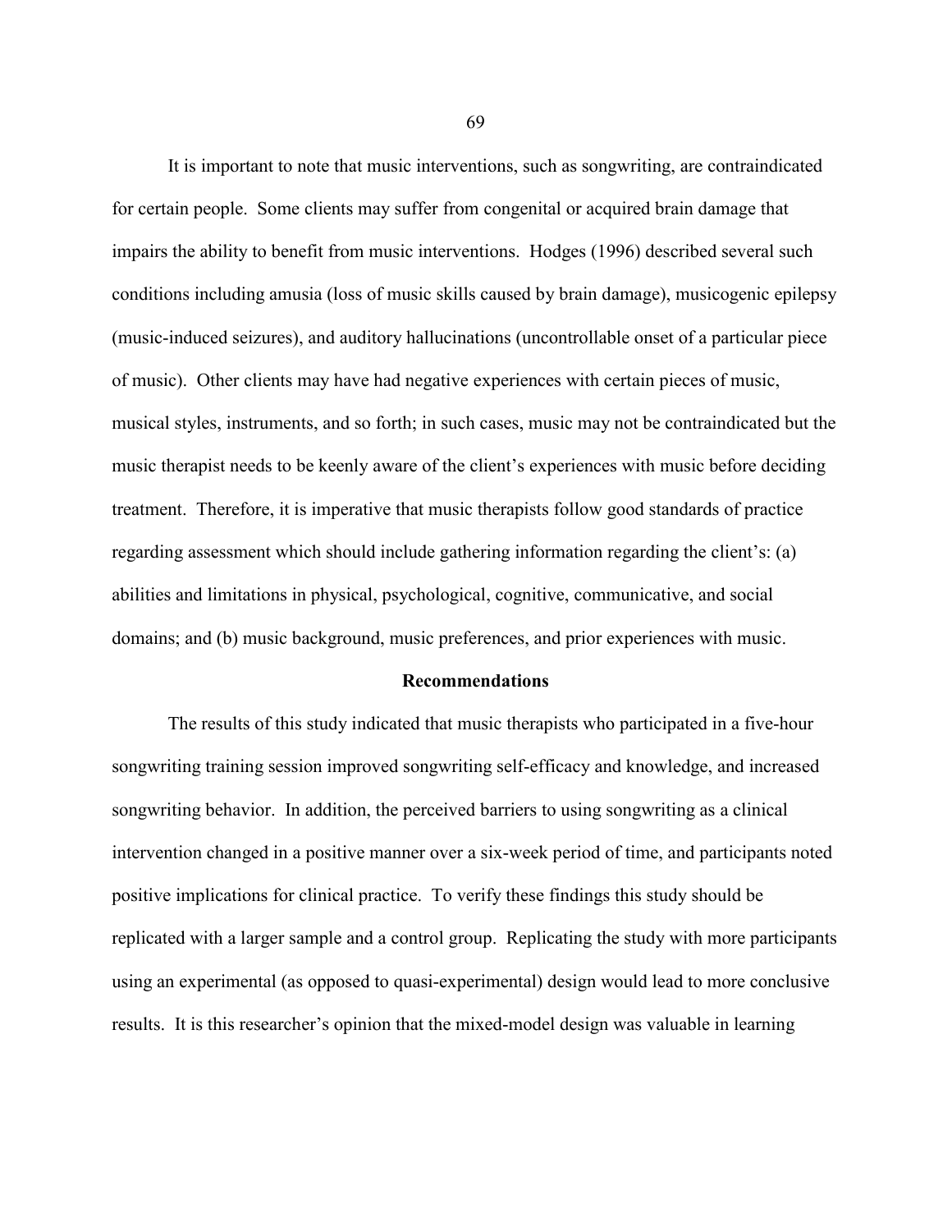It is important to note that music interventions, such as songwriting, are contraindicated for certain people. Some clients may suffer from congenital or acquired brain damage that impairs the ability to benefit from music interventions. Hodges (1996) described several such conditions including amusia (loss of music skills caused by brain damage), musicogenic epilepsy (music-induced seizures), and auditory hallucinations (uncontrollable onset of a particular piece of music). Other clients may have had negative experiences with certain pieces of music, musical styles, instruments, and so forth; in such cases, music may not be contraindicated but the music therapist needs to be keenly aware of the client's experiences with music before deciding treatment. Therefore, it is imperative that music therapists follow good standards of practice regarding assessment which should include gathering information regarding the client's: (a) abilities and limitations in physical, psychological, cognitive, communicative, and social domains; and (b) music background, music preferences, and prior experiences with music.

## Recommendations

The results of this study indicated that music therapists who participated in a five-hour songwriting training session improved songwriting self-efficacy and knowledge, and increased songwriting behavior. In addition, the perceived barriers to using songwriting as a clinical intervention changed in a positive manner over a six-week period of time, and participants noted positive implications for clinical practice. To verify these findings this study should be replicated with a larger sample and a control group. Replicating the study with more participants using an experimental (as opposed to quasi-experimental) design would lead to more conclusive results. It is this researcher's opinion that the mixed-model design was valuable in learning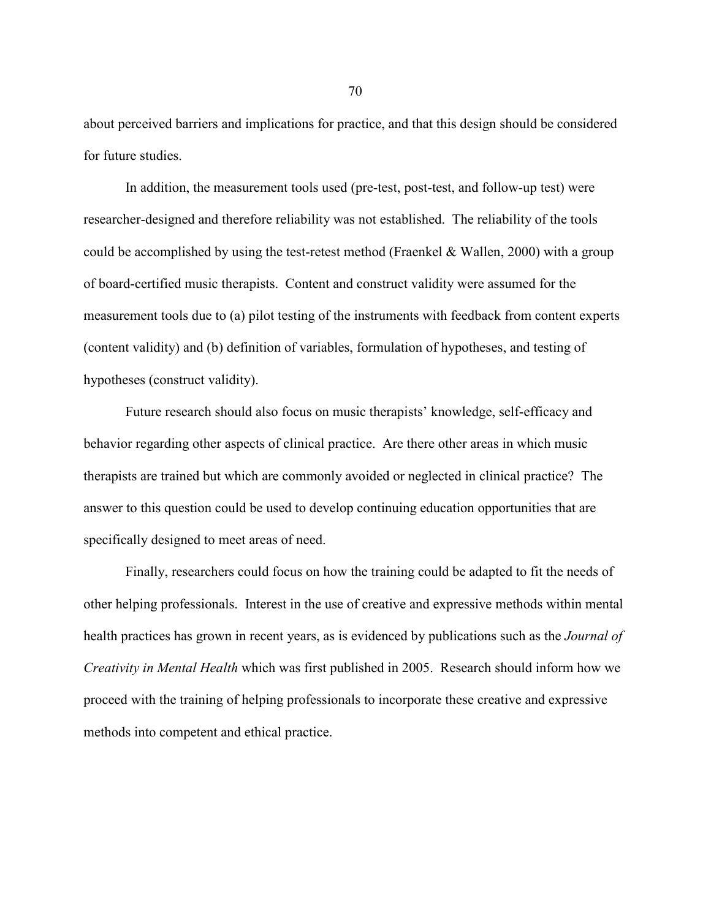about perceived barriers and implications for practice, and that this design should be considered for future studies.

In addition, the measurement tools used (pre-test, post-test, and follow-up test) were researcher-designed and therefore reliability was not established. The reliability of the tools could be accomplished by using the test-retest method (Fraenkel & Wallen, 2000) with a group of board-certified music therapists. Content and construct validity were assumed for the measurement tools due to (a) pilot testing of the instruments with feedback from content experts (content validity) and (b) definition of variables, formulation of hypotheses, and testing of hypotheses (construct validity).

Future research should also focus on music therapists' knowledge, self-efficacy and behavior regarding other aspects of clinical practice. Are there other areas in which music therapists are trained but which are commonly avoided or neglected in clinical practice? The answer to this question could be used to develop continuing education opportunities that are specifically designed to meet areas of need.

Finally, researchers could focus on how the training could be adapted to fit the needs of other helping professionals. Interest in the use of creative and expressive methods within mental health practices has grown in recent years, as is evidenced by publications such as the *Journal of Creativity in Mental Health* which was first published in 2005. Research should inform how we proceed with the training of helping professionals to incorporate these creative and expressive methods into competent and ethical practice.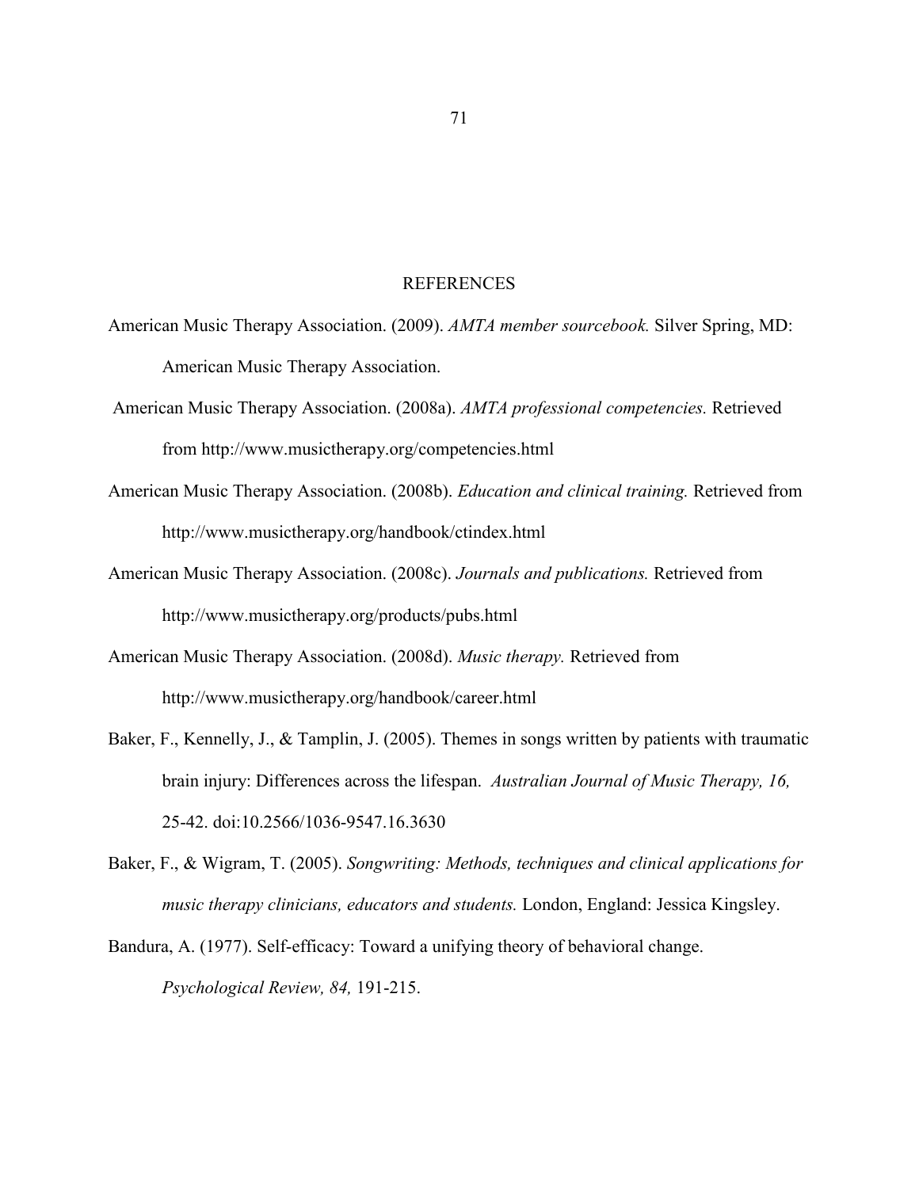# REFERENCES

American Music Therapy Association. (2009). *AMTA member sourcebook.* Silver Spring, MD: American Music Therapy Association.

American Music Therapy Association. (2008a). *AMTA professional competencies.* Retrieved from http://www.musictherapy.org/competencies.html

American Music Therapy Association. (2008b). *Education and clinical training.* Retrieved from http://www.musictherapy.org/handbook/ctindex.html

American Music Therapy Association. (2008c). *Journals and publications.* Retrieved from http://www.musictherapy.org/products/pubs.html

American Music Therapy Association. (2008d). *Music therapy.* Retrieved from http://www.musictherapy.org/handbook/career.html

Baker, F., Kennelly, J., & Tamplin, J. (2005). Themes in songs written by patients with traumatic brain injury: Differences across the lifespan. *Australian Journal of Music Therapy, 16,* 25-42. doi:10.2566/1036-9547.16.3630

Baker, F., & Wigram, T. (2005). *Songwriting: Methods, techniques and clinical applications for music therapy clinicians, educators and students.* London, England: Jessica Kingsley.

Bandura, A. (1977). Self-efficacy: Toward a unifying theory of behavioral change. *Psychological Review, 84,* 191-215.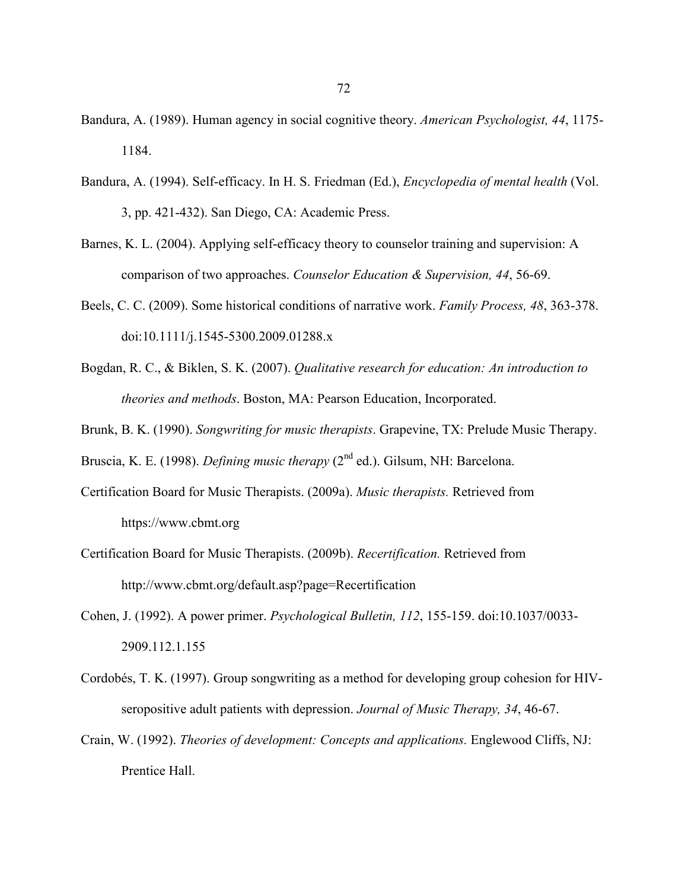Bandura, A. (1989). Human agency in social cognitive theory. *American Psychologist, 44*, 1175-1184.

Bandura, A. (1994). Self-efficacy. In H. S. Friedman (Ed.), *Encyclopedia of mental health* (Vol. 3, pp. 421-432). San Diego, CA: Academic Press.

Barnes, K. L. (2004). Applying self-efficacy theory to counselor training and supervision: A comparison of two approaches. *Counselor Education & Supervision, 44*, 56-69.

Beels, C. C. (2009). Some historical conditions of narrative work. *Family Process, 48*, 363-378. doi:10.1111/j.1545-5300.2009.01288.x

Bogdan, R. C., & Biklen, S. K. (2007). *Qualitative research for education: An introduction to theories and methods*. Boston, MA: Pearson Education, Incorporated.

Brunk, B. K. (1990). *Songwriting for music therapists*. Grapevine, TX: Prelude Music Therapy.

Bruscia, K. E. (1998). *Defining music therapy* (2nd ed.). Gilsum, NH: Barcelona.

Certification Board for Music Therapists. (2009a). *Music therapists.* Retrieved from https://www.cbmt.org

Certification Board for Music Therapists. (2009b). *Recertification.* Retrieved from http://www.cbmt.org/default.asp?page=Recertification

Cohen, J. (1992). A power primer. *Psychological Bulletin, 112*, 155-159. doi:10.1037/0033-2909.112.1.155

Cordobés, T. K. (1997). Group songwriting as a method for developing group cohesion for HIV-seropositive adult patients with depression. *Journal of Music Therapy, 34*, 46-67.

Crain, W. (1992). *Theories of development: Concepts and applications.* Englewood Cliffs, NJ: Prentice Hall.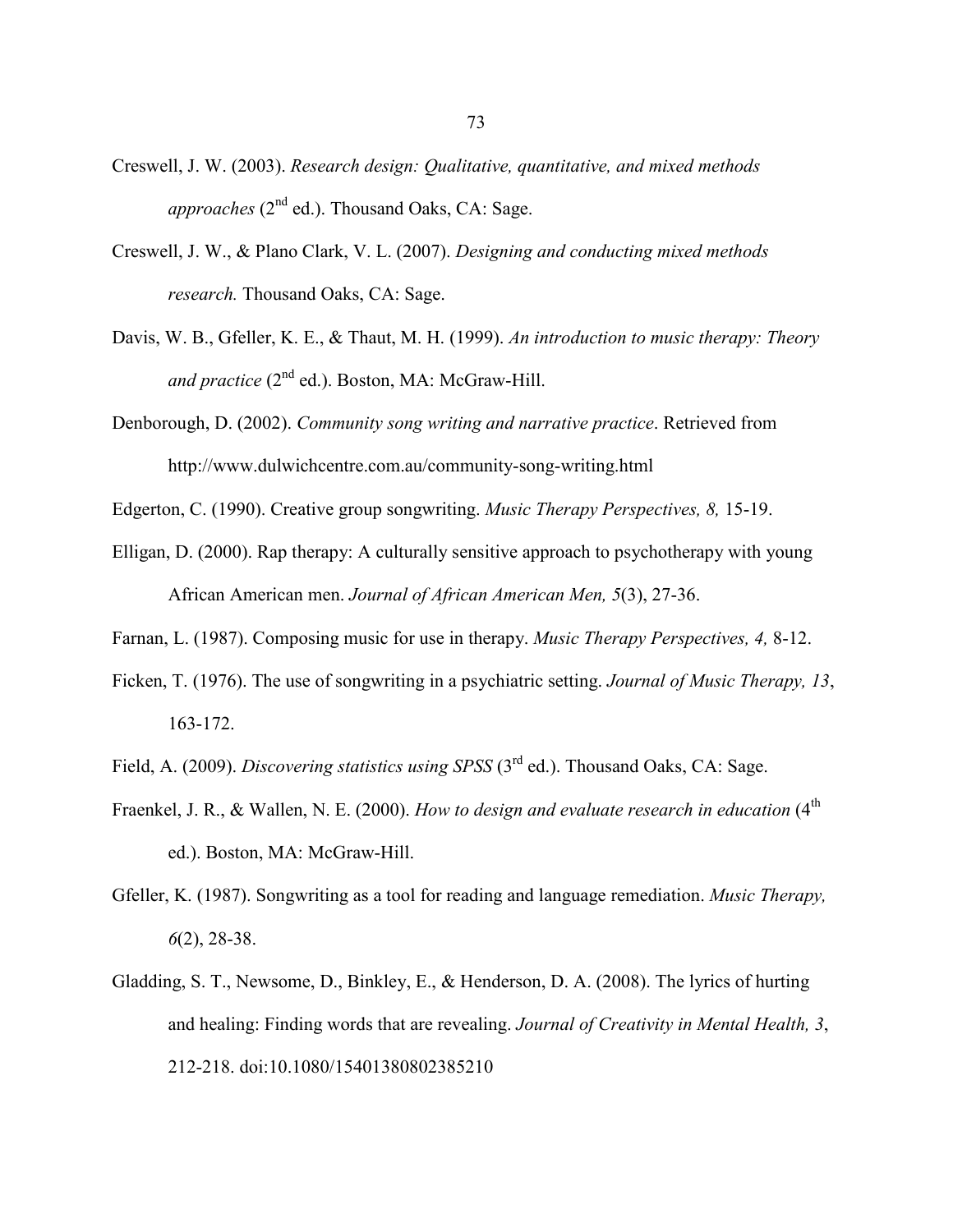Creswell, J. W. (2003). *Research design: Qualitative, quantitative, and mixed methods approaches* (2nd ed.). Thousand Oaks, CA: Sage.

Creswell, J. W., & Plano Clark, V. L. (2007). *Designing and conducting mixed methods research.* Thousand Oaks, CA: Sage.

Davis, W. B., Gfeller, K. E., & Thaut, M. H. (1999). *An introduction to music therapy: Theory and practice* (2nd ed.). Boston, MA: McGraw-Hill.

Denborough, D. (2002). *Community song writing and narrative practice*. Retrieved from http://www.dulwichcentre.com.au/community-song-writing.html

Edgerton, C. (1990). Creative group songwriting. *Music Therapy Perspectives, 8,* 15-19.

Elligan, D. (2000). Rap therapy: A culturally sensitive approach to psychotherapy with young African American men. *Journal of African American Men, 5*(3), 27-36.

Farnan, L. (1987). Composing music for use in therapy. *Music Therapy Perspectives, 4,* 8-12.

Ficken, T. (1976). The use of songwriting in a psychiatric setting. *Journal of Music Therapy, 13*, 163-172.

Field, A. (2009). *Discovering statistics using SPSS* (3rd ed.). Thousand Oaks, CA: Sage.

Fraenkel, J. R., & Wallen, N. E. (2000). *How to design and evaluate research in education* (4th ed.). Boston, MA: McGraw-Hill.

Gfeller, K. (1987). Songwriting as a tool for reading and language remediation. *Music Therapy, 6*(2), 28-38.

Gladding, S. T., Newsome, D., Binkley, E., & Henderson, D. A. (2008). The lyrics of hurting and healing: Finding words that are revealing. *Journal of Creativity in Mental Health, 3*, 212-218. doi:10.1080/15401380802385210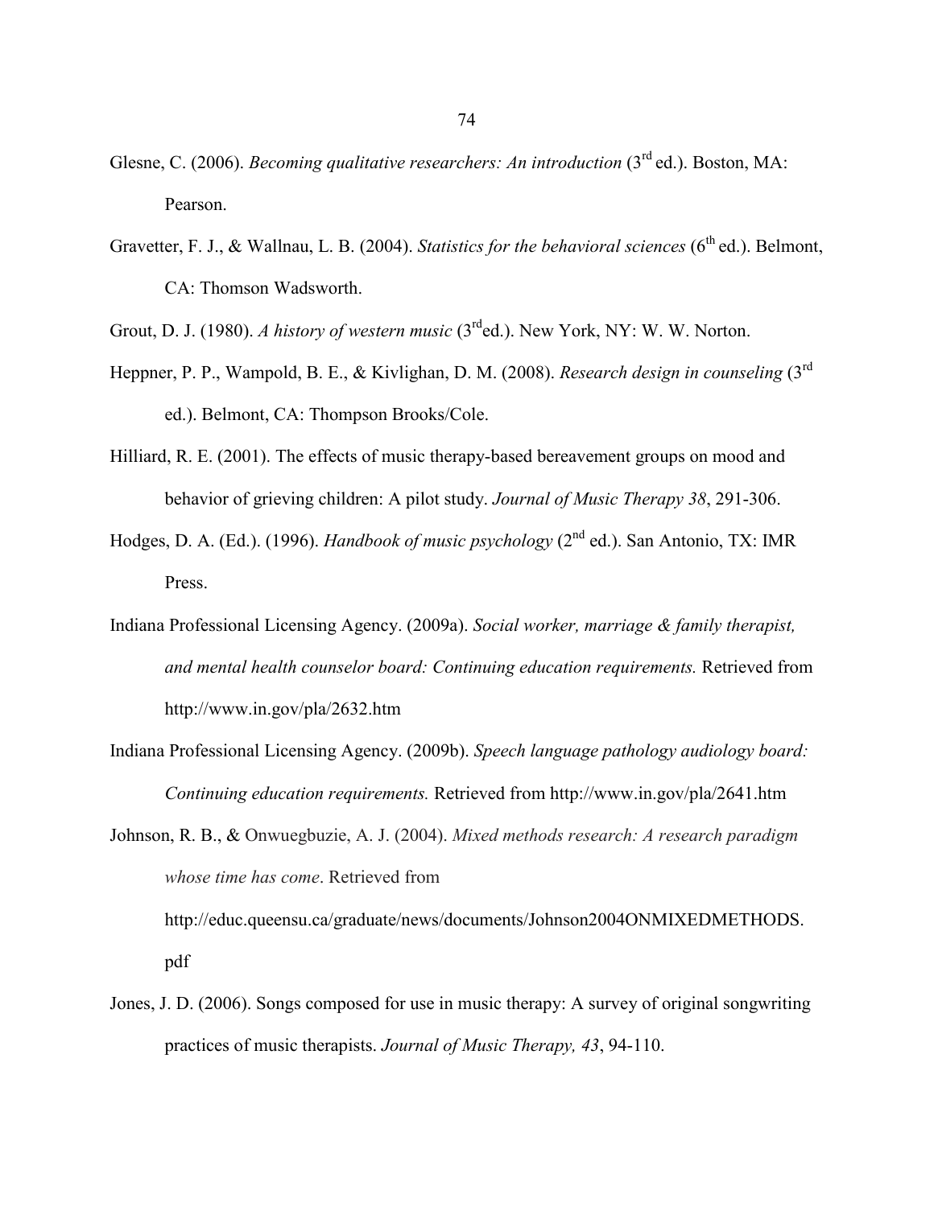Glesne, C. (2006). *Becoming qualitative researchers: An introduction* (3rd ed.). Boston, MA: Pearson.

Gravetter, F. J., & Wallnau, L. B. (2004). *Statistics for the behavioral sciences* (6th ed.). Belmont, CA: Thomson Wadsworth.

Grout, D. J. (1980). *A history of western music* (3rd ed.). New York, NY: W. W. Norton.

Heppner, P. P., Wampold, B. E., & Kivlighan, D. M. (2008). *Research design in counseling* (3rd ed.). Belmont, CA: Thompson Brooks/Cole.

Hilliard, R. E. (2001). The effects of music therapy-based bereavement groups on mood and behavior of grieving children: A pilot study. *Journal of Music Therapy 38*, 291-306.

Hodges, D. A. (Ed.). (1996). *Handbook of music psychology* (2nd ed.). San Antonio, TX: IMR Press.

Indiana Professional Licensing Agency. (2009a). *Social worker, marriage & family therapist, and mental health counselor board: Continuing education requirements.* Retrieved from http://www.in.gov/pla/2632.htm

Indiana Professional Licensing Agency. (2009b). *Speech language pathology audiology board: Continuing education requirements.* Retrieved from http://www.in.gov/pla/2641.htm

Johnson, R. B., & Onwuegbuzie, A. J. (2004). *Mixed methods research: A research paradigm whose time has come*. Retrieved from http://educ.queensu.ca/graduate/news/documents/Johnson2004ONMIXEDMETHODS.pdf

Jones, J. D. (2006). Songs composed for use in music therapy: A survey of original songwriting practices of music therapists. *Journal of Music Therapy, 43*, 94-110.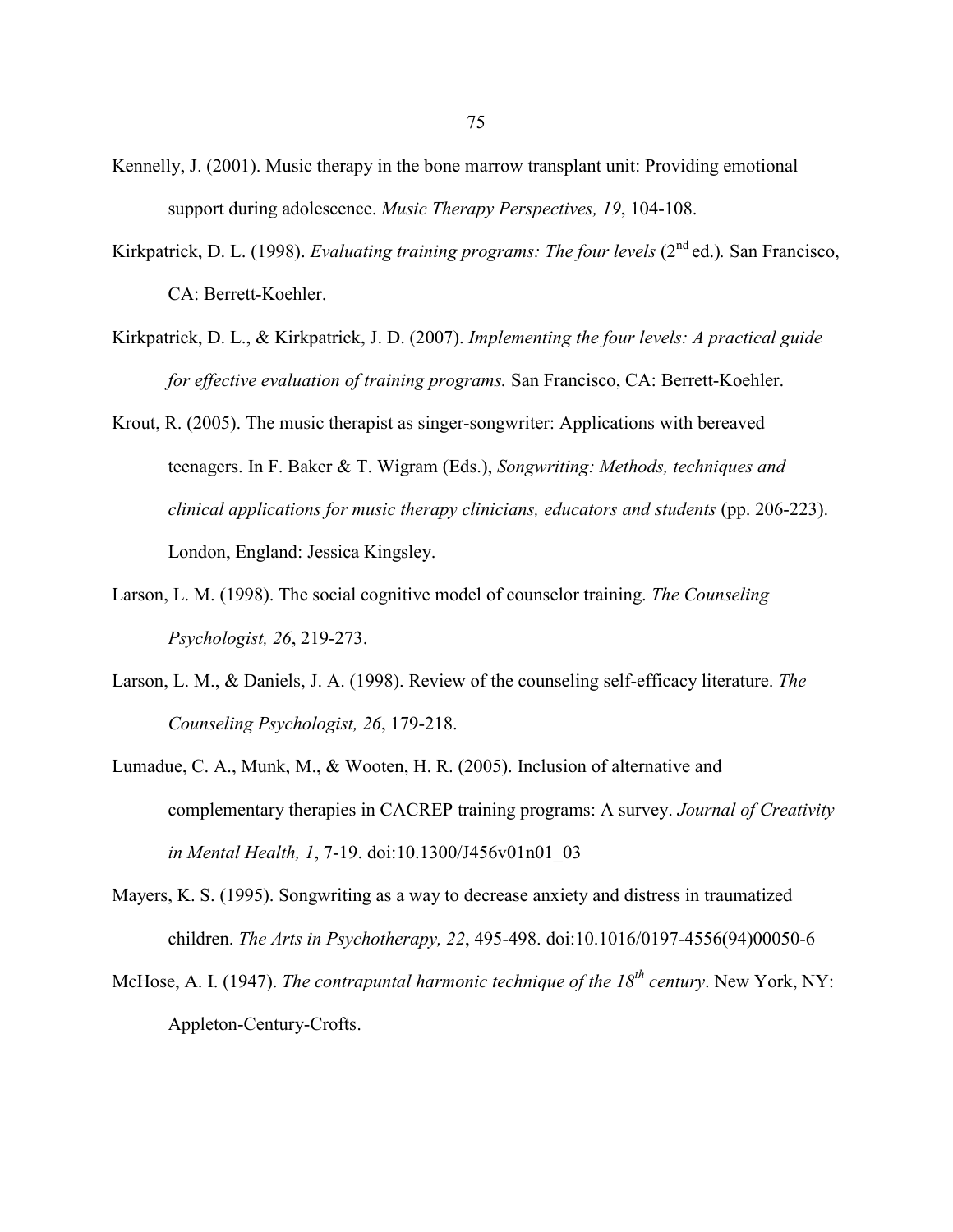Kennelly, J. (2001). Music therapy in the bone marrow transplant unit: Providing emotional support during adolescence. *Music Therapy Perspectives, 19*, 104-108.

Kirkpatrick, D. L. (1998). *Evaluating training programs: The four levels* (2nd ed.)*.* San Francisco, CA: Berrett-Koehler.

Kirkpatrick, D. L., & Kirkpatrick, J. D. (2007). *Implementing the four levels: A practical guide for effective evaluation of training programs.* San Francisco, CA: Berrett-Koehler.

Krout, R. (2005). The music therapist as singer-songwriter: Applications with bereaved teenagers. In F. Baker & T. Wigram (Eds.), *Songwriting: Methods, techniques and clinical applications for music therapy clinicians, educators and students* (pp. 206-223). London, England: Jessica Kingsley.

Larson, L. M. (1998). The social cognitive model of counselor training. *The Counseling Psychologist, 26*, 219-273.

Larson, L. M., & Daniels, J. A. (1998). Review of the counseling self-efficacy literature. *The Counseling Psychologist, 26*, 179-218.

Lumadue, C. A., Munk, M., & Wooten, H. R. (2005). Inclusion of alternative and complementary therapies in CACREP training programs: A survey. *Journal of Creativity in Mental Health, 1*, 7-19. doi:10.1300/J456v01n01_03

Mayers, K. S. (1995). Songwriting as a way to decrease anxiety and distress in traumatized children. *The Arts in Psychotherapy, 22*, 495-498. doi:10.1016/0197-4556(94)00050-6

McHose, A. I. (1947). *The contrapuntal harmonic technique of the 18th century*. New York, NY: Appleton-Century-Crofts.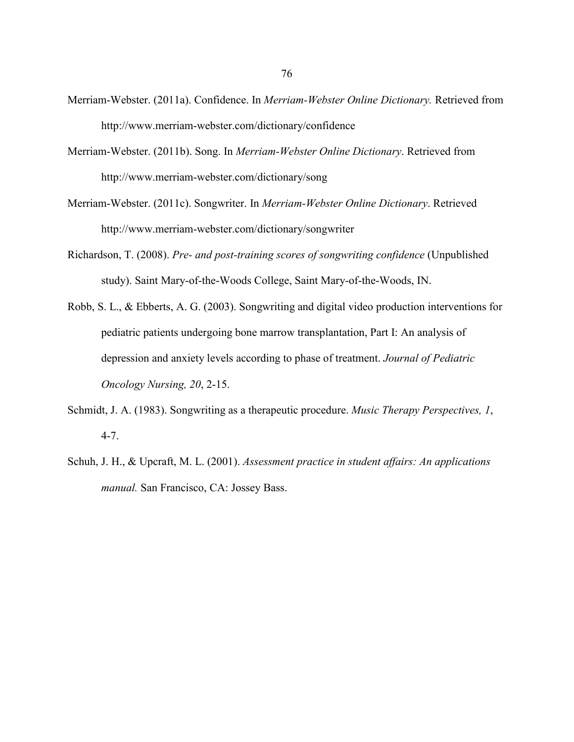Merriam-Webster. (2011a). Confidence. In *Merriam-Webster Online Dictionary.* Retrieved from http://www.merriam-webster.com/dictionary/confidence

Merriam-Webster. (2011b). Song. In *Merriam-Webster Online Dictionary*. Retrieved from http://www.merriam-webster.com/dictionary/song

Merriam-Webster. (2011c). Songwriter. In *Merriam-Webster Online Dictionary*. Retrieved http://www.merriam-webster.com/dictionary/songwriter

Richardson, T. (2008). *Pre- and post-training scores of songwriting confidence* (Unpublished study). Saint Mary-of-the-Woods College, Saint Mary-of-the-Woods, IN.

Robb, S. L., & Ebberts, A. G. (2003). Songwriting and digital video production interventions for pediatric patients undergoing bone marrow transplantation, Part I: An analysis of depression and anxiety levels according to phase of treatment. *Journal of Pediatric Oncology Nursing, 20*, 2-15.

Schmidt, J. A. (1983). Songwriting as a therapeutic procedure. *Music Therapy Perspectives, 1*, 4-7.

Schuh, J. H., & Upcraft, M. L. (2001). *Assessment practice in student affairs: An applications manual.* San Francisco, CA: Jossey Bass.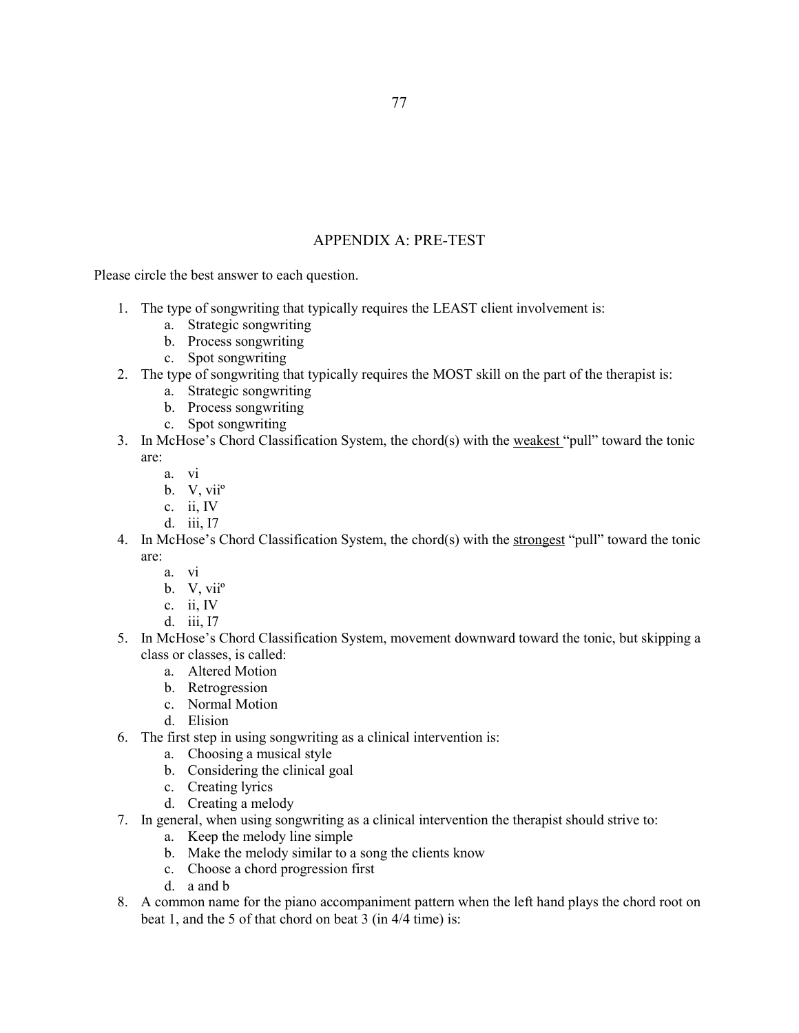## APPENDIX A: PRE-TEST

Please circle the best answer to each question.

1. The type of songwriting that typically requires the LEAST client involvement is:
    a. Strategic songwriting
    b. Process songwriting
    c. Spot songwriting
2. The type of songwriting that typically requires the MOST skill on the part of the therapist is:
    a. Strategic songwriting
    b. Process songwriting
    c. Spot songwriting
3. In McHose's Chord Classification System, the chord(s) with the <u>weakest</u> "pull" toward the tonic are:
    a. vi
    b. V, vii$^o$
    c. ii, IV
    d. iii, I7
4. In McHose's Chord Classification System, the chord(s) with the <u>strongest</u> "pull" toward the tonic are:
    a. vi
    b. V, vii$^o$
    c. ii, IV
    d. iii, I7
5. In McHose's Chord Classification System, movement downward toward the tonic, but skipping a class or classes, is called:
    a. Altered Motion
    b. Retrogression
    c. Normal Motion
    d. Elision
6. The first step in using songwriting as a clinical intervention is:
    a. Choosing a musical style
    b. Considering the clinical goal
    c. Creating lyrics
    d. Creating a melody
7. In general, when using songwriting as a clinical intervention the therapist should strive to:
    a. Keep the melody line simple
    b. Make the melody similar to a song the clients know
    c. Choose a chord progression first
    d. a and b
8. A common name for the piano accompaniment pattern when the left hand plays the chord root on beat 1, and the 5 of that chord on beat 3 (in 4/4 time) is: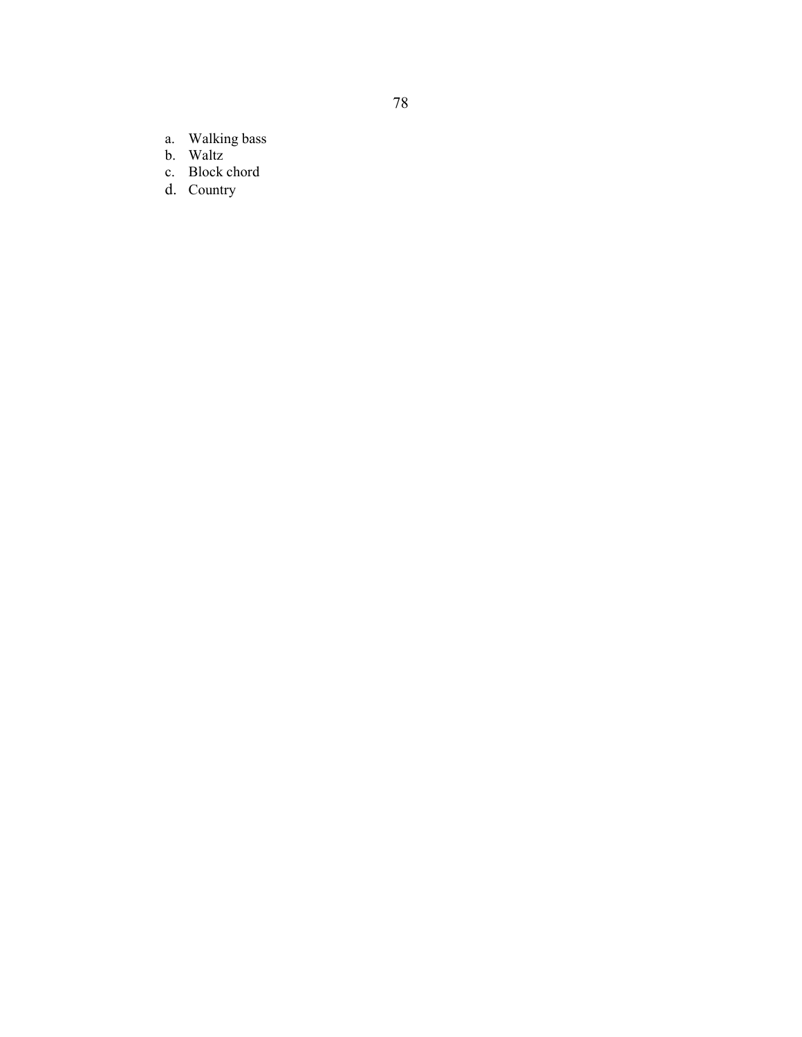a. Walking bass
b. Waltz
c. Block chord
d. Country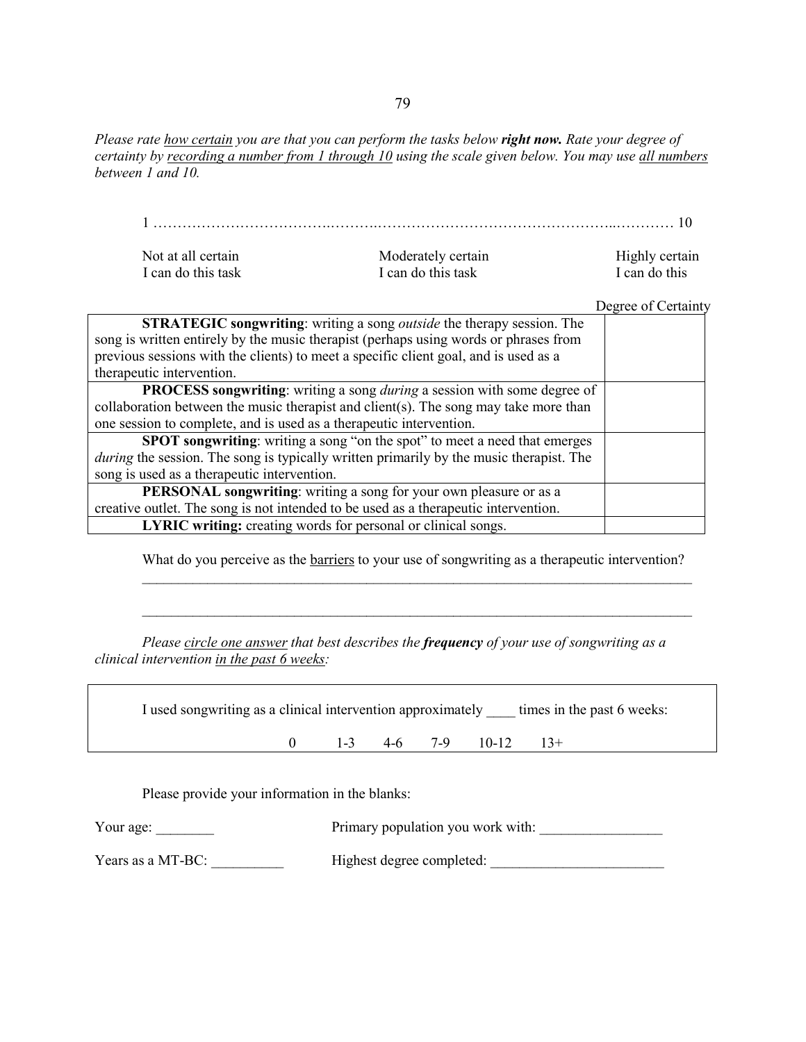*Please rate <u>how certain</u> you are that you can perform the tasks below **right now.** Rate your degree of certainty by <u>recording a number from 1 through 10</u> using the scale given below. You may use <u>all numbers</u> between 1 and 10.*

1 ……………………………………………………………………………………………… 10

| Not at all certain I can do this task | Moderately certain I can do this task | Highly certain I can do this |
|---|---|---|

| | Degree of Certainty |
|---|---|
| **STRATEGIC songwriting**: writing a song *outside* the therapy session. The song is written entirely by the music therapist (perhaps using words or phrases from previous sessions with the clients) to meet a specific client goal, and is used as a therapeutic intervention. | |
| **PROCESS songwriting**: writing a song *during* a session with some degree of collaboration between the music therapist and client(s). The song may take more than one session to complete, and is used as a therapeutic intervention. | |
| **SPOT songwriting**: writing a song "on the spot" to meet a need that emerges *during* the session. The song is typically written primarily by the music therapist. The song is used as a therapeutic intervention. | |
| **PERSONAL songwriting**: writing a song for your own pleasure or as a creative outlet. The song is not intended to be used as a therapeutic intervention. | |
| **LYRIC writing:** creating words for personal or clinical songs. | |

What do you perceive as the <u>barriers</u> to your use of songwriting as a therapeutic intervention?

\_\_\_\_\_\_\_\_\_\_\_\_\_\_\_\_\_\_\_\_\_\_\_\_\_\_\_\_\_\_\_\_\_\_\_\_\_\_\_\_\_\_\_\_\_\_\_\_\_\_\_\_\_\_\_\_\_\_\_\_\_\_\_\_\_\_\_\_\_\_\_\_

\_\_\_\_\_\_\_\_\_\_\_\_\_\_\_\_\_\_\_\_\_\_\_\_\_\_\_\_\_\_\_\_\_\_\_\_\_\_\_\_\_\_\_\_\_\_\_\_\_\_\_\_\_\_\_\_\_\_\_\_\_\_\_\_\_\_\_\_\_\_\_\_

*Please <u>circle one answer</u> that best describes the **frequency** of your use of songwriting as a clinical intervention <u>in the past 6 weeks</u>:*

I used songwriting as a clinical intervention approximately \_\_\_\_ times in the past 6 weeks:

0 &nbsp;&nbsp;&nbsp; 1-3 &nbsp;&nbsp;&nbsp; 4-6 &nbsp;&nbsp;&nbsp; 7-9 &nbsp;&nbsp;&nbsp; 10-12 &nbsp;&nbsp;&nbsp; 13+

Please provide your information in the blanks:

Your age: \_\_\_\_\_\_\_\_ &nbsp;&nbsp;&nbsp;&nbsp; Primary population you work with: \_\_\_\_\_\_\_\_\_\_\_\_\_\_\_\_\_

Years as a MT-BC: \_\_\_\_\_\_\_\_\_\_ &nbsp;&nbsp;&nbsp;&nbsp; Highest degree completed: \_\_\_\_\_\_\_\_\_\_\_\_\_\_\_\_\_\_\_\_\_\_\_\_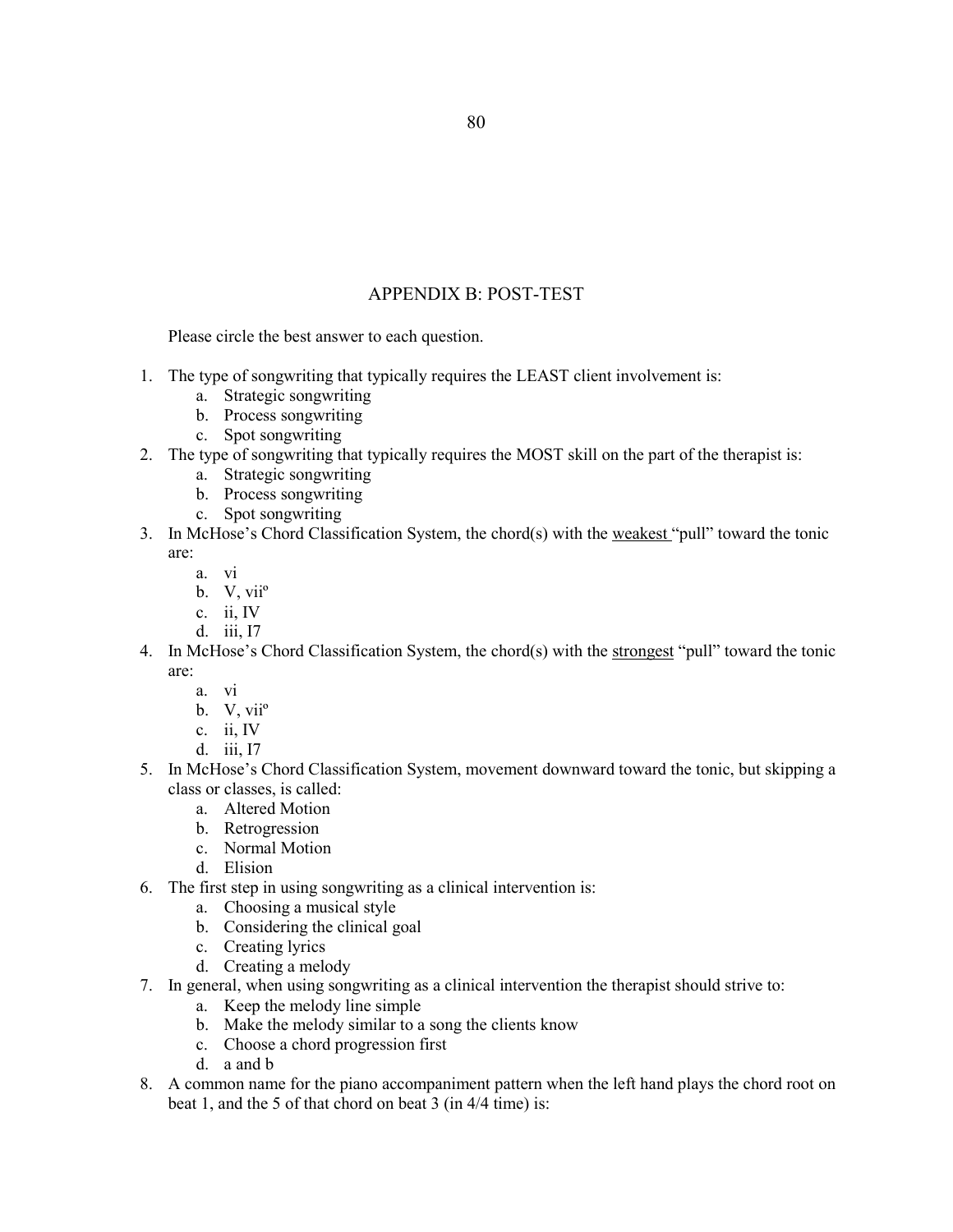## APPENDIX B: POST-TEST

Please circle the best answer to each question.

1. The type of songwriting that typically requires the LEAST client involvement is:
    a. Strategic songwriting
    b. Process songwriting
    c. Spot songwriting
2. The type of songwriting that typically requires the MOST skill on the part of the therapist is:
    a. Strategic songwriting
    b. Process songwriting
    c. Spot songwriting
3. In McHose's Chord Classification System, the chord(s) with the <u>weakest</u> "pull" toward the tonic are:
    a. vi
    b. V, viiº
    c. ii, IV
    d. iii, I7
4. In McHose's Chord Classification System, the chord(s) with the <u>strongest</u> "pull" toward the tonic are:
    a. vi
    b. V, viiº
    c. ii, IV
    d. iii, I7
5. In McHose's Chord Classification System, movement downward toward the tonic, but skipping a class or classes, is called:
    a. Altered Motion
    b. Retrogression
    c. Normal Motion
    d. Elision
6. The first step in using songwriting as a clinical intervention is:
    a. Choosing a musical style
    b. Considering the clinical goal
    c. Creating lyrics
    d. Creating a melody
7. In general, when using songwriting as a clinical intervention the therapist should strive to:
    a. Keep the melody line simple
    b. Make the melody similar to a song the clients know
    c. Choose a chord progression first
    d. a and b
8. A common name for the piano accompaniment pattern when the left hand plays the chord root on beat 1, and the 5 of that chord on beat 3 (in 4/4 time) is: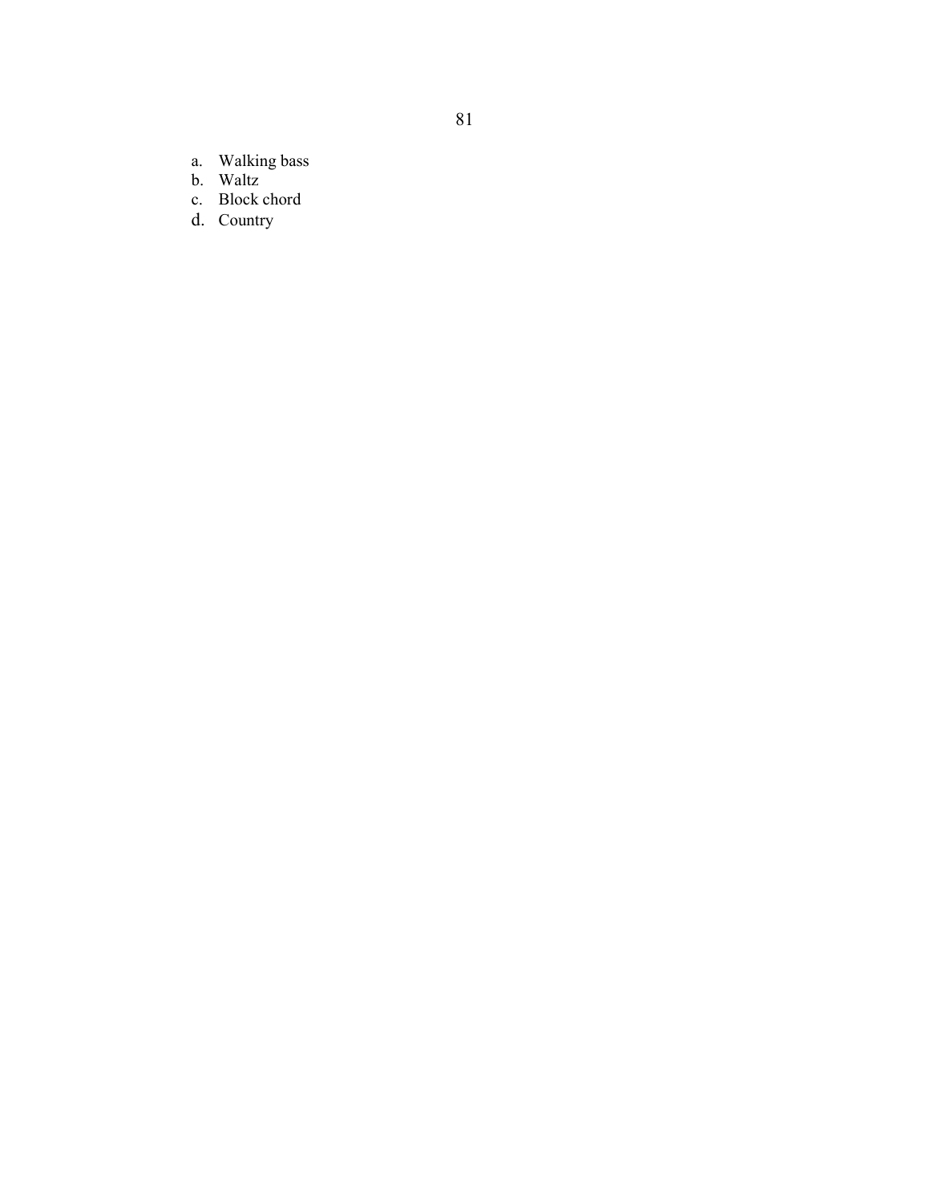a. Walking bass
b. Waltz
c. Block chord
d. Country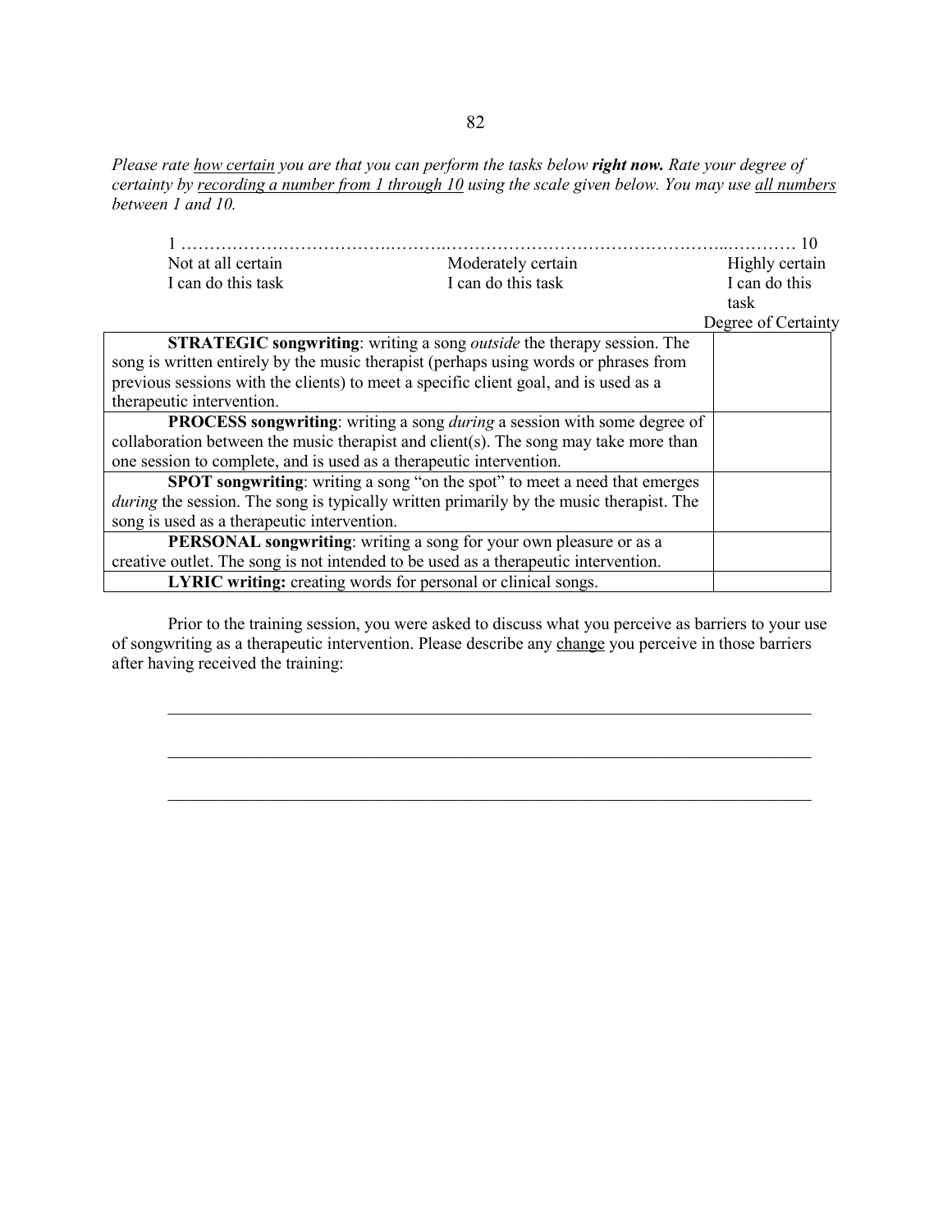*Please rate how certain you are that you can perform the tasks below **right now.** Rate your degree of certainty by recording a number from 1 through 10 using the scale given below. You may use all numbers between 1 and 10.*

1 ……………………………………………………………………………………………… 10

| Not at all certain I can do this task | Moderately certain I can do this task | Highly certain I can do this task |
|---|---|---|

| | Degree of Certainty |
|---|---|
| **STRATEGIC songwriting**: writing a song *outside* the therapy session. The song is written entirely by the music therapist (perhaps using words or phrases from previous sessions with the clients) to meet a specific client goal, and is used as a therapeutic intervention. | |
| **PROCESS songwriting**: writing a song *during* a session with some degree of collaboration between the music therapist and client(s). The song may take more than one session to complete, and is used as a therapeutic intervention. | |
| **SPOT songwriting**: writing a song "on the spot" to meet a need that emerges *during* the session. The song is typically written primarily by the music therapist. The song is used as a therapeutic intervention. | |
| **PERSONAL songwriting**: writing a song for your own pleasure or as a creative outlet. The song is not intended to be used as a therapeutic intervention. | |
| **LYRIC writing:** creating words for personal or clinical songs. | |

Prior to the training session, you were asked to discuss what you perceive as barriers to your use of songwriting as a therapeutic intervention. Please describe any change you perceive in those barriers after having received the training:

\_\_\_\_\_\_\_\_\_\_\_\_\_\_\_\_\_\_\_\_\_\_\_\_\_\_\_\_\_\_\_\_\_\_\_\_\_\_\_\_\_\_\_\_\_\_\_\_\_\_\_\_\_\_\_\_\_\_\_\_\_\_\_\_\_\_\_\_\_\_

\_\_\_\_\_\_\_\_\_\_\_\_\_\_\_\_\_\_\_\_\_\_\_\_\_\_\_\_\_\_\_\_\_\_\_\_\_\_\_\_\_\_\_\_\_\_\_\_\_\_\_\_\_\_\_\_\_\_\_\_\_\_\_\_\_\_\_\_\_\_

\_\_\_\_\_\_\_\_\_\_\_\_\_\_\_\_\_\_\_\_\_\_\_\_\_\_\_\_\_\_\_\_\_\_\_\_\_\_\_\_\_\_\_\_\_\_\_\_\_\_\_\_\_\_\_\_\_\_\_\_\_\_\_\_\_\_\_\_\_\_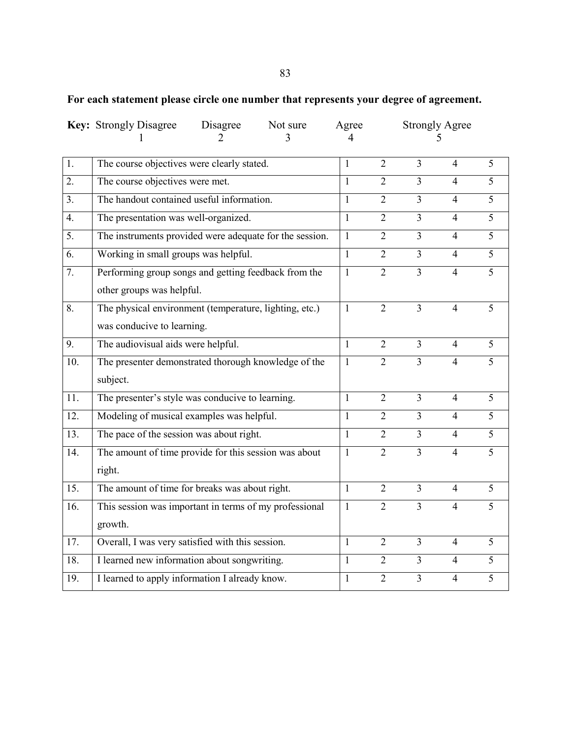**For each statement please circle one number that represents your degree of agreement.**

**Key:** Strongly Disagree 1 &nbsp;&nbsp; Disagree 2 &nbsp;&nbsp; Not sure 3 &nbsp;&nbsp; Agree 4 &nbsp;&nbsp; Strongly Agree 5

| | | | | | | |
|---|---|---|---|---|---|---|
| 1. | The course objectives were clearly stated. | 1 | 2 | 3 | 4 | 5 |
| 2. | The course objectives were met. | 1 | 2 | 3 | 4 | 5 |
| 3. | The handout contained useful information. | 1 | 2 | 3 | 4 | 5 |
| 4. | The presentation was well-organized. | 1 | 2 | 3 | 4 | 5 |
| 5. | The instruments provided were adequate for the session. | 1 | 2 | 3 | 4 | 5 |
| 6. | Working in small groups was helpful. | 1 | 2 | 3 | 4 | 5 |
| 7. | Performing group songs and getting feedback from the other groups was helpful. | 1 | 2 | 3 | 4 | 5 |
| 8. | The physical environment (temperature, lighting, etc.) was conducive to learning. | 1 | 2 | 3 | 4 | 5 |
| 9. | The audiovisual aids were helpful. | 1 | 2 | 3 | 4 | 5 |
| 10. | The presenter demonstrated thorough knowledge of the subject. | 1 | 2 | 3 | 4 | 5 |
| 11. | The presenter's style was conducive to learning. | 1 | 2 | 3 | 4 | 5 |
| 12. | Modeling of musical examples was helpful. | 1 | 2 | 3 | 4 | 5 |
| 13. | The pace of the session was about right. | 1 | 2 | 3 | 4 | 5 |
| 14. | The amount of time provide for this session was about right. | 1 | 2 | 3 | 4 | 5 |
| 15. | The amount of time for breaks was about right. | 1 | 2 | 3 | 4 | 5 |
| 16. | This session was important in terms of my professional growth. | 1 | 2 | 3 | 4 | 5 |
| 17. | Overall, I was very satisfied with this session. | 1 | 2 | 3 | 4 | 5 |
| 18. | I learned new information about songwriting. | 1 | 2 | 3 | 4 | 5 |
| 19. | I learned to apply information I already know. | 1 | 2 | 3 | 4 | 5 |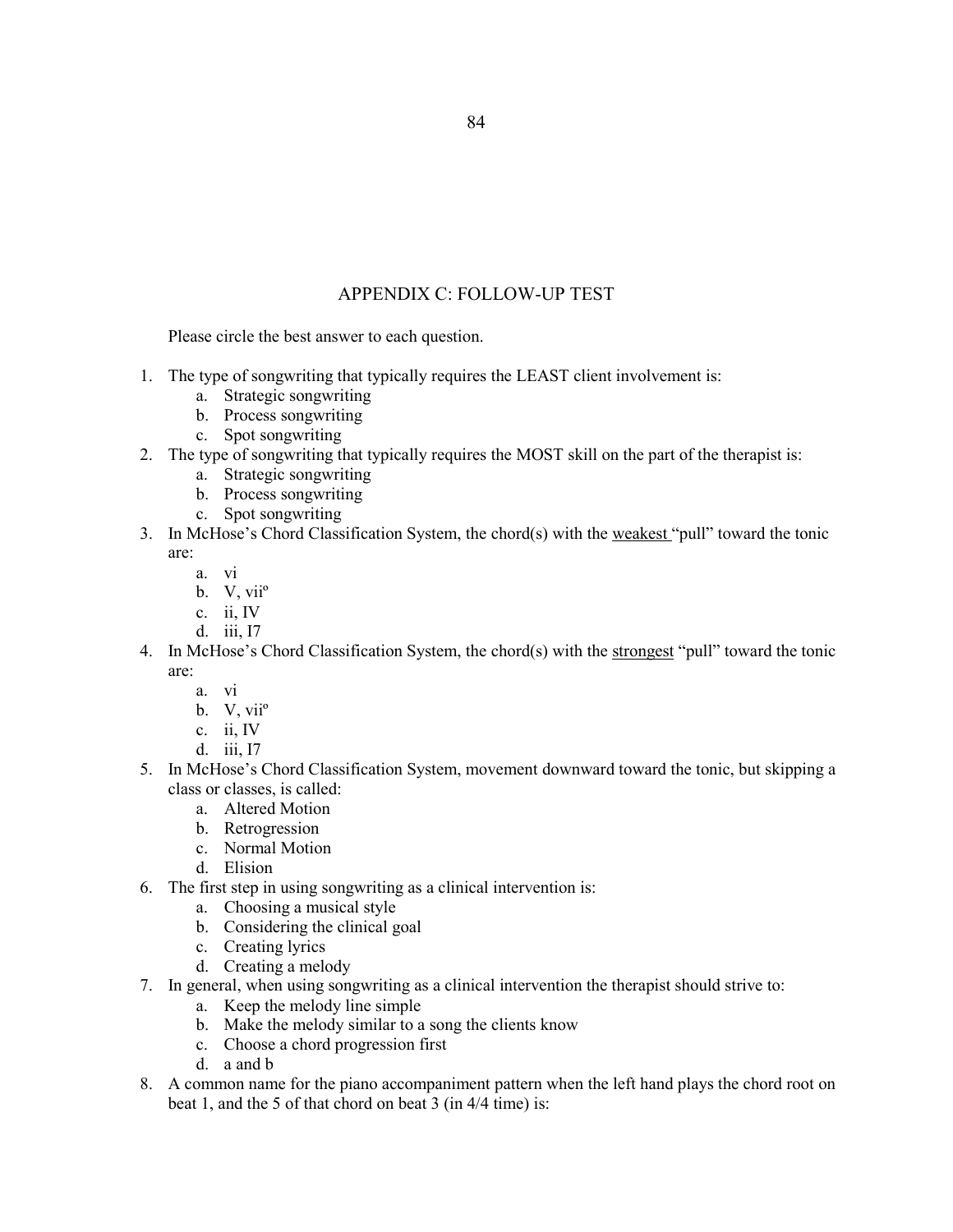## APPENDIX C: FOLLOW-UP TEST

Please circle the best answer to each question.

1. The type of songwriting that typically requires the LEAST client involvement is:
    a. Strategic songwriting
    b. Process songwriting
    c. Spot songwriting
2. The type of songwriting that typically requires the MOST skill on the part of the therapist is:
    a. Strategic songwriting
    b. Process songwriting
    c. Spot songwriting
3. In McHose's Chord Classification System, the chord(s) with the <u>weakest</u> "pull" toward the tonic are:
    a. vi
    b. V, viiº
    c. ii, IV
    d. iii, I7
4. In McHose's Chord Classification System, the chord(s) with the <u>strongest</u> "pull" toward the tonic are:
    a. vi
    b. V, viiº
    c. ii, IV
    d. iii, I7
5. In McHose's Chord Classification System, movement downward toward the tonic, but skipping a class or classes, is called:
    a. Altered Motion
    b. Retrogression
    c. Normal Motion
    d. Elision
6. The first step in using songwriting as a clinical intervention is:
    a. Choosing a musical style
    b. Considering the clinical goal
    c. Creating lyrics
    d. Creating a melody
7. In general, when using songwriting as a clinical intervention the therapist should strive to:
    a. Keep the melody line simple
    b. Make the melody similar to a song the clients know
    c. Choose a chord progression first
    d. a and b
8. A common name for the piano accompaniment pattern when the left hand plays the chord root on beat 1, and the 5 of that chord on beat 3 (in 4/4 time) is: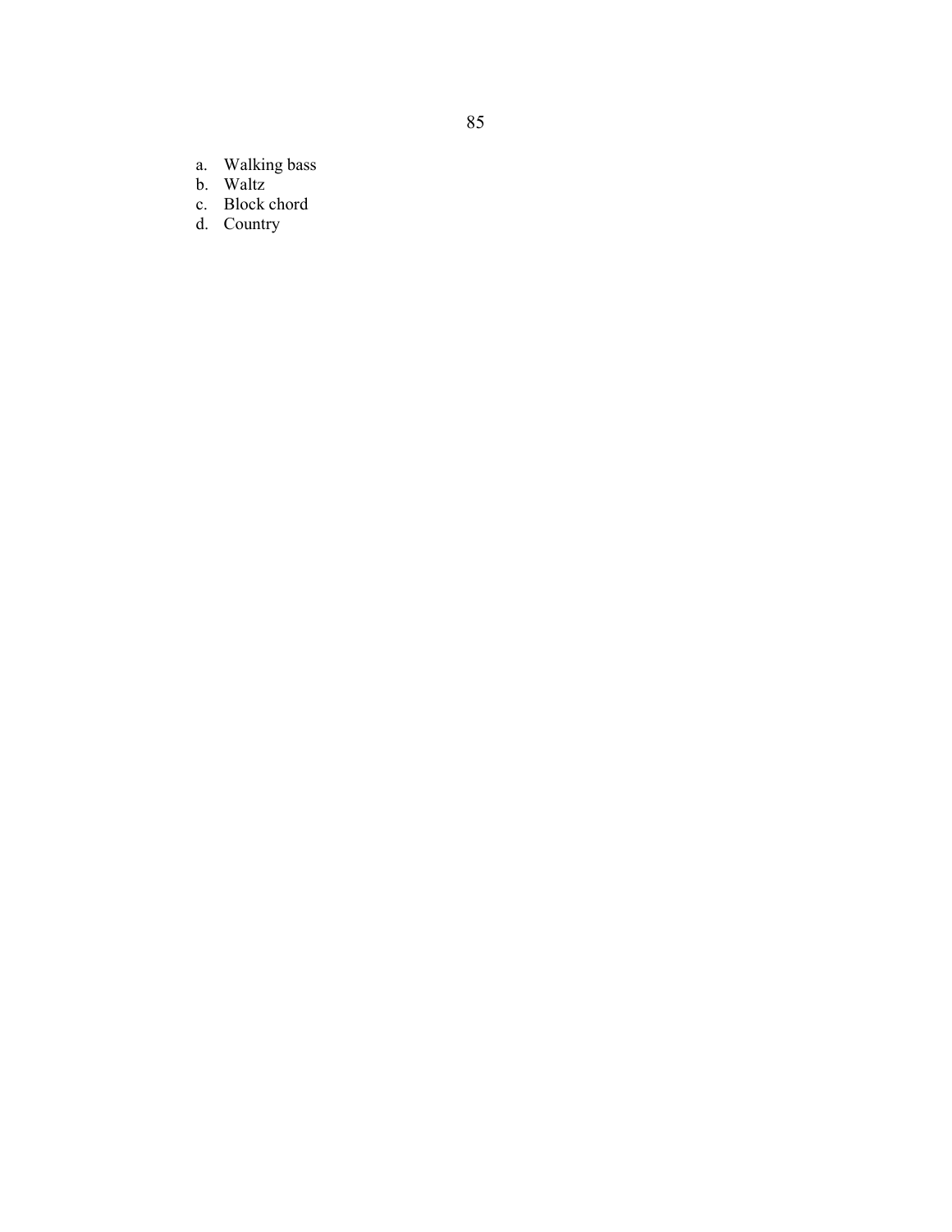a. Walking bass
b. Waltz
c. Block chord
d. Country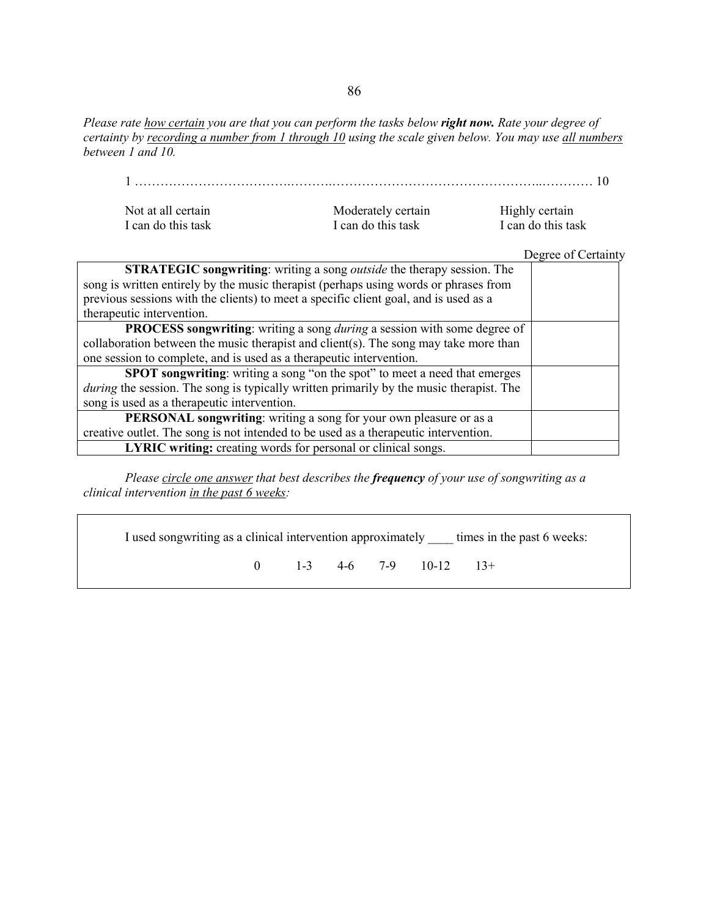*Please rate how certain you are that you can perform the tasks below **right now.** Rate your degree of certainty by recording a number from 1 through 10 using the scale given below. You may use all numbers between 1 and 10.*

1 ……………………………………………………………………………………………………… 10

| Not at all certain I can do this task | Moderately certain I can do this task | Highly certain I can do this task |
|---|---|---|

| | Degree of Certainty |
|---|---|
| **STRATEGIC songwriting**: writing a song *outside* the therapy session. The song is written entirely by the music therapist (perhaps using words or phrases from previous sessions with the clients) to meet a specific client goal, and is used as a therapeutic intervention. | |
| **PROCESS songwriting**: writing a song *during* a session with some degree of collaboration between the music therapist and client(s). The song may take more than one session to complete, and is used as a therapeutic intervention. | |
| **SPOT songwriting**: writing a song "on the spot" to meet a need that emerges *during* the session. The song is typically written primarily by the music therapist. The song is used as a therapeutic intervention. | |
| **PERSONAL songwriting**: writing a song for your own pleasure or as a creative outlet. The song is not intended to be used as a therapeutic intervention. | |
| **LYRIC writing:** creating words for personal or clinical songs. | |

*Please circle one answer that best describes the **frequency** of your use of songwriting as a clinical intervention in the past 6 weeks:*

I used songwriting as a clinical intervention approximately ____ times in the past 6 weeks:

0 &nbsp;&nbsp;&nbsp; 1-3 &nbsp;&nbsp;&nbsp; 4-6 &nbsp;&nbsp;&nbsp; 7-9 &nbsp;&nbsp;&nbsp; 10-12 &nbsp;&nbsp;&nbsp; 13+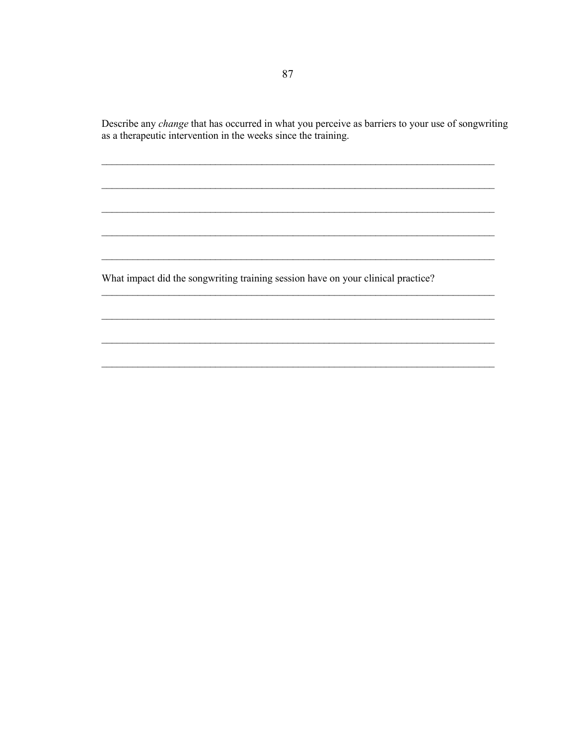Describe any *change* that has occurred in what you perceive as barriers to your use of songwriting as a therapeutic intervention in the weeks since the training.

\_\_\_\_\_\_\_\_\_\_\_\_\_\_\_\_\_\_\_\_\_\_\_\_\_\_\_\_\_\_\_\_\_\_\_\_\_\_\_\_\_\_\_\_\_\_\_\_\_\_\_\_\_\_\_\_\_\_\_\_\_\_\_\_\_\_\_\_\_\_\_\_

\_\_\_\_\_\_\_\_\_\_\_\_\_\_\_\_\_\_\_\_\_\_\_\_\_\_\_\_\_\_\_\_\_\_\_\_\_\_\_\_\_\_\_\_\_\_\_\_\_\_\_\_\_\_\_\_\_\_\_\_\_\_\_\_\_\_\_\_\_\_\_\_

\_\_\_\_\_\_\_\_\_\_\_\_\_\_\_\_\_\_\_\_\_\_\_\_\_\_\_\_\_\_\_\_\_\_\_\_\_\_\_\_\_\_\_\_\_\_\_\_\_\_\_\_\_\_\_\_\_\_\_\_\_\_\_\_\_\_\_\_\_\_\_\_

\_\_\_\_\_\_\_\_\_\_\_\_\_\_\_\_\_\_\_\_\_\_\_\_\_\_\_\_\_\_\_\_\_\_\_\_\_\_\_\_\_\_\_\_\_\_\_\_\_\_\_\_\_\_\_\_\_\_\_\_\_\_\_\_\_\_\_\_\_\_\_\_

\_\_\_\_\_\_\_\_\_\_\_\_\_\_\_\_\_\_\_\_\_\_\_\_\_\_\_\_\_\_\_\_\_\_\_\_\_\_\_\_\_\_\_\_\_\_\_\_\_\_\_\_\_\_\_\_\_\_\_\_\_\_\_\_\_\_\_\_\_\_\_\_

What impact did the songwriting training session have on your clinical practice?

\_\_\_\_\_\_\_\_\_\_\_\_\_\_\_\_\_\_\_\_\_\_\_\_\_\_\_\_\_\_\_\_\_\_\_\_\_\_\_\_\_\_\_\_\_\_\_\_\_\_\_\_\_\_\_\_\_\_\_\_\_\_\_\_\_\_\_\_\_\_\_\_

\_\_\_\_\_\_\_\_\_\_\_\_\_\_\_\_\_\_\_\_\_\_\_\_\_\_\_\_\_\_\_\_\_\_\_\_\_\_\_\_\_\_\_\_\_\_\_\_\_\_\_\_\_\_\_\_\_\_\_\_\_\_\_\_\_\_\_\_\_\_\_\_

\_\_\_\_\_\_\_\_\_\_\_\_\_\_\_\_\_\_\_\_\_\_\_\_\_\_\_\_\_\_\_\_\_\_\_\_\_\_\_\_\_\_\_\_\_\_\_\_\_\_\_\_\_\_\_\_\_\_\_\_\_\_\_\_\_\_\_\_\_\_\_\_

\_\_\_\_\_\_\_\_\_\_\_\_\_\_\_\_\_\_\_\_\_\_\_\_\_\_\_\_\_\_\_\_\_\_\_\_\_\_\_\_\_\_\_\_\_\_\_\_\_\_\_\_\_\_\_\_\_\_\_\_\_\_\_\_\_\_\_\_\_\_\_\_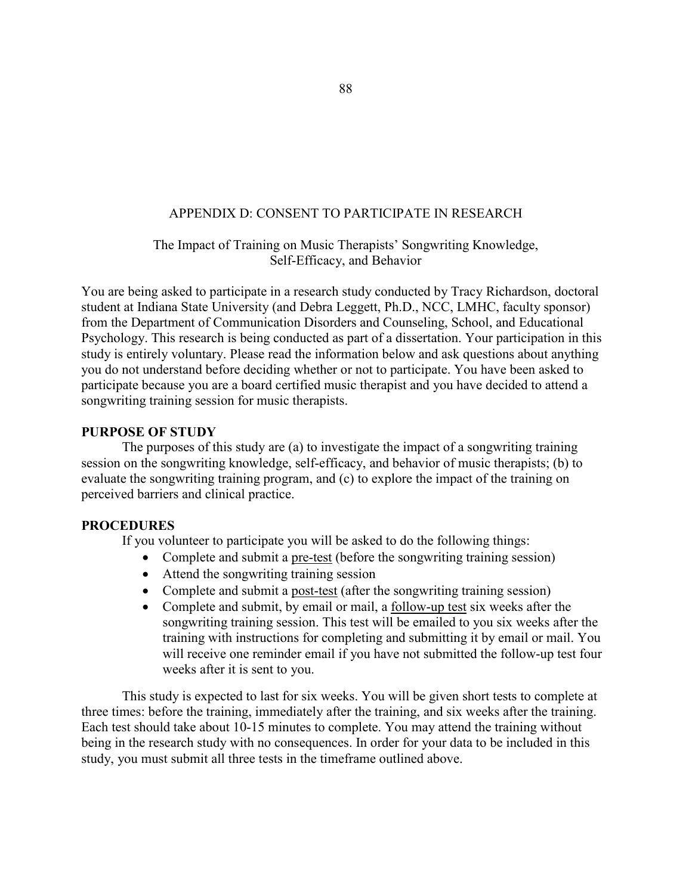# APPENDIX D: CONSENT TO PARTICIPATE IN RESEARCH

## The Impact of Training on Music Therapists' Songwriting Knowledge, Self-Efficacy, and Behavior

You are being asked to participate in a research study conducted by Tracy Richardson, doctoral student at Indiana State University (and Debra Leggett, Ph.D., NCC, LMHC, faculty sponsor) from the Department of Communication Disorders and Counseling, School, and Educational Psychology. This research is being conducted as part of a dissertation. Your participation in this study is entirely voluntary. Please read the information below and ask questions about anything you do not understand before deciding whether or not to participate. You have been asked to participate because you are a board certified music therapist and you have decided to attend a songwriting training session for music therapists.

### PURPOSE OF STUDY

The purposes of this study are (a) to investigate the impact of a songwriting training session on the songwriting knowledge, self-efficacy, and behavior of music therapists; (b) to evaluate the songwriting training program, and (c) to explore the impact of the training on perceived barriers and clinical practice.

### PROCEDURES

If you volunteer to participate you will be asked to do the following things:

- Complete and submit a pre-test (before the songwriting training session)
- Attend the songwriting training session
- Complete and submit a post-test (after the songwriting training session)
- Complete and submit, by email or mail, a follow-up test six weeks after the songwriting training session. This test will be emailed to you six weeks after the training with instructions for completing and submitting it by email or mail. You will receive one reminder email if you have not submitted the follow-up test four weeks after it is sent to you.

This study is expected to last for six weeks. You will be given short tests to complete at three times: before the training, immediately after the training, and six weeks after the training. Each test should take about 10-15 minutes to complete. You may attend the training without being in the research study with no consequences. In order for your data to be included in this study, you must submit all three tests in the timeframe outlined above.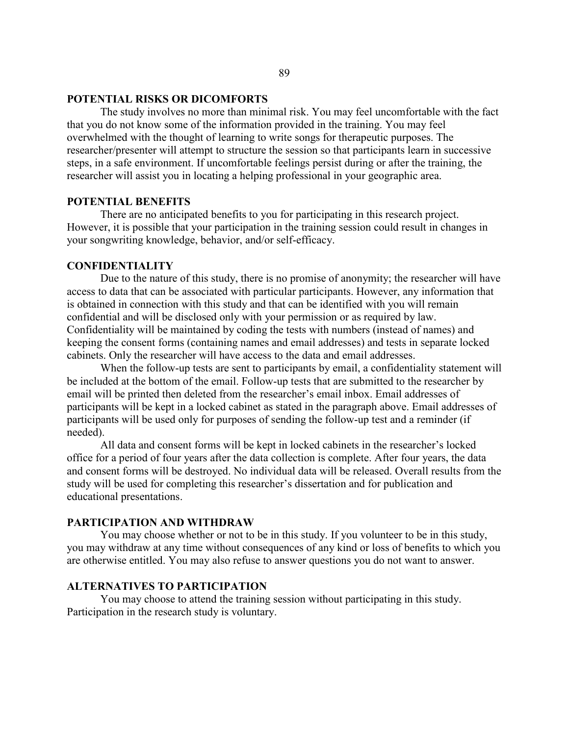**POTENTIAL RISKS OR DICOMFORTS**

The study involves no more than minimal risk. You may feel uncomfortable with the fact that you do not know some of the information provided in the training. You may feel overwhelmed with the thought of learning to write songs for therapeutic purposes. The researcher/presenter will attempt to structure the session so that participants learn in successive steps, in a safe environment. If uncomfortable feelings persist during or after the training, the researcher will assist you in locating a helping professional in your geographic area.

**POTENTIAL BENEFITS**

There are no anticipated benefits to you for participating in this research project. However, it is possible that your participation in the training session could result in changes in your songwriting knowledge, behavior, and/or self-efficacy.

**CONFIDENTIALITY**

Due to the nature of this study, there is no promise of anonymity; the researcher will have access to data that can be associated with particular participants. However, any information that is obtained in connection with this study and that can be identified with you will remain confidential and will be disclosed only with your permission or as required by law. Confidentiality will be maintained by coding the tests with numbers (instead of names) and keeping the consent forms (containing names and email addresses) and tests in separate locked cabinets. Only the researcher will have access to the data and email addresses.

When the follow-up tests are sent to participants by email, a confidentiality statement will be included at the bottom of the email. Follow-up tests that are submitted to the researcher by email will be printed then deleted from the researcher's email inbox. Email addresses of participants will be kept in a locked cabinet as stated in the paragraph above. Email addresses of participants will be used only for purposes of sending the follow-up test and a reminder (if needed).

All data and consent forms will be kept in locked cabinets in the researcher's locked office for a period of four years after the data collection is complete. After four years, the data and consent forms will be destroyed. No individual data will be released. Overall results from the study will be used for completing this researcher's dissertation and for publication and educational presentations.

**PARTICIPATION AND WITHDRAW**

You may choose whether or not to be in this study. If you volunteer to be in this study, you may withdraw at any time without consequences of any kind or loss of benefits to which you are otherwise entitled. You may also refuse to answer questions you do not want to answer.

**ALTERNATIVES TO PARTICIPATION**

You may choose to attend the training session without participating in this study. Participation in the research study is voluntary.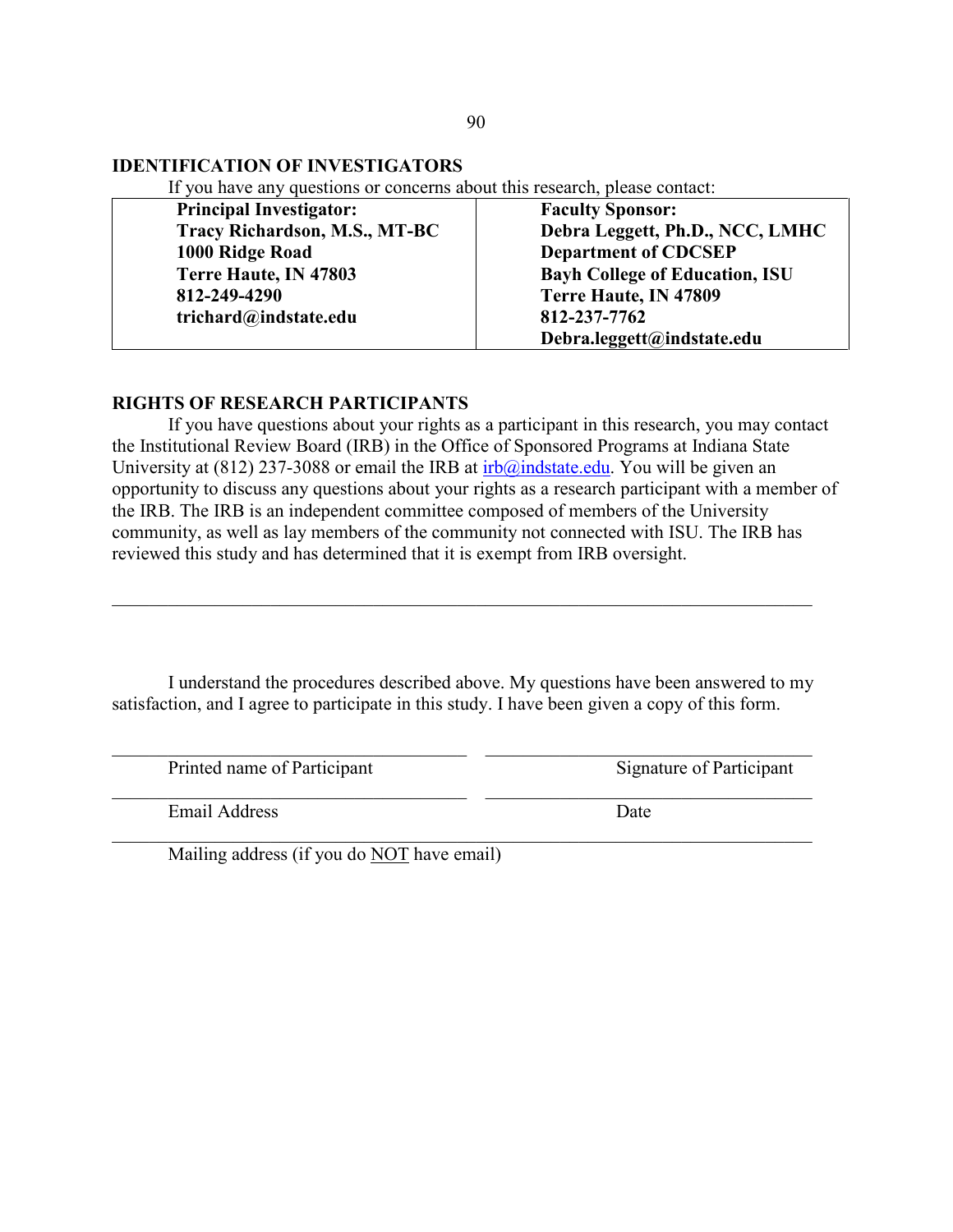## IDENTIFICATION OF INVESTIGATORS

If you have any questions or concerns about this research, please contact:

| **Principal Investigator:** | **Faculty Sponsor:** |
|---|---|
| **Tracy Richardson, M.S., MT-BC** | **Debra Leggett, Ph.D., NCC, LMHC** |
| **1000 Ridge Road** | **Department of CDCSEP** |
| **Terre Haute, IN 47803** | **Bayh College of Education, ISU** |
| **812-249-4290** | **Terre Haute, IN 47809** |
| **trichard@indstate.edu** | **812-237-7762** |
| | **Debra.leggett@indstate.edu** |

## RIGHTS OF RESEARCH PARTICIPANTS

If you have questions about your rights as a participant in this research, you may contact the Institutional Review Board (IRB) in the Office of Sponsored Programs at Indiana State University at (812) 237-3088 or email the IRB at irb@indstate.edu. You will be given an opportunity to discuss any questions about your rights as a research participant with a member of the IRB. The IRB is an independent committee composed of members of the University community, as well as lay members of the community not connected with ISU. The IRB has reviewed this study and has determined that it is exempt from IRB oversight.

---

I understand the procedures described above. My questions have been answered to my satisfaction, and I agree to participate in this study. I have been given a copy of this form.

_______________________________ _______________________________

Printed name of Participant Signature of Participant

_______________________________ _______________________________

Email Address Date

_______________________________________________________________

Mailing address (if you do NOT have email)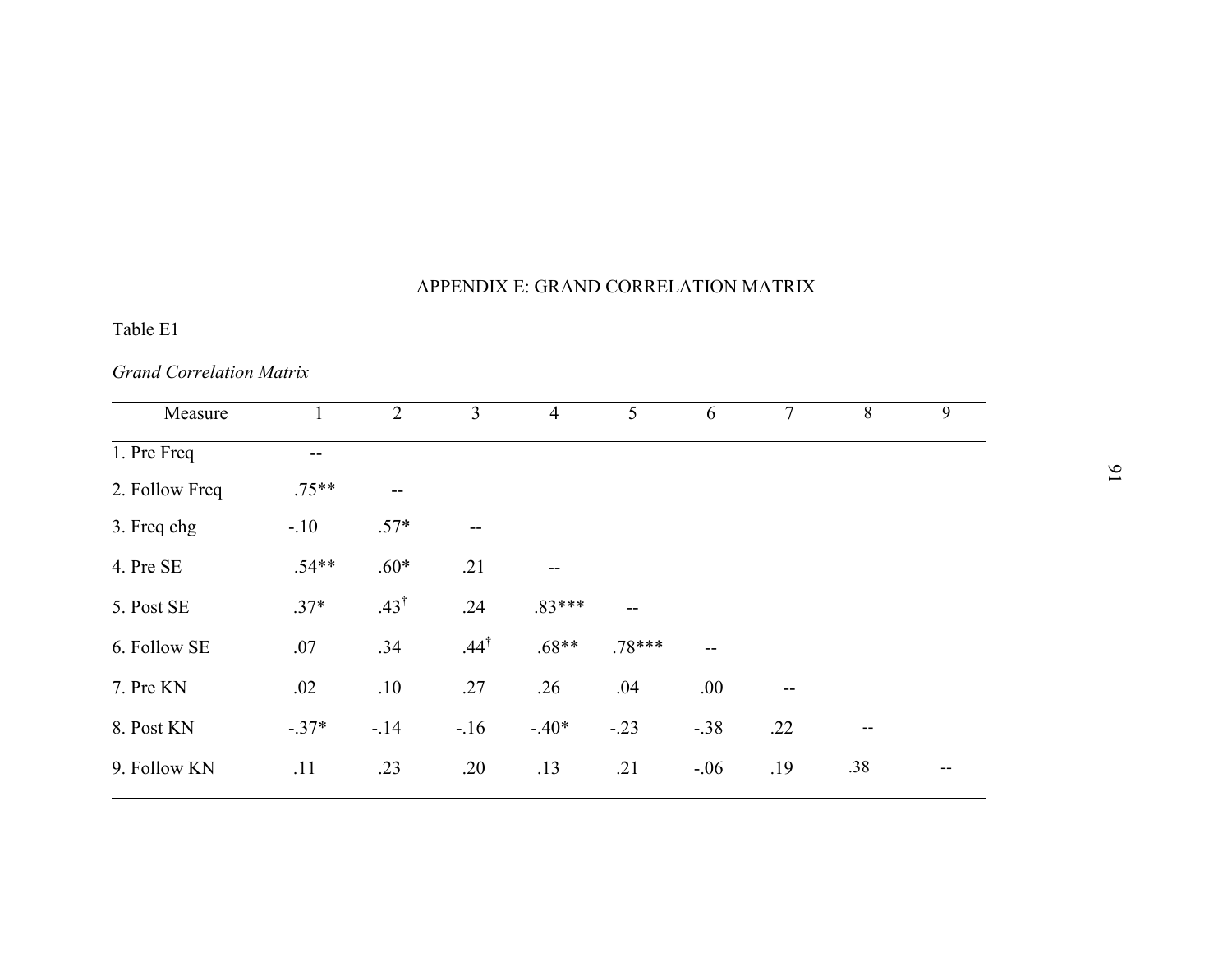# APPENDIX E: GRAND CORRELATION MATRIX

Table E1

*Grand Correlation Matrix*

| Measure | 1 | 2 | 3 | 4 | 5 | 6 | 7 | 8 | 9 |
|---|---|---|---|---|---|---|---|---|---|
| 1. Pre Freq | -- | | | | | | | | |
| 2. Follow Freq | .75** | -- | | | | | | | |
| 3. Freq chg | -.10 | .57* | -- | | | | | | |
| 4. Pre SE | .54** | .60* | .21 | -- | | | | | |
| 5. Post SE | .37* | .43† | .24 | .83*** | -- | | | | |
| 6. Follow SE | .07 | .34 | .44† | .68** | .78*** | -- | | | |
| 7. Pre KN | .02 | .10 | .27 | .26 | .04 | .00 | -- | | |
| 8. Post KN | -.37* | -.14 | -.16 | -.40* | -.23 | -.38 | .22 | -- | |
| 9. Follow KN | .11 | .23 | .20 | .13 | .21 | -.06 | .19 | .38 | -- |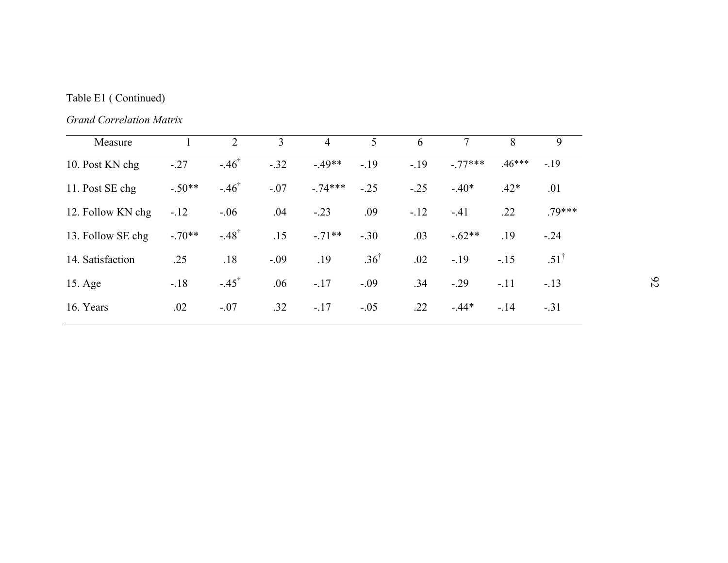Table E1 ( Continued)

*Grand Correlation Matrix*

| Measure | 1 | 2 | 3 | 4 | 5 | 6 | 7 | 8 | 9 |
|---|---|---|---|---|---|---|---|---|---|
| 10. Post KN chg | -.27 | -.46[†] | -.32 | -.49** | -.19 | -.19 | -.77*** | .46*** | -.19 |
| 11. Post SE chg | -.50** | -.46[†] | -.07 | -.74*** | -.25 | -.25 | -.40* | .42* | .01 |
| 12. Follow KN chg | -.12 | -.06 | .04 | -.23 | .09 | -.12 | -.41 | .22 | .79*** |
| 13. Follow SE chg | -.70** | -.48[†] | .15 | -.71** | -.30 | .03 | -.62** | .19 | -.24 |
| 14. Satisfaction | .25 | .18 | -.09 | .19 | .36[†] | .02 | -.19 | -.15 | .51[†] |
| 15. Age | -.18 | -.45[†] | .06 | -.17 | -.09 | .34 | -.29 | -.11 | -.13 |
| 16. Years | .02 | -.07 | .32 | -.17 | -.05 | .22 | -.44* | -.14 | -.31 |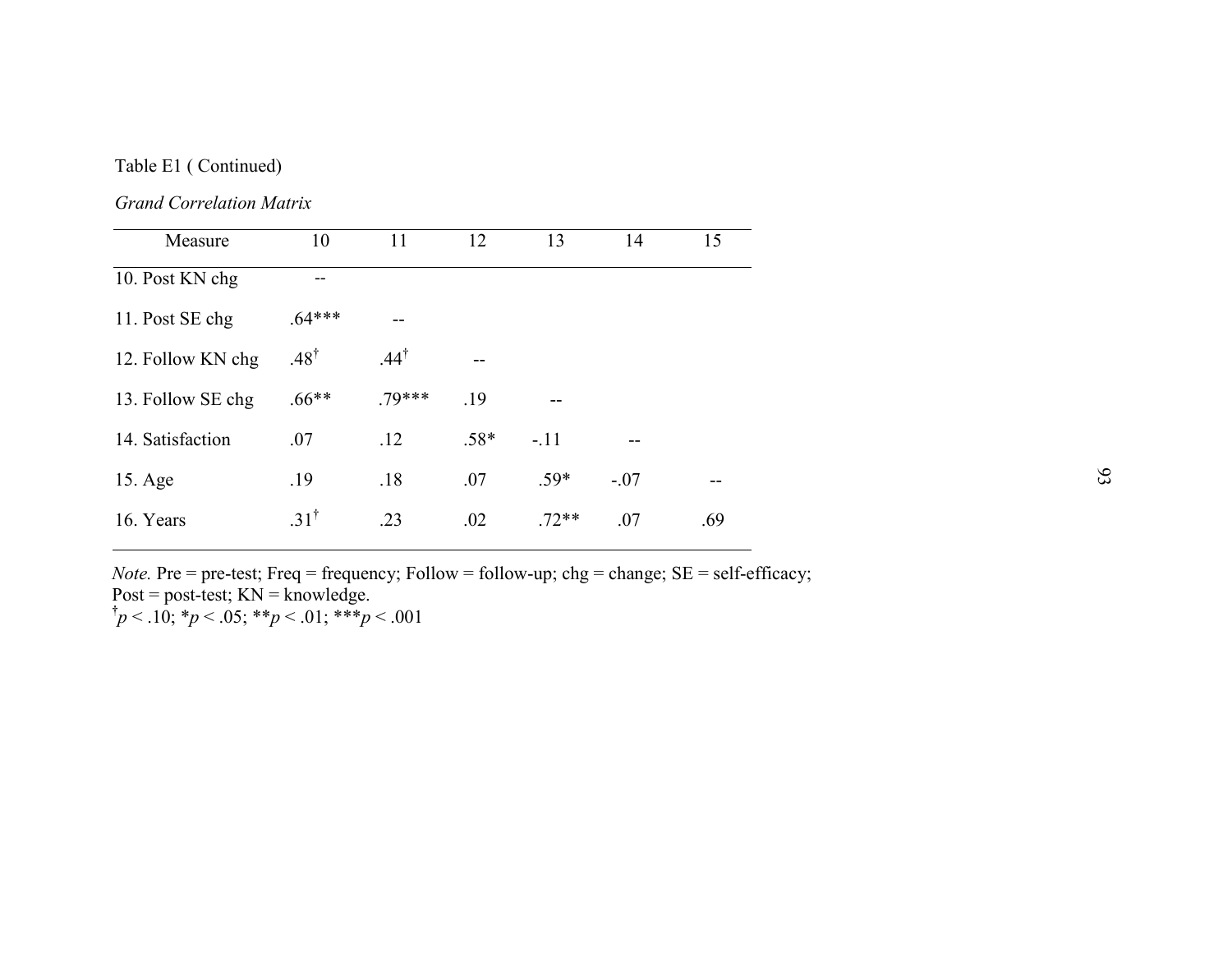Table E1 ( Continued)

*Grand Correlation Matrix*

| Measure | 10 | 11 | 12 | 13 | 14 | 15 |
|---|---|---|---|---|---|---|
| 10. Post KN chg | -- | | | | | |
| 11. Post SE chg | .64*** | -- | | | | |
| 12. Follow KN chg | .48† | .44† | -- | | | |
| 13. Follow SE chg | .66** | .79*** | .19 | -- | | |
| 14. Satisfaction | .07 | .12 | .58* | -.11 | -- | |
| 15. Age | .19 | .18 | .07 | .59* | -.07 | -- |
| 16. Years | .31† | .23 | .02 | .72** | .07 | .69 |

*Note.* Pre = pre-test; Freq = frequency; Follow = follow-up; chg = change; SE = self-efficacy; Post = post-test; KN = knowledge.
†$p < .10$; *$p < .05$; **$p < .01$; ***$p < .001$